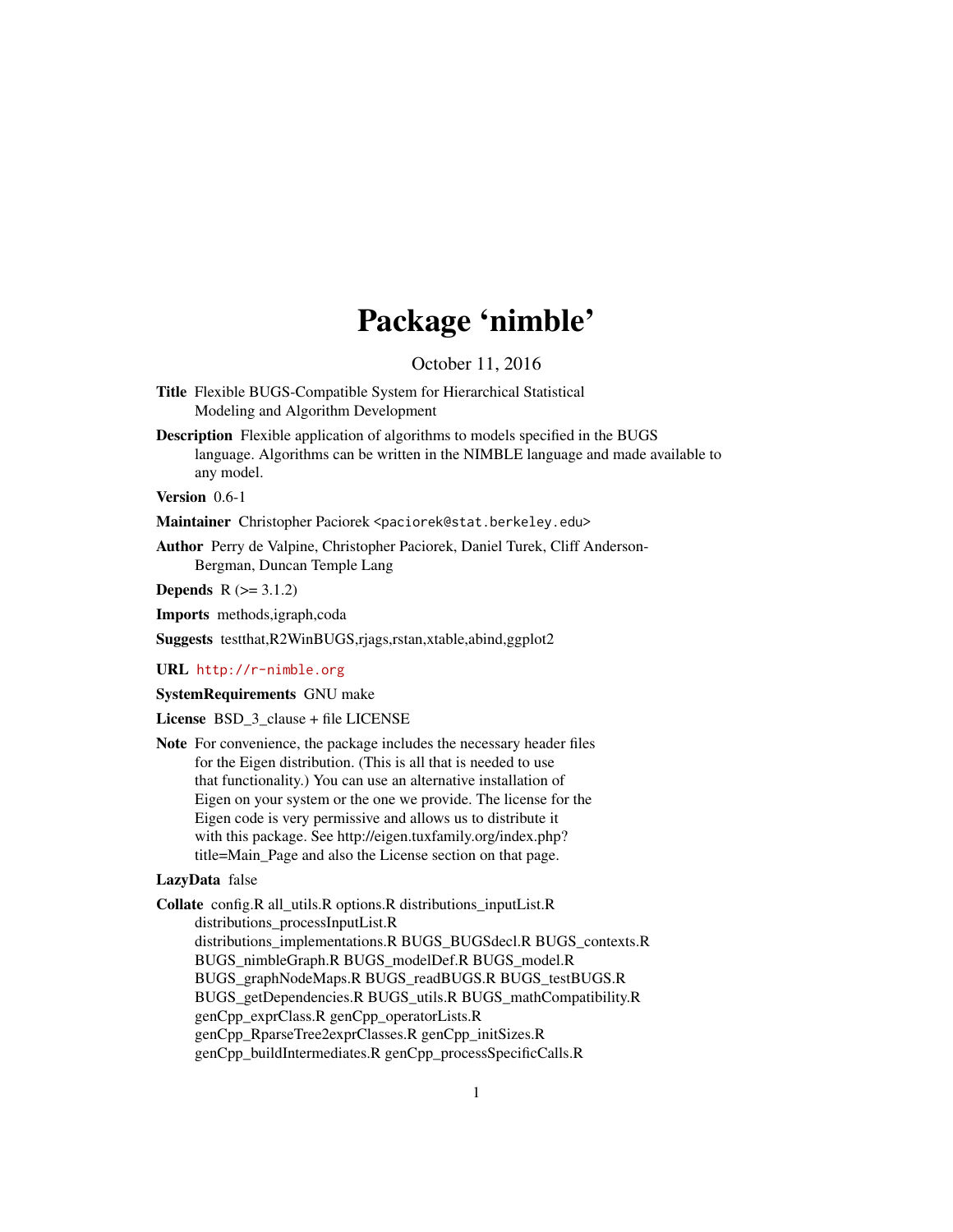# Package 'nimble'

October 11, 2016

**Title** Flexible BUGS-Compatible System for Hierarchical Statistical Modeling and Algorithm Development

**Description** Flexible application of algorithms to models specified in the BUGS language. Algorithms can be written in the NIMBLE language and made available to any model.

**Version** 0.6-1

**Maintainer** Christopher Paciorek <paciorek@stat.berkeley.edu>

**Author** Perry de Valpine, Christopher Paciorek, Daniel Turek, Cliff Anderson-Bergman, Duncan Temple Lang

**Depends** R (>= 3.1.2)

**Imports** methods,igraph,coda

**Suggests** testthat,R2WinBUGS,rjags,rstan,xtable,abind,ggplot2

**URL** http://r-nimble.org

**SystemRequirements** GNU make

**License** BSD_3_clause + file LICENSE

**Note** For convenience, the package includes the necessary header files for the Eigen distribution. (This is all that is needed to use that functionality.) You can use an alternative installation of Eigen on your system or the one we provide. The license for the Eigen code is very permissive and allows us to distribute it with this package. See http://eigen.tuxfamily.org/index.php?title=Main_Page and also the License section on that page.

**LazyData** false

**Collate** config.R all_utils.R options.R distributions_inputList.R distributions_processInputList.R distributions_implementations.R BUGS_BUGSdecl.R BUGS_contexts.R BUGS_nimbleGraph.R BUGS_modelDef.R BUGS_model.R BUGS_graphNodeMaps.R BUGS_readBUGS.R BUGS_testBUGS.R BUGS_getDependencies.R BUGS_utils.R BUGS_mathCompatibility.R genCpp_exprClass.R genCpp_operatorLists.R genCpp_RparseTree2exprClasses.R genCpp_initSizes.R genCpp_buildIntermediates.R genCpp_processSpecificCalls.R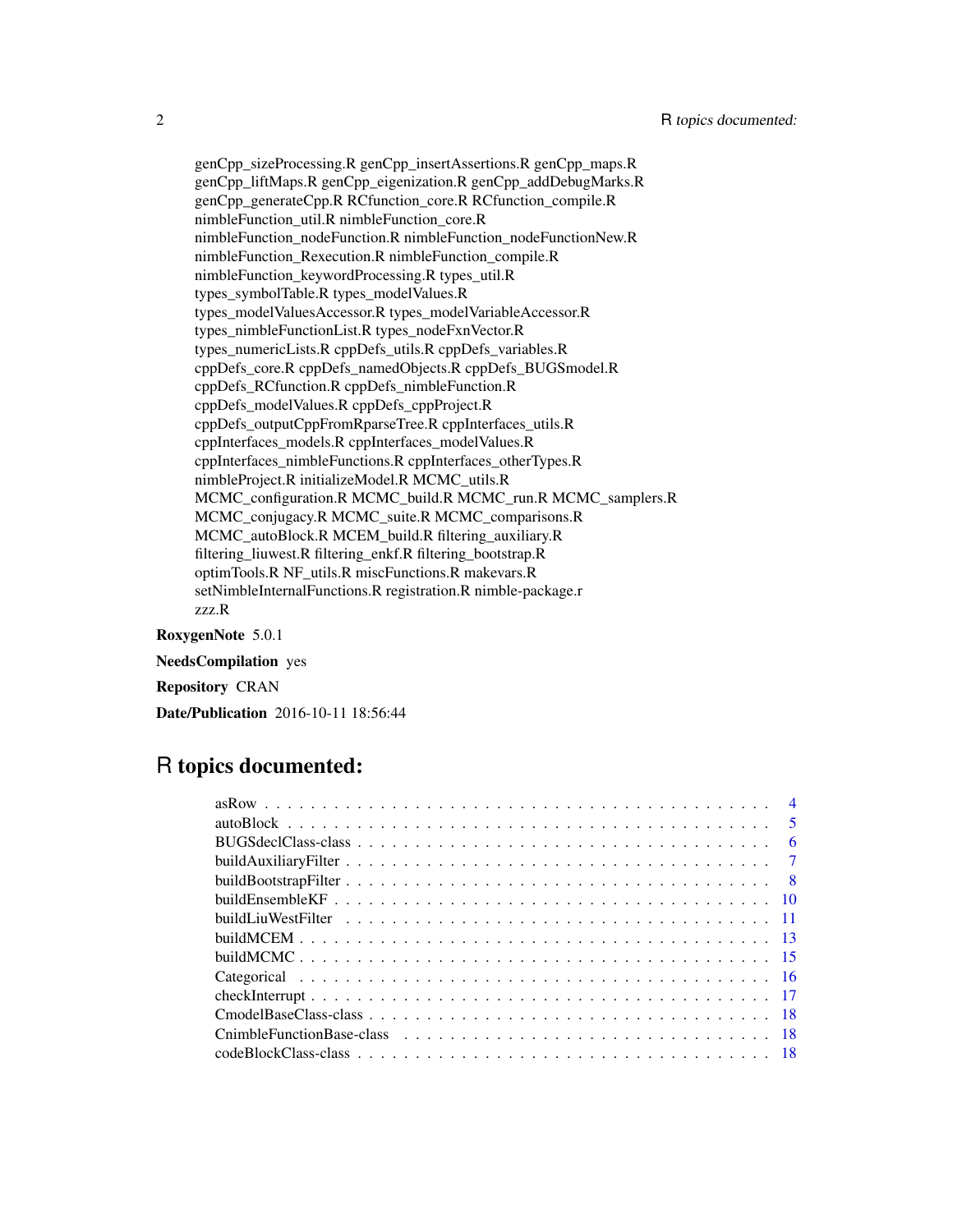genCpp_sizeProcessing.R genCpp_insertAssertions.R genCpp_maps.R genCpp_liftMaps.R genCpp_eigenization.R genCpp_addDebugMarks.R genCpp_generateCpp.R RCfunction_core.R RCfunction_compile.R nimbleFunction_util.R nimbleFunction_core.R nimbleFunction_nodeFunction.R nimbleFunction_nodeFunctionNew.R nimbleFunction_Rexecution.R nimbleFunction_compile.R nimbleFunction_keywordProcessing.R types_util.R types_symbolTable.R types_modelValues.R types_modelValuesAccessor.R types_modelVariableAccessor.R types_nimbleFunctionList.R types_nodeFxnVector.R types_numericLists.R cppDefs_utils.R cppDefs_variables.R cppDefs_core.R cppDefs_namedObjects.R cppDefs_BUGSmodel.R cppDefs_RCfunction.R cppDefs_nimbleFunction.R cppDefs_modelValues.R cppDefs_cppProject.R cppDefs_outputCppFromRparseTree.R cppInterfaces_utils.R cppInterfaces_models.R cppInterfaces_modelValues.R cppInterfaces_nimbleFunctions.R cppInterfaces_otherTypes.R nimbleProject.R initializeModel.R MCMC_utils.R MCMC_configuration.R MCMC_build.R MCMC_run.R MCMC_samplers.R MCMC_conjugacy.R MCMC_suite.R MCMC_comparisons.R MCMC_autoBlock.R MCEM_build.R filtering_auxiliary.R filtering_liuwest.R filtering_enkf.R filtering_bootstrap.R optimTools.R NF_utils.R miscFunctions.R makevars.R setNimbleInternalFunctions.R registration.R nimble-package.r zzz.R

**RoxygenNote** 5.0.1

**NeedsCompilation** yes

**Repository** CRAN

**Date/Publication** 2016-10-11 18:56:44

# R topics documented:

| | |
|---|---|
| asRow | 4 |
| autoBlock | 5 |
| BUGSdeclClass-class | 6 |
| buildAuxiliaryFilter | 7 |
| buildBootstrapFilter | 8 |
| buildEnsembleKF | 10 |
| buildLiuWestFilter | 11 |
| buildMCEM | 13 |
| buildMCMC | 15 |
| Categorical | 16 |
| checkInterrupt | 17 |
| CmodelBaseClass-class | 18 |
| CnimbleFunctionBase-class | 18 |
| codeBlockClass-class | 18 |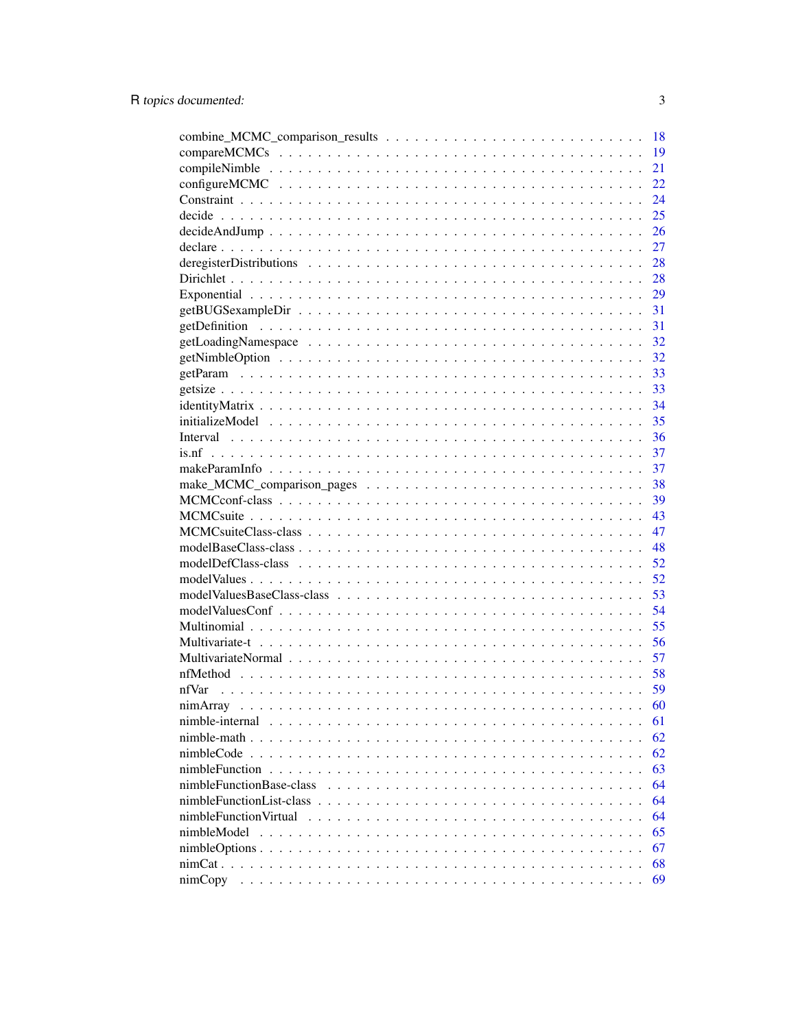| | |
|---|---|
| combine_MCMC_comparison_results | 18 |
| compareMCMCs | 19 |
| compileNimble | 21 |
| configureMCMC | 22 |
| Constraint | 24 |
| decide | 25 |
| decideAndJump | 26 |
| declare | 27 |
| deregisterDistributions | 28 |
| Dirichlet | 28 |
| Exponential | 29 |
| getBUGSexampleDir | 31 |
| getDefinition | 31 |
| getLoadingNamespace | 32 |
| getNimbleOption | 32 |
| getParam | 33 |
| getsize | 33 |
| identityMatrix | 34 |
| initializeModel | 35 |
| Interval | 36 |
| is.nf | 37 |
| makeParamInfo | 37 |
| make_MCMC_comparison_pages | 38 |
| MCMCconf-class | 39 |
| MCMCsuite | 43 |
| MCMCsuiteClass-class | 47 |
| modelBaseClass-class | 48 |
| modelDefClass-class | 52 |
| modelValues | 52 |
| modelValuesBaseClass-class | 53 |
| modelValuesConf | 54 |
| Multinomial | 55 |
| Multivariate-t | 56 |
| MultivariateNormal | 57 |
| nfMethod | 58 |
| nfVar | 59 |
| nimArray | 60 |
| nimble-internal | 61 |
| nimble-math | 62 |
| nimbleCode | 62 |
| nimbleFunction | 63 |
| nimbleFunctionBase-class | 64 |
| nimbleFunctionList-class | 64 |
| nimbleFunctionVirtual | 64 |
| nimbleModel | 65 |
| nimbleOptions | 67 |
| nimCat | 68 |
| nimCopy | 69 |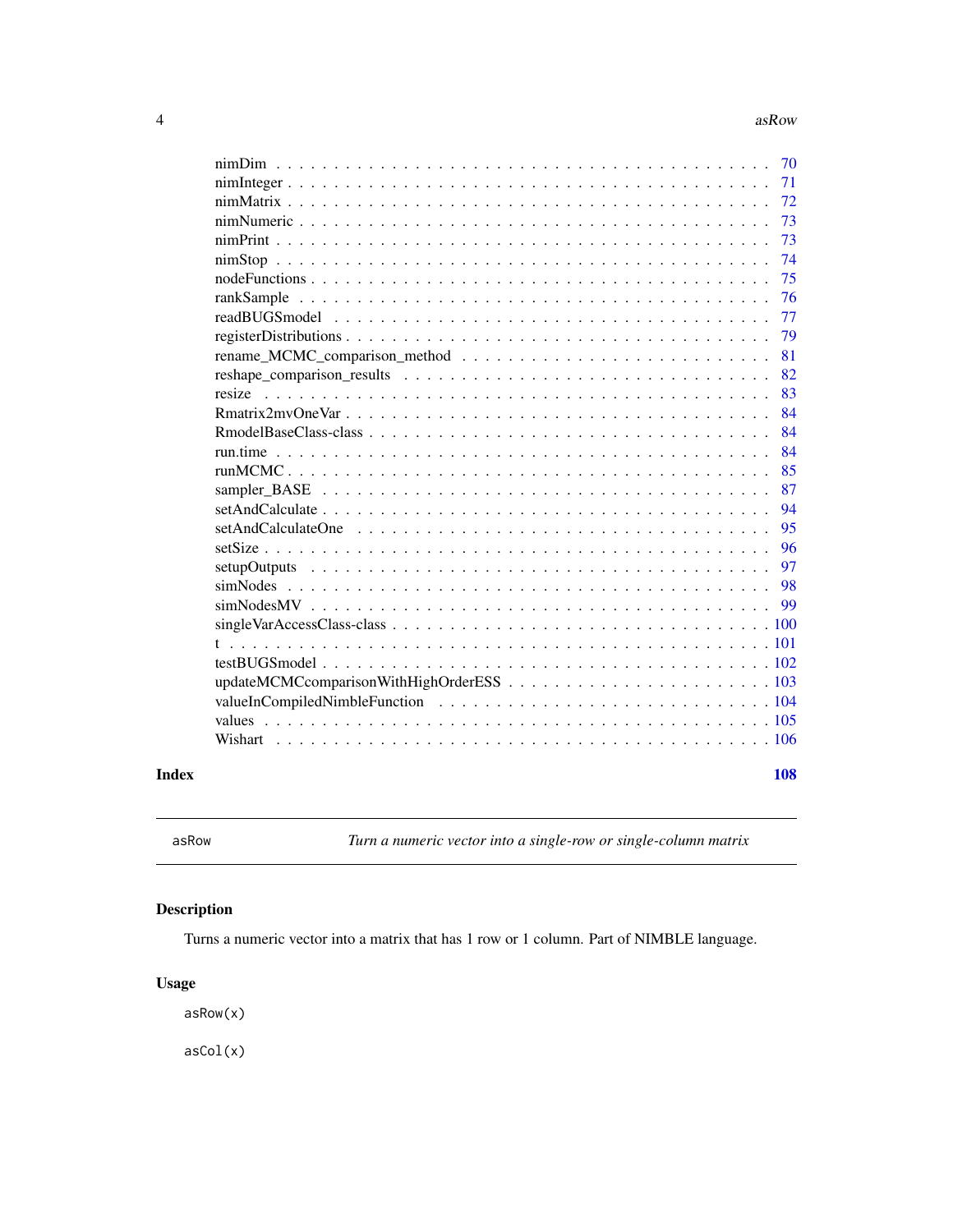| | |
|---|---|
| nimDim | 70 |
| nimInteger | 71 |
| nimMatrix | 72 |
| nimNumeric | 73 |
| nimPrint | 73 |
| nimStop | 74 |
| nodeFunctions | 75 |
| rankSample | 76 |
| readBUGSmodel | 77 |
| registerDistributions | 79 |
| rename_MCMC_comparison_method | 81 |
| reshape_comparison_results | 82 |
| resize | 83 |
| Rmatrix2mvOneVar | 84 |
| RmodelBaseClass-class | 84 |
| run.time | 84 |
| runMCMC | 85 |
| sampler_BASE | 87 |
| setAndCalculate | 94 |
| setAndCalculateOne | 95 |
| setSize | 96 |
| setupOutputs | 97 |
| simNodes | 98 |
| simNodesMV | 99 |
| singleVarAccessClass-class | 100 |
| t | 101 |
| testBUGSmodel | 102 |
| updateMCMCcomparisonWithHighOrderESS | 103 |
| valueInCompiledNimbleFunction | 104 |
| values | 105 |
| Wishart | 106 |

**Index** **108**

---

`asRow` *Turn a numeric vector into a single-row or single-column matrix*

---

## Description

Turns a numeric vector into a matrix that has 1 row or 1 column. Part of NIMBLE language.

## Usage

```
asRow(x)

asCol(x)
```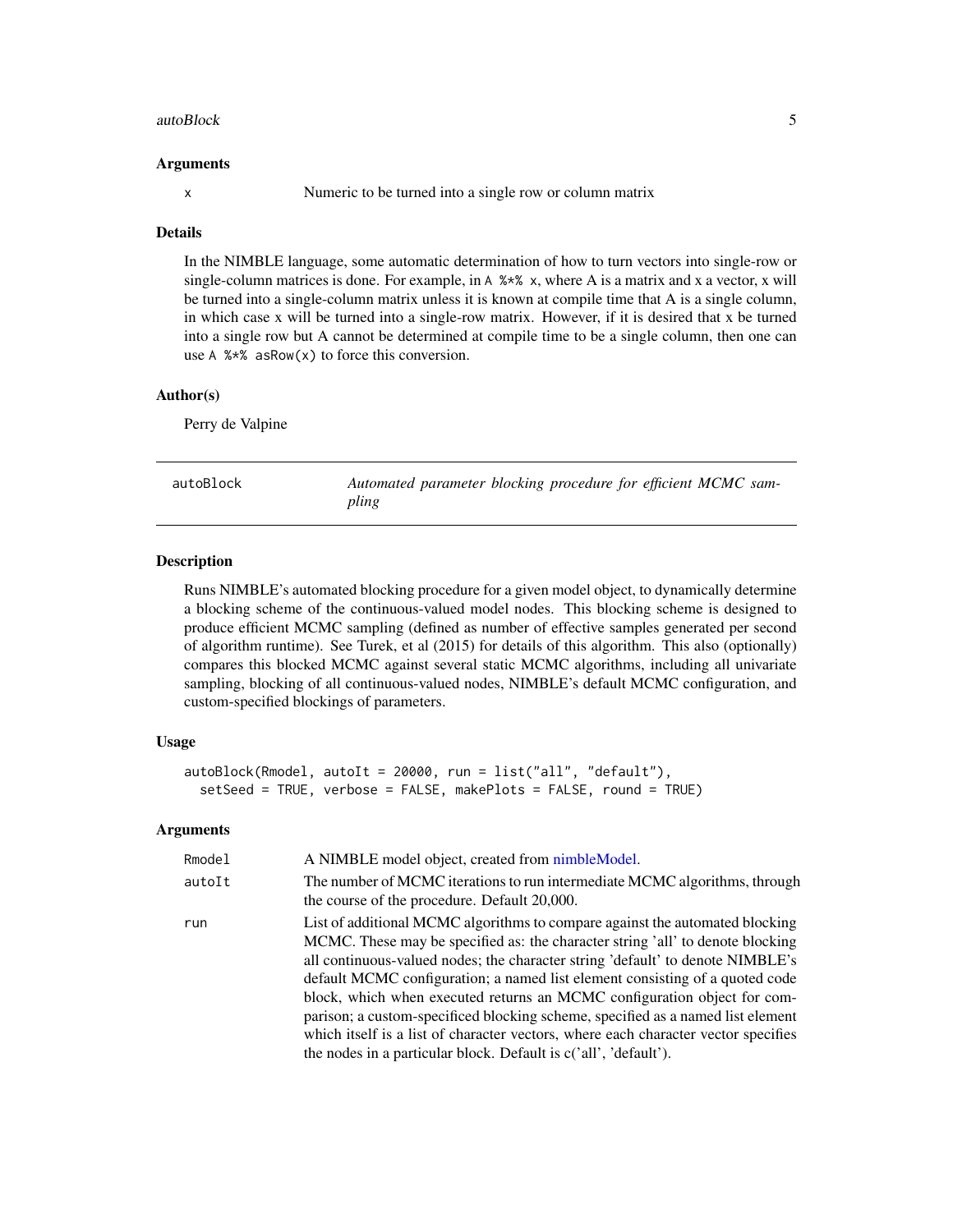### Arguments

| | |
|---|---|
| x | Numeric to be turned into a single row or column matrix |

### Details

In the NIMBLE language, some automatic determination of how to turn vectors into single-row or single-column matrices is done. For example, in `A %*% x`, where A is a matrix and x a vector, x will be turned into a single-column matrix unless it is known at compile time that A is a single column, in which case x will be turned into a single-row matrix. However, if it is desired that x be turned into a single row but A cannot be determined at compile time to be a single column, then one can use `A %*% asRow(x)` to force this conversion.

### Author(s)

Perry de Valpine

---

## autoBlock — *Automated parameter blocking procedure for efficient MCMC sampling*

---

### Description

Runs NIMBLE's automated blocking procedure for a given model object, to dynamically determine a blocking scheme of the continuous-valued model nodes. This blocking scheme is designed to produce efficient MCMC sampling (defined as number of effective samples generated per second of algorithm runtime). See Turek, et al (2015) for details of this algorithm. This also (optionally) compares this blocked MCMC against several static MCMC algorithms, including all univariate sampling, blocking of all continuous-valued nodes, NIMBLE's default MCMC configuration, and custom-specified blockings of parameters.

### Usage

```
autoBlock(Rmodel, autoIt = 20000, run = list("all", "default"),
  setSeed = TRUE, verbose = FALSE, makePlots = FALSE, round = TRUE)
```

### Arguments

| | |
|---|---|
| Rmodel | A NIMBLE model object, created from nimbleModel. |
| autoIt | The number of MCMC iterations to run intermediate MCMC algorithms, through the course of the procedure. Default 20,000. |
| run | List of additional MCMC algorithms to compare against the automated blocking MCMC. These may be specified as: the character string 'all' to denote blocking all continuous-valued nodes; the character string 'default' to denote NIMBLE's default MCMC configuration; a named list element consisting of a quoted code block, which when executed returns an MCMC configuration object for comparison; a custom-specificed blocking scheme, specified as a named list element which itself is a list of character vectors, where each character vector specifies the nodes in a particular block. Default is c('all', 'default'). |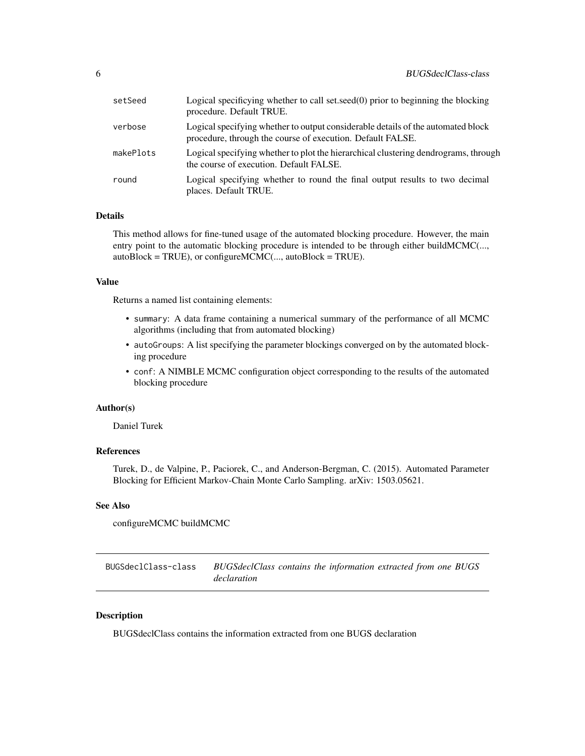| | |
|---|---|
| `setSeed` | Logical specificying whether to call set.seed(0) prior to beginning the blocking procedure. Default TRUE. |
| `verbose` | Logical specifying whether to output considerable details of the automated block procedure, through the course of execution. Default FALSE. |
| `makePlots` | Logical specifying whether to plot the hierarchical clustering dendrograms, through the course of execution. Default FALSE. |
| `round` | Logical specifying whether to round the final output results to two decimal places. Default TRUE. |

### Details

This method allows for fine-tuned usage of the automated blocking procedure. However, the main entry point to the automatic blocking procedure is intended to be through either buildMCMC(..., autoBlock = TRUE), or configureMCMC(..., autoBlock = TRUE).

### Value

Returns a named list containing elements:

- `summary`: A data frame containing a numerical summary of the performance of all MCMC algorithms (including that from automated blocking)
- `autoGroups`: A list specifying the parameter blockings converged on by the automated blocking procedure
- `conf`: A NIMBLE MCMC configuration object corresponding to the results of the automated blocking procedure

### Author(s)

Daniel Turek

### References

Turek, D., de Valpine, P., Paciorek, C., and Anderson-Bergman, C. (2015). Automated Parameter Blocking for Efficient Markov-Chain Monte Carlo Sampling. arXiv: 1503.05621.

### See Also

configureMCMC buildMCMC

---

## `BUGSdeclClass-class` *BUGSdeclClass contains the information extracted from one BUGS declaration*

### Description

BUGSdeclClass contains the information extracted from one BUGS declaration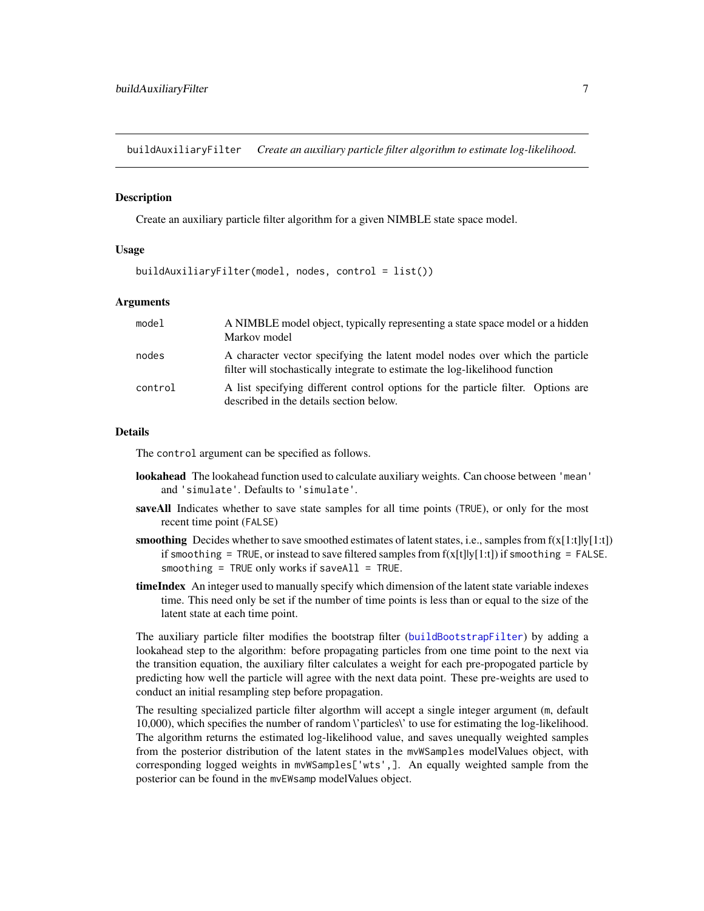## buildAuxiliaryFilter *Create an auxiliary particle filter algorithm to estimate log-likelihood.*

### Description

Create an auxiliary particle filter algorithm for a given NIMBLE state space model.

### Usage

```
buildAuxiliaryFilter(model, nodes, control = list())
```

### Arguments

| | |
|---|---|
| `model` | A NIMBLE model object, typically representing a state space model or a hidden Markov model |
| `nodes` | A character vector specifying the latent model nodes over which the particle filter will stochastically integrate to estimate the log-likelihood function |
| `control` | A list specifying different control options for the particle filter. Options are described in the details section below. |

### Details

The `control` argument can be specified as follows.

**lookahead** The lookahead function used to calculate auxiliary weights. Can choose between `'mean'` and `'simulate'`. Defaults to `'simulate'`.

**saveAll** Indicates whether to save state samples for all time points (`TRUE`), or only for the most recent time point (`FALSE`)

**smoothing** Decides whether to save smoothed estimates of latent states, i.e., samples from f(x[1:t]|y[1:t]) if `smoothing = TRUE`, or instead to save filtered samples from f(x[t]|y[1:t]) if `smoothing = FALSE`. `smoothing = TRUE` only works if `saveAll = TRUE`.

**timeIndex** An integer used to manually specify which dimension of the latent state variable indexes time. This need only be set if the number of time points is less than or equal to the size of the latent state at each time point.

The auxiliary particle filter modifies the bootstrap filter (`buildBootstrapFilter`) by adding a lookahead step to the algorithm: before propagating particles from one time point to the next via the transition equation, the auxiliary filter calculates a weight for each pre-propogated particle by predicting how well the particle will agree with the next data point. These pre-weights are used to conduct an initial resampling step before propagation.

The resulting specialized particle filter algorthm will accept a single integer argument (`m`, default 10,000), which specifies the number of random \'particles\' to use for estimating the log-likelihood. The algorithm returns the estimated log-likelihood value, and saves unequally weighted samples from the posterior distribution of the latent states in the `mvWSamples` modelValues object, with corresponding logged weights in `mvWSamples['wts',]`. An equally weighted sample from the posterior can be found in the `mvEWsamp` modelValues object.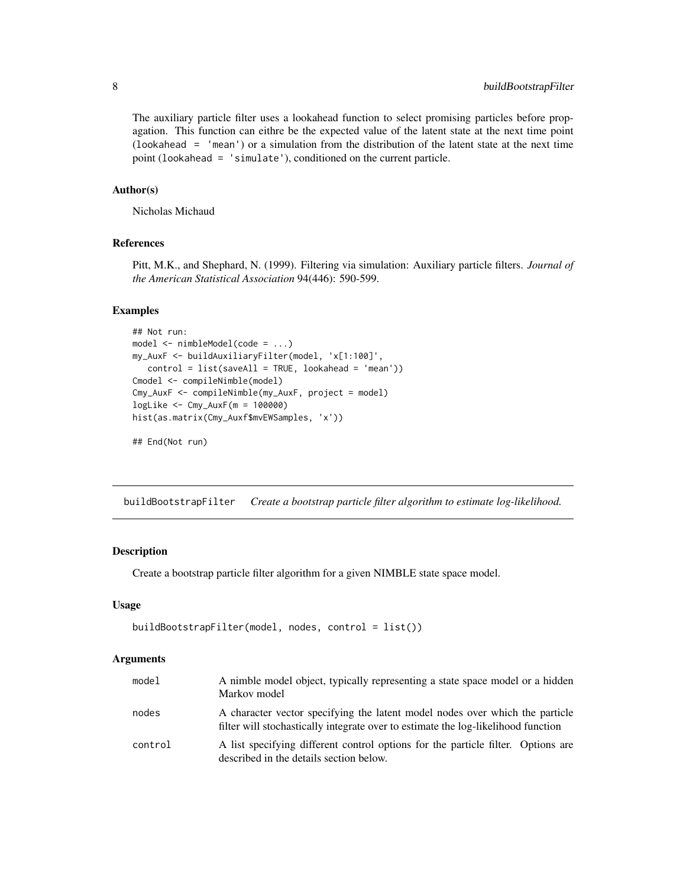The auxiliary particle filter uses a lookahead function to select promising particles before propagation. This function can eithre be the expected value of the latent state at the next time point (`lookahead = 'mean'`) or a simulation from the distribution of the latent state at the next time point (`lookahead = 'simulate'`), conditioned on the current particle.

### Author(s)

Nicholas Michaud

### References

Pitt, M.K., and Shephard, N. (1999). Filtering via simulation: Auxiliary particle filters. *Journal of the American Statistical Association* 94(446): 590-599.

### Examples

```
## Not run:
model <- nimbleModel(code = ...)
my_AuxF <- buildAuxiliaryFilter(model, 'x[1:100]',
   control = list(saveAll = TRUE, lookahead = 'mean'))
Cmodel <- compileNimble(model)
Cmy_AuxF <- compileNimble(my_AuxF, project = model)
logLike <- Cmy_AuxF(m = 100000)
hist(as.matrix(Cmy_Auxf$mvEWSamples, 'x'))

## End(Not run)
```

---

## buildBootstrapFilter *Create a bootstrap particle filter algorithm to estimate log-likelihood.*

---

### Description

Create a bootstrap particle filter algorithm for a given NIMBLE state space model.

### Usage

```
buildBootstrapFilter(model, nodes, control = list())
```

### Arguments

| | |
|---|---|
| `model` | A nimble model object, typically representing a state space model or a hidden Markov model |
| `nodes` | A character vector specifying the latent model nodes over which the particle filter will stochastically integrate over to estimate the log-likelihood function |
| `control` | A list specifying different control options for the particle filter. Options are described in the details section below. |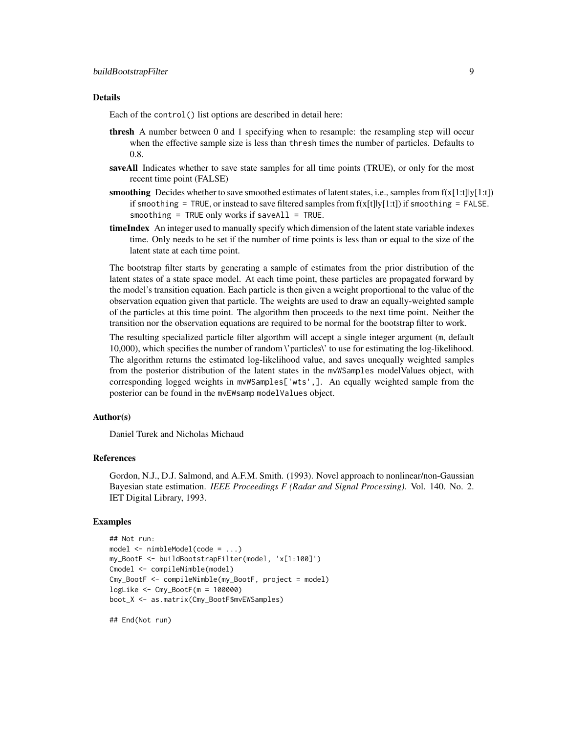## Details

Each of the control() list options are described in detail here:

**thresh** A number between 0 and 1 specifying when to resample: the resampling step will occur when the effective sample size is less than thresh times the number of particles. Defaults to 0.8.

**saveAll** Indicates whether to save state samples for all time points (TRUE), or only for the most recent time point (FALSE)

**smoothing** Decides whether to save smoothed estimates of latent states, i.e., samples from f(x[1:t]|y[1:t]) if smoothing = TRUE, or instead to save filtered samples from f(x[t]|y[1:t]) if smoothing = FALSE. smoothing = TRUE only works if saveAll = TRUE.

**timeIndex** An integer used to manually specify which dimension of the latent state variable indexes time. Only needs to be set if the number of time points is less than or equal to the size of the latent state at each time point.

The bootstrap filter starts by generating a sample of estimates from the prior distribution of the latent states of a state space model. At each time point, these particles are propagated forward by the model's transition equation. Each particle is then given a weight proportional to the value of the observation equation given that particle. The weights are used to draw an equally-weighted sample of the particles at this time point. The algorithm then proceeds to the next time point. Neither the transition nor the observation equations are required to be normal for the bootstrap filter to work.

The resulting specialized particle filter algorthm will accept a single integer argument (m, default 10,000), which specifies the number of random \'particles\' to use for estimating the log-likelihood. The algorithm returns the estimated log-likelihood value, and saves unequally weighted samples from the posterior distribution of the latent states in the mvWSamples modelValues object, with corresponding logged weights in mvWSamples['wts',]. An equally weighted sample from the posterior can be found in the mvEWsamp modelValues object.

## Author(s)

Daniel Turek and Nicholas Michaud

## References

Gordon, N.J., D.J. Salmond, and A.F.M. Smith. (1993). Novel approach to nonlinear/non-Gaussian Bayesian state estimation. *IEEE Proceedings F (Radar and Signal Processing)*. Vol. 140. No. 2. IET Digital Library, 1993.

## Examples

```
## Not run:
model <- nimbleModel(code = ...)
my_BootF <- buildBootstrapFilter(model, 'x[1:100]')
Cmodel <- compileNimble(model)
Cmy_BootF <- compileNimble(my_BootF, project = model)
logLike <- Cmy_BootF(m = 100000)
boot_X <- as.matrix(Cmy_BootF$mvEWSamples)

## End(Not run)
```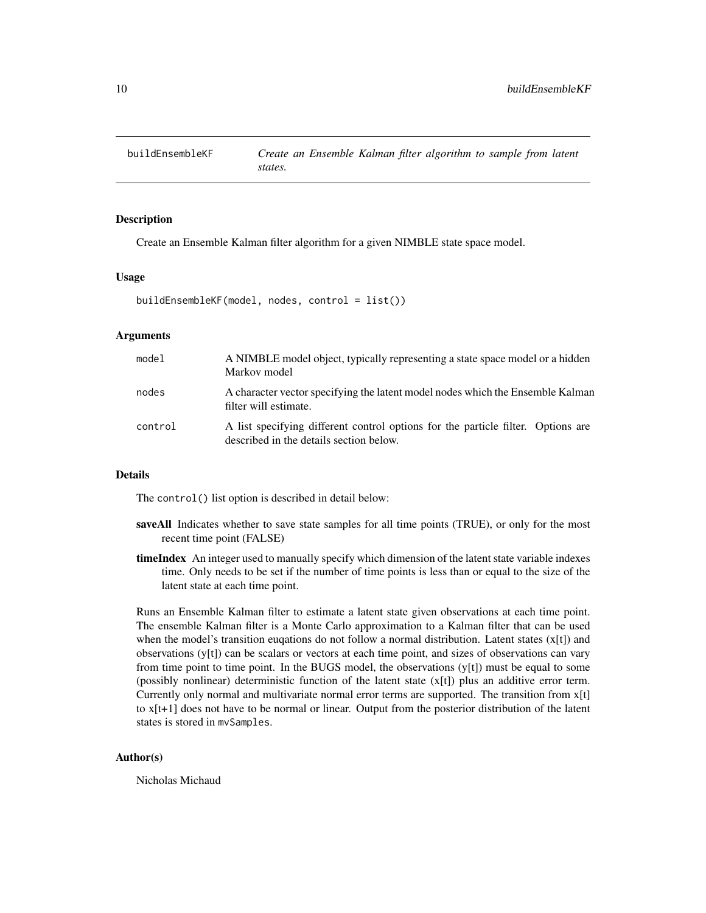# buildEnsembleKF

*Create an Ensemble Kalman filter algorithm to sample from latent states.*

## Description

Create an Ensemble Kalman filter algorithm for a given NIMBLE state space model.

## Usage

```
buildEnsembleKF(model, nodes, control = list())
```

## Arguments

| | |
|---|---|
| model | A NIMBLE model object, typically representing a state space model or a hidden Markov model |
| nodes | A character vector specifying the latent model nodes which the Ensemble Kalman filter will estimate. |
| control | A list specifying different control options for the particle filter. Options are described in the details section below. |

## Details

The `control()` list option is described in detail below:

**saveAll** Indicates whether to save state samples for all time points (TRUE), or only for the most recent time point (FALSE)

**timeIndex** An integer used to manually specify which dimension of the latent state variable indexes time. Only needs to be set if the number of time points is less than or equal to the size of the latent state at each time point.

Runs an Ensemble Kalman filter to estimate a latent state given observations at each time point. The ensemble Kalman filter is a Monte Carlo approximation to a Kalman filter that can be used when the model's transition euqations do not follow a normal distribution. Latent states (x[t]) and observations (y[t]) can be scalars or vectors at each time point, and sizes of observations can vary from time point to time point. In the BUGS model, the observations (y[t]) must be equal to some (possibly nonlinear) deterministic function of the latent state (x[t]) plus an additive error term. Currently only normal and multivariate normal error terms are supported. The transition from x[t] to x[t+1] does not have to be normal or linear. Output from the posterior distribution of the latent states is stored in `mvSamples`.

## Author(s)

Nicholas Michaud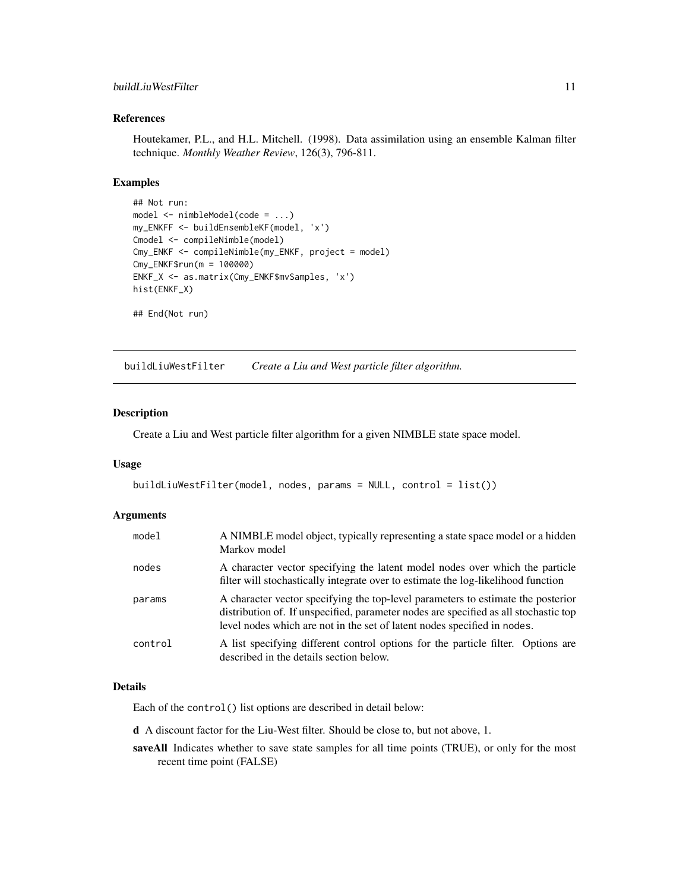### References

Houtekamer, P.L., and H.L. Mitchell. (1998). Data assimilation using an ensemble Kalman filter technique. *Monthly Weather Review*, 126(3), 796-811.

### Examples

```
## Not run:
model <- nimbleModel(code = ...)
my_ENKFF <- buildEnsembleKF(model, 'x')
Cmodel <- compileNimble(model)
Cmy_ENKF <- compileNimble(my_ENKF, project = model)
Cmy_ENKF$run(m = 100000)
ENKF_X <- as.matrix(Cmy_ENKF$mvSamples, 'x')
hist(ENKF_X)

## End(Not run)
```

---

## buildLiuWestFilter &nbsp;&nbsp; *Create a Liu and West particle filter algorithm.*

---

### Description

Create a Liu and West particle filter algorithm for a given NIMBLE state space model.

### Usage

```
buildLiuWestFilter(model, nodes, params = NULL, control = list())
```

### Arguments

| | |
|---|---|
| `model` | A NIMBLE model object, typically representing a state space model or a hidden Markov model |
| `nodes` | A character vector specifying the latent model nodes over which the particle filter will stochastically integrate over to estimate the log-likelihood function |
| `params` | A character vector specifying the top-level parameters to estimate the posterior distribution of. If unspecified, parameter nodes are specified as all stochastic top level nodes which are not in the set of latent nodes specified in `nodes`. |
| `control` | A list specifying different control options for the particle filter. Options are described in the details section below. |

### Details

Each of the `control()` list options are described in detail below:

**d** A discount factor for the Liu-West filter. Should be close to, but not above, 1.

**saveAll** Indicates whether to save state samples for all time points (TRUE), or only for the most recent time point (FALSE)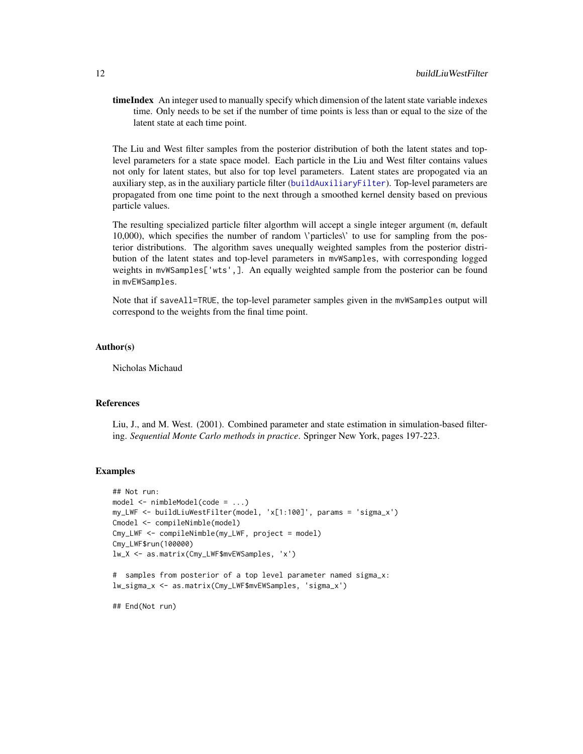**timeIndex** An integer used to manually specify which dimension of the latent state variable indexes time. Only needs to be set if the number of time points is less than or equal to the size of the latent state at each time point.

The Liu and West filter samples from the posterior distribution of both the latent states and top-level parameters for a state space model. Each particle in the Liu and West filter contains values not only for latent states, but also for top level parameters. Latent states are propogated via an auxiliary step, as in the auxiliary particle filter (buildAuxiliaryFilter). Top-level parameters are propagated from one time point to the next through a smoothed kernel density based on previous particle values.

The resulting specialized particle filter algorthm will accept a single integer argument (m, default 10,000), which specifies the number of random \'particles\' to use for sampling from the posterior distributions. The algorithm saves unequally weighted samples from the posterior distribution of the latent states and top-level parameters in mvWSamples, with corresponding logged weights in mvWSamples['wts',]. An equally weighted sample from the posterior can be found in mvEWSamples.

Note that if saveAll=TRUE, the top-level parameter samples given in the mvWSamples output will correspond to the weights from the final time point.

## Author(s)

Nicholas Michaud

## References

Liu, J., and M. West. (2001). Combined parameter and state estimation in simulation-based filtering. *Sequential Monte Carlo methods in practice*. Springer New York, pages 197-223.

## Examples

```
## Not run:
model <- nimbleModel(code = ...)
my_LWF <- buildLiuWestFilter(model, 'x[1:100]', params = 'sigma_x')
Cmodel <- compileNimble(model)
Cmy_LWF <- compileNimble(my_LWF, project = model)
Cmy_LWF$run(100000)
lw_X <- as.matrix(Cmy_LWF$mvEWSamples, 'x')

#  samples from posterior of a top level parameter named sigma_x:
lw_sigma_x <- as.matrix(Cmy_LWF$mvEWSamples, 'sigma_x')

## End(Not run)
```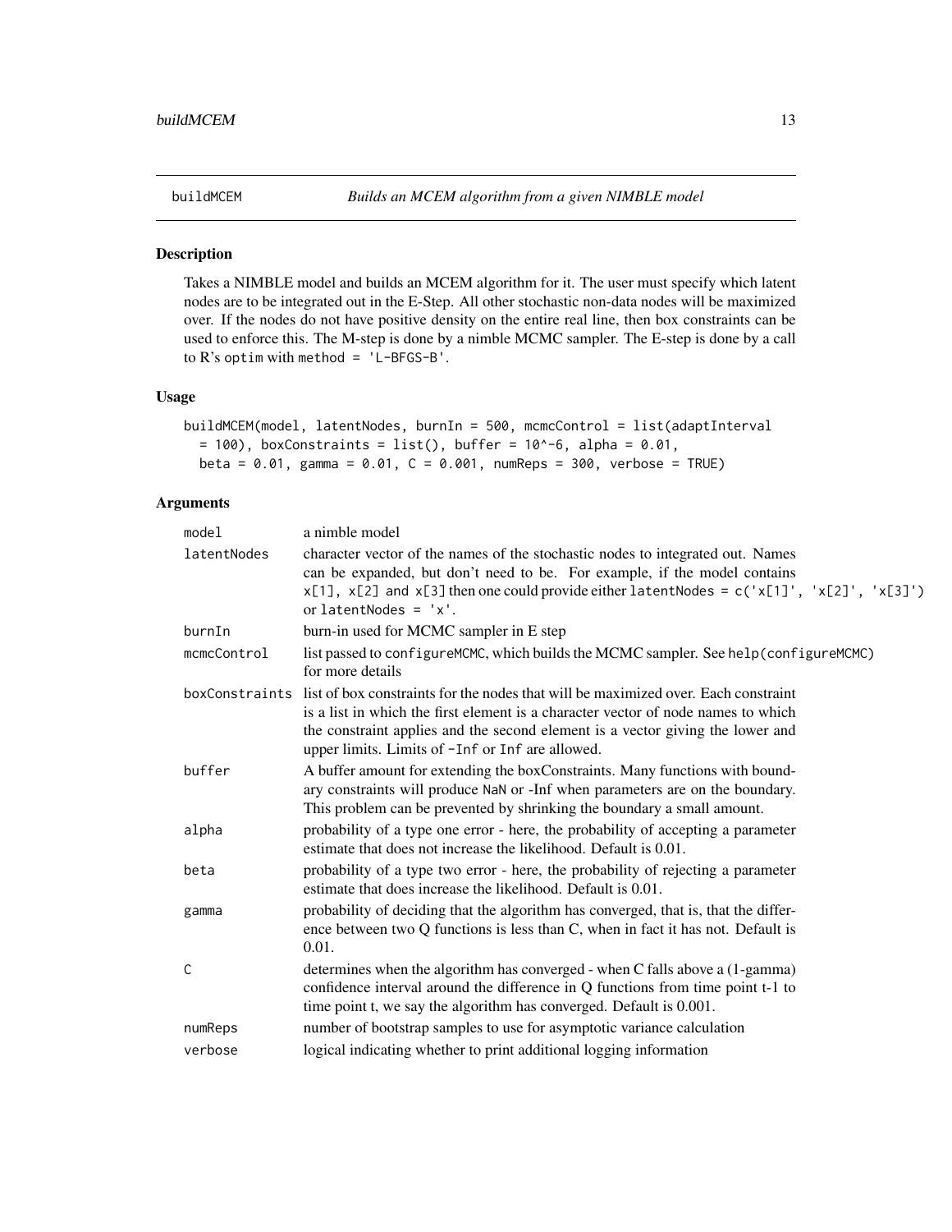# buildMCEM — *Builds an MCEM algorithm from a given NIMBLE model*

## Description

Takes a NIMBLE model and builds an MCEM algorithm for it. The user must specify which latent nodes are to be integrated out in the E-Step. All other stochastic non-data nodes will be maximized over. If the nodes do not have positive density on the entire real line, then box constraints can be used to enforce this. The M-step is done by a nimble MCMC sampler. The E-step is done by a call to R's `optim` with `method = 'L-BFGS-B'`.

## Usage

```
buildMCEM(model, latentNodes, burnIn = 500, mcmcControl = list(adaptInterval
  = 100), boxConstraints = list(), buffer = 10^-6, alpha = 0.01,
  beta = 0.01, gamma = 0.01, C = 0.001, numReps = 300, verbose = TRUE)
```

## Arguments

| Argument | Description |
|---|---|
| `model` | a nimble model |
| `latentNodes` | character vector of the names of the stochastic nodes to integrated out. Names can be expanded, but don't need to be. For example, if the model contains `x[1]`, `x[2]` and `x[3]` then one could provide either `latentNodes = c('x[1]', 'x[2]', 'x[3]')` or `latentNodes = 'x'`. |
| `burnIn` | burn-in used for MCMC sampler in E step |
| `mcmcControl` | list passed to `configureMCMC`, which builds the MCMC sampler. See `help(configureMCMC)` for more details |
| `boxConstraints` | list of box constraints for the nodes that will be maximized over. Each constraint is a list in which the first element is a character vector of node names to which the constraint applies and the second element is a vector giving the lower and upper limits. Limits of `-Inf` or `Inf` are allowed. |
| `buffer` | A buffer amount for extending the boxConstraints. Many functions with boundary constraints will produce `NaN` or -Inf when parameters are on the boundary. This problem can be prevented by shrinking the boundary a small amount. |
| `alpha` | probability of a type one error - here, the probability of accepting a parameter estimate that does not increase the likelihood. Default is 0.01. |
| `beta` | probability of a type two error - here, the probability of rejecting a parameter estimate that does increase the likelihood. Default is 0.01. |
| `gamma` | probability of deciding that the algorithm has converged, that is, that the difference between two Q functions is less than C, when in fact it has not. Default is 0.01. |
| `C` | determines when the algorithm has converged - when C falls above a (1-gamma) confidence interval around the difference in Q functions from time point t-1 to time point t, we say the algorithm has converged. Default is 0.001. |
| `numReps` | number of bootstrap samples to use for asymptotic variance calculation |
| `verbose` | logical indicating whether to print additional logging information |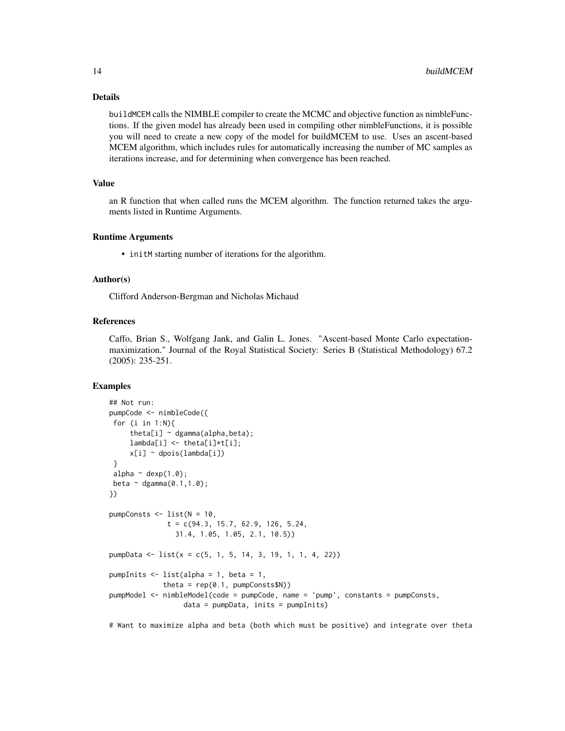### Details

buildMCEM calls the NIMBLE compiler to create the MCMC and objective function as nimbleFunctions. If the given model has already been used in compiling other nimbleFunctions, it is possible you will need to create a new copy of the model for buildMCEM to use. Uses an ascent-based MCEM algorithm, which includes rules for automatically increasing the number of MC samples as iterations increase, and for determining when convergence has been reached.

### Value

an R function that when called runs the MCEM algorithm. The function returned takes the arguments listed in Runtime Arguments.

### Runtime Arguments

- initM starting number of iterations for the algorithm.

### Author(s)

Clifford Anderson-Bergman and Nicholas Michaud

### References

Caffo, Brian S., Wolfgang Jank, and Galin L. Jones. "Ascent-based Monte Carlo expectation-maximization." Journal of the Royal Statistical Society: Series B (Statistical Methodology) 67.2 (2005): 235-251.

### Examples

```
## Not run:
pumpCode <- nimbleCode({
 for (i in 1:N){
     theta[i] ~ dgamma(alpha,beta);
     lambda[i] <- theta[i]*t[i];
     x[i] ~ dpois(lambda[i])
 }
 alpha ~ dexp(1.0);
 beta ~ dgamma(0.1,1.0);
})

pumpConsts <- list(N = 10,
              t = c(94.3, 15.7, 62.9, 126, 5.24,
                31.4, 1.05, 1.05, 2.1, 10.5))

pumpData <- list(x = c(5, 1, 5, 14, 3, 19, 1, 1, 4, 22))

pumpInits <- list(alpha = 1, beta = 1,
             theta = rep(0.1, pumpConsts$N))
pumpModel <- nimbleModel(code = pumpCode, name = 'pump', constants = pumpConsts,
                  data = pumpData, inits = pumpInits)

# Want to maximize alpha and beta (both which must be positive) and integrate over theta
```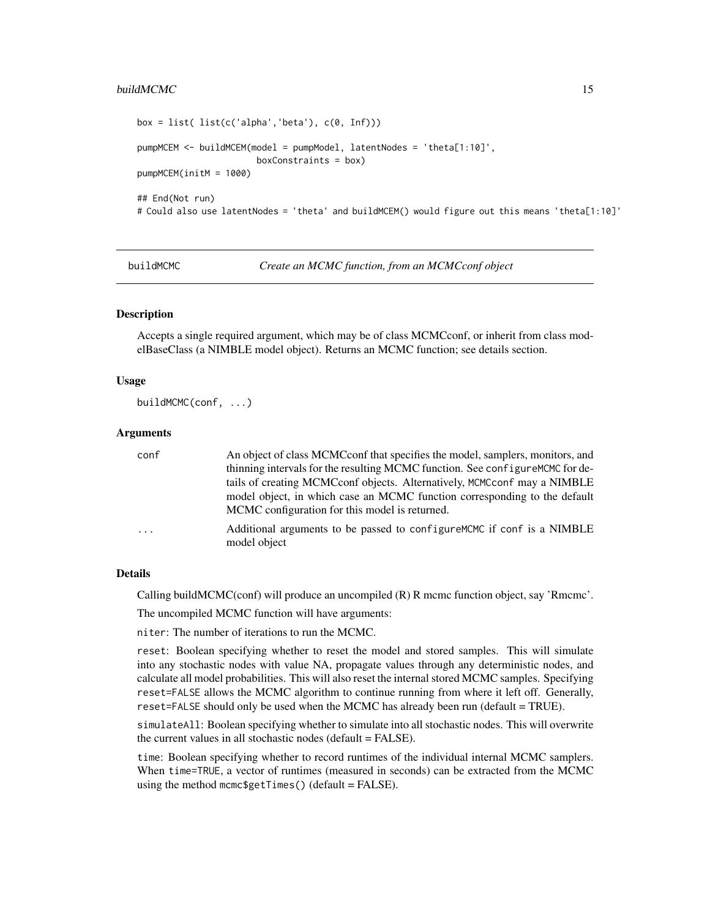```
box = list( list(c('alpha','beta'), c(0, Inf)))

pumpMCEM <- buildMCEM(model = pumpModel, latentNodes = 'theta[1:10]',
                      boxConstraints = box)
pumpMCEM(initM = 1000)

## End(Not run)
# Could also use latentNodes = 'theta' and buildMCEM() would figure out this means 'theta[1:10]'
```

## buildMCMC — *Create an MCMC function, from an MCMCconf object*

### Description

Accepts a single required argument, which may be of class MCMCconf, or inherit from class modelBaseClass (a NIMBLE model object). Returns an MCMC function; see details section.

### Usage

```
buildMCMC(conf, ...)
```

### Arguments

| | |
|---|---|
| `conf` | An object of class MCMCconf that specifies the model, samplers, monitors, and thinning intervals for the resulting MCMC function. See `configureMCMC` for details of creating MCMCconf objects. Alternatively, `MCMCconf` may a NIMBLE model object, in which case an MCMC function corresponding to the default MCMC configuration for this model is returned. |
| `...` | Additional arguments to be passed to `configureMCMC` if `conf` is a NIMBLE model object |

### Details

Calling buildMCMC(conf) will produce an uncompiled (R) R mcmc function object, say 'Rmcmc'.

The uncompiled MCMC function will have arguments:

`niter`: The number of iterations to run the MCMC.

`reset`: Boolean specifying whether to reset the model and stored samples. This will simulate into any stochastic nodes with value NA, propagate values through any deterministic nodes, and calculate all model probabilities. This will also reset the internal stored MCMC samples. Specifying `reset=FALSE` allows the MCMC algorithm to continue running from where it left off. Generally, `reset=FALSE` should only be used when the MCMC has already been run (default = TRUE).

`simulateAll`: Boolean specifying whether to simulate into all stochastic nodes. This will overwrite the current values in all stochastic nodes (default = FALSE).

`time`: Boolean specifying whether to record runtimes of the individual internal MCMC samplers. When `time=TRUE`, a vector of runtimes (measured in seconds) can be extracted from the MCMC using the method `mcmc$getTimes()` (default = FALSE).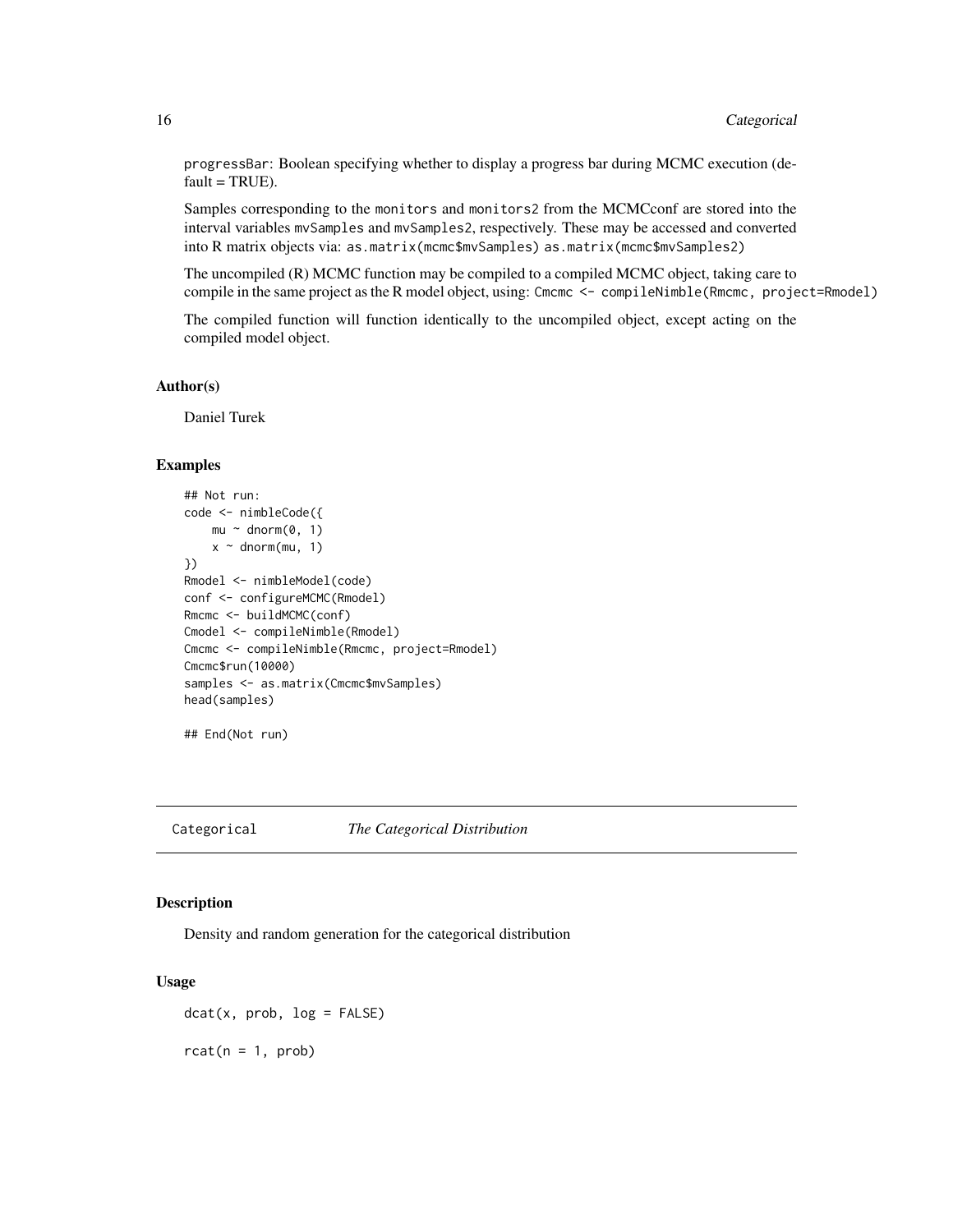progressBar: Boolean specifying whether to display a progress bar during MCMC execution (default = TRUE).

Samples corresponding to the monitors and monitors2 from the MCMCconf are stored into the interval variables mvSamples and mvSamples2, respectively. These may be accessed and converted into R matrix objects via: as.matrix(mcmc$mvSamples) as.matrix(mcmc$mvSamples2)

The uncompiled (R) MCMC function may be compiled to a compiled MCMC object, taking care to compile in the same project as the R model object, using: Cmcmc <- compileNimble(Rmcmc, project=Rmodel)

The compiled function will function identically to the uncompiled object, except acting on the compiled model object.

### Author(s)

Daniel Turek

### Examples

```
## Not run:
code <- nimbleCode({
    mu ~ dnorm(0, 1)
    x ~ dnorm(mu, 1)
})
Rmodel <- nimbleModel(code)
conf <- configureMCMC(Rmodel)
Rmcmc <- buildMCMC(conf)
Cmodel <- compileNimble(Rmodel)
Cmcmc <- compileNimble(Rmcmc, project=Rmodel)
Cmcmc$run(10000)
samples <- as.matrix(Cmcmc$mvSamples)
head(samples)

## End(Not run)
```

---

## Categorical — *The Categorical Distribution*

### Description

Density and random generation for the categorical distribution

### Usage

```
dcat(x, prob, log = FALSE)

rcat(n = 1, prob)
```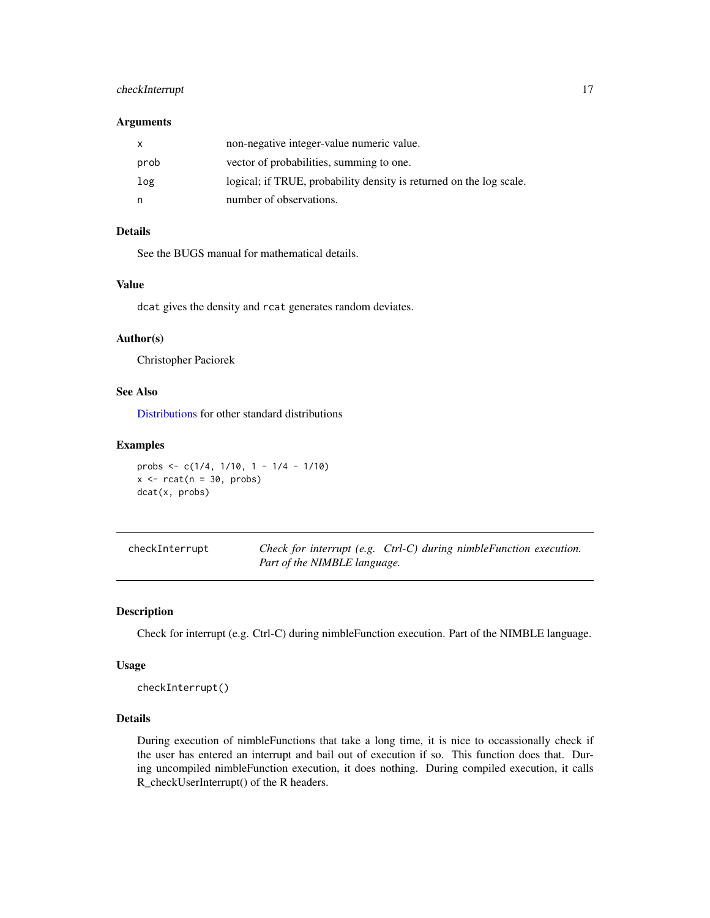### Arguments

| | |
|---|---|
| x | non-negative integer-value numeric value. |
| prob | vector of probabilities, summing to one. |
| log | logical; if TRUE, probability density is returned on the log scale. |
| n | number of observations. |

### Details

See the BUGS manual for mathematical details.

### Value

dcat gives the density and rcat generates random deviates.

### Author(s)

Christopher Paciorek

### See Also

Distributions for other standard distributions

### Examples

```
probs <- c(1/4, 1/10, 1 - 1/4 - 1/10)
x <- rcat(n = 30, probs)
dcat(x, probs)
```

---

## checkInterrupt

*Check for interrupt (e.g. Ctrl-C) during nimbleFunction execution. Part of the NIMBLE language.*

### Description

Check for interrupt (e.g. Ctrl-C) during nimbleFunction execution. Part of the NIMBLE language.

### Usage

```
checkInterrupt()
```

### Details

During execution of nimbleFunctions that take a long time, it is nice to occassionally check if the user has entered an interrupt and bail out of execution if so. This function does that. During uncompiled nimbleFunction execution, it does nothing. During compiled execution, it calls R_checkUserInterrupt() of the R headers.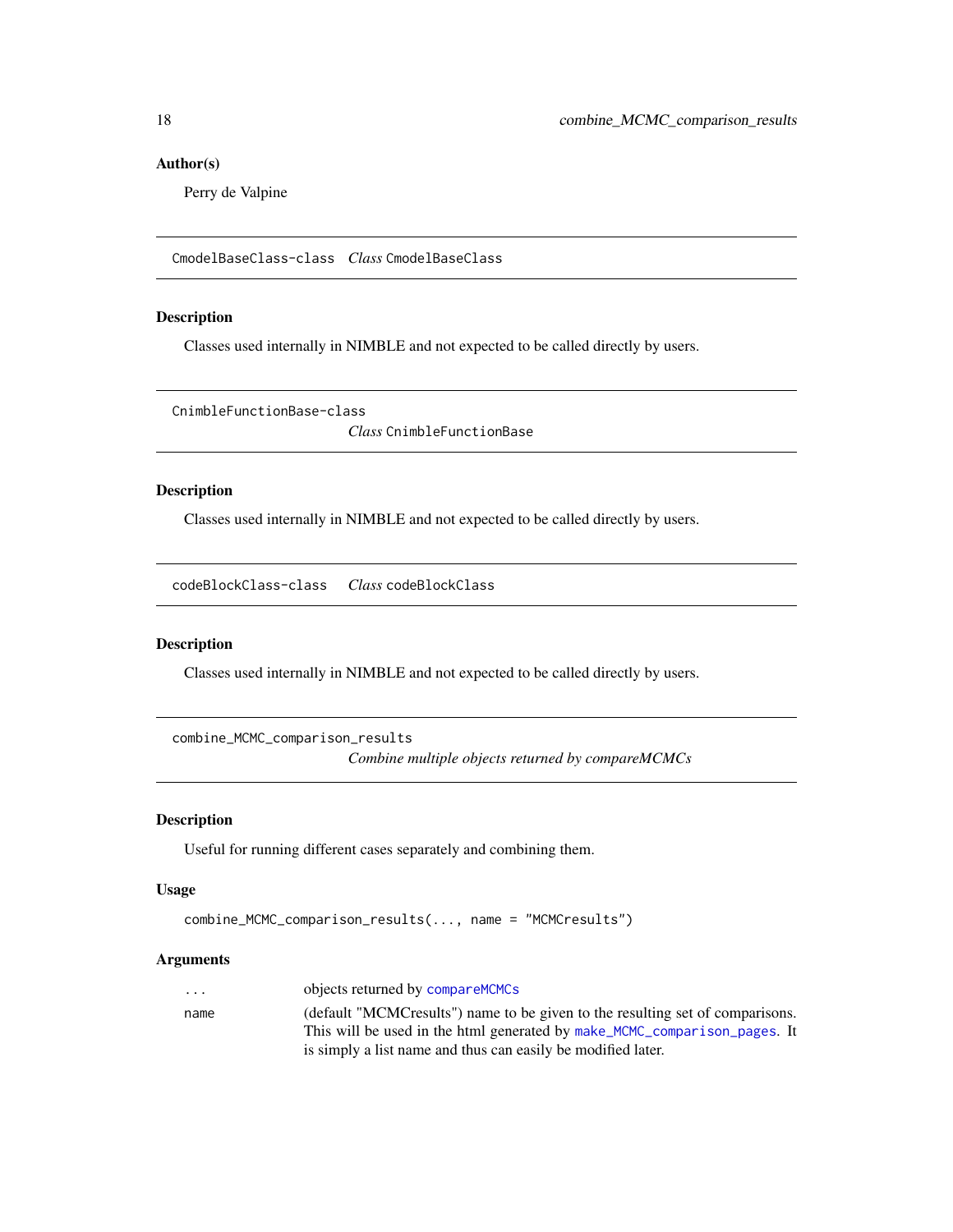### Author(s)

Perry de Valpine

---

`CmodelBaseClass-class` *Class* `CmodelBaseClass`

---

### Description

Classes used internally in NIMBLE and not expected to be called directly by users.

---

`CnimbleFunctionBase-class` *Class* `CnimbleFunctionBase`

---

### Description

Classes used internally in NIMBLE and not expected to be called directly by users.

---

`codeBlockClass-class` *Class* `codeBlockClass`

---

### Description

Classes used internally in NIMBLE and not expected to be called directly by users.

---

`combine_MCMC_comparison_results` *Combine multiple objects returned by compareMCMCs*

---

### Description

Useful for running different cases separately and combining them.

### Usage

```
combine_MCMC_comparison_results(..., name = "MCMCresults")
```

### Arguments

| | |
|---|---|
| `...` | objects returned by `compareMCMCs` |
| `name` | (default "MCMCresults") name to be given to the resulting set of comparisons. This will be used in the html generated by `make_MCMC_comparison_pages`. It is simply a list name and thus can easily be modified later. |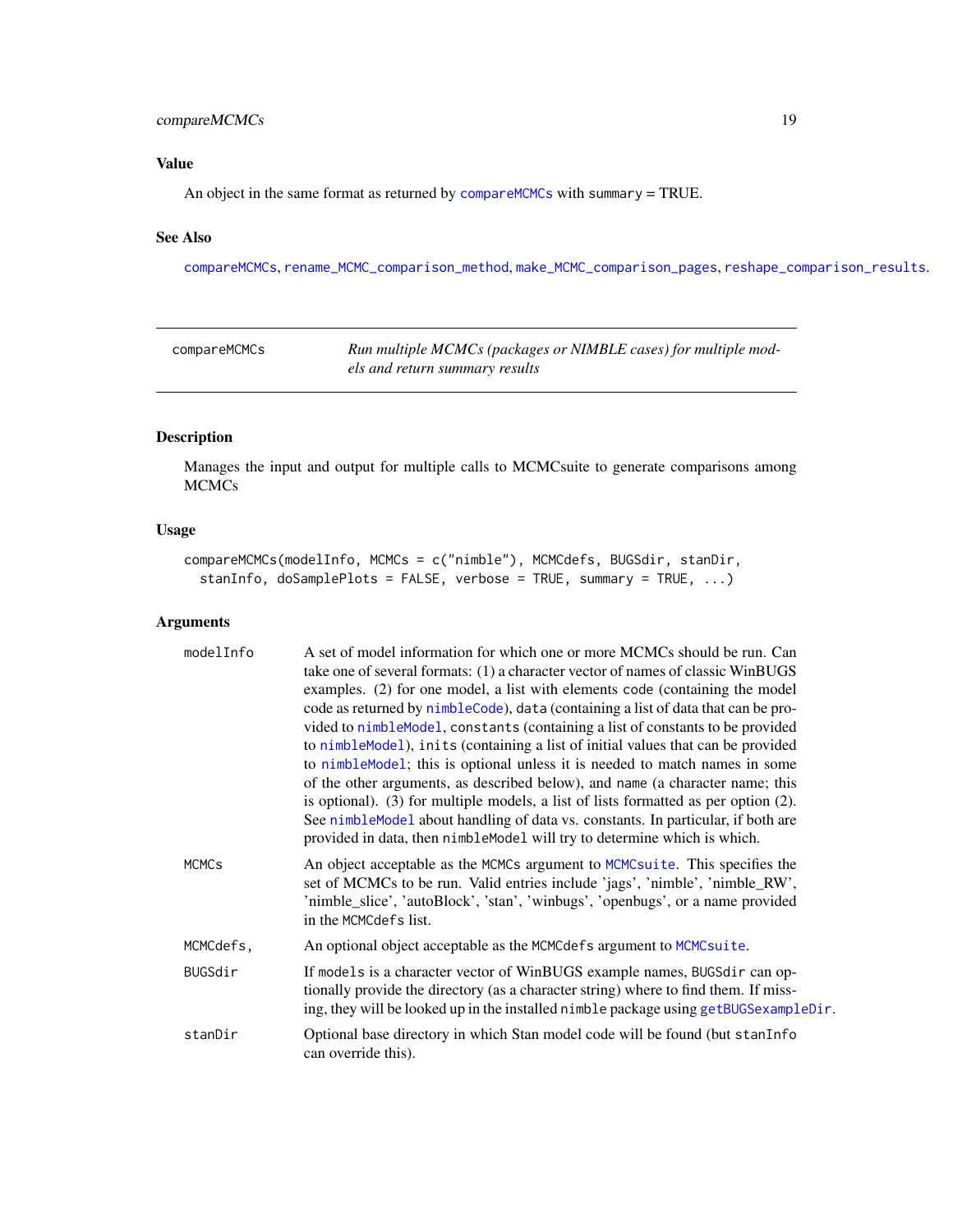### Value

An object in the same format as returned by compareMCMCs with summary = TRUE.

### See Also

compareMCMCs, rename_MCMC_comparison_method, make_MCMC_comparison_pages, reshape_comparison_results.

---

## compareMCMCs — *Run multiple MCMCs (packages or NIMBLE cases) for multiple models and return summary results*

### Description

Manages the input and output for multiple calls to MCMCsuite to generate comparisons among MCMCs

### Usage

```
compareMCMCs(modelInfo, MCMCs = c("nimble"), MCMCdefs, BUGSdir, stanDir,
  stanInfo, doSamplePlots = FALSE, verbose = TRUE, summary = TRUE, ...)
```

### Arguments

| | |
|---|---|
| modelInfo | A set of model information for which one or more MCMCs should be run. Can take one of several formats: (1) a character vector of names of classic WinBUGS examples. (2) for one model, a list with elements code (containing the model code as returned by nimbleCode), data (containing a list of data that can be provided to nimbleModel, constants (containing a list of constants to be provided to nimbleModel), inits (containing a list of initial values that can be provided to nimbleModel; this is optional unless it is needed to match names in some of the other arguments, as described below), and name (a character name; this is optional). (3) for multiple models, a list of lists formatted as per option (2). See nimbleModel about handling of data vs. constants. In particular, if both are provided in data, then nimbleModel will try to determine which is which. |
| MCMCs | An object acceptable as the MCMCs argument to MCMCsuite. This specifies the set of MCMCs to be run. Valid entries include 'jags', 'nimble', 'nimble_RW', 'nimble_slice', 'autoBlock', 'stan', 'winbugs', 'openbugs', or a name provided in the MCMCdefs list. |
| MCMCdefs, | An optional object acceptable as the MCMCdefs argument to MCMCsuite. |
| BUGSdir | If models is a character vector of WinBUGS example names, BUGSdir can optionally provide the directory (as a character string) where to find them. If missing, they will be looked up in the installed nimble package using getBUGSexampleDir. |
| stanDir | Optional base directory in which Stan model code will be found (but stanInfo can override this). |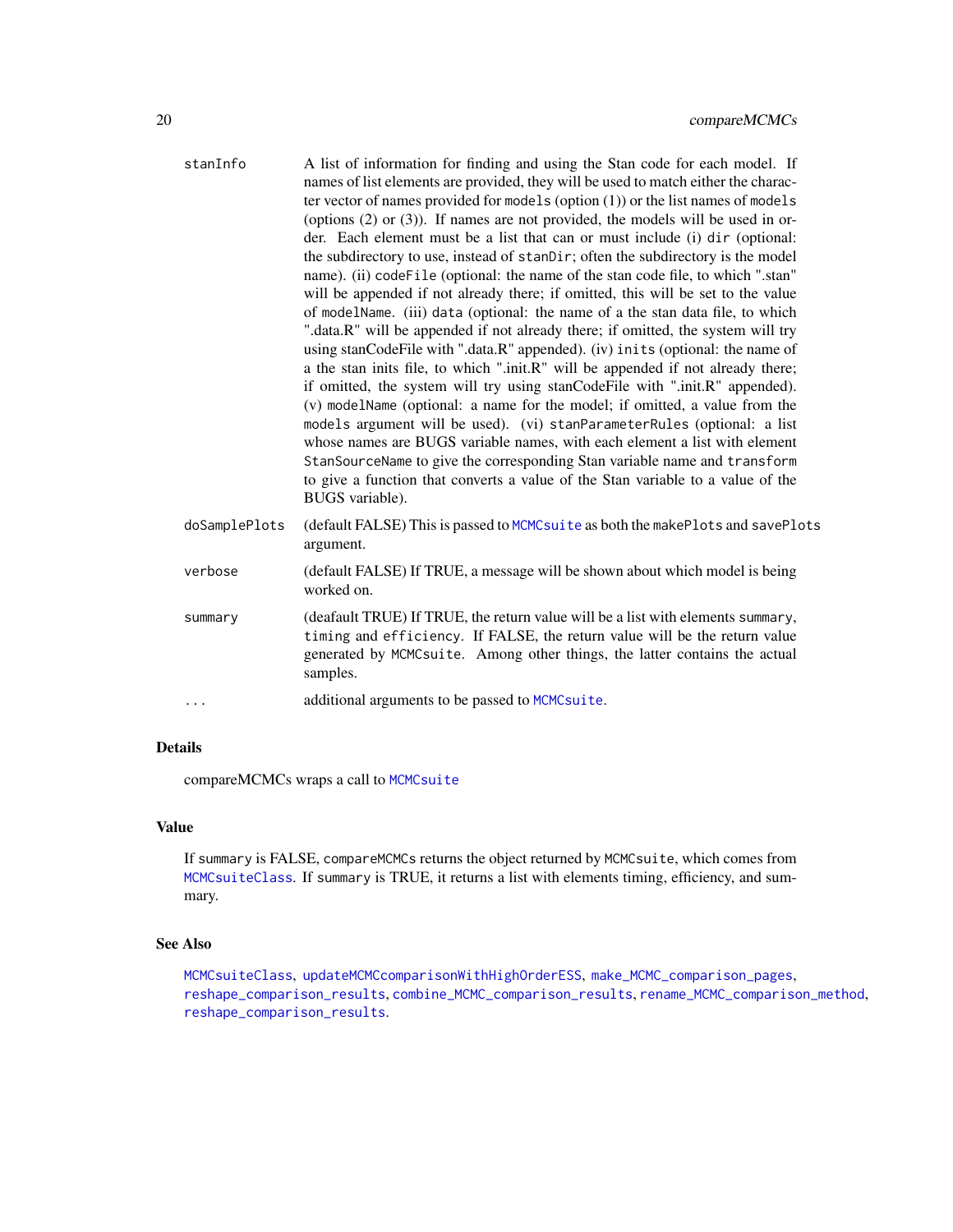stanInfo
: A list of information for finding and using the Stan code for each model. If names of list elements are provided, they will be used to match either the character vector of names provided for `models` (option (1)) or the list names of `models` (options (2) or (3)). If names are not provided, the models will be used in order. Each element must be a list that can or must include (i) `dir` (optional: the subdirectory to use, instead of `stanDir`; often the subdirectory is the model name). (ii) `codeFile` (optional: the name of the stan code file, to which ".stan" will be appended if not already there; if omitted, this will be set to the value of `modelName`. (iii) `data` (optional: the name of a the stan data file, to which ".data.R" will be appended if not already there; if omitted, the system will try using stanCodeFile with ".data.R" appended). (iv) `inits` (optional: the name of a the stan inits file, to which ".init.R" will be appended if not already there; if omitted, the system will try using stanCodeFile with ".init.R" appended). (v) `modelName` (optional: a name for the model; if omitted, a value from the `models` argument will be used). (vi) `stanParameterRules` (optional: a list whose names are BUGS variable names, with each element a list with element `StanSourceName` to give the corresponding Stan variable name and `transform` to give a function that converts a value of the Stan variable to a value of the BUGS variable).

doSamplePlots
: (default FALSE) This is passed to `MCMCsuite` as both the `makePlots` and `savePlots` argument.

verbose
: (default FALSE) If TRUE, a message will be shown about which model is being worked on.

summary
: (deafault TRUE) If TRUE, the return value will be a list with elements `summary`, `timing` and `efficiency`. If FALSE, the return value will be the return value generated by `MCMCsuite`. Among other things, the latter contains the actual samples.

...
: additional arguments to be passed to `MCMCsuite`.

## Details

compareMCMCs wraps a call to `MCMCsuite`

## Value

If `summary` is FALSE, `compareMCMCs` returns the object returned by `MCMCsuite`, which comes from `MCMCsuiteClass`. If `summary` is TRUE, it returns a list with elements timing, efficiency, and summary.

## See Also

`MCMCsuiteClass`, `updateMCMCcomparisonWithHighOrderESS`, `make_MCMC_comparison_pages`, `reshape_comparison_results`, `combine_MCMC_comparison_results`, `rename_MCMC_comparison_method`, `reshape_comparison_results`.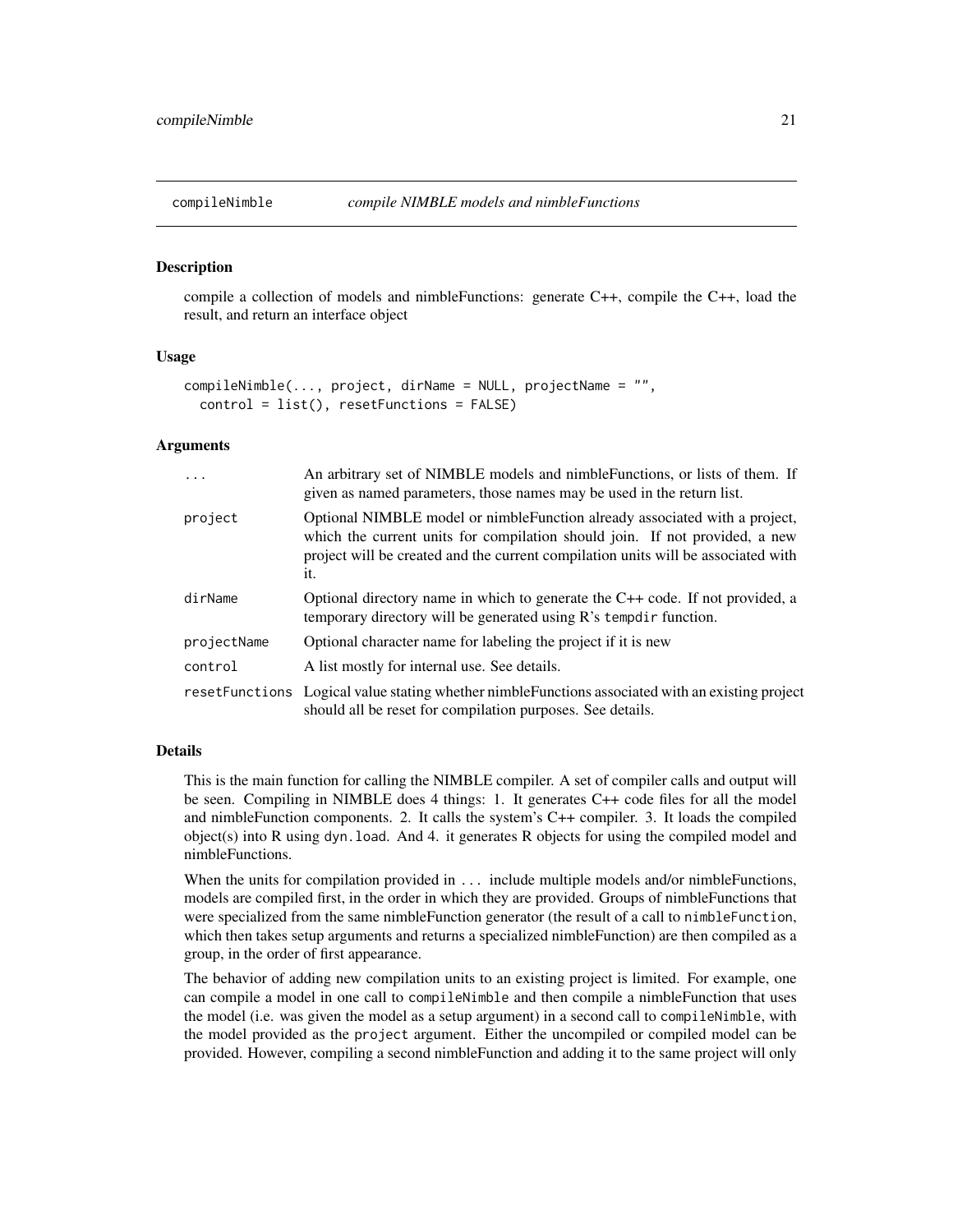## compileNimble — *compile NIMBLE models and nimbleFunctions*

### Description

compile a collection of models and nimbleFunctions: generate C++, compile the C++, load the result, and return an interface object

### Usage

```
compileNimble(..., project, dirName = NULL, projectName = "",
  control = list(), resetFunctions = FALSE)
```

### Arguments

| Argument | Description |
|---|---|
| `...` | An arbitrary set of NIMBLE models and nimbleFunctions, or lists of them. If given as named parameters, those names may be used in the return list. |
| `project` | Optional NIMBLE model or nimbleFunction already associated with a project, which the current units for compilation should join. If not provided, a new project will be created and the current compilation units will be associated with it. |
| `dirName` | Optional directory name in which to generate the C++ code. If not provided, a temporary directory will be generated using R's `tempdir` function. |
| `projectName` | Optional character name for labeling the project if it is new |
| `control` | A list mostly for internal use. See details. |
| `resetFunctions` | Logical value stating whether nimbleFunctions associated with an existing project should all be reset for compilation purposes. See details. |

### Details

This is the main function for calling the NIMBLE compiler. A set of compiler calls and output will be seen. Compiling in NIMBLE does 4 things: 1. It generates C++ code files for all the model and nimbleFunction components. 2. It calls the system's C++ compiler. 3. It loads the compiled object(s) into R using `dyn.load`. And 4. it generates R objects for using the compiled model and nimbleFunctions.

When the units for compilation provided in `...` include multiple models and/or nimbleFunctions, models are compiled first, in the order in which they are provided. Groups of nimbleFunctions that were specialized from the same nimbleFunction generator (the result of a call to `nimbleFunction`, which then takes setup arguments and returns a specialized nimbleFunction) are then compiled as a group, in the order of first appearance.

The behavior of adding new compilation units to an existing project is limited. For example, one can compile a model in one call to `compileNimble` and then compile a nimbleFunction that uses the model (i.e. was given the model as a setup argument) in a second call to `compileNimble`, with the model provided as the `project` argument. Either the uncompiled or compiled model can be provided. However, compiling a second nimbleFunction and adding it to the same project will only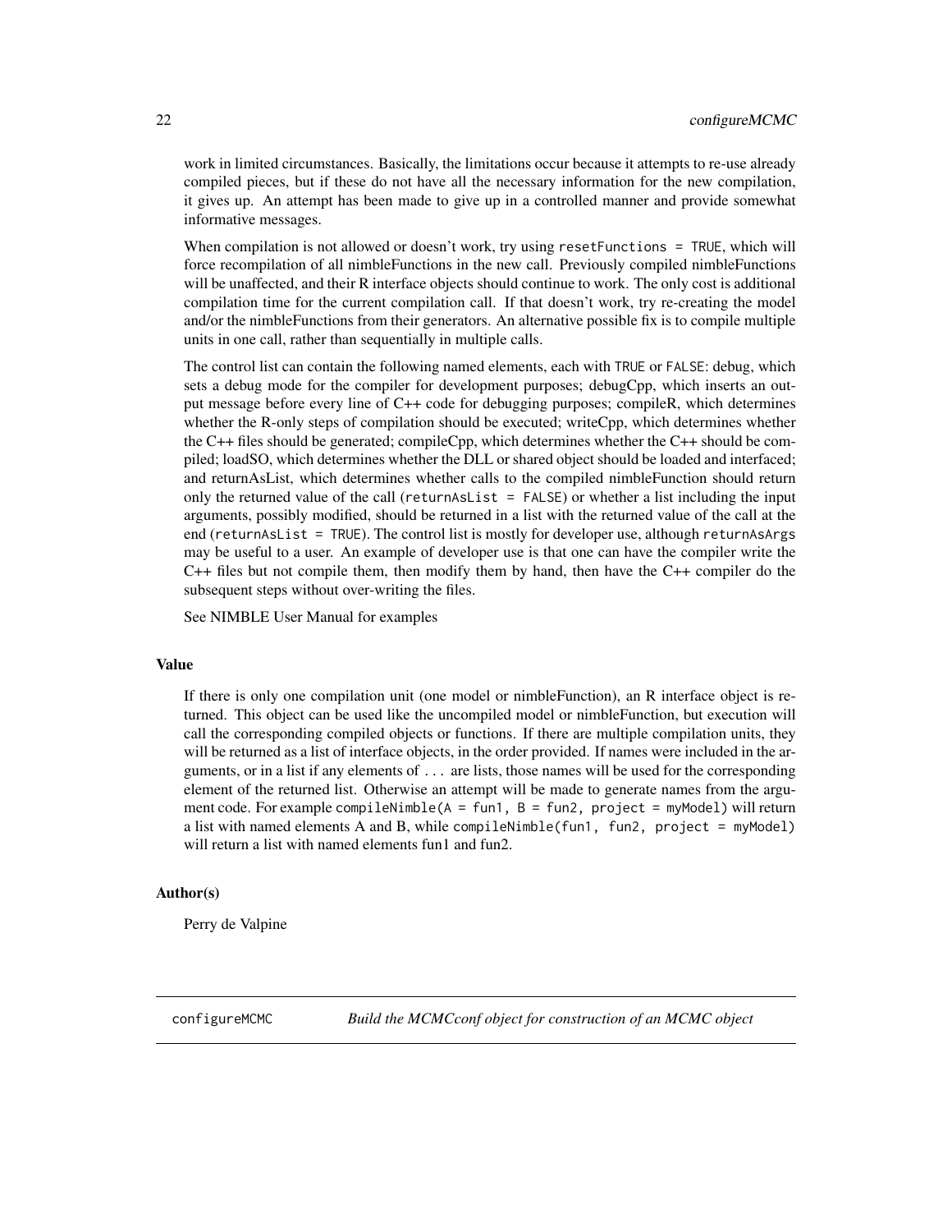work in limited circumstances. Basically, the limitations occur because it attempts to re-use already compiled pieces, but if these do not have all the necessary information for the new compilation, it gives up. An attempt has been made to give up in a controlled manner and provide somewhat informative messages.

When compilation is not allowed or doesn't work, try using `resetFunctions = TRUE`, which will force recompilation of all nimbleFunctions in the new call. Previously compiled nimbleFunctions will be unaffected, and their R interface objects should continue to work. The only cost is additional compilation time for the current compilation call. If that doesn't work, try re-creating the model and/or the nimbleFunctions from their generators. An alternative possible fix is to compile multiple units in one call, rather than sequentially in multiple calls.

The control list can contain the following named elements, each with `TRUE` or `FALSE`: debug, which sets a debug mode for the compiler for development purposes; debugCpp, which inserts an output message before every line of C++ code for debugging purposes; compileR, which determines whether the R-only steps of compilation should be executed; writeCpp, which determines whether the C++ files should be generated; compileCpp, which determines whether the C++ should be compiled; loadSO, which determines whether the DLL or shared object should be loaded and interfaced; and returnAsList, which determines whether calls to the compiled nimbleFunction should return only the returned value of the call (`returnAsList = FALSE`) or whether a list including the input arguments, possibly modified, should be returned in a list with the returned value of the call at the end (`returnAsList = TRUE`). The control list is mostly for developer use, although `returnAsArgs` may be useful to a user. An example of developer use is that one can have the compiler write the C++ files but not compile them, then modify them by hand, then have the C++ compiler do the subsequent steps without over-writing the files.

See NIMBLE User Manual for examples

### Value

If there is only one compilation unit (one model or nimbleFunction), an R interface object is returned. This object can be used like the uncompiled model or nimbleFunction, but execution will call the corresponding compiled objects or functions. If there are multiple compilation units, they will be returned as a list of interface objects, in the order provided. If names were included in the arguments, or in a list if any elements of `...` are lists, those names will be used for the corresponding element of the returned list. Otherwise an attempt will be made to generate names from the argument code. For example `compileNimble(A = fun1, B = fun2, project = myModel)` will return a list with named elements A and B, while `compileNimble(fun1, fun2, project = myModel)` will return a list with named elements fun1 and fun2.

### Author(s)

Perry de Valpine

---

## configureMCMC — *Build the MCMCconf object for construction of an MCMC object*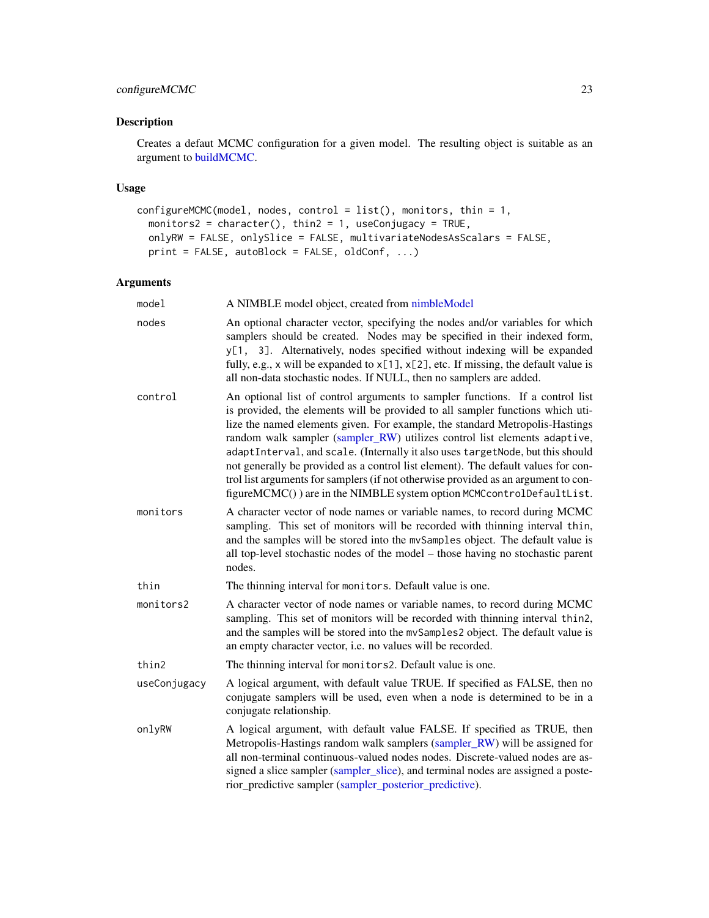## Description

Creates a defaut MCMC configuration for a given model. The resulting object is suitable as an argument to buildMCMC.

## Usage

```
configureMCMC(model, nodes, control = list(), monitors, thin = 1,
  monitors2 = character(), thin2 = 1, useConjugacy = TRUE,
  onlyRW = FALSE, onlySlice = FALSE, multivariateNodesAsScalars = FALSE,
  print = FALSE, autoBlock = FALSE, oldConf, ...)
```

## Arguments

| | |
|---|---|
| `model` | A NIMBLE model object, created from nimbleModel |
| `nodes` | An optional character vector, specifying the nodes and/or variables for which samplers should be created. Nodes may be specified in their indexed form, `y[1, 3]`. Alternatively, nodes specified without indexing will be expanded fully, e.g., `x` will be expanded to `x[1]`, `x[2]`, etc. If missing, the default value is all non-data stochastic nodes. If NULL, then no samplers are added. |
| `control` | An optional list of control arguments to sampler functions. If a control list is provided, the elements will be provided to all sampler functions which utilize the named elements given. For example, the standard Metropolis-Hastings random walk sampler (sampler_RW) utilizes control list elements `adaptive`, `adaptInterval`, and `scale`. (Internally it also uses `targetNode`, but this should not generally be provided as a control list element). The default values for control list arguments for samplers (if not otherwise provided as an argument to configureMCMC() ) are in the NIMBLE system option `MCMCcontrolDefaultList`. |
| `monitors` | A character vector of node names or variable names, to record during MCMC sampling. This set of monitors will be recorded with thinning interval `thin`, and the samples will be stored into the `mvSamples` object. The default value is all top-level stochastic nodes of the model – those having no stochastic parent nodes. |
| `thin` | The thinning interval for `monitors`. Default value is one. |
| `monitors2` | A character vector of node names or variable names, to record during MCMC sampling. This set of monitors will be recorded with thinning interval `thin2`, and the samples will be stored into the `mvSamples2` object. The default value is an empty character vector, i.e. no values will be recorded. |
| `thin2` | The thinning interval for `monitors2`. Default value is one. |
| `useConjugacy` | A logical argument, with default value TRUE. If specified as FALSE, then no conjugate samplers will be used, even when a node is determined to be in a conjugate relationship. |
| `onlyRW` | A logical argument, with default value FALSE. If specified as TRUE, then Metropolis-Hastings random walk samplers (sampler_RW) will be assigned for all non-terminal continuous-valued nodes nodes. Discrete-valued nodes are assigned a slice sampler (sampler_slice), and terminal nodes are assigned a posterior_predictive sampler (sampler_posterior_predictive). |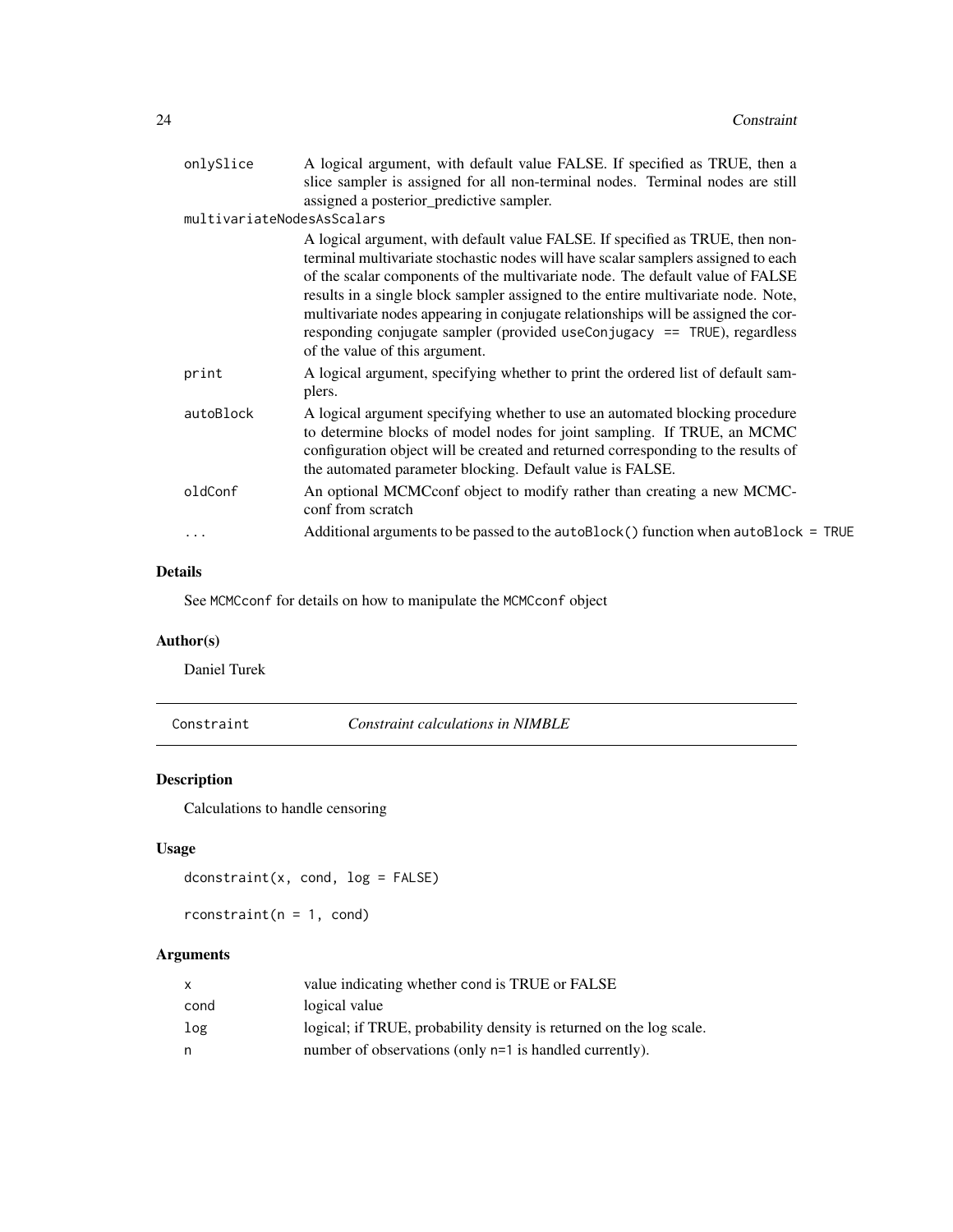| | |
|---|---|
| onlySlice | A logical argument, with default value FALSE. If specified as TRUE, then a slice sampler is assigned for all non-terminal nodes. Terminal nodes are still assigned a posterior_predictive sampler. |
| multivariateNodesAsScalars | A logical argument, with default value FALSE. If specified as TRUE, then non-terminal multivariate stochastic nodes will have scalar samplers assigned to each of the scalar components of the multivariate node. The default value of FALSE results in a single block sampler assigned to the entire multivariate node. Note, multivariate nodes appearing in conjugate relationships will be assigned the corresponding conjugate sampler (provided `useConjugacy == TRUE`), regardless of the value of this argument. |
| print | A logical argument, specifying whether to print the ordered list of default samplers. |
| autoBlock | A logical argument specifying whether to use an automated blocking procedure to determine blocks of model nodes for joint sampling. If TRUE, an MCMC configuration object will be created and returned corresponding to the results of the automated parameter blocking. Default value is FALSE. |
| oldConf | An optional MCMCconf object to modify rather than creating a new MCMCconf from scratch |
| ... | Additional arguments to be passed to the `autoBlock()` function when `autoBlock = TRUE` |

### Details

See `MCMCconf` for details on how to manipulate the `MCMCconf` object

### Author(s)

Daniel Turek

---

## Constraint — *Constraint calculations in NIMBLE*

### Description

Calculations to handle censoring

### Usage

```
dconstraint(x, cond, log = FALSE)

rconstraint(n = 1, cond)
```

### Arguments

| | |
|---|---|
| x | value indicating whether cond is TRUE or FALSE |
| cond | logical value |
| log | logical; if TRUE, probability density is returned on the log scale. |
| n | number of observations (only n=1 is handled currently). |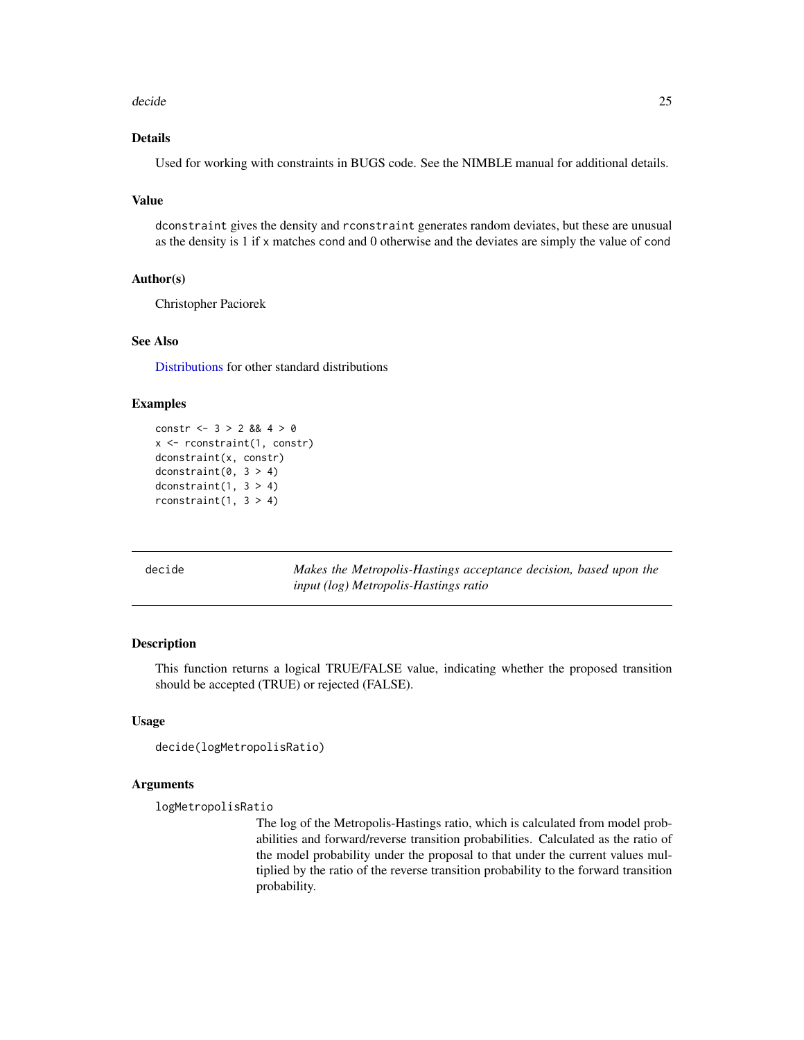### Details

Used for working with constraints in BUGS code. See the NIMBLE manual for additional details.

### Value

`dconstraint` gives the density and `rconstraint` generates random deviates, but these are unusual as the density is 1 if `x` matches `cond` and 0 otherwise and the deviates are simply the value of `cond`

### Author(s)

Christopher Paciorek

### See Also

Distributions for other standard distributions

### Examples

```
constr <- 3 > 2 && 4 > 0
x <- rconstraint(1, constr)
dconstraint(x, constr)
dconstraint(0, 3 > 4)
dconstraint(1, 3 > 4)
rconstraint(1, 3 > 4)
```

---

## decide — *Makes the Metropolis-Hastings acceptance decision, based upon the input (log) Metropolis-Hastings ratio*

### Description

This function returns a logical TRUE/FALSE value, indicating whether the proposed transition should be accepted (TRUE) or rejected (FALSE).

### Usage

```
decide(logMetropolisRatio)
```

### Arguments

`logMetropolisRatio`
: The log of the Metropolis-Hastings ratio, which is calculated from model probabilities and forward/reverse transition probabilities. Calculated as the ratio of the model probability under the proposal to that under the current values multiplied by the ratio of the reverse transition probability to the forward transition probability.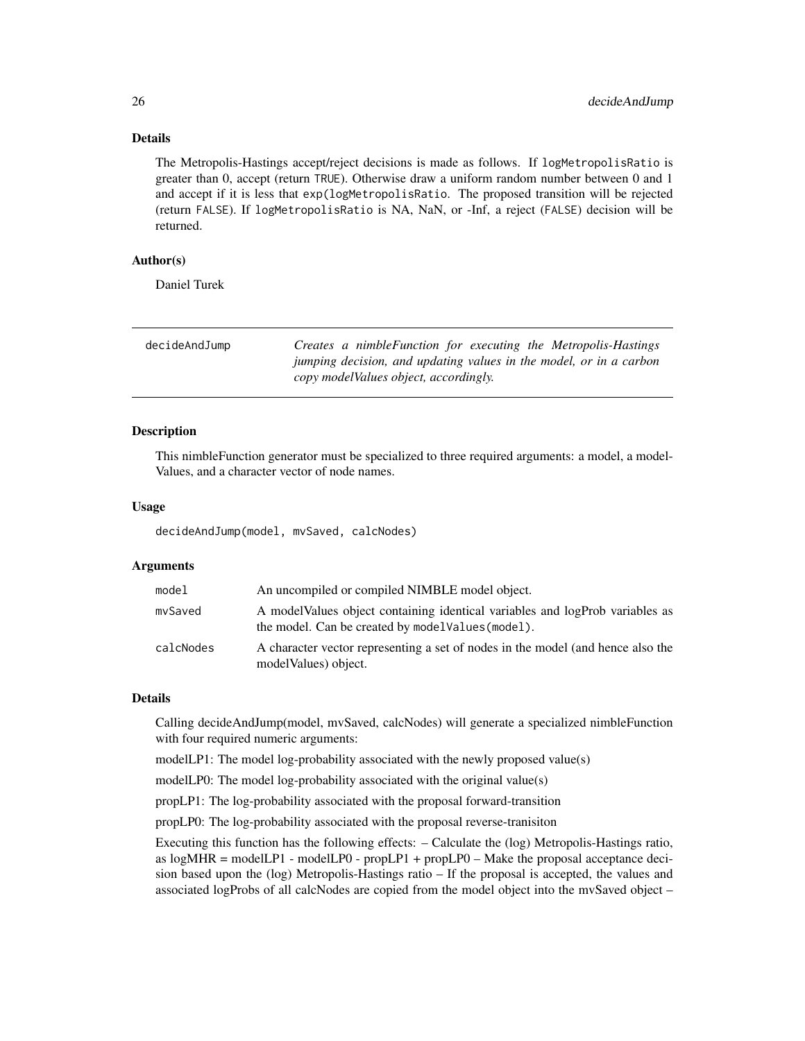### Details

The Metropolis-Hastings accept/reject decisions is made as follows. If `logMetropolisRatio` is greater than 0, accept (return `TRUE`). Otherwise draw a uniform random number between 0 and 1 and accept if it is less that `exp(logMetropolisRatio`. The proposed transition will be rejected (return `FALSE`). If `logMetropolisRatio` is NA, NaN, or -Inf, a reject (`FALSE`) decision will be returned.

### Author(s)

Daniel Turek

---

## decideAndJump

*Creates a nimbleFunction for executing the Metropolis-Hastings jumping decision, and updating values in the model, or in a carbon copy modelValues object, accordingly.*

---

### Description

This nimbleFunction generator must be specialized to three required arguments: a model, a modelValues, and a character vector of node names.

### Usage

```
decideAndJump(model, mvSaved, calcNodes)
```

### Arguments

| | |
|---|---|
| `model` | An uncompiled or compiled NIMBLE model object. |
| `mvSaved` | A modelValues object containing identical variables and logProb variables as the model. Can be created by `modelValues(model)`. |
| `calcNodes` | A character vector representing a set of nodes in the model (and hence also the modelValues) object. |

### Details

Calling decideAndJump(model, mvSaved, calcNodes) will generate a specialized nimbleFunction with four required numeric arguments:

modelLP1: The model log-probability associated with the newly proposed value(s)

modelLP0: The model log-probability associated with the original value(s)

propLP1: The log-probability associated with the proposal forward-transition

propLP0: The log-probability associated with the proposal reverse-tranisiton

Executing this function has the following effects: – Calculate the (log) Metropolis-Hastings ratio, as logMHR = modelLP1 - modelLP0 - propLP1 + propLP0 – Make the proposal acceptance decision based upon the (log) Metropolis-Hastings ratio – If the proposal is accepted, the values and associated logProbs of all calcNodes are copied from the model object into the mvSaved object –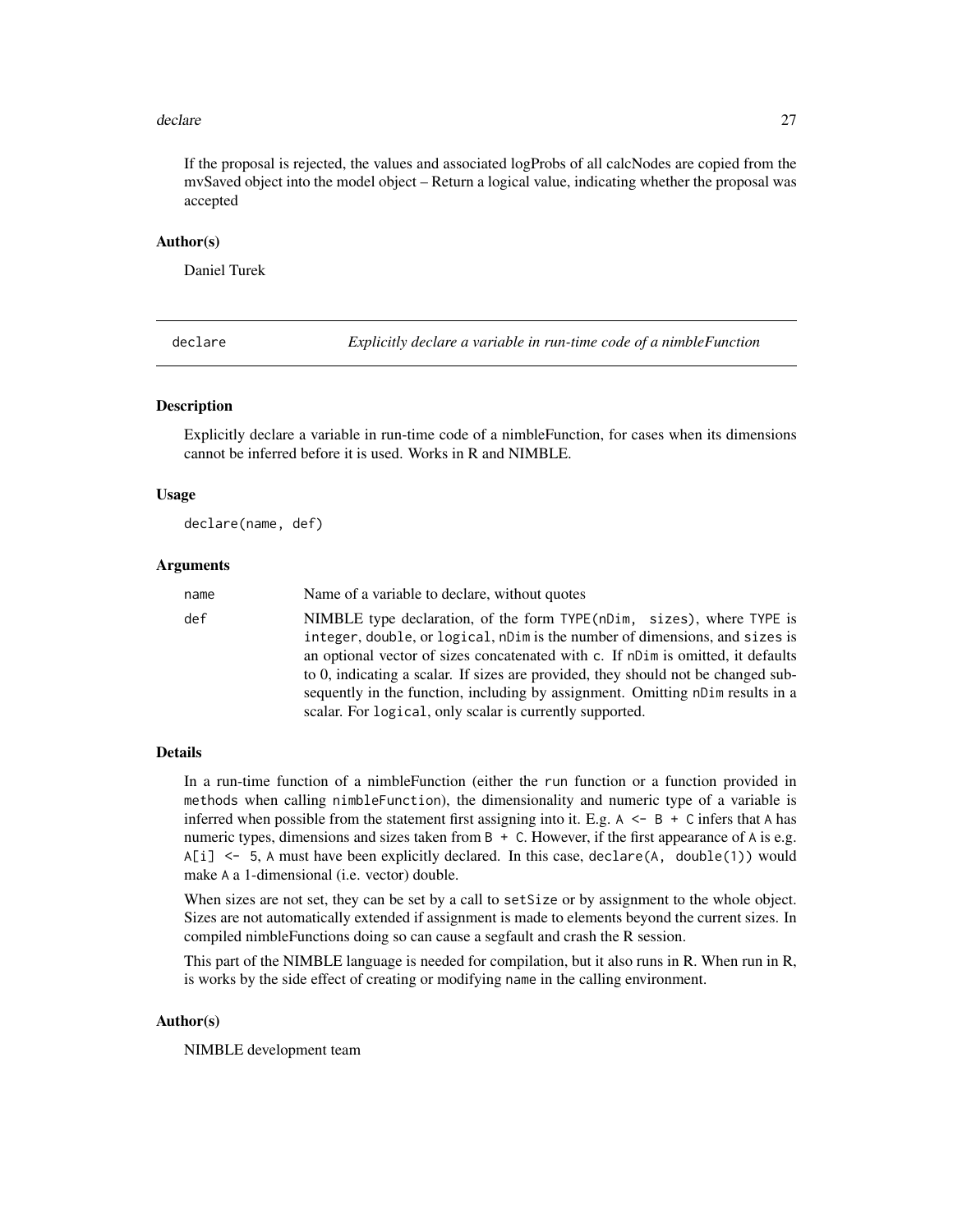If the proposal is rejected, the values and associated logProbs of all calcNodes are copied from the mvSaved object into the model object – Return a logical value, indicating whether the proposal was accepted

### Author(s)

Daniel Turek

---

## declare — *Explicitly declare a variable in run-time code of a nimbleFunction*

### Description

Explicitly declare a variable in run-time code of a nimbleFunction, for cases when its dimensions cannot be inferred before it is used. Works in R and NIMBLE.

### Usage

```
declare(name, def)
```

### Arguments

| | |
|---|---|
| `name` | Name of a variable to declare, without quotes |
| `def` | NIMBLE type declaration, of the form `TYPE(nDim, sizes)`, where `TYPE` is `integer`, `double`, or `logical`, `nDim` is the number of dimensions, and `sizes` is an optional vector of sizes concatenated with `c`. If `nDim` is omitted, it defaults to 0, indicating a scalar. If sizes are provided, they should not be changed subsequently in the function, including by assignment. Omitting `nDim` results in a scalar. For `logical`, only scalar is currently supported. |

### Details

In a run-time function of a nimbleFunction (either the `run` function or a function provided in `methods` when calling `nimbleFunction`), the dimensionality and numeric type of a variable is inferred when possible from the statement first assigning into it. E.g. `A <- B + C` infers that `A` has numeric types, dimensions and sizes taken from `B + C`. However, if the first appearance of `A` is e.g. `A[i] <- 5`, `A` must have been explicitly declared. In this case, `declare(A, double(1))` would make `A` a 1-dimensional (i.e. vector) double.

When sizes are not set, they can be set by a call to `setSize` or by assignment to the whole object. Sizes are not automatically extended if assignment is made to elements beyond the current sizes. In compiled nimbleFunctions doing so can cause a segfault and crash the R session.

This part of the NIMBLE language is needed for compilation, but it also runs in R. When run in R, is works by the side effect of creating or modifying `name` in the calling environment.

### Author(s)

NIMBLE development team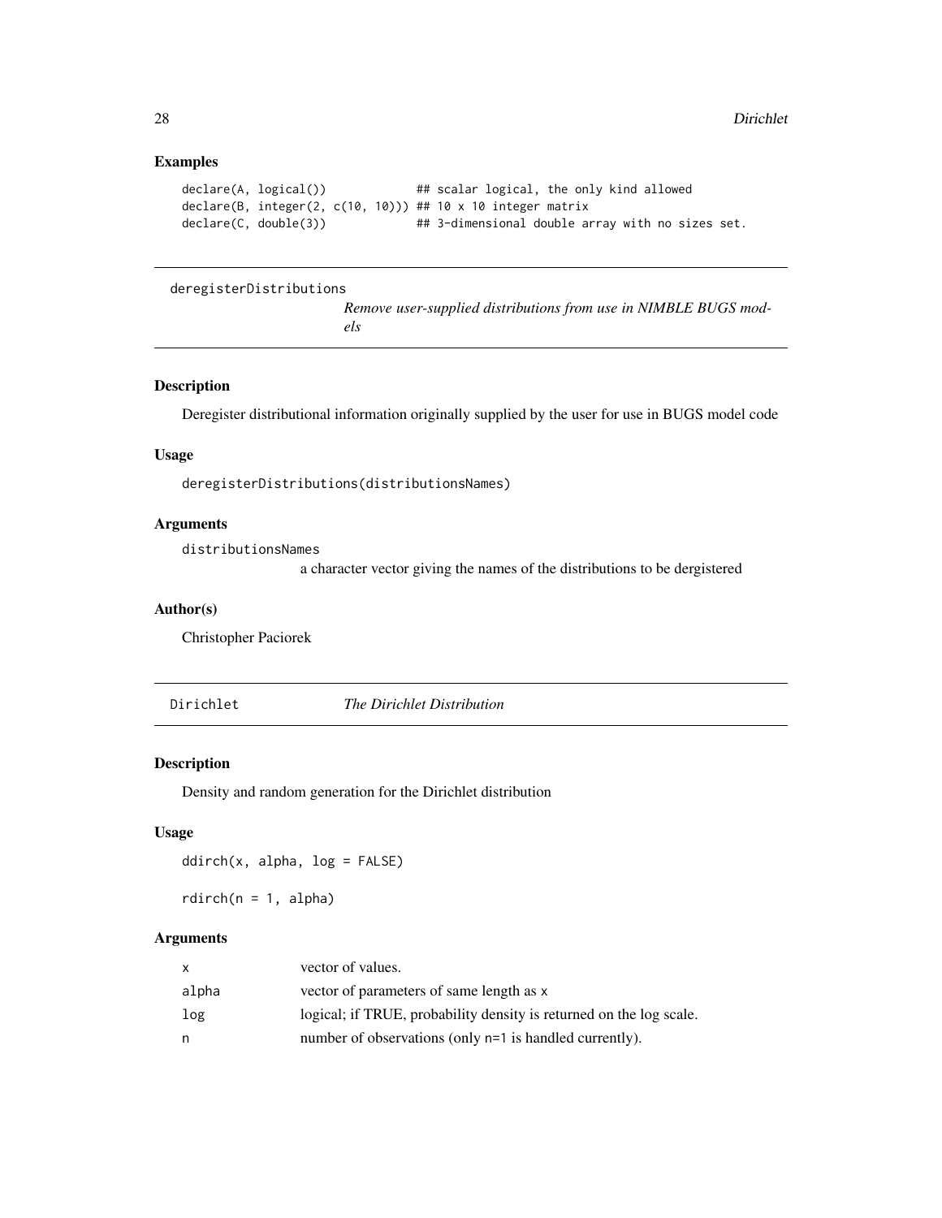### Examples

```
declare(A, logical())            ## scalar logical, the only kind allowed
declare(B, integer(2, c(10, 10))) ## 10 x 10 integer matrix
declare(C, double(3))            ## 3-dimensional double array with no sizes set.
```

---

## deregisterDistributions

*Remove user-supplied distributions from use in NIMBLE BUGS models*

---

### Description

Deregister distributional information originally supplied by the user for use in BUGS model code

### Usage

```
deregisterDistributions(distributionsNames)
```

### Arguments

| | |
|---|---|
| `distributionsNames` | a character vector giving the names of the distributions to be dergistered |

### Author(s)

Christopher Paciorek

---

## Dirichlet

*The Dirichlet Distribution*

---

### Description

Density and random generation for the Dirichlet distribution

### Usage

```
ddirch(x, alpha, log = FALSE)

rdirch(n = 1, alpha)
```

### Arguments

| | |
|---|---|
| `x` | vector of values. |
| `alpha` | vector of parameters of same length as `x` |
| `log` | logical; if TRUE, probability density is returned on the log scale. |
| `n` | number of observations (only `n=1` is handled currently). |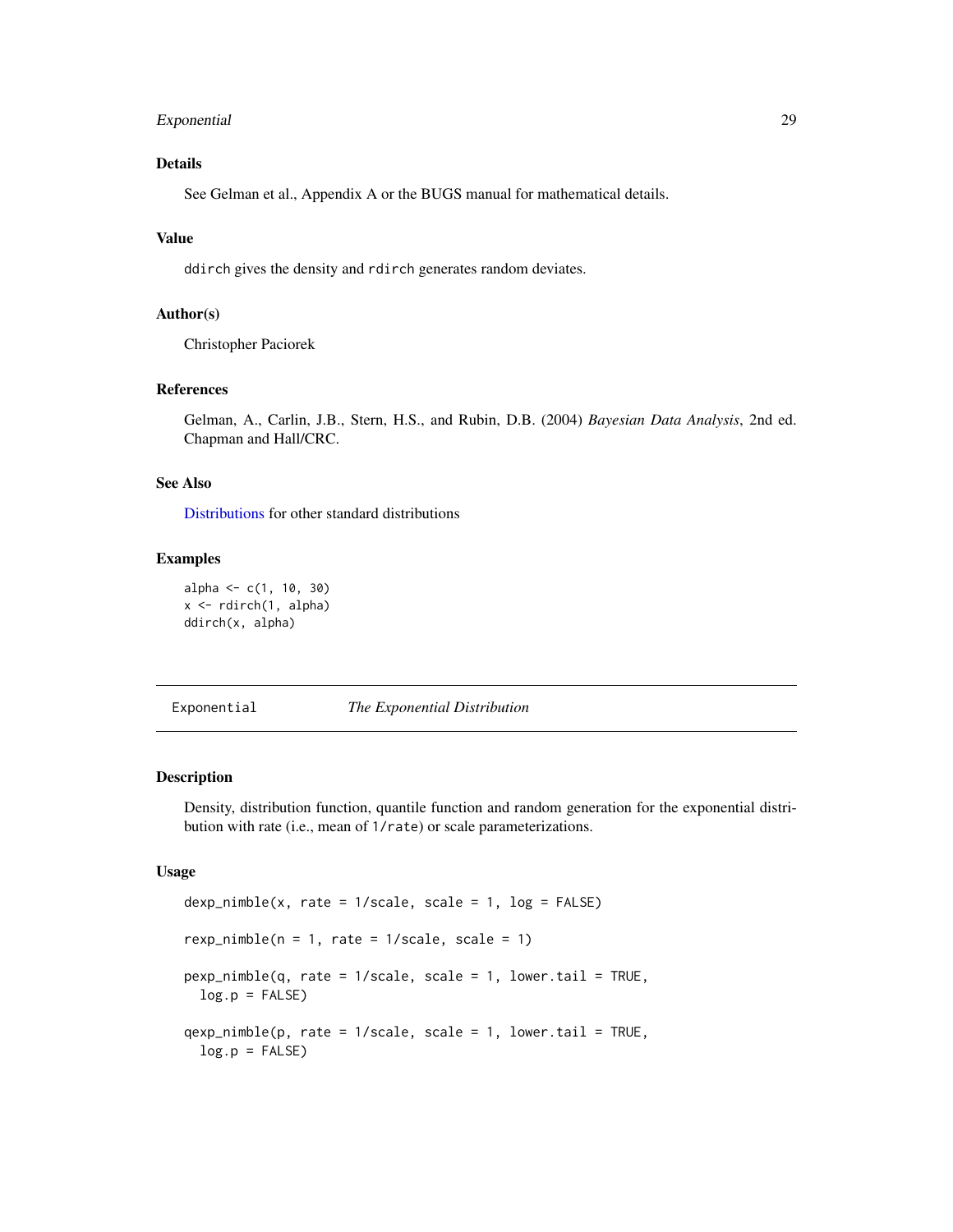### Details

See Gelman et al., Appendix A or the BUGS manual for mathematical details.

### Value

ddirch gives the density and rdirch generates random deviates.

### Author(s)

Christopher Paciorek

### References

Gelman, A., Carlin, J.B., Stern, H.S., and Rubin, D.B. (2004) *Bayesian Data Analysis*, 2nd ed. Chapman and Hall/CRC.

### See Also

Distributions for other standard distributions

### Examples

```
alpha <- c(1, 10, 30)
x <- rdirch(1, alpha)
ddirch(x, alpha)
```

---

## Exponential — *The Exponential Distribution*

### Description

Density, distribution function, quantile function and random generation for the exponential distribution with rate (i.e., mean of 1/rate) or scale parameterizations.

### Usage

```
dexp_nimble(x, rate = 1/scale, scale = 1, log = FALSE)

rexp_nimble(n = 1, rate = 1/scale, scale = 1)

pexp_nimble(q, rate = 1/scale, scale = 1, lower.tail = TRUE,
  log.p = FALSE)

qexp_nimble(p, rate = 1/scale, scale = 1, lower.tail = TRUE,
  log.p = FALSE)
```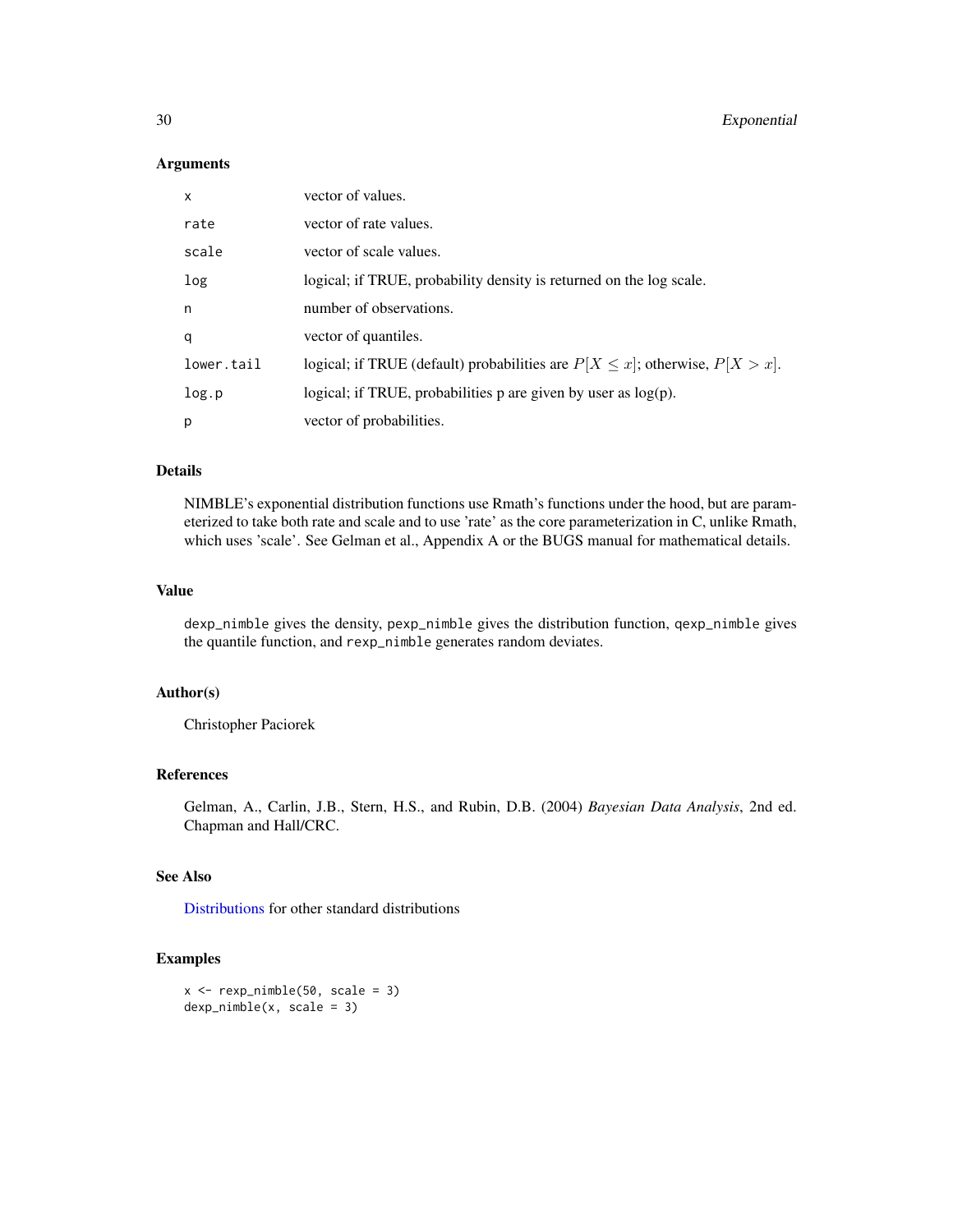### Arguments

| | |
|---|---|
| `x` | vector of values. |
| `rate` | vector of rate values. |
| `scale` | vector of scale values. |
| `log` | logical; if TRUE, probability density is returned on the log scale. |
| `n` | number of observations. |
| `q` | vector of quantiles. |
| `lower.tail` | logical; if TRUE (default) probabilities are $P[X \leq x]$; otherwise, $P[X > x]$. |
| `log.p` | logical; if TRUE, probabilities p are given by user as log(p). |
| `p` | vector of probabilities. |

### Details

NIMBLE's exponential distribution functions use Rmath's functions under the hood, but are parameterized to take both rate and scale and to use 'rate' as the core parameterization in C, unlike Rmath, which uses 'scale'. See Gelman et al., Appendix A or the BUGS manual for mathematical details.

### Value

`dexp_nimble` gives the density, `pexp_nimble` gives the distribution function, `qexp_nimble` gives the quantile function, and `rexp_nimble` generates random deviates.

### Author(s)

Christopher Paciorek

### References

Gelman, A., Carlin, J.B., Stern, H.S., and Rubin, D.B. (2004) *Bayesian Data Analysis*, 2nd ed. Chapman and Hall/CRC.

### See Also

Distributions for other standard distributions

### Examples

```
x <- rexp_nimble(50, scale = 3)
dexp_nimble(x, scale = 3)
```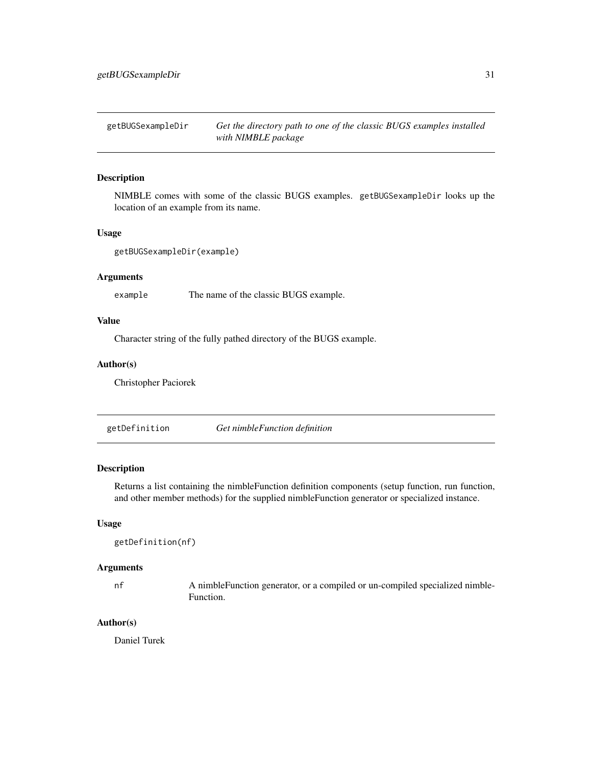## getBUGSexampleDir — *Get the directory path to one of the classic BUGS examples installed with NIMBLE package*

### Description

NIMBLE comes with some of the classic BUGS examples. `getBUGSexampleDir` looks up the location of an example from its name.

### Usage

```
getBUGSexampleDir(example)
```

### Arguments

| | |
|---|---|
| `example` | The name of the classic BUGS example. |

### Value

Character string of the fully pathed directory of the BUGS example.

### Author(s)

Christopher Paciorek

## getDefinition — *Get nimbleFunction definition*

### Description

Returns a list containing the nimbleFunction definition components (setup function, run function, and other member methods) for the supplied nimbleFunction generator or specialized instance.

### Usage

```
getDefinition(nf)
```

### Arguments

| | |
|---|---|
| `nf` | A nimbleFunction generator, or a compiled or un-compiled specialized nimbleFunction. |

### Author(s)

Daniel Turek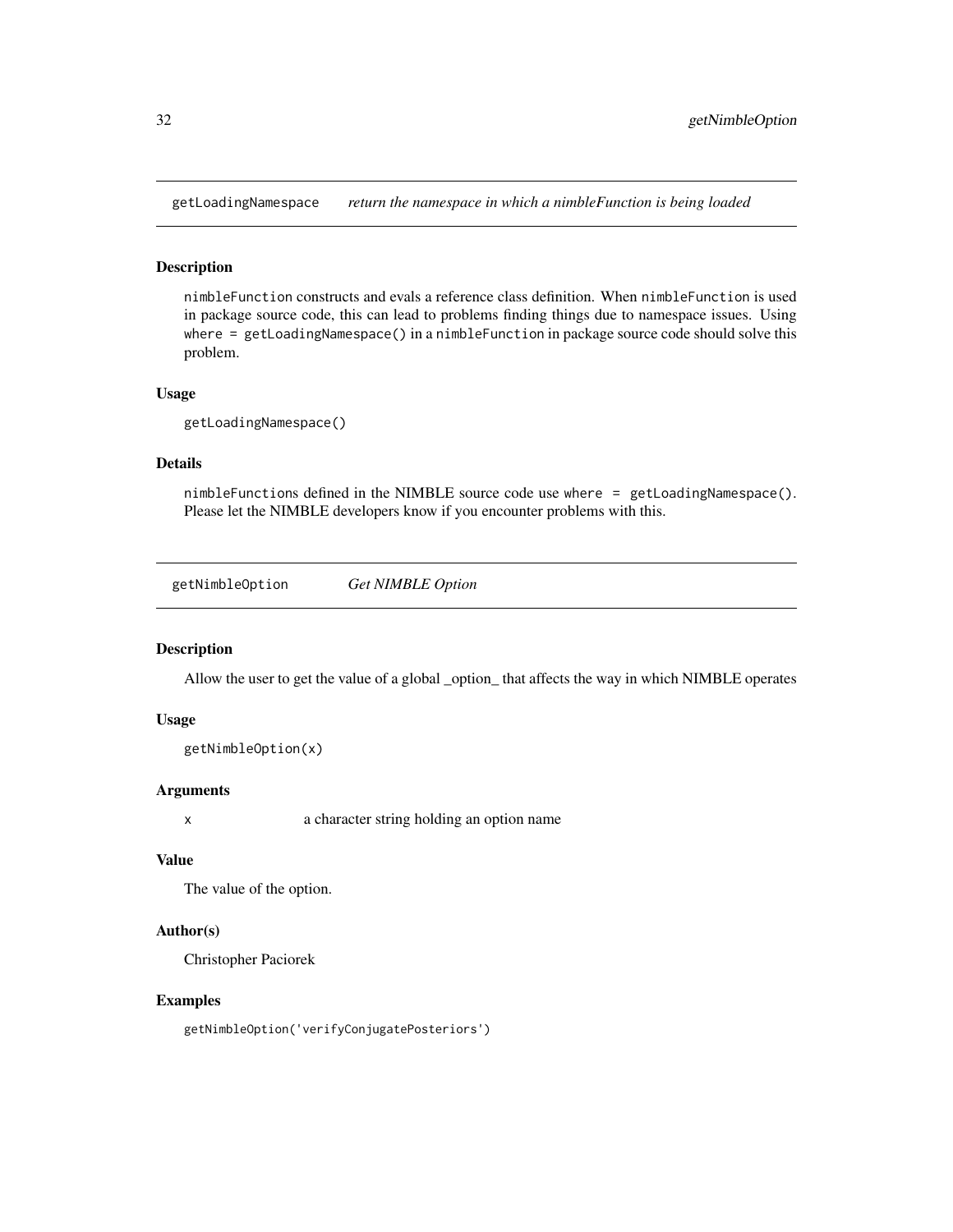## getLoadingNamespace — *return the namespace in which a nimbleFunction is being loaded*

### Description

`nimbleFunction` constructs and evals a reference class definition. When `nimbleFunction` is used in package source code, this can lead to problems finding things due to namespace issues. Using `where = getLoadingNamespace()` in a `nimbleFunction` in package source code should solve this problem.

### Usage

```
getLoadingNamespace()
```

### Details

`nimbleFunctions` defined in the NIMBLE source code use `where = getLoadingNamespace()`. Please let the NIMBLE developers know if you encounter problems with this.

## getNimbleOption — *Get NIMBLE Option*

### Description

Allow the user to get the value of a global _option_ that affects the way in which NIMBLE operates

### Usage

```
getNimbleOption(x)
```

### Arguments

| | |
|---|---|
| `x` | a character string holding an option name |

### Value

The value of the option.

### Author(s)

Christopher Paciorek

### Examples

```
getNimbleOption('verifyConjugatePosteriors')
```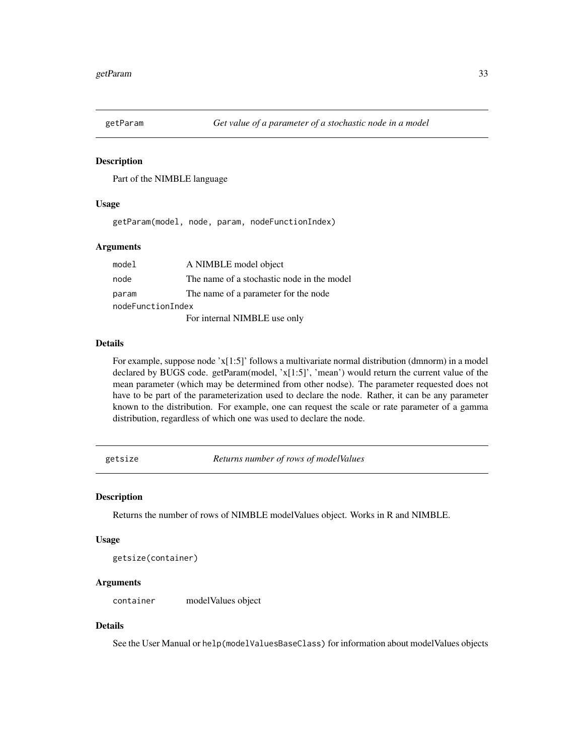## getParam — *Get value of a parameter of a stochastic node in a model*

### Description

Part of the NIMBLE language

### Usage

```
getParam(model, node, param, nodeFunctionIndex)
```

### Arguments

| | |
|---|---|
| `model` | A NIMBLE model object |
| `node` | The name of a stochastic node in the model |
| `param` | The name of a parameter for the node |
| `nodeFunctionIndex` | For internal NIMBLE use only |

### Details

For example, suppose node 'x[1:5]' follows a multivariate normal distribution (dmnorm) in a model declared by BUGS code. getParam(model, 'x[1:5]', 'mean') would return the current value of the mean parameter (which may be determined from other nodse). The parameter requested does not have to be part of the parameterization used to declare the node. Rather, it can be any parameter known to the distribution. For example, one can request the scale or rate parameter of a gamma distribution, regardless of which one was used to declare the node.

## getsize — *Returns number of rows of modelValues*

### Description

Returns the number of rows of NIMBLE modelValues object. Works in R and NIMBLE.

### Usage

```
getsize(container)
```

### Arguments

| | |
|---|---|
| `container` | modelValues object |

### Details

See the User Manual or `help(modelValuesBaseClass)` for information about modelValues objects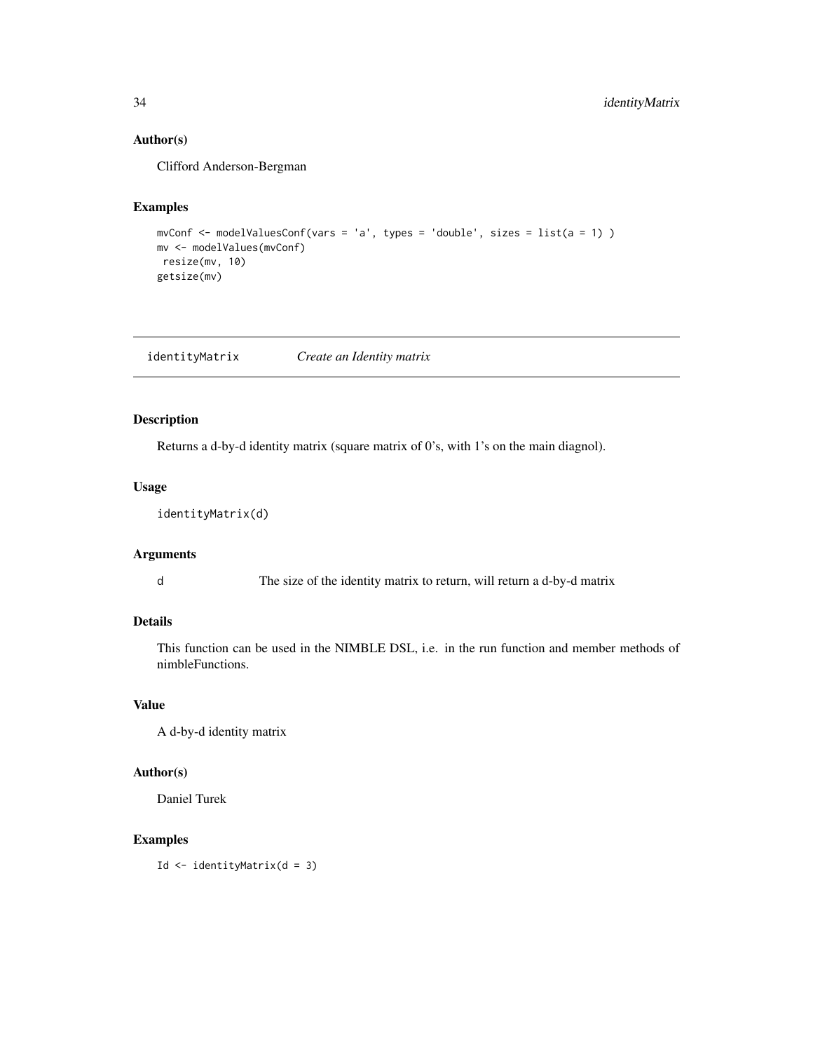## Author(s)

Clifford Anderson-Bergman

## Examples

```
mvConf <- modelValuesConf(vars = 'a', types = 'double', sizes = list(a = 1) )
mv <- modelValues(mvConf)
 resize(mv, 10)
getsize(mv)
```

---

# identityMatrix    *Create an Identity matrix*

---

## Description

Returns a d-by-d identity matrix (square matrix of 0's, with 1's on the main diagnol).

## Usage

```
identityMatrix(d)
```

## Arguments

| | |
|---|---|
| d | The size of the identity matrix to return, will return a d-by-d matrix |

## Details

This function can be used in the NIMBLE DSL, i.e. in the run function and member methods of nimbleFunctions.

## Value

A d-by-d identity matrix

## Author(s)

Daniel Turek

## Examples

```
Id <- identityMatrix(d = 3)
```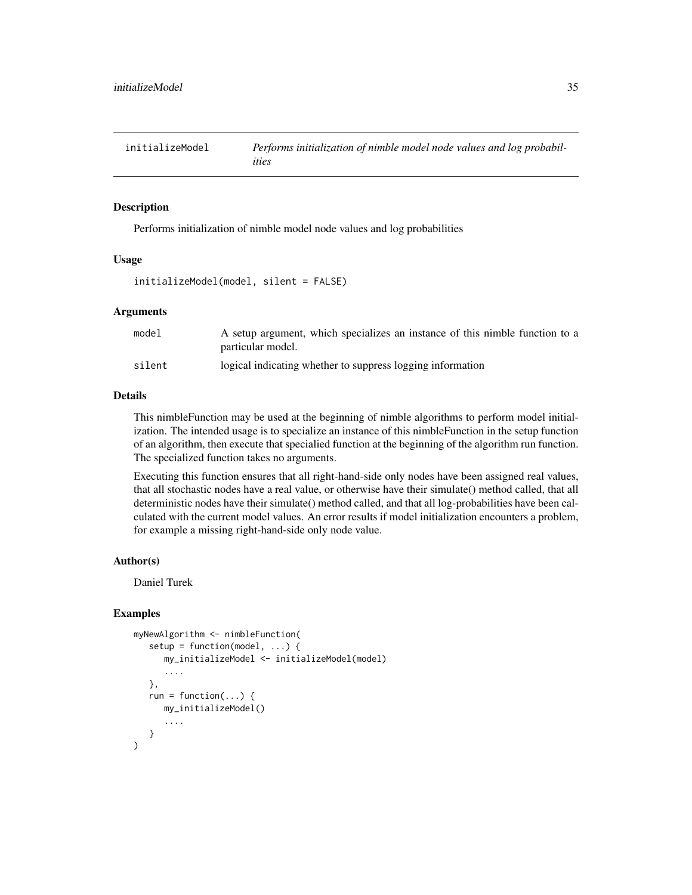## initializeModel — *Performs initialization of nimble model node values and log probabilities*

### Description

Performs initialization of nimble model node values and log probabilities

### Usage

```
initializeModel(model, silent = FALSE)
```

### Arguments

| | |
|---|---|
| model | A setup argument, which specializes an instance of this nimble function to a particular model. |
| silent | logical indicating whether to suppress logging information |

### Details

This nimbleFunction may be used at the beginning of nimble algorithms to perform model initialization. The intended usage is to specialize an instance of this nimbleFunction in the setup function of an algorithm, then execute that specialied function at the beginning of the algorithm run function. The specialized function takes no arguments.

Executing this function ensures that all right-hand-side only nodes have been assigned real values, that all stochastic nodes have a real value, or otherwise have their simulate() method called, that all deterministic nodes have their simulate() method called, and that all log-probabilities have been calculated with the current model values. An error results if model initialization encounters a problem, for example a missing right-hand-side only node value.

### Author(s)

Daniel Turek

### Examples

```
myNewAlgorithm <- nimbleFunction(
   setup = function(model, ...) {
      my_initializeModel <- initializeModel(model)
      ....
   },
   run = function(...) {
      my_initializeModel()
      ....
   }
)
```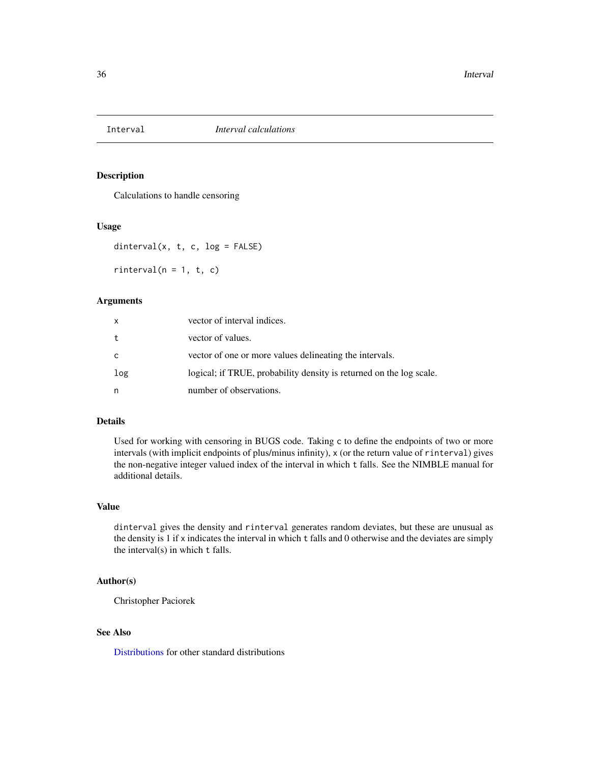# Interval

*Interval calculations*

## Description

Calculations to handle censoring

## Usage

```
dinterval(x, t, c, log = FALSE)

rinterval(n = 1, t, c)
```

## Arguments

| | |
|---|---|
| x | vector of interval indices. |
| t | vector of values. |
| c | vector of one or more values delineating the intervals. |
| log | logical; if TRUE, probability density is returned on the log scale. |
| n | number of observations. |

## Details

Used for working with censoring in BUGS code. Taking `c` to define the endpoints of two or more intervals (with implicit endpoints of plus/minus infinity), `x` (or the return value of `rinterval`) gives the non-negative integer valued index of the interval in which `t` falls. See the NIMBLE manual for additional details.

## Value

`dinterval` gives the density and `rinterval` generates random deviates, but these are unusual as the density is 1 if `x` indicates the interval in which `t` falls and 0 otherwise and the deviates are simply the interval(s) in which `t` falls.

## Author(s)

Christopher Paciorek

## See Also

Distributions for other standard distributions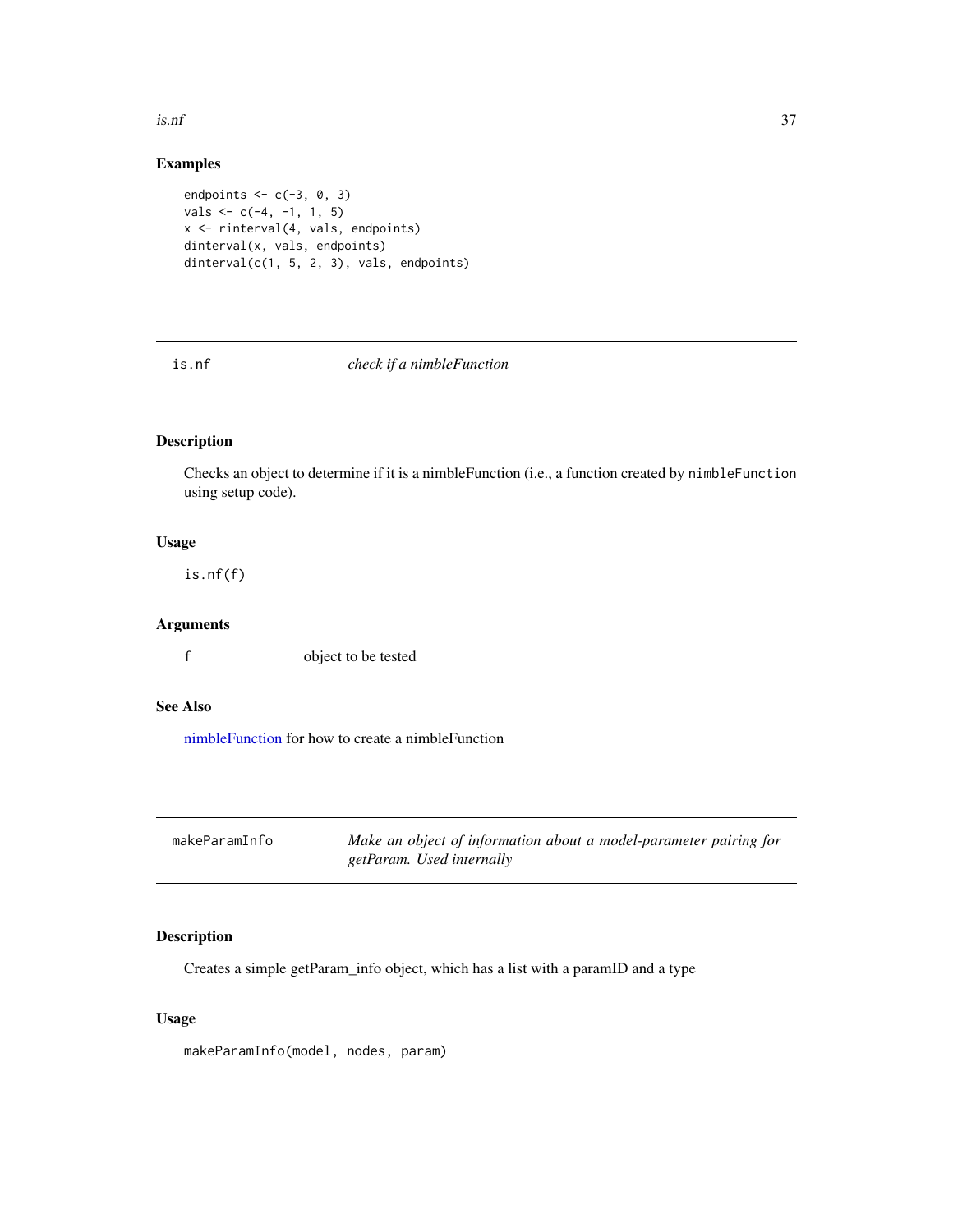## Examples

```
endpoints <- c(-3, 0, 3)
vals <- c(-4, -1, 1, 5)
x <- rinterval(4, vals, endpoints)
dinterval(x, vals, endpoints)
dinterval(c(1, 5, 2, 3), vals, endpoints)
```

---

# is.nf — *check if a nimbleFunction*

## Description

Checks an object to determine if it is a nimbleFunction (i.e., a function created by `nimbleFunction` using setup code).

## Usage

```
is.nf(f)
```

## Arguments

| | |
|---|---|
| f | object to be tested |

## See Also

nimbleFunction for how to create a nimbleFunction

---

# makeParamInfo — *Make an object of information about a model-parameter pairing for getParam. Used internally*

## Description

Creates a simple getParam_info object, which has a list with a paramID and a type

## Usage

```
makeParamInfo(model, nodes, param)
```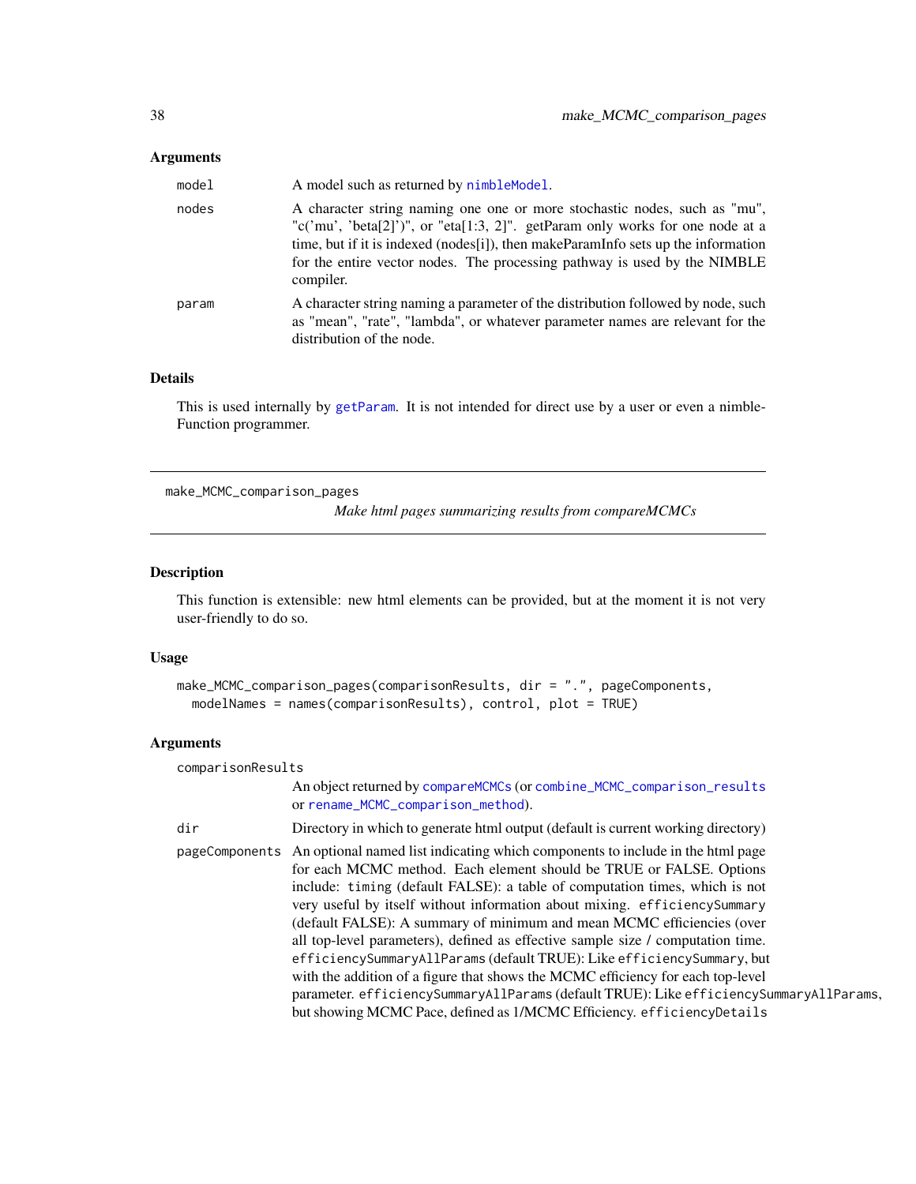### Arguments

| | |
|---|---|
| model | A model such as returned by nimbleModel. |
| nodes | A character string naming one one or more stochastic nodes, such as "mu", "c('mu', 'beta[2]')", or "eta[1:3, 2]". getParam only works for one node at a time, but if it is indexed (nodes[i]), then makeParamInfo sets up the information for the entire vector nodes. The processing pathway is used by the NIMBLE compiler. |
| param | A character string naming a parameter of the distribution followed by node, such as "mean", "rate", "lambda", or whatever parameter names are relevant for the distribution of the node. |

### Details

This is used internally by getParam. It is not intended for direct use by a user or even a nimbleFunction programmer.

---

## make_MCMC_comparison_pages

*Make html pages summarizing results from compareMCMCs*

### Description

This function is extensible: new html elements can be provided, but at the moment it is not very user-friendly to do so.

### Usage

```
make_MCMC_comparison_pages(comparisonResults, dir = ".", pageComponents,
  modelNames = names(comparisonResults), control, plot = TRUE)
```

### Arguments

| | |
|---|---|
| comparisonResults | An object returned by compareMCMCs (or combine_MCMC_comparison_results or rename_MCMC_comparison_method). |
| dir | Directory in which to generate html output (default is current working directory) |
| pageComponents | An optional named list indicating which components to include in the html page for each MCMC method. Each element should be TRUE or FALSE. Options include: timing (default FALSE): a table of computation times, which is not very useful by itself without information about mixing. efficiencySummary (default FALSE): A summary of minimum and mean MCMC efficiencies (over all top-level parameters), defined as effective sample size / computation time. efficiencySummaryAllParams (default TRUE): Like efficiencySummary, but with the addition of a figure that shows the MCMC efficiency for each top-level parameter. efficiencySummaryAllParams (default TRUE): Like efficiencySummaryAllParams, but showing MCMC Pace, defined as 1/MCMC Efficiency. efficiencyDetails |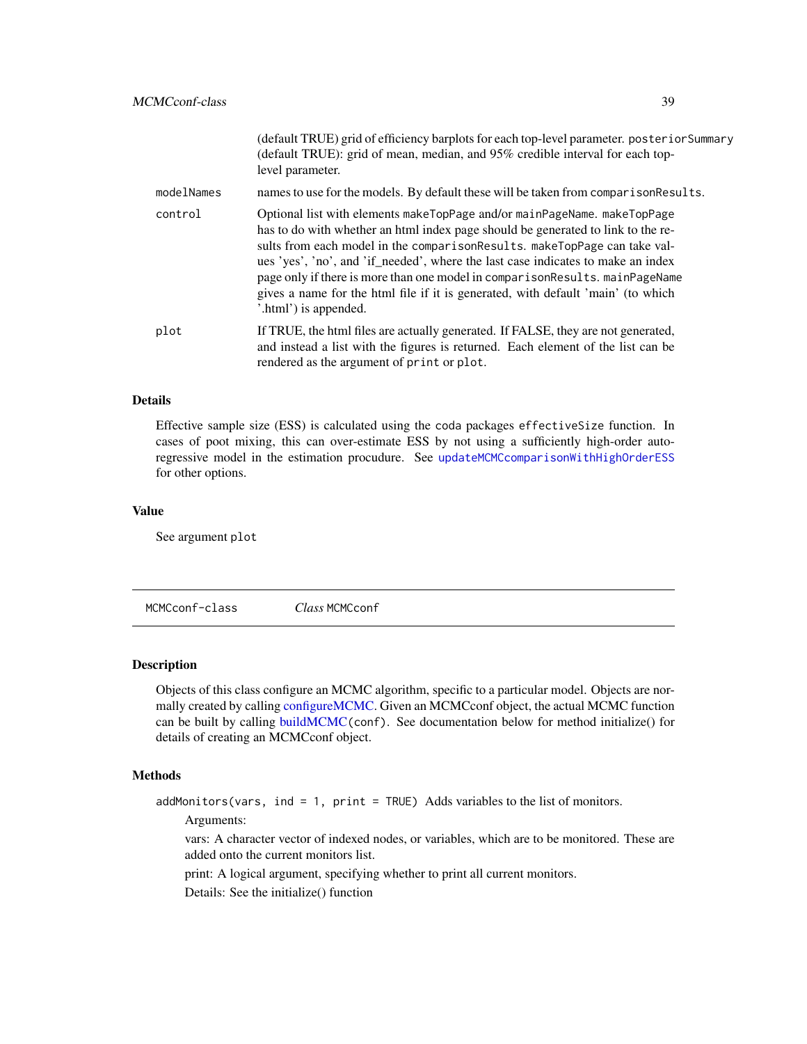(default TRUE) grid of efficiency barplots for each top-level parameter. `posteriorSummary` (default TRUE): grid of mean, median, and 95% credible interval for each top-level parameter.

| | |
|---|---|
| `modelNames` | names to use for the models. By default these will be taken from `comparisonResults`. |
| `control` | Optional list with elements `makeTopPage` and/or `mainPageName`. `makeTopPage` has to do with whether an html index page should be generated to link to the results from each model in the `comparisonResults`. `makeTopPage` can take values 'yes', 'no', and 'if_needed', where the last case indicates to make an index page only if there is more than one model in `comparisonResults`. `mainPageName` gives a name for the html file if it is generated, with default 'main' (to which '.html') is appended. |
| `plot` | If TRUE, the html files are actually generated. If FALSE, they are not generated, and instead a list with the figures is returned. Each element of the list can be rendered as the argument of `print` or `plot`. |

### Details

Effective sample size (ESS) is calculated using the coda packages `effectiveSize` function. In cases of poot mixing, this can over-estimate ESS by not using a sufficiently high-order autoregressive model in the estimation procudure. See `updateMCMCcomparisonWithHighOrderESS` for other options.

### Value

See argument `plot`

---

## MCMCconf-class — *Class* `MCMCconf`

---

### Description

Objects of this class configure an MCMC algorithm, specific to a particular model. Objects are normally created by calling configureMCMC. Given an MCMCconf object, the actual MCMC function can be built by calling buildMCMC(`conf`). See documentation below for method initialize() for details of creating an MCMCconf object.

### Methods

`addMonitors(vars, ind = 1, print = TRUE)` Adds variables to the list of monitors.

Arguments:

vars: A character vector of indexed nodes, or variables, which are to be monitored. These are added onto the current monitors list.

print: A logical argument, specifying whether to print all current monitors.

Details: See the initialize() function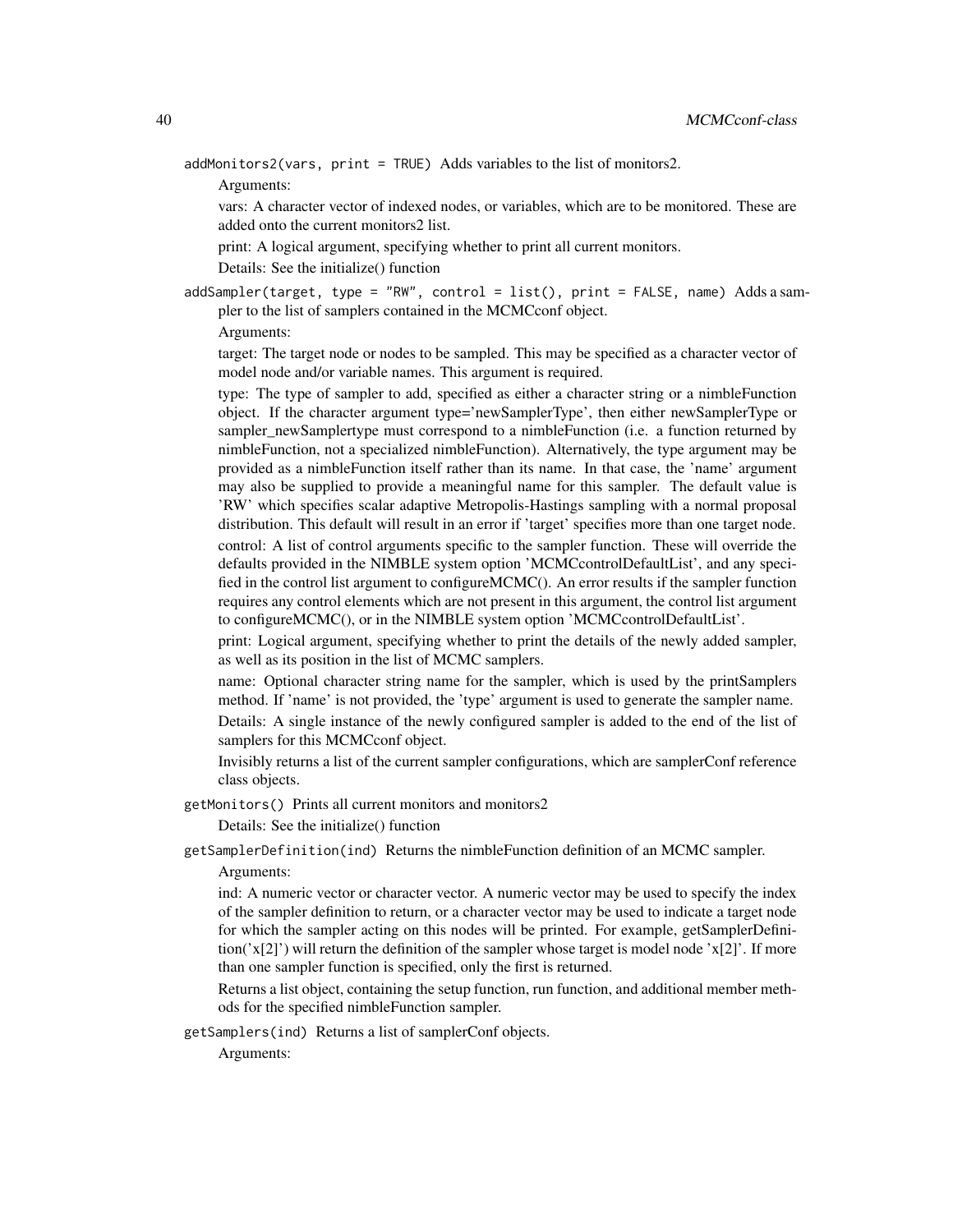`addMonitors2(vars, print = TRUE)` Adds variables to the list of monitors2.

Arguments:

vars: A character vector of indexed nodes, or variables, which are to be monitored. These are added onto the current monitors2 list.

print: A logical argument, specifying whether to print all current monitors.

Details: See the initialize() function

`addSampler(target, type = "RW", control = list(), print = FALSE, name)` Adds a sampler to the list of samplers contained in the MCMCconf object.

Arguments:

target: The target node or nodes to be sampled. This may be specified as a character vector of model node and/or variable names. This argument is required.

type: The type of sampler to add, specified as either a character string or a nimbleFunction object. If the character argument type='newSamplerType', then either newSamplerType or sampler_newSamplertype must correspond to a nimbleFunction (i.e. a function returned by nimbleFunction, not a specialized nimbleFunction). Alternatively, the type argument may be provided as a nimbleFunction itself rather than its name. In that case, the 'name' argument may also be supplied to provide a meaningful name for this sampler. The default value is 'RW' which specifies scalar adaptive Metropolis-Hastings sampling with a normal proposal distribution. This default will result in an error if 'target' specifies more than one target node.

control: A list of control arguments specific to the sampler function. These will override the defaults provided in the NIMBLE system option 'MCMCcontrolDefaultList', and any specified in the control list argument to configureMCMC(). An error results if the sampler function requires any control elements which are not present in this argument, the control list argument to configureMCMC(), or in the NIMBLE system option 'MCMCcontrolDefaultList'.

print: Logical argument, specifying whether to print the details of the newly added sampler, as well as its position in the list of MCMC samplers.

name: Optional character string name for the sampler, which is used by the printSamplers method. If 'name' is not provided, the 'type' argument is used to generate the sampler name.

Details: A single instance of the newly configured sampler is added to the end of the list of samplers for this MCMCconf object.

Invisibly returns a list of the current sampler configurations, which are samplerConf reference class objects.

`getMonitors()` Prints all current monitors and monitors2

Details: See the initialize() function

`getSamplerDefinition(ind)` Returns the nimbleFunction definition of an MCMC sampler.

Arguments:

ind: A numeric vector or character vector. A numeric vector may be used to specify the index of the sampler definition to return, or a character vector may be used to indicate a target node for which the sampler acting on this nodes will be printed. For example, getSamplerDefinition('x[2]') will return the definition of the sampler whose target is model node 'x[2]'. If more than one sampler function is specified, only the first is returned.

Returns a list object, containing the setup function, run function, and additional member methods for the specified nimbleFunction sampler.

`getSamplers(ind)` Returns a list of samplerConf objects.

Arguments: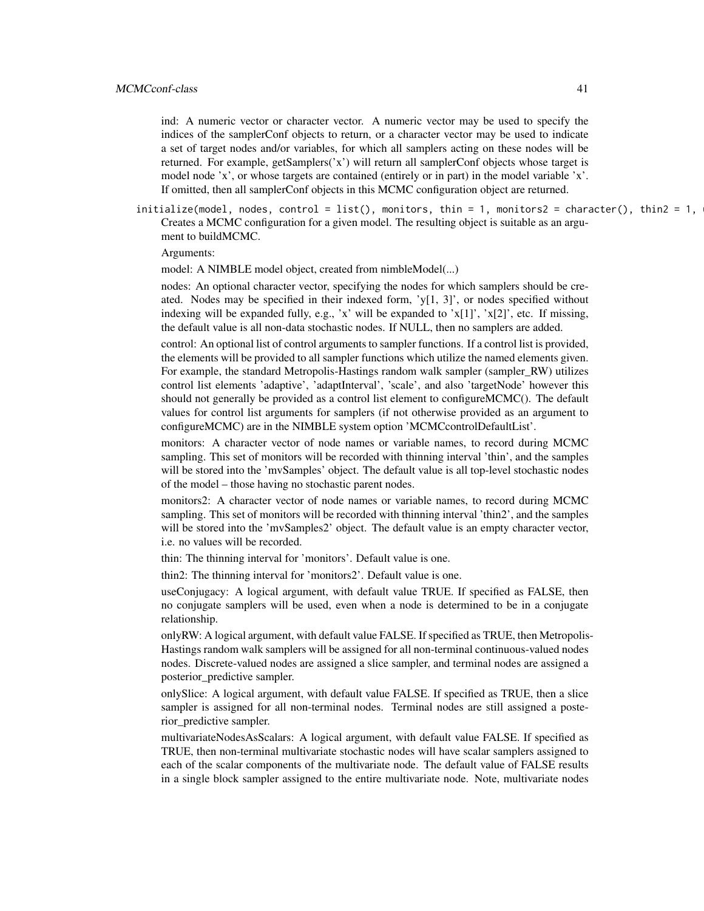ind: A numeric vector or character vector. A numeric vector may be used to specify the indices of the samplerConf objects to return, or a character vector may be used to indicate a set of target nodes and/or variables, for which all samplers acting on these nodes will be returned. For example, getSamplers('x') will return all samplerConf objects whose target is model node 'x', or whose targets are contained (entirely or in part) in the model variable 'x'. If omitted, then all samplerConf objects in this MCMC configuration object are returned.

```
initialize(model, nodes, control = list(), monitors, thin = 1, monitors2 = character(), thin2 = 1, 
```

Creates a MCMC configuration for a given model. The resulting object is suitable as an argument to buildMCMC.

Arguments:

model: A NIMBLE model object, created from nimbleModel(...)

nodes: An optional character vector, specifying the nodes for which samplers should be created. Nodes may be specified in their indexed form, 'y[1, 3]', or nodes specified without indexing will be expanded fully, e.g., 'x' will be expanded to 'x[1]', 'x[2]', etc. If missing, the default value is all non-data stochastic nodes. If NULL, then no samplers are added.

control: An optional list of control arguments to sampler functions. If a control list is provided, the elements will be provided to all sampler functions which utilize the named elements given. For example, the standard Metropolis-Hastings random walk sampler (sampler_RW) utilizes control list elements 'adaptive', 'adaptInterval', 'scale', and also 'targetNode' however this should not generally be provided as a control list element to configureMCMC(). The default values for control list arguments for samplers (if not otherwise provided as an argument to configureMCMC) are in the NIMBLE system option 'MCMCcontrolDefaultList'.

monitors: A character vector of node names or variable names, to record during MCMC sampling. This set of monitors will be recorded with thinning interval 'thin', and the samples will be stored into the 'mvSamples' object. The default value is all top-level stochastic nodes of the model – those having no stochastic parent nodes.

monitors2: A character vector of node names or variable names, to record during MCMC sampling. This set of monitors will be recorded with thinning interval 'thin2', and the samples will be stored into the 'mvSamples2' object. The default value is an empty character vector, i.e. no values will be recorded.

thin: The thinning interval for 'monitors'. Default value is one.

thin2: The thinning interval for 'monitors2'. Default value is one.

useConjugacy: A logical argument, with default value TRUE. If specified as FALSE, then no conjugate samplers will be used, even when a node is determined to be in a conjugate relationship.

onlyRW: A logical argument, with default value FALSE. If specified as TRUE, then Metropolis-Hastings random walk samplers will be assigned for all non-terminal continuous-valued nodes nodes. Discrete-valued nodes are assigned a slice sampler, and terminal nodes are assigned a posterior_predictive sampler.

onlySlice: A logical argument, with default value FALSE. If specified as TRUE, then a slice sampler is assigned for all non-terminal nodes. Terminal nodes are still assigned a posterior_predictive sampler.

multivariateNodesAsScalars: A logical argument, with default value FALSE. If specified as TRUE, then non-terminal multivariate stochastic nodes will have scalar samplers assigned to each of the scalar components of the multivariate node. The default value of FALSE results in a single block sampler assigned to the entire multivariate node. Note, multivariate nodes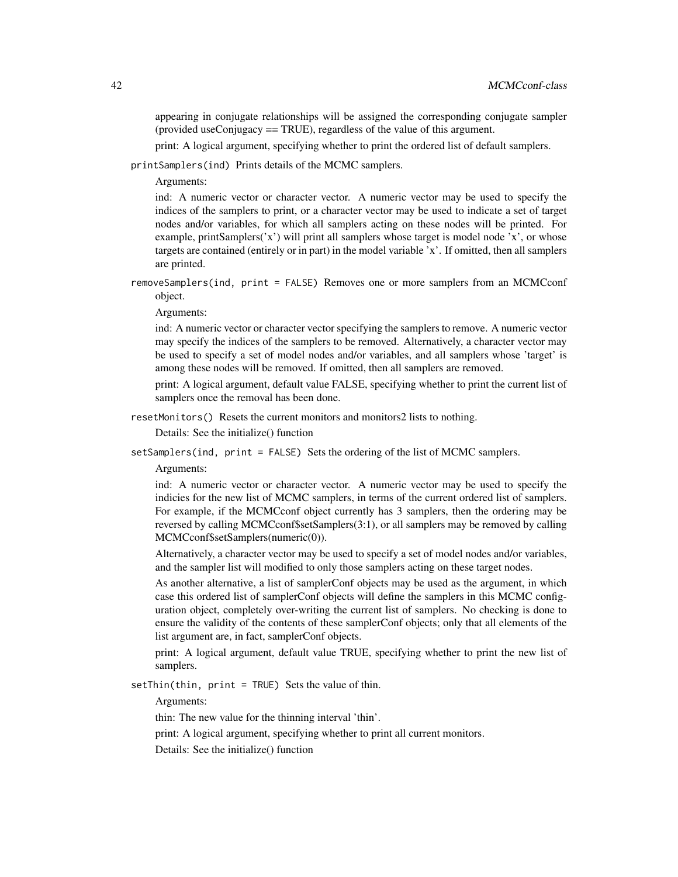appearing in conjugate relationships will be assigned the corresponding conjugate sampler (provided useConjugacy == TRUE), regardless of the value of this argument.

print: A logical argument, specifying whether to print the ordered list of default samplers.

`printSamplers(ind)` Prints details of the MCMC samplers.

Arguments:

ind: A numeric vector or character vector. A numeric vector may be used to specify the indices of the samplers to print, or a character vector may be used to indicate a set of target nodes and/or variables, for which all samplers acting on these nodes will be printed. For example, printSamplers('x') will print all samplers whose target is model node 'x', or whose targets are contained (entirely or in part) in the model variable 'x'. If omitted, then all samplers are printed.

`removeSamplers(ind, print = FALSE)` Removes one or more samplers from an MCMCconf object.

Arguments:

ind: A numeric vector or character vector specifying the samplers to remove. A numeric vector may specify the indices of the samplers to be removed. Alternatively, a character vector may be used to specify a set of model nodes and/or variables, and all samplers whose 'target' is among these nodes will be removed. If omitted, then all samplers are removed.

print: A logical argument, default value FALSE, specifying whether to print the current list of samplers once the removal has been done.

`resetMonitors()` Resets the current monitors and monitors2 lists to nothing.

Details: See the initialize() function

`setSamplers(ind, print = FALSE)` Sets the ordering of the list of MCMC samplers.

Arguments:

ind: A numeric vector or character vector. A numeric vector may be used to specify the indicies for the new list of MCMC samplers, in terms of the current ordered list of samplers. For example, if the MCMCconf object currently has 3 samplers, then the ordering may be reversed by calling MCMCconf$setSamplers(3:1), or all samplers may be removed by calling MCMCconf$setSamplers(numeric(0)).

Alternatively, a character vector may be used to specify a set of model nodes and/or variables, and the sampler list will modified to only those samplers acting on these target nodes.

As another alternative, a list of samplerConf objects may be used as the argument, in which case this ordered list of samplerConf objects will define the samplers in this MCMC configuration object, completely over-writing the current list of samplers. No checking is done to ensure the validity of the contents of these samplerConf objects; only that all elements of the list argument are, in fact, samplerConf objects.

print: A logical argument, default value TRUE, specifying whether to print the new list of samplers.

`setThin(thin, print = TRUE)` Sets the value of thin.

Arguments:

thin: The new value for the thinning interval 'thin'.

print: A logical argument, specifying whether to print all current monitors.

Details: See the initialize() function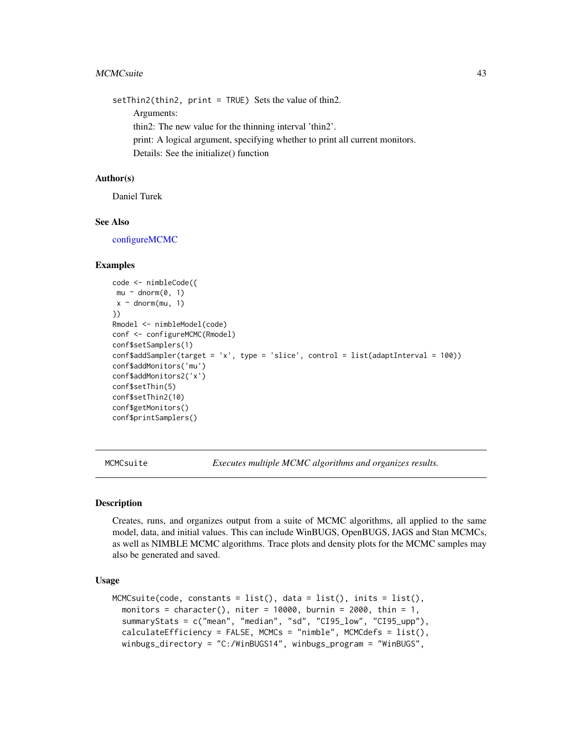`setThin2(thin2, print = TRUE)` Sets the value of thin2.

Arguments:

thin2: The new value for the thinning interval 'thin2'.

print: A logical argument, specifying whether to print all current monitors.

Details: See the initialize() function

### Author(s)

Daniel Turek

### See Also

configureMCMC

### Examples

```
code <- nimbleCode({
 mu ~ dnorm(0, 1)
 x ~ dnorm(mu, 1)
})
Rmodel <- nimbleModel(code)
conf <- configureMCMC(Rmodel)
conf$setSamplers(1)
conf$addSampler(target = 'x', type = 'slice', control = list(adaptInterval = 100))
conf$addMonitors('mu')
conf$addMonitors2('x')
conf$setThin(5)
conf$setThin2(10)
conf$getMonitors()
conf$printSamplers()
```

---

## MCMCsuite *Executes multiple MCMC algorithms and organizes results.*

---

### Description

Creates, runs, and organizes output from a suite of MCMC algorithms, all applied to the same model, data, and initial values. This can include WinBUGS, OpenBUGS, JAGS and Stan MCMCs, as well as NIMBLE MCMC algorithms. Trace plots and density plots for the MCMC samples may also be generated and saved.

### Usage

```
MCMCsuite(code, constants = list(), data = list(), inits = list(),
  monitors = character(), niter = 10000, burnin = 2000, thin = 1,
  summaryStats = c("mean", "median", "sd", "CI95_low", "CI95_upp"),
  calculateEfficiency = FALSE, MCMCs = "nimble", MCMCdefs = list(),
  winbugs_directory = "C:/WinBUGS14", winbugs_program = "WinBUGS",
```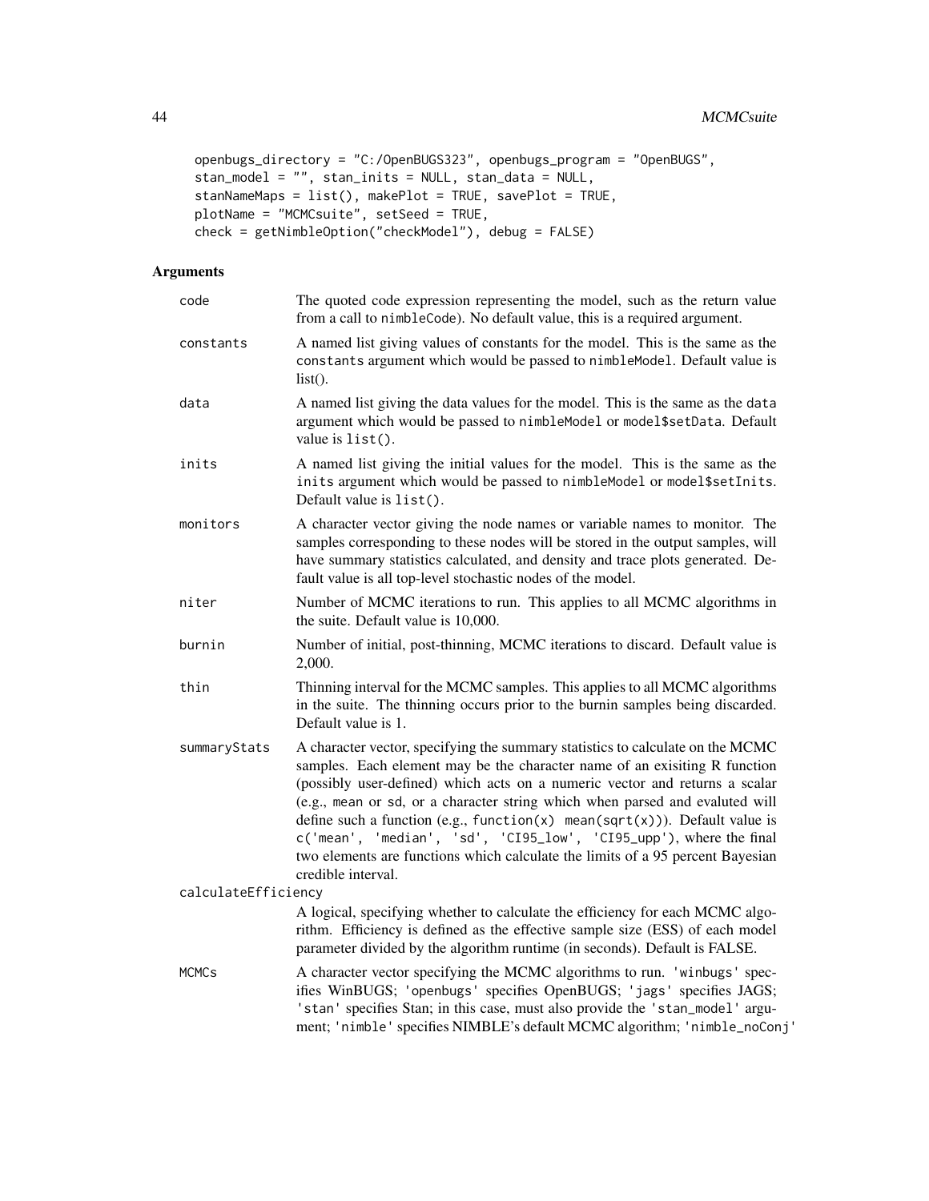```
openbugs_directory = "C:/OpenBUGS323", openbugs_program = "OpenBUGS",
stan_model = "", stan_inits = NULL, stan_data = NULL,
stanNameMaps = list(), makePlot = TRUE, savePlot = TRUE,
plotName = "MCMCsuite", setSeed = TRUE,
check = getNimbleOption("checkModel"), debug = FALSE)
```

## Arguments

| | |
|---|---|
| code | The quoted code expression representing the model, such as the return value from a call to nimbleCode). No default value, this is a required argument. |
| constants | A named list giving values of constants for the model. This is the same as the constants argument which would be passed to nimbleModel. Default value is list(). |
| data | A named list giving the data values for the model. This is the same as the data argument which would be passed to nimbleModel or model$setData. Default value is list(). |
| inits | A named list giving the initial values for the model. This is the same as the inits argument which would be passed to nimbleModel or model$setInits. Default value is list(). |
| monitors | A character vector giving the node names or variable names to monitor. The samples corresponding to these nodes will be stored in the output samples, will have summary statistics calculated, and density and trace plots generated. Default value is all top-level stochastic nodes of the model. |
| niter | Number of MCMC iterations to run. This applies to all MCMC algorithms in the suite. Default value is 10,000. |
| burnin | Number of initial, post-thinning, MCMC iterations to discard. Default value is 2,000. |
| thin | Thinning interval for the MCMC samples. This applies to all MCMC algorithms in the suite. The thinning occurs prior to the burnin samples being discarded. Default value is 1. |
| summaryStats | A character vector, specifying the summary statistics to calculate on the MCMC samples. Each element may be the character name of an exisiting R function (possibly user-defined) which acts on a numeric vector and returns a scalar (e.g., mean or sd, or a character string which when parsed and evaluted will define such a function (e.g., function(x) mean(sqrt(x))). Default value is c('mean', 'median', 'sd', 'CI95_low', 'CI95_upp'), where the final two elements are functions which calculate the limits of a 95 percent Bayesian credible interval. |
| calculateEfficiency | A logical, specifying whether to calculate the efficiency for each MCMC algorithm. Efficiency is defined as the effective sample size (ESS) of each model parameter divided by the algorithm runtime (in seconds). Default is FALSE. |
| MCMCs | A character vector specifying the MCMC algorithms to run. 'winbugs' specifies WinBUGS; 'openbugs' specifies OpenBUGS; 'jags' specifies JAGS; 'stan' specifies Stan; in this case, must also provide the 'stan_model' argument; 'nimble' specifies NIMBLE's default MCMC algorithm; 'nimble_noConj' |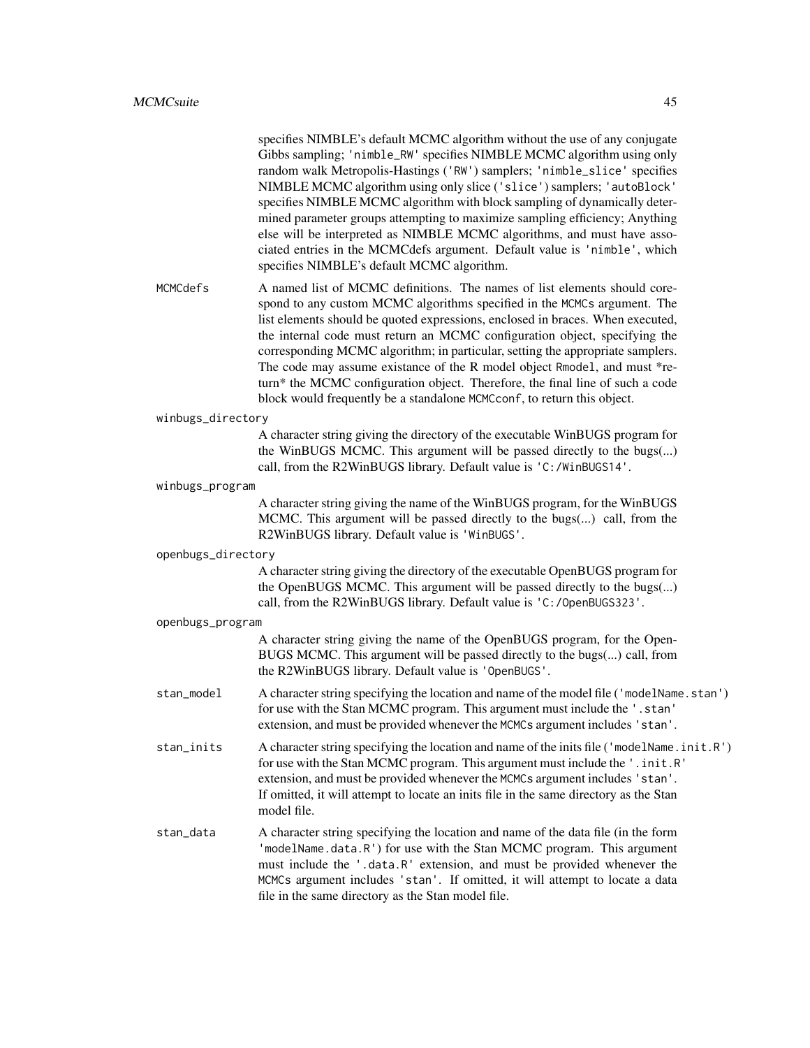specifies NIMBLE's default MCMC algorithm without the use of any conjugate Gibbs sampling; `'nimble_RW'` specifies NIMBLE MCMC algorithm using only random walk Metropolis-Hastings (`'RW'`) samplers; `'nimble_slice'` specifies NIMBLE MCMC algorithm using only slice (`'slice'`) samplers; `'autoBlock'` specifies NIMBLE MCMC algorithm with block sampling of dynamically determined parameter groups attempting to maximize sampling efficiency; Anything else will be interpreted as NIMBLE MCMC algorithms, and must have associated entries in the MCMCdefs argument. Default value is `'nimble'`, which specifies NIMBLE's default MCMC algorithm.

`MCMCdefs`
: A named list of MCMC definitions. The names of list elements should corespond to any custom MCMC algorithms specified in the `MCMCs` argument. The list elements should be quoted expressions, enclosed in braces. When executed, the internal code must return an MCMC configuration object, specifying the corresponding MCMC algorithm; in particular, setting the appropriate samplers. The code may assume existance of the R model object `Rmodel`, and must *return* the MCMC configuration object. Therefore, the final line of such a code block would frequently be a standalone `MCMCconf`, to return this object.

`winbugs_directory`
: A character string giving the directory of the executable WinBUGS program for the WinBUGS MCMC. This argument will be passed directly to the bugs(...) call, from the R2WinBUGS library. Default value is `'C:/WinBUGS14'`.

`winbugs_program`
: A character string giving the name of the WinBUGS program, for the WinBUGS MCMC. This argument will be passed directly to the bugs(...) call, from the R2WinBUGS library. Default value is `'WinBUGS'`.

`openbugs_directory`
: A character string giving the directory of the executable OpenBUGS program for the OpenBUGS MCMC. This argument will be passed directly to the bugs(...) call, from the R2WinBUGS library. Default value is `'C:/OpenBUGS323'`.

`openbugs_program`
: A character string giving the name of the OpenBUGS program, for the OpenBUGS MCMC. This argument will be passed directly to the bugs(...) call, from the R2WinBUGS library. Default value is `'OpenBUGS'`.

`stan_model`
: A character string specifying the location and name of the model file (`'modelName.stan'`) for use with the Stan MCMC program. This argument must include the `'.stan'` extension, and must be provided whenever the `MCMCs` argument includes `'stan'`.

`stan_inits`
: A character string specifying the location and name of the inits file (`'modelName.init.R'`) for use with the Stan MCMC program. This argument must include the `'.init.R'` extension, and must be provided whenever the `MCMCs` argument includes `'stan'`. If omitted, it will attempt to locate an inits file in the same directory as the Stan model file.

`stan_data`
: A character string specifying the location and name of the data file (in the form `'modelName.data.R'`) for use with the Stan MCMC program. This argument must include the `'.data.R'` extension, and must be provided whenever the `MCMCs` argument includes `'stan'`. If omitted, it will attempt to locate a data file in the same directory as the Stan model file.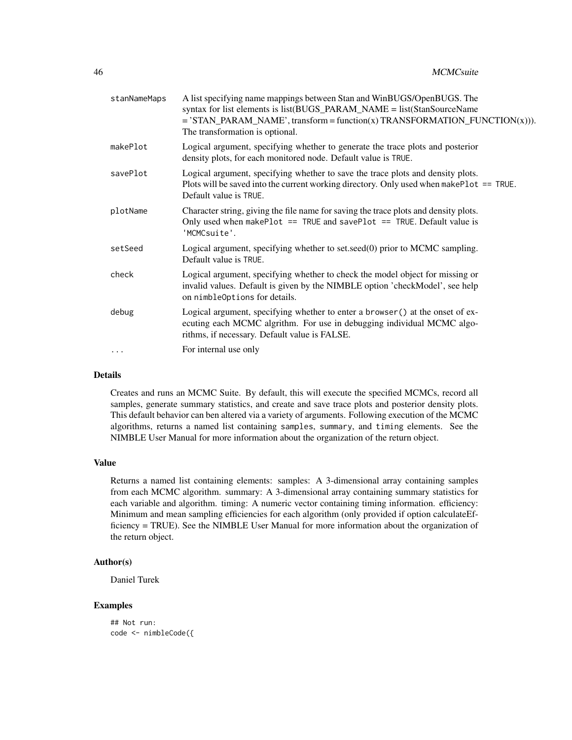| | |
|---|---|
| stanNameMaps | A list specifying name mappings between Stan and WinBUGS/OpenBUGS. The syntax for list elements is list(BUGS_PARAM_NAME = list(StanSourceName = 'STAN_PARAM_NAME', transform = function(x) TRANSFORMATION_FUNCTION(x))). The transformation is optional. |
| makePlot | Logical argument, specifying whether to generate the trace plots and posterior density plots, for each monitored node. Default value is `TRUE`. |
| savePlot | Logical argument, specifying whether to save the trace plots and density plots. Plots will be saved into the current working directory. Only used when `makePlot == TRUE`. Default value is `TRUE`. |
| plotName | Character string, giving the file name for saving the trace plots and density plots. Only used when `makePlot == TRUE` and `savePlot == TRUE`. Default value is `'MCMCsuite'`. |
| setSeed | Logical argument, specifying whether to set.seed(0) prior to MCMC sampling. Default value is `TRUE`. |
| check | Logical argument, specifying whether to check the model object for missing or invalid values. Default is given by the NIMBLE option 'checkModel', see help on `nimbleOptions` for details. |
| debug | Logical argument, specifying whether to enter a `browser()` at the onset of executing each MCMC algrithm. For use in debugging individual MCMC algorithms, if necessary. Default value is FALSE. |
| ... | For internal use only |

## Details

Creates and runs an MCMC Suite. By default, this will execute the specified MCMCs, record all samples, generate summary statistics, and create and save trace plots and posterior density plots. This default behavior can ben altered via a variety of arguments. Following execution of the MCMC algorithms, returns a named list containing `samples`, `summary`, and `timing` elements. See the NIMBLE User Manual for more information about the organization of the return object.

## Value

Returns a named list containing elements: samples: A 3-dimensional array containing samples from each MCMC algorithm. summary: A 3-dimensional array containing summary statistics for each variable and algorithm. timing: A numeric vector containing timing information. efficiency: Minimum and mean sampling efficiencies for each algorithm (only provided if option calculateEfficiency = TRUE). See the NIMBLE User Manual for more information about the organization of the return object.

## Author(s)

Daniel Turek

## Examples

```
## Not run:
code <- nimbleCode({
```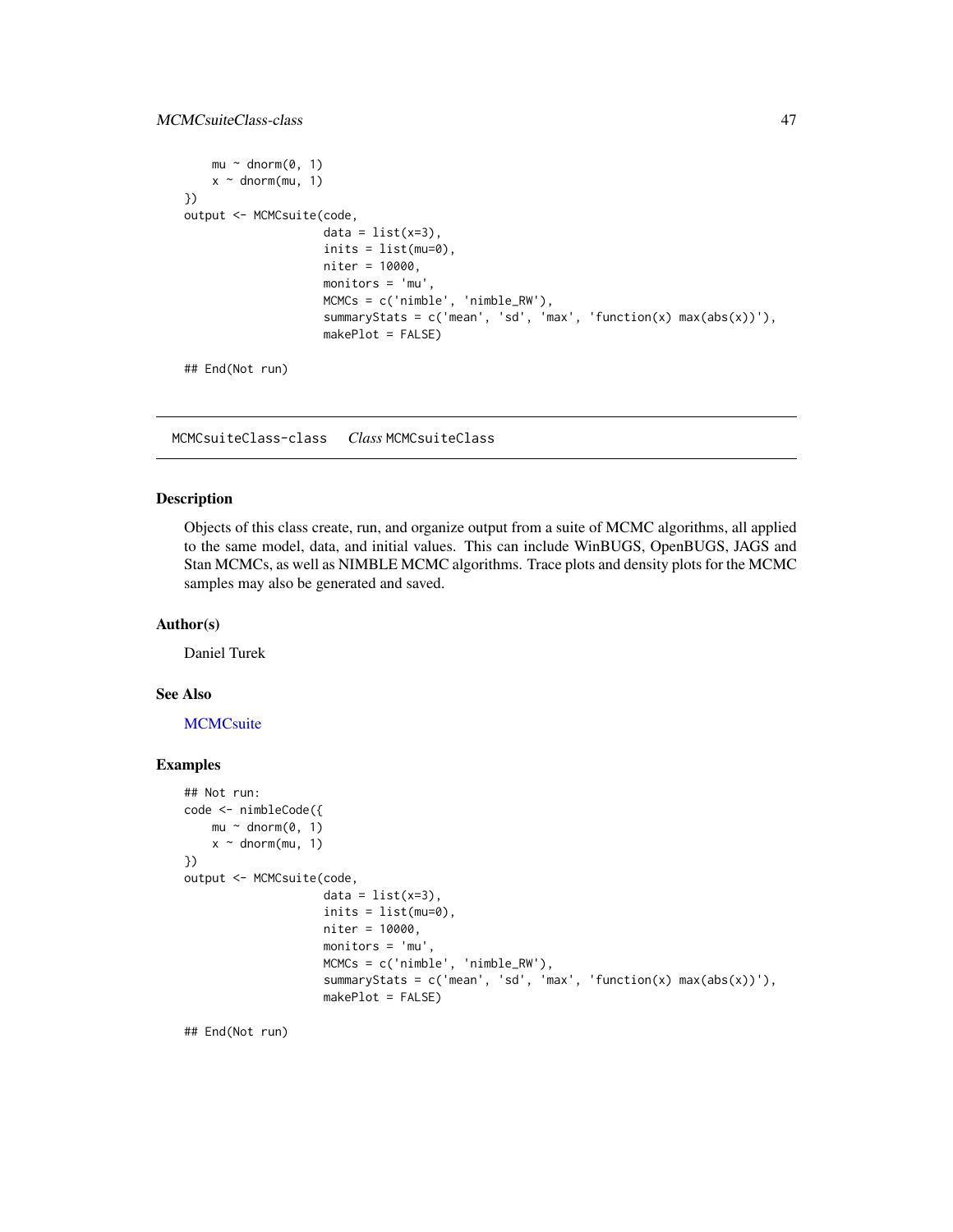```
    mu ~ dnorm(0, 1)
    x ~ dnorm(mu, 1)
})
output <- MCMCsuite(code,
                    data = list(x=3),
                    inits = list(mu=0),
                    niter = 10000,
                    monitors = 'mu',
                    MCMCs = c('nimble', 'nimble_RW'),
                    summaryStats = c('mean', 'sd', 'max', 'function(x) max(abs(x))'),
                    makePlot = FALSE)

## End(Not run)
```

---

## MCMCsuiteClass-class    *Class* MCMCsuiteClass

---

### Description

Objects of this class create, run, and organize output from a suite of MCMC algorithms, all applied to the same model, data, and initial values. This can include WinBUGS, OpenBUGS, JAGS and Stan MCMCs, as well as NIMBLE MCMC algorithms. Trace plots and density plots for the MCMC samples may also be generated and saved.

### Author(s)

Daniel Turek

### See Also

MCMCsuite

### Examples

```
## Not run:
code <- nimbleCode({
    mu ~ dnorm(0, 1)
    x ~ dnorm(mu, 1)
})
output <- MCMCsuite(code,
                    data = list(x=3),
                    inits = list(mu=0),
                    niter = 10000,
                    monitors = 'mu',
                    MCMCs = c('nimble', 'nimble_RW'),
                    summaryStats = c('mean', 'sd', 'max', 'function(x) max(abs(x))'),
                    makePlot = FALSE)

## End(Not run)
```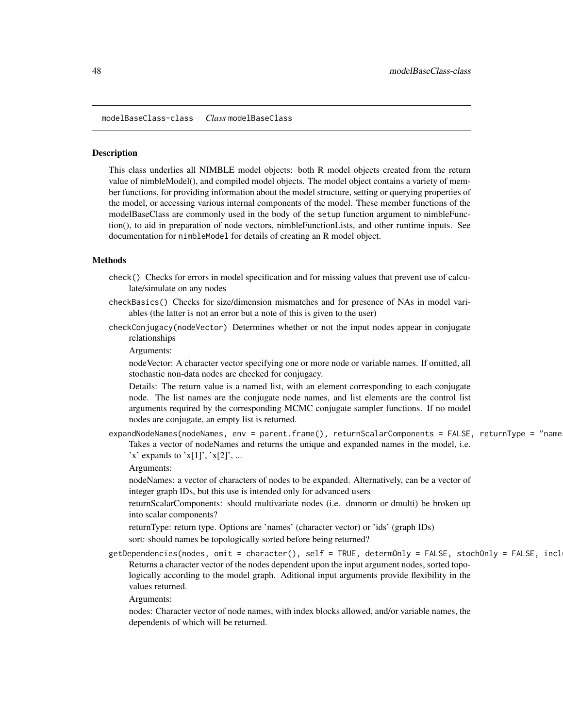modelBaseClass-class    *Class* modelBaseClass

## Description

This class underlies all NIMBLE model objects: both R model objects created from the return value of nimbleModel(), and compiled model objects. The model object contains a variety of member functions, for providing information about the model structure, setting or querying properties of the model, or accessing various internal components of the model. These member functions of the modelBaseClass are commonly used in the body of the `setup` function argument to nimbleFunction(), to aid in preparation of node vectors, nimbleFunctionLists, and other runtime inputs. See documentation for `nimbleModel` for details of creating an R model object.

## Methods

`check()` Checks for errors in model specification and for missing values that prevent use of calculate/simulate on any nodes

`checkBasics()` Checks for size/dimension mismatches and for presence of NAs in model variables (the latter is not an error but a note of this is given to the user)

`checkConjugacy(nodeVector)` Determines whether or not the input nodes appear in conjugate relationships

Arguments:

nodeVector: A character vector specifying one or more node or variable names. If omitted, all stochastic non-data nodes are checked for conjugacy.

Details: The return value is a named list, with an element corresponding to each conjugate node. The list names are the conjugate node names, and list elements are the control list arguments required by the corresponding MCMC conjugate sampler functions. If no model nodes are conjugate, an empty list is returned.

`expandNodeNames(nodeNames, env = parent.frame(), returnScalarComponents = FALSE, returnType = "names`
Takes a vector of nodeNames and returns the unique and expanded names in the model, i.e. 'x' expands to 'x[1]', 'x[2]', ...

Arguments:

nodeNames: a vector of characters of nodes to be expanded. Alternatively, can be a vector of integer graph IDs, but this use is intended only for advanced users

returnScalarComponents: should multivariate nodes (i.e. dmnorm or dmulti) be broken up into scalar components?

returnType: return type. Options are 'names' (character vector) or 'ids' (graph IDs)

sort: should names be topologically sorted before being returned?

`getDependencies(nodes, omit = character(), self = TRUE, determOnly = FALSE, stochOnly = FALSE, incl`
Returns a character vector of the nodes dependent upon the input argument nodes, sorted topologically according to the model graph. Aditional input arguments provide flexibility in the values returned.

Arguments:

nodes: Character vector of node names, with index blocks allowed, and/or variable names, the dependents of which will be returned.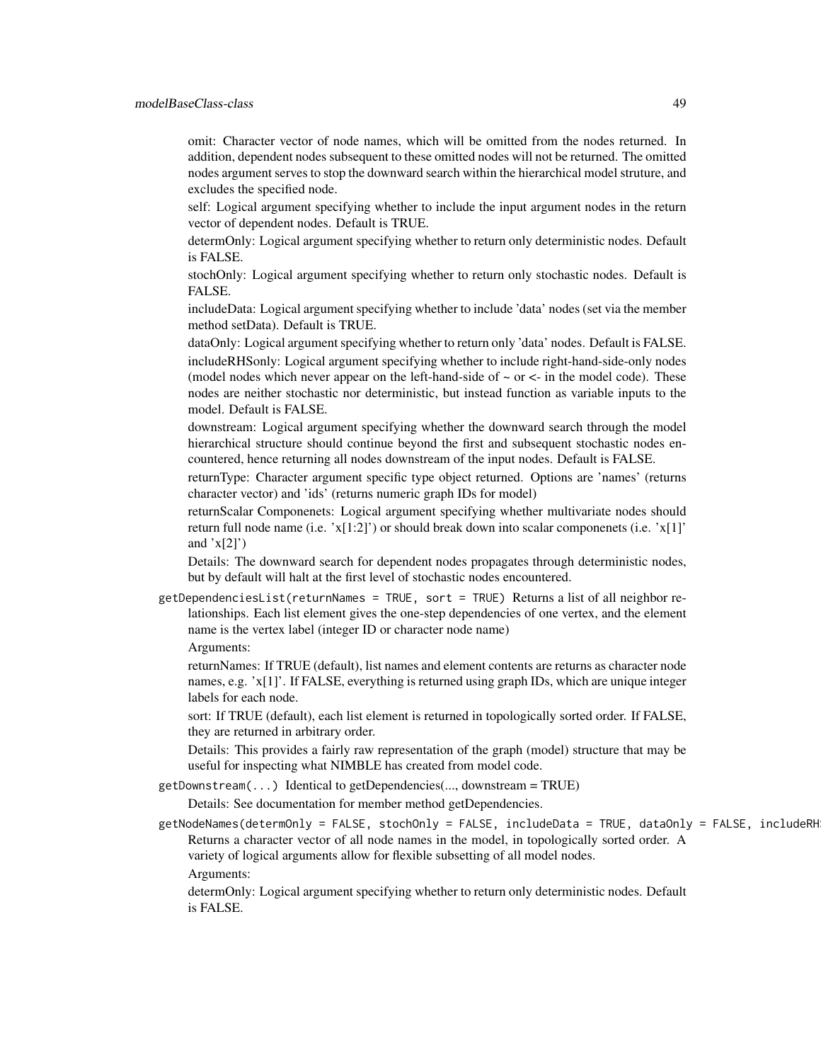omit: Character vector of node names, which will be omitted from the nodes returned. In addition, dependent nodes subsequent to these omitted nodes will not be returned. The omitted nodes argument serves to stop the downward search within the hierarchical model struture, and excludes the specified node.

self: Logical argument specifying whether to include the input argument nodes in the return vector of dependent nodes. Default is TRUE.

determOnly: Logical argument specifying whether to return only deterministic nodes. Default is FALSE.

stochOnly: Logical argument specifying whether to return only stochastic nodes. Default is FALSE.

includeData: Logical argument specifying whether to include 'data' nodes (set via the member method setData). Default is TRUE.

dataOnly: Logical argument specifying whether to return only 'data' nodes. Default is FALSE.

includeRHSonly: Logical argument specifying whether to include right-hand-side-only nodes (model nodes which never appear on the left-hand-side of ~ or <- in the model code). These nodes are neither stochastic nor deterministic, but instead function as variable inputs to the model. Default is FALSE.

downstream: Logical argument specifying whether the downward search through the model hierarchical structure should continue beyond the first and subsequent stochastic nodes encountered, hence returning all nodes downstream of the input nodes. Default is FALSE.

returnType: Character argument specific type object returned. Options are 'names' (returns character vector) and 'ids' (returns numeric graph IDs for model)

returnScalar Componenets: Logical argument specifying whether multivariate nodes should return full node name (i.e. 'x[1:2]') or should break down into scalar componenets (i.e. 'x[1]' and 'x[2]')

Details: The downward search for dependent nodes propagates through deterministic nodes, but by default will halt at the first level of stochastic nodes encountered.

`getDependenciesList(returnNames = TRUE, sort = TRUE)` Returns a list of all neighbor relationships. Each list element gives the one-step dependencies of one vertex, and the element name is the vertex label (integer ID or character node name)

Arguments:

returnNames: If TRUE (default), list names and element contents are returns as character node names, e.g. 'x[1]'. If FALSE, everything is returned using graph IDs, which are unique integer labels for each node.

sort: If TRUE (default), each list element is returned in topologically sorted order. If FALSE, they are returned in arbitrary order.

Details: This provides a fairly raw representation of the graph (model) structure that may be useful for inspecting what NIMBLE has created from model code.

`getDownstream(...)` Identical to getDependencies(..., downstream = TRUE)

Details: See documentation for member method getDependencies.

`getNodeNames(determOnly = FALSE, stochOnly = FALSE, includeData = TRUE, dataOnly = FALSE, includeRH`

Returns a character vector of all node names in the model, in topologically sorted order. A variety of logical arguments allow for flexible subsetting of all model nodes.

Arguments:

determOnly: Logical argument specifying whether to return only deterministic nodes. Default is FALSE.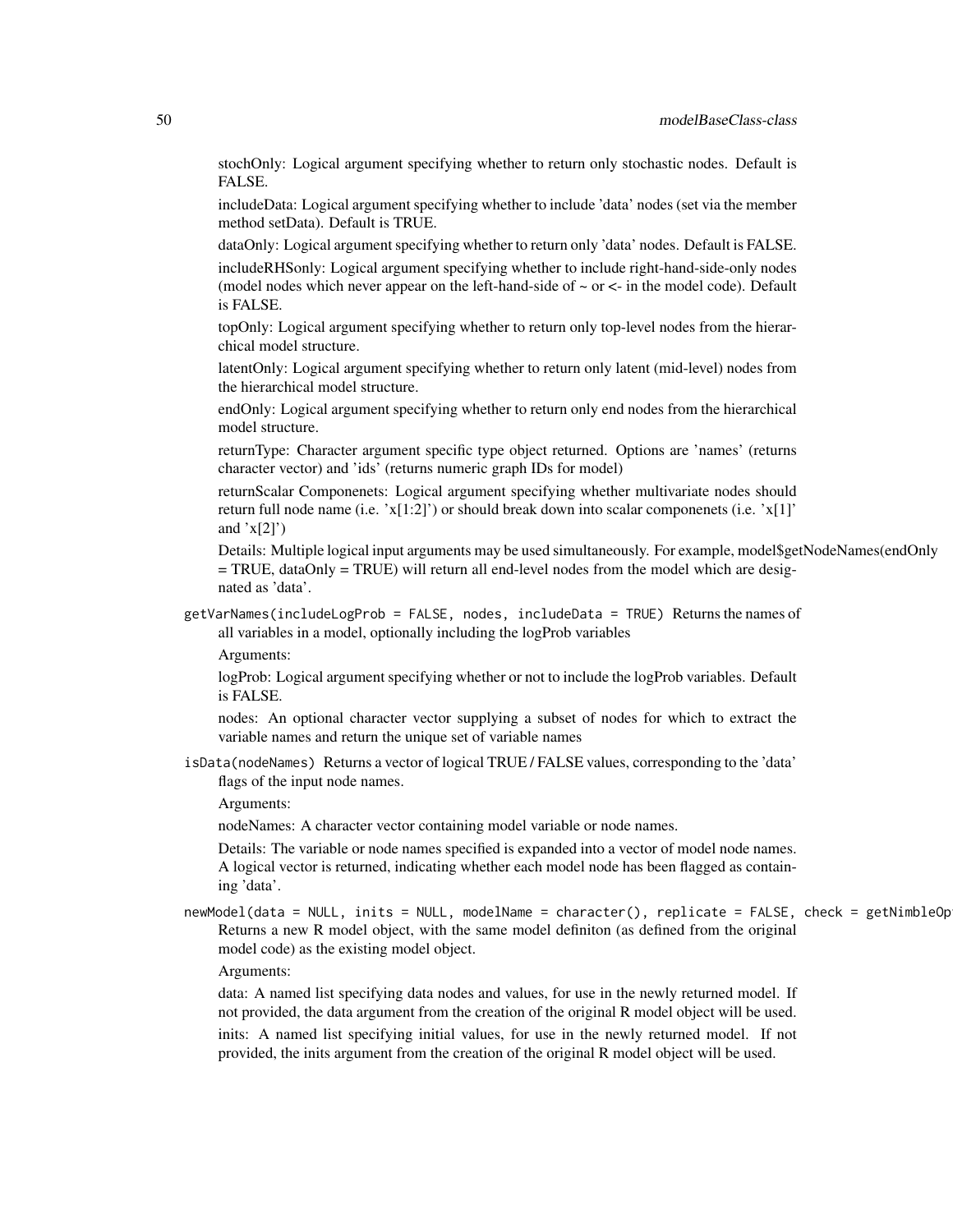stochOnly: Logical argument specifying whether to return only stochastic nodes. Default is FALSE.

includeData: Logical argument specifying whether to include 'data' nodes (set via the member method setData). Default is TRUE.

dataOnly: Logical argument specifying whether to return only 'data' nodes. Default is FALSE.

includeRHSonly: Logical argument specifying whether to include right-hand-side-only nodes (model nodes which never appear on the left-hand-side of ~ or <- in the model code). Default is FALSE.

topOnly: Logical argument specifying whether to return only top-level nodes from the hierarchical model structure.

latentOnly: Logical argument specifying whether to return only latent (mid-level) nodes from the hierarchical model structure.

endOnly: Logical argument specifying whether to return only end nodes from the hierarchical model structure.

returnType: Character argument specific type object returned. Options are 'names' (returns character vector) and 'ids' (returns numeric graph IDs for model)

returnScalar Componenets: Logical argument specifying whether multivariate nodes should return full node name (i.e. 'x[1:2]') or should break down into scalar componenets (i.e. 'x[1]' and 'x[2]')

Details: Multiple logical input arguments may be used simultaneously. For example, model$getNodeNames(endOnly = TRUE, dataOnly = TRUE) will return all end-level nodes from the model which are designated as 'data'.

`getVarNames(includeLogProb = FALSE, nodes, includeData = TRUE)` Returns the names of all variables in a model, optionally including the logProb variables

Arguments:

logProb: Logical argument specifying whether or not to include the logProb variables. Default is FALSE.

nodes: An optional character vector supplying a subset of nodes for which to extract the variable names and return the unique set of variable names

`isData(nodeNames)` Returns a vector of logical TRUE / FALSE values, corresponding to the 'data' flags of the input node names.

Arguments:

nodeNames: A character vector containing model variable or node names.

Details: The variable or node names specified is expanded into a vector of model node names. A logical vector is returned, indicating whether each model node has been flagged as containing 'data'.

`newModel(data = NULL, inits = NULL, modelName = character(), replicate = FALSE, check = getNimbleOp`

Returns a new R model object, with the same model definiton (as defined from the original model code) as the existing model object.

Arguments:

data: A named list specifying data nodes and values, for use in the newly returned model. If not provided, the data argument from the creation of the original R model object will be used.

inits: A named list specifying initial values, for use in the newly returned model. If not provided, the inits argument from the creation of the original R model object will be used.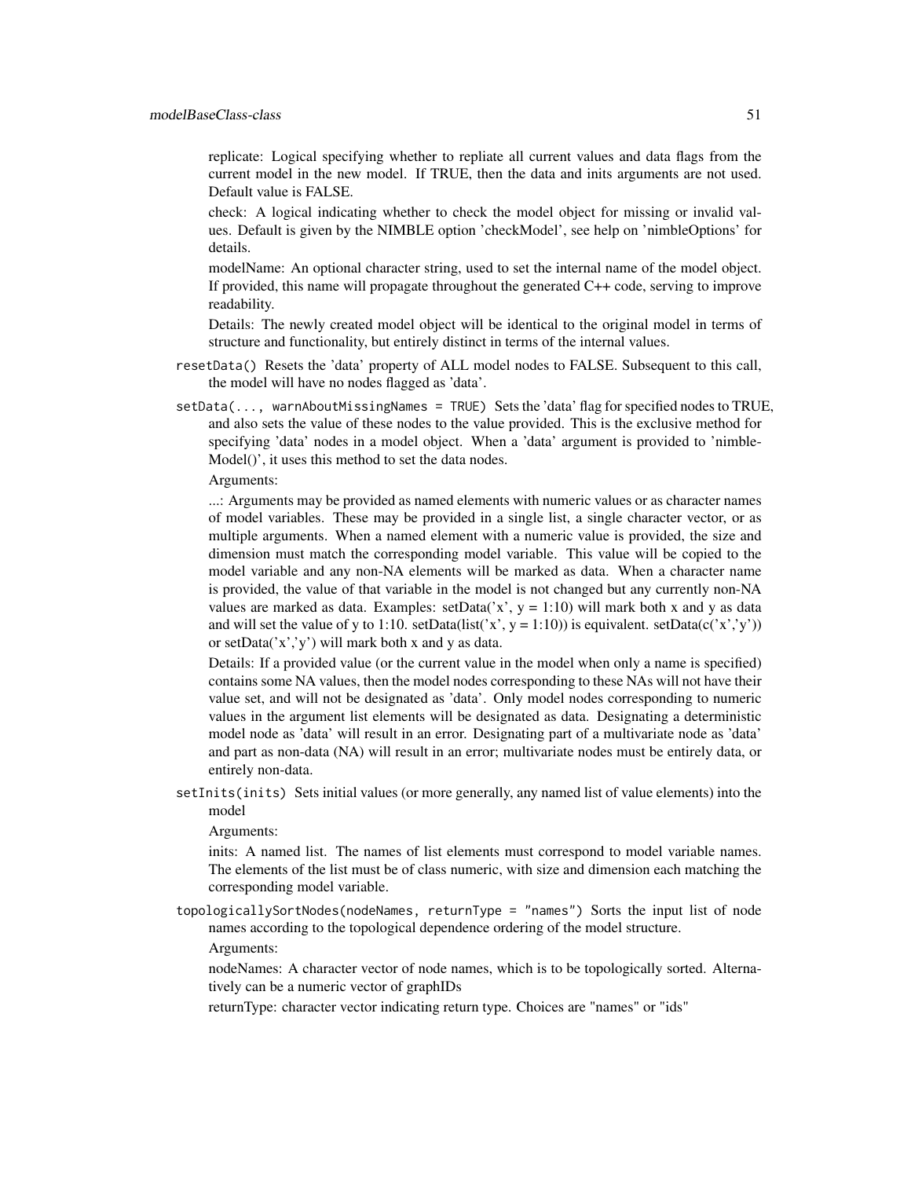replicate: Logical specifying whether to repliate all current values and data flags from the current model in the new model. If TRUE, then the data and inits arguments are not used. Default value is FALSE.

check: A logical indicating whether to check the model object for missing or invalid values. Default is given by the NIMBLE option 'checkModel', see help on 'nimbleOptions' for details.

modelName: An optional character string, used to set the internal name of the model object. If provided, this name will propagate throughout the generated C++ code, serving to improve readability.

Details: The newly created model object will be identical to the original model in terms of structure and functionality, but entirely distinct in terms of the internal values.

`resetData()` Resets the 'data' property of ALL model nodes to FALSE. Subsequent to this call, the model will have no nodes flagged as 'data'.

`setData(..., warnAboutMissingNames = TRUE)` Sets the 'data' flag for specified nodes to TRUE, and also sets the value of these nodes to the value provided. This is the exclusive method for specifying 'data' nodes in a model object. When a 'data' argument is provided to 'nimbleModel()', it uses this method to set the data nodes.

Arguments:

...: Arguments may be provided as named elements with numeric values or as character names of model variables. These may be provided in a single list, a single character vector, or as multiple arguments. When a named element with a numeric value is provided, the size and dimension must match the corresponding model variable. This value will be copied to the model variable and any non-NA elements will be marked as data. When a character name is provided, the value of that variable in the model is not changed but any currently non-NA values are marked as data. Examples: setData('x', y = 1:10) will mark both x and y as data and will set the value of y to 1:10. setData(list('x', y = 1:10)) is equivalent. setData(c('x','y')) or setData('x','y') will mark both x and y as data.

Details: If a provided value (or the current value in the model when only a name is specified) contains some NA values, then the model nodes corresponding to these NAs will not have their value set, and will not be designated as 'data'. Only model nodes corresponding to numeric values in the argument list elements will be designated as data. Designating a deterministic model node as 'data' will result in an error. Designating part of a multivariate node as 'data' and part as non-data (NA) will result in an error; multivariate nodes must be entirely data, or entirely non-data.

`setInits(inits)` Sets initial values (or more generally, any named list of value elements) into the model

Arguments:

inits: A named list. The names of list elements must correspond to model variable names. The elements of the list must be of class numeric, with size and dimension each matching the corresponding model variable.

`topologicallySortNodes(nodeNames, returnType = "names")` Sorts the input list of node names according to the topological dependence ordering of the model structure.

Arguments:

nodeNames: A character vector of node names, which is to be topologically sorted. Alternatively can be a numeric vector of graphIDs

returnType: character vector indicating return type. Choices are "names" or "ids"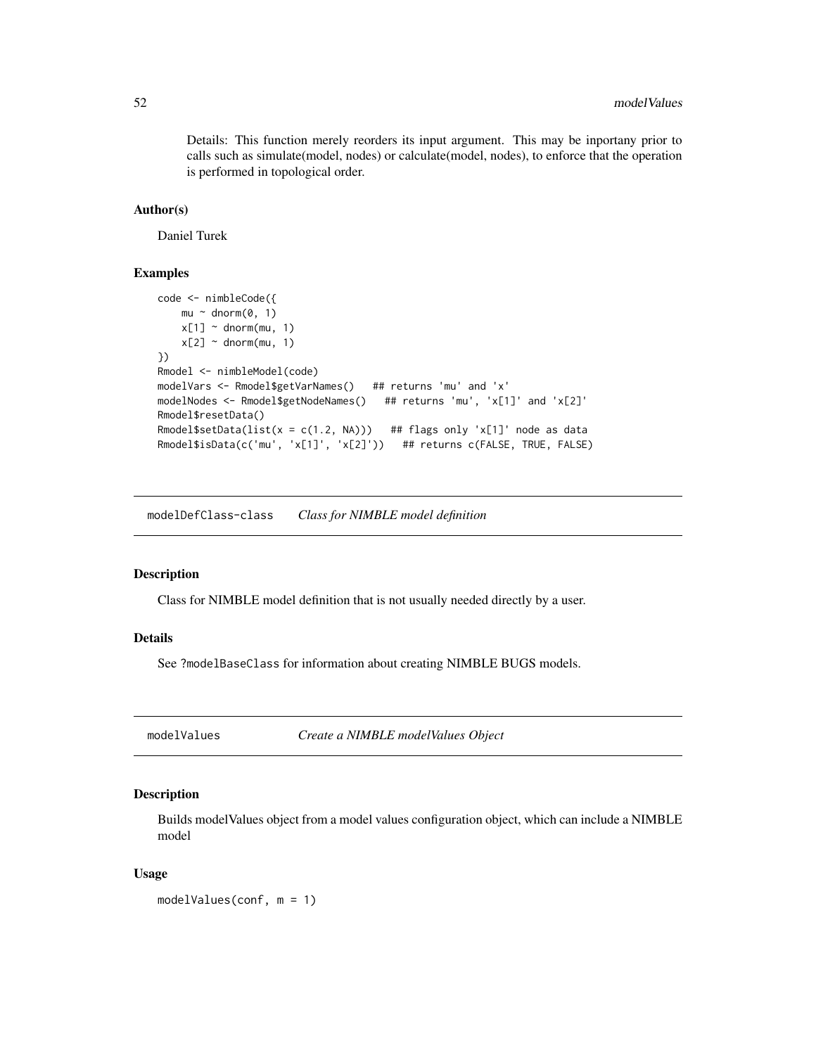Details: This function merely reorders its input argument. This may be inportany prior to calls such as simulate(model, nodes) or calculate(model, nodes), to enforce that the operation is performed in topological order.

### Author(s)

Daniel Turek

### Examples

```
code <- nimbleCode({
    mu ~ dnorm(0, 1)
    x[1] ~ dnorm(mu, 1)
    x[2] ~ dnorm(mu, 1)
})
Rmodel <- nimbleModel(code)
modelVars <- Rmodel$getVarNames()   ## returns 'mu' and 'x'
modelNodes <- Rmodel$getNodeNames()   ## returns 'mu', 'x[1]' and 'x[2]'
Rmodel$resetData()
Rmodel$setData(list(x = c(1.2, NA)))   ## flags only 'x[1]' node as data
Rmodel$isData(c('mu', 'x[1]', 'x[2]'))   ## returns c(FALSE, TRUE, FALSE)
```

---

## modelDefClass-class *Class for NIMBLE model definition*

### Description

Class for NIMBLE model definition that is not usually needed directly by a user.

### Details

See ?modelBaseClass for information about creating NIMBLE BUGS models.

---

## modelValues *Create a NIMBLE modelValues Object*

### Description

Builds modelValues object from a model values configuration object, which can include a NIMBLE model

### Usage

```
modelValues(conf, m = 1)
```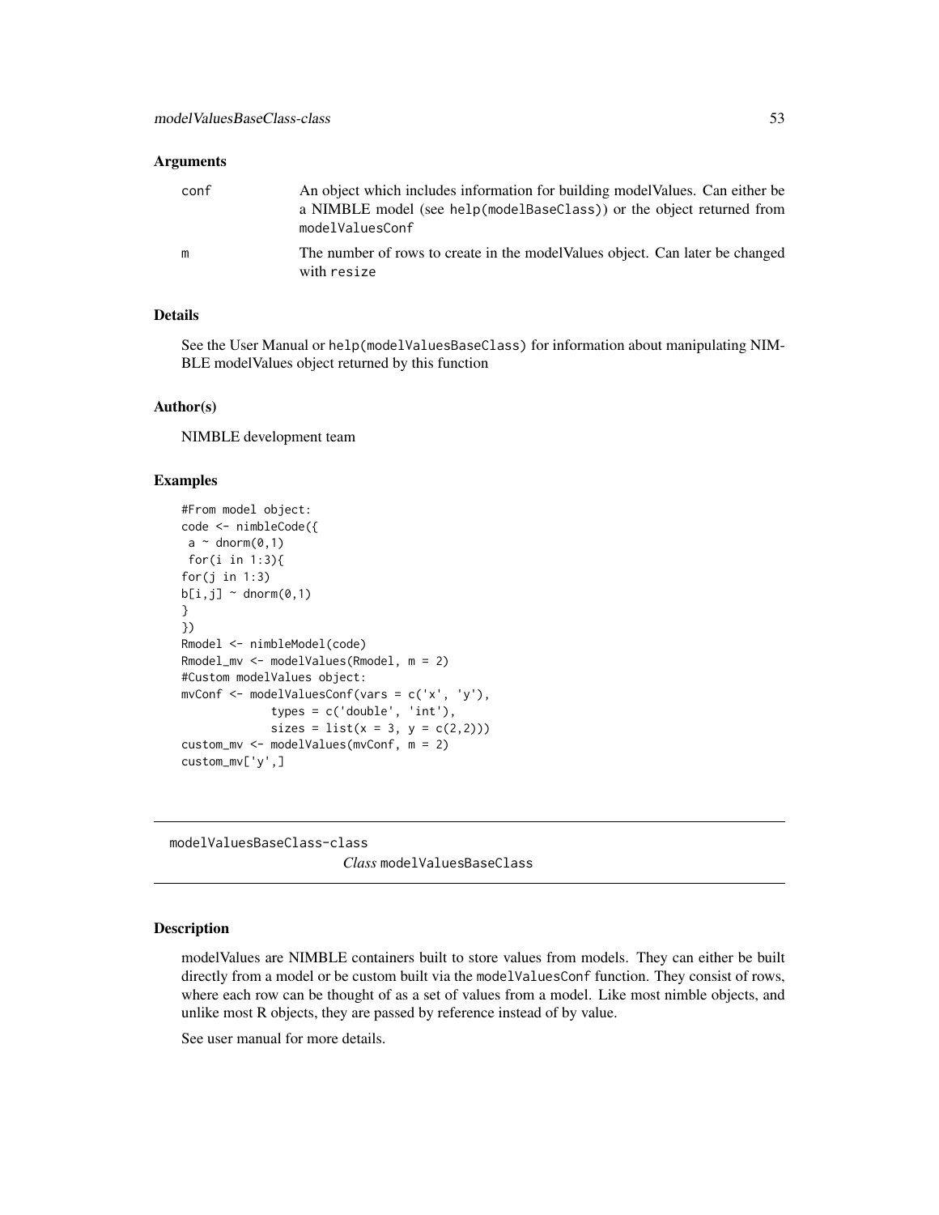### Arguments

| | |
|---|---|
| conf | An object which includes information for building modelValues. Can either be a NIMBLE model (see `help(modelBaseClass)`) or the object returned from `modelValuesConf` |
| m | The number of rows to create in the modelValues object. Can later be changed with `resize` |

### Details

See the User Manual or `help(modelValuesBaseClass)` for information about manipulating NIMBLE modelValues object returned by this function

### Author(s)

NIMBLE development team

### Examples

```
#From model object:
code <- nimbleCode({
 a ~ dnorm(0,1)
 for(i in 1:3){
for(j in 1:3)
b[i,j] ~ dnorm(0,1)
}
})
Rmodel <- nimbleModel(code)
Rmodel_mv <- modelValues(Rmodel, m = 2)
#Custom modelValues object:
mvConf <- modelValuesConf(vars = c('x', 'y'),
             types = c('double', 'int'),
             sizes = list(x = 3, y = c(2,2)))
custom_mv <- modelValues(mvConf, m = 2)
custom_mv['y',]
```

---

## modelValuesBaseClass-class

*Class* `modelValuesBaseClass`

---

### Description

modelValues are NIMBLE containers built to store values from models. They can either be built directly from a model or be custom built via the `modelValuesConf` function. They consist of rows, where each row can be thought of as a set of values from a model. Like most nimble objects, and unlike most R objects, they are passed by reference instead of by value.

See user manual for more details.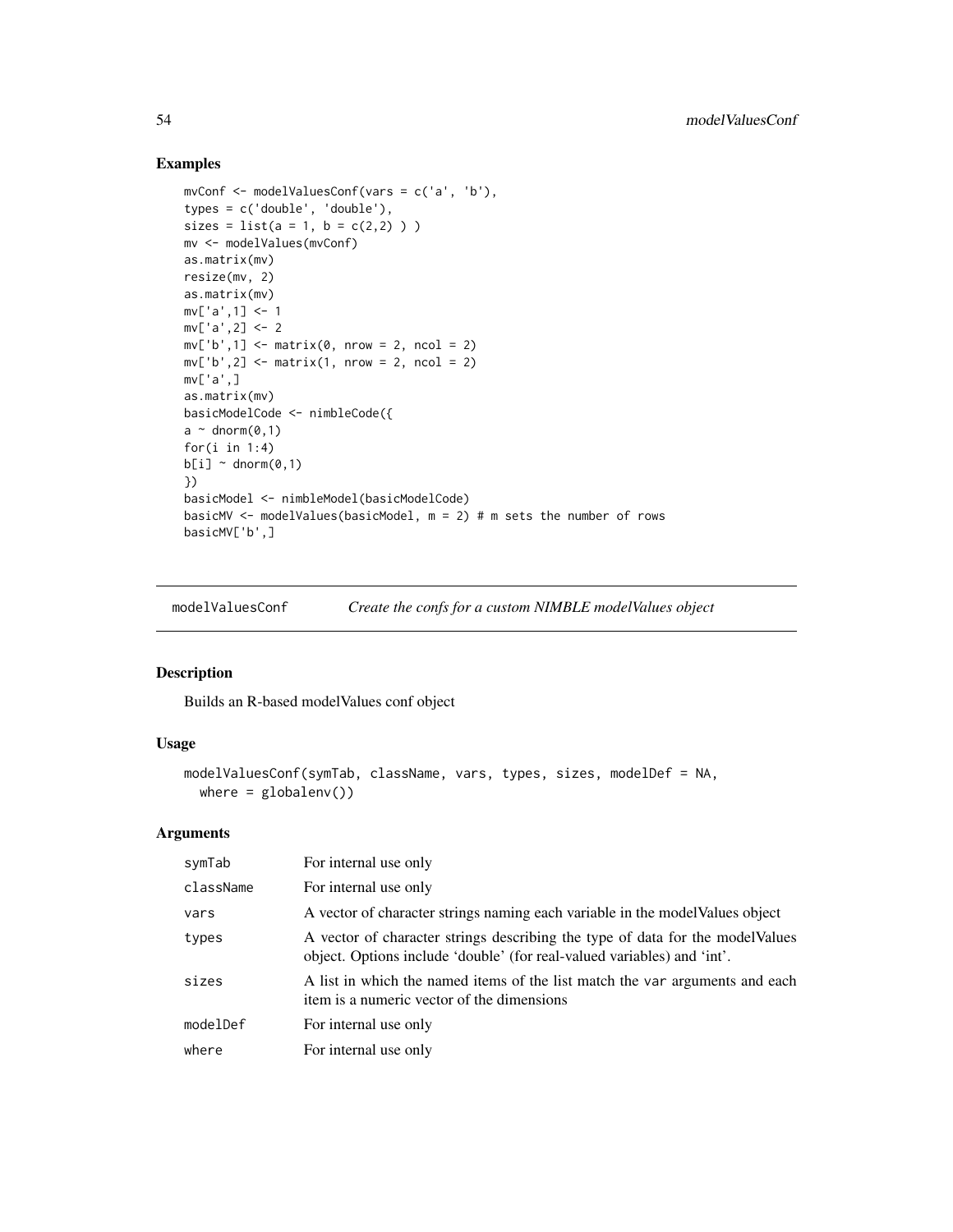## Examples

```
mvConf <- modelValuesConf(vars = c('a', 'b'),
types = c('double', 'double'),
sizes = list(a = 1, b = c(2,2) ) )
mv <- modelValues(mvConf)
as.matrix(mv)
resize(mv, 2)
as.matrix(mv)
mv['a',1] <- 1
mv['a',2] <- 2
mv['b',1] <- matrix(0, nrow = 2, ncol = 2)
mv['b',2] <- matrix(1, nrow = 2, ncol = 2)
mv['a',]
as.matrix(mv)
basicModelCode <- nimbleCode({
a ~ dnorm(0,1)
for(i in 1:4)
b[i] ~ dnorm(0,1)
})
basicModel <- nimbleModel(basicModelCode)
basicMV <- modelValues(basicModel, m = 2) # m sets the number of rows
basicMV['b',]
```

---

# modelValuesConf *Create the confs for a custom NIMBLE modelValues object*

---

## Description

Builds an R-based modelValues conf object

## Usage

```
modelValuesConf(symTab, className, vars, types, sizes, modelDef = NA,
  where = globalenv())
```

## Arguments

| | |
|---|---|
| symTab | For internal use only |
| className | For internal use only |
| vars | A vector of character strings naming each variable in the modelValues object |
| types | A vector of character strings describing the type of data for the modelValues object. Options include 'double' (for real-valued variables) and 'int'. |
| sizes | A list in which the named items of the list match the var arguments and each item is a numeric vector of the dimensions |
| modelDef | For internal use only |
| where | For internal use only |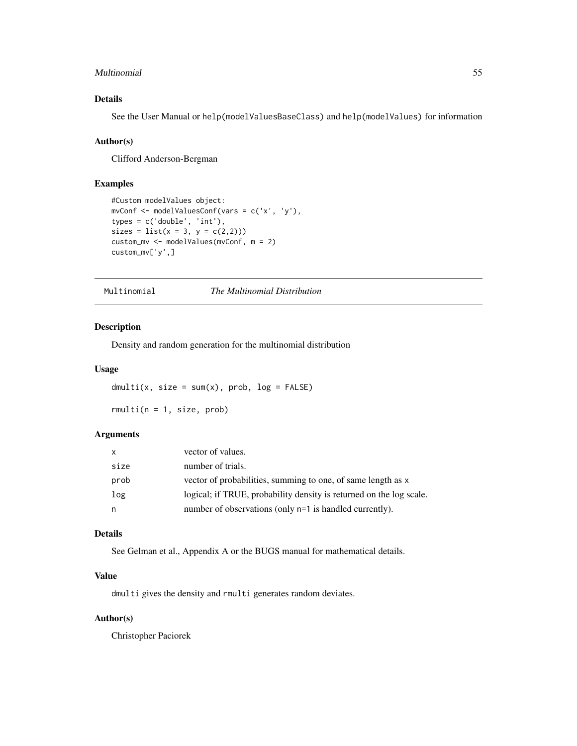## Details

See the User Manual or `help(modelValuesBaseClass)` and `help(modelValues)` for information

## Author(s)

Clifford Anderson-Bergman

## Examples

```
#Custom modelValues object:
mvConf <- modelValuesConf(vars = c('x', 'y'),
types = c('double', 'int'),
sizes = list(x = 3, y = c(2,2)))
custom_mv <- modelValues(mvConf, m = 2)
custom_mv['y',]
```

---

# Multinomial — *The Multinomial Distribution*

## Description

Density and random generation for the multinomial distribution

## Usage

```
dmulti(x, size = sum(x), prob, log = FALSE)

rmulti(n = 1, size, prob)
```

## Arguments

| | |
|---|---|
| x | vector of values. |
| size | number of trials. |
| prob | vector of probabilities, summing to one, of same length as x |
| log | logical; if TRUE, probability density is returned on the log scale. |
| n | number of observations (only n=1 is handled currently). |

## Details

See Gelman et al., Appendix A or the BUGS manual for mathematical details.

## Value

`dmulti` gives the density and `rmulti` generates random deviates.

## Author(s)

Christopher Paciorek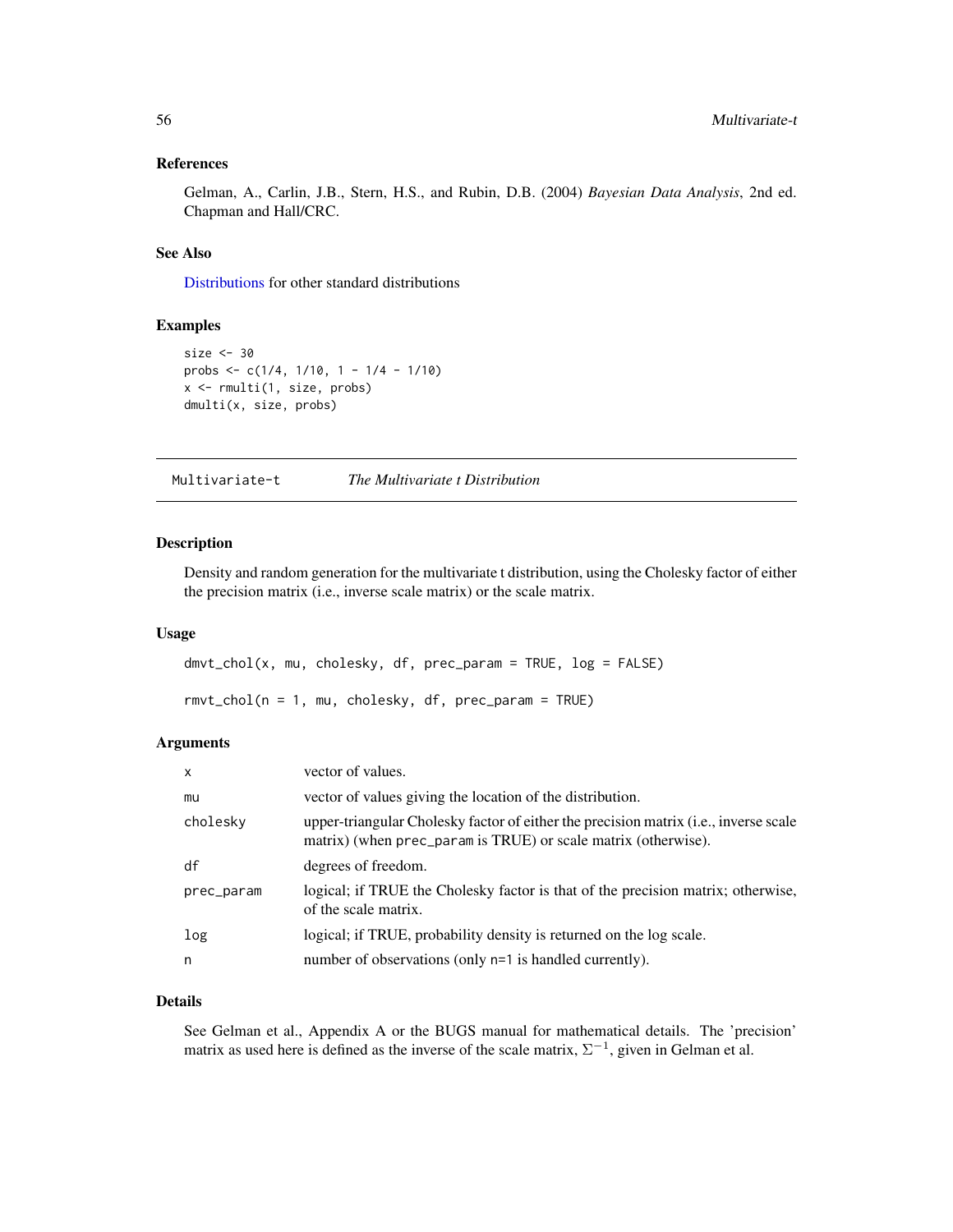### References

Gelman, A., Carlin, J.B., Stern, H.S., and Rubin, D.B. (2004) *Bayesian Data Analysis*, 2nd ed. Chapman and Hall/CRC.

### See Also

Distributions for other standard distributions

### Examples

```
size <- 30
probs <- c(1/4, 1/10, 1 - 1/4 - 1/10)
x <- rmulti(1, size, probs)
dmulti(x, size, probs)
```

---

## Multivariate-t    *The Multivariate t Distribution*

---

### Description

Density and random generation for the multivariate t distribution, using the Cholesky factor of either the precision matrix (i.e., inverse scale matrix) or the scale matrix.

### Usage

```
dmvt_chol(x, mu, cholesky, df, prec_param = TRUE, log = FALSE)

rmvt_chol(n = 1, mu, cholesky, df, prec_param = TRUE)
```

### Arguments

| | |
|---|---|
| x | vector of values. |
| mu | vector of values giving the location of the distribution. |
| cholesky | upper-triangular Cholesky factor of either the precision matrix (i.e., inverse scale matrix) (when prec_param is TRUE) or scale matrix (otherwise). |
| df | degrees of freedom. |
| prec_param | logical; if TRUE the Cholesky factor is that of the precision matrix; otherwise, of the scale matrix. |
| log | logical; if TRUE, probability density is returned on the log scale. |
| n | number of observations (only n=1 is handled currently). |

### Details

See Gelman et al., Appendix A or the BUGS manual for mathematical details. The 'precision' matrix as used here is defined as the inverse of the scale matrix, $\Sigma^{-1}$, given in Gelman et al.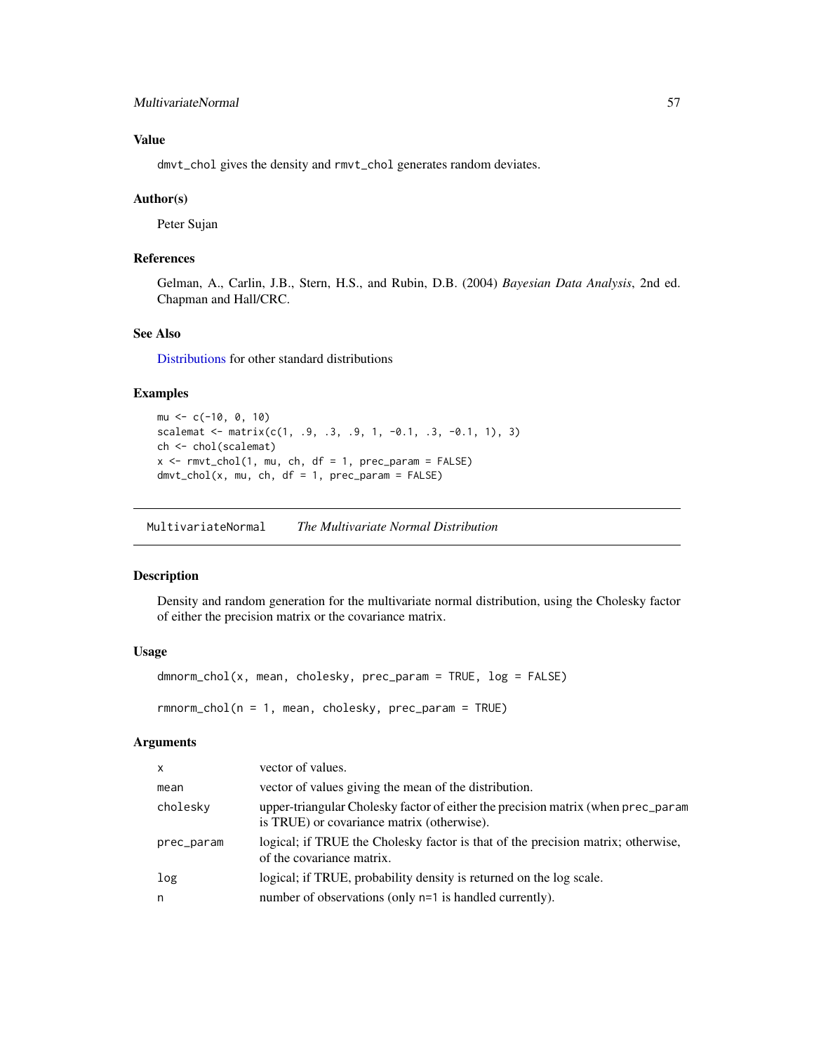### Value

dmvt_chol gives the density and rmvt_chol generates random deviates.

### Author(s)

Peter Sujan

### References

Gelman, A., Carlin, J.B., Stern, H.S., and Rubin, D.B. (2004) *Bayesian Data Analysis*, 2nd ed. Chapman and Hall/CRC.

### See Also

Distributions for other standard distributions

### Examples

```
mu <- c(-10, 0, 10)
scalemat <- matrix(c(1, .9, .3, .9, 1, -0.1, .3, -0.1, 1), 3)
ch <- chol(scalemat)
x <- rmvt_chol(1, mu, ch, df = 1, prec_param = FALSE)
dmvt_chol(x, mu, ch, df = 1, prec_param = FALSE)
```

---

## MultivariateNormal — *The Multivariate Normal Distribution*

### Description

Density and random generation for the multivariate normal distribution, using the Cholesky factor of either the precision matrix or the covariance matrix.

### Usage

```
dmnorm_chol(x, mean, cholesky, prec_param = TRUE, log = FALSE)

rmnorm_chol(n = 1, mean, cholesky, prec_param = TRUE)
```

### Arguments

| | |
|---|---|
| x | vector of values. |
| mean | vector of values giving the mean of the distribution. |
| cholesky | upper-triangular Cholesky factor of either the precision matrix (when prec_param is TRUE) or covariance matrix (otherwise). |
| prec_param | logical; if TRUE the Cholesky factor is that of the precision matrix; otherwise, of the covariance matrix. |
| log | logical; if TRUE, probability density is returned on the log scale. |
| n | number of observations (only n=1 is handled currently). |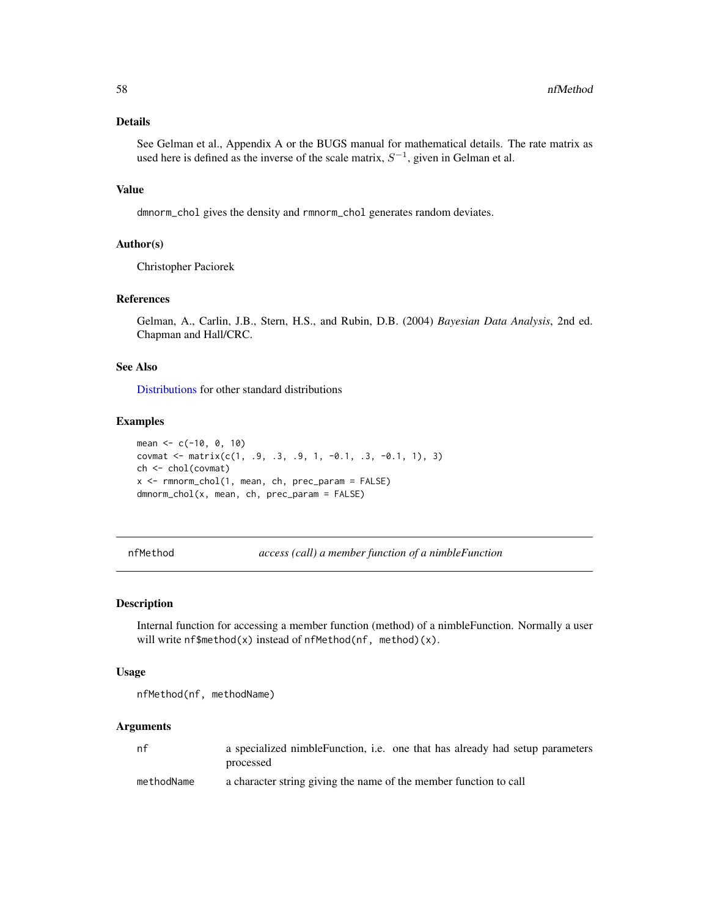### Details

See Gelman et al., Appendix A or the BUGS manual for mathematical details. The rate matrix as used here is defined as the inverse of the scale matrix, $S^{-1}$, given in Gelman et al.

### Value

`dmnorm_chol` gives the density and `rmnorm_chol` generates random deviates.

### Author(s)

Christopher Paciorek

### References

Gelman, A., Carlin, J.B., Stern, H.S., and Rubin, D.B. (2004) *Bayesian Data Analysis*, 2nd ed. Chapman and Hall/CRC.

### See Also

Distributions for other standard distributions

### Examples

```
mean <- c(-10, 0, 10)
covmat <- matrix(c(1, .9, .3, .9, 1, -0.1, .3, -0.1, 1), 3)
ch <- chol(covmat)
x <- rmnorm_chol(1, mean, ch, prec_param = FALSE)
dmnorm_chol(x, mean, ch, prec_param = FALSE)
```

---

## nfMethod — *access (call) a member function of a nimbleFunction*

### Description

Internal function for accessing a member function (method) of a nimbleFunction. Normally a user will write `nf$method(x)` instead of `nfMethod(nf, method)(x)`.

### Usage

```
nfMethod(nf, methodName)
```

### Arguments

| | |
|---|---|
| nf | a specialized nimbleFunction, i.e. one that has already had setup parameters processed |
| methodName | a character string giving the name of the member function to call |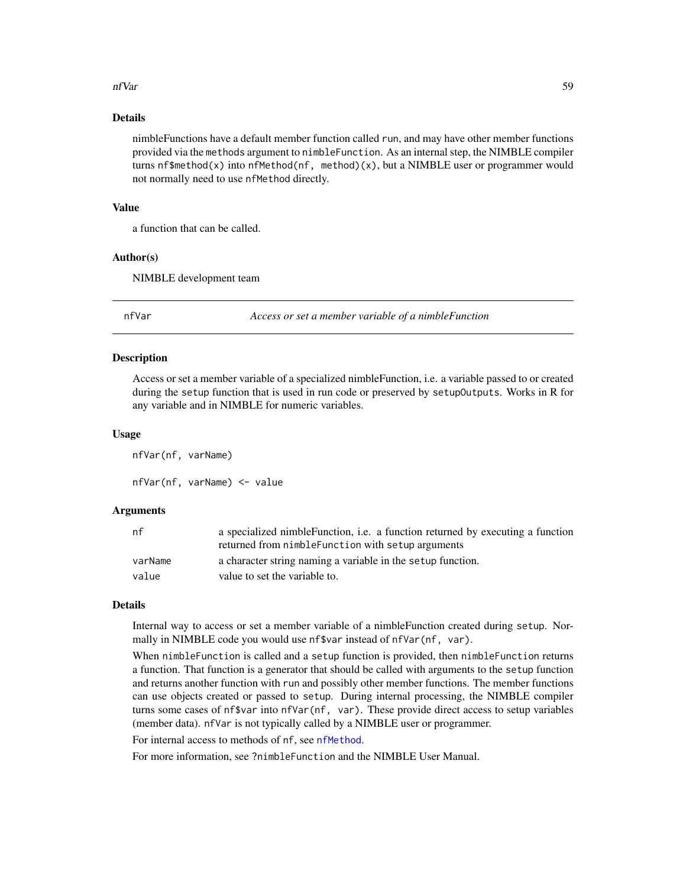### Details

nimbleFunctions have a default member function called `run`, and may have other member functions provided via the `methods` argument to `nimbleFunction`. As an internal step, the NIMBLE compiler turns `nf$method(x)` into `nfMethod(nf, method)(x)`, but a NIMBLE user or programmer would not normally need to use `nfMethod` directly.

### Value

a function that can be called.

### Author(s)

NIMBLE development team

---

## nfVar — *Access or set a member variable of a nimbleFunction*

### Description

Access or set a member variable of a specialized nimbleFunction, i.e. a variable passed to or created during the `setup` function that is used in run code or preserved by `setupOutputs`. Works in R for any variable and in NIMBLE for numeric variables.

### Usage

```
nfVar(nf, varName)

nfVar(nf, varName) <- value
```

### Arguments

| | |
|---|---|
| `nf` | a specialized nimbleFunction, i.e. a function returned by executing a function returned from `nimbleFunction` with `setup` arguments |
| `varName` | a character string naming a variable in the `setup` function. |
| `value` | value to set the variable to. |

### Details

Internal way to access or set a member variable of a nimbleFunction created during `setup`. Normally in NIMBLE code you would use `nf$var` instead of `nfVar(nf, var)`.

When `nimbleFunction` is called and a `setup` function is provided, then `nimbleFunction` returns a function. That function is a generator that should be called with arguments to the `setup` function and returns another function with `run` and possibly other member functions. The member functions can use objects created or passed to `setup`. During internal processing, the NIMBLE compiler turns some cases of `nf$var` into `nfVar(nf, var)`. These provide direct access to setup variables (member data). `nfVar` is not typically called by a NIMBLE user or programmer.

For internal access to methods of `nf`, see `nfMethod`.

For more information, see `?nimbleFunction` and the NIMBLE User Manual.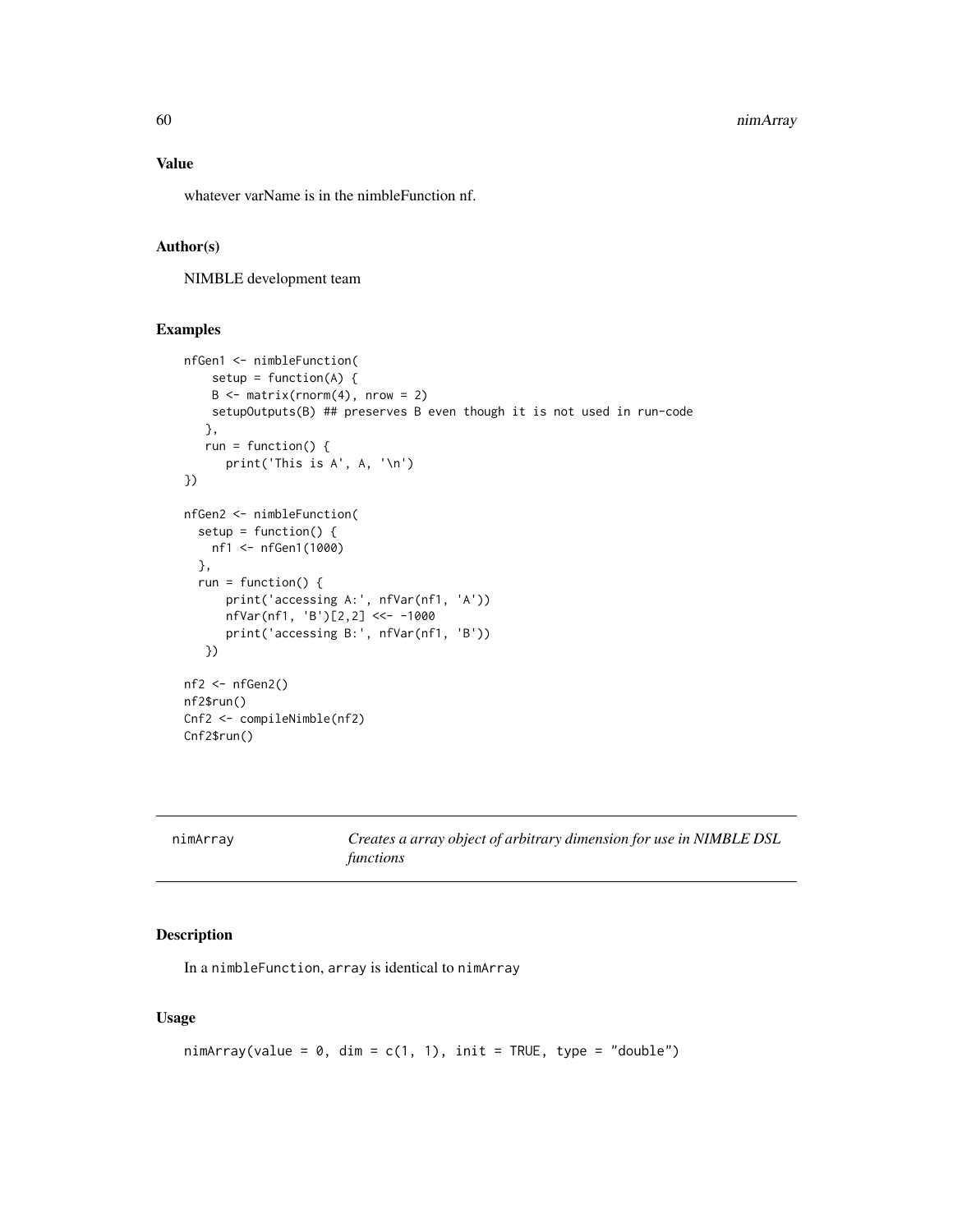## Value

whatever varName is in the nimbleFunction nf.

## Author(s)

NIMBLE development team

## Examples

```
nfGen1 <- nimbleFunction(
    setup = function(A) {
    B <- matrix(rnorm(4), nrow = 2)
    setupOutputs(B) ## preserves B even though it is not used in run-code
   },
   run = function() {
      print('This is A', A, '\n')
})

nfGen2 <- nimbleFunction(
  setup = function() {
    nf1 <- nfGen1(1000)
  },
  run = function() {
      print('accessing A:', nfVar(nf1, 'A'))
      nfVar(nf1, 'B')[2,2] <<- -1000
      print('accessing B:', nfVar(nf1, 'B'))
   })

nf2 <- nfGen2()
nf2$run()
Cnf2 <- compileNimble(nf2)
Cnf2$run()
```

---

# nimArray — *Creates a array object of arbitrary dimension for use in NIMBLE DSL functions*

## Description

In a `nimbleFunction`, `array` is identical to `nimArray`

## Usage

```
nimArray(value = 0, dim = c(1, 1), init = TRUE, type = "double")
```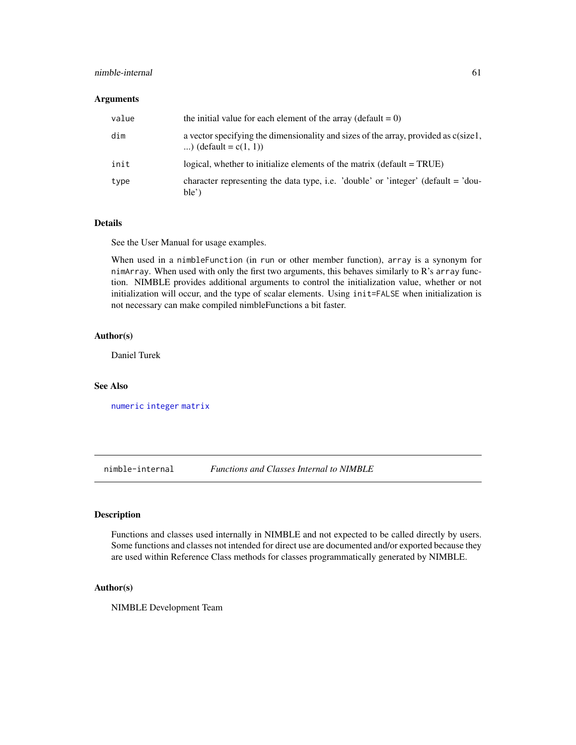### Arguments

| | |
|---|---|
| `value` | the initial value for each element of the array (default = 0) |
| `dim` | a vector specifying the dimensionality and sizes of the array, provided as c(size1, ...) (default = c(1, 1)) |
| `init` | logical, whether to initialize elements of the matrix (default = TRUE) |
| `type` | character representing the data type, i.e. 'double' or 'integer' (default = 'double') |

### Details

See the User Manual for usage examples.

When used in a `nimbleFunction` (in `run` or other member function), `array` is a synonym for `nimArray`. When used with only the first two arguments, this behaves similarly to R's `array` function. NIMBLE provides additional arguments to control the initialization value, whether or not initialization will occur, and the type of scalar elements. Using `init=FALSE` when initialization is not necessary can make compiled nimbleFunctions a bit faster.

### Author(s)

Daniel Turek

### See Also

`numeric` `integer` `matrix`

---

## `nimble-internal` *Functions and Classes Internal to NIMBLE*

### Description

Functions and classes used internally in NIMBLE and not expected to be called directly by users. Some functions and classes not intended for direct use are documented and/or exported because they are used within Reference Class methods for classes programmatically generated by NIMBLE.

### Author(s)

NIMBLE Development Team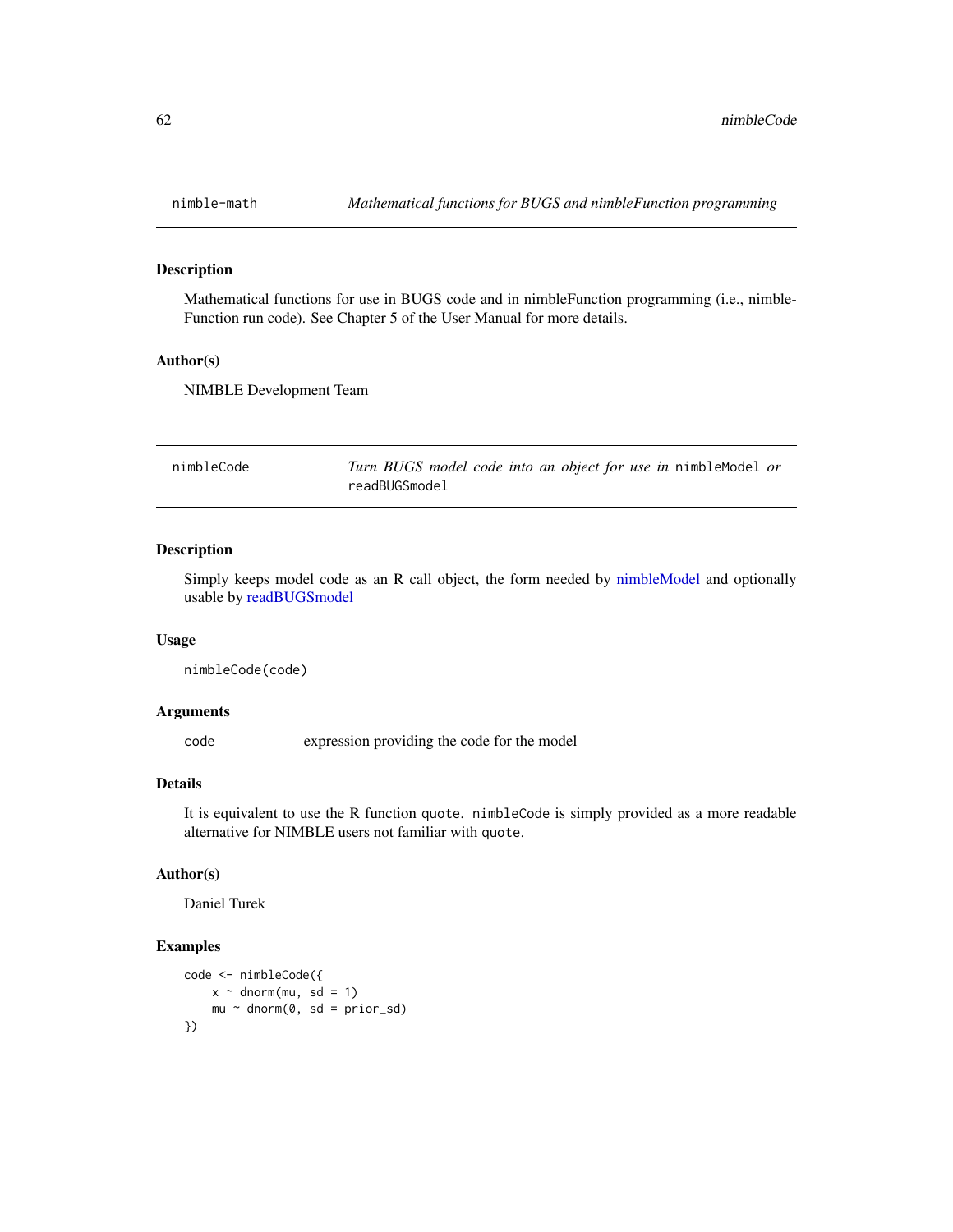## nimble-math — *Mathematical functions for BUGS and nimbleFunction programming*

### Description

Mathematical functions for use in BUGS code and in nimbleFunction programming (i.e., nimbleFunction run code). See Chapter 5 of the User Manual for more details.

### Author(s)

NIMBLE Development Team

## nimbleCode — *Turn BUGS model code into an object for use in `nimbleModel` or `readBUGSmodel`*

### Description

Simply keeps model code as an R call object, the form needed by nimbleModel and optionally usable by readBUGSmodel

### Usage

```
nimbleCode(code)
```

### Arguments

| | |
|---|---|
| `code` | expression providing the code for the model |

### Details

It is equivalent to use the R function `quote`. `nimbleCode` is simply provided as a more readable alternative for NIMBLE users not familiar with `quote`.

### Author(s)

Daniel Turek

### Examples

```
code <- nimbleCode({
    x ~ dnorm(mu, sd = 1)
    mu ~ dnorm(0, sd = prior_sd)
})
```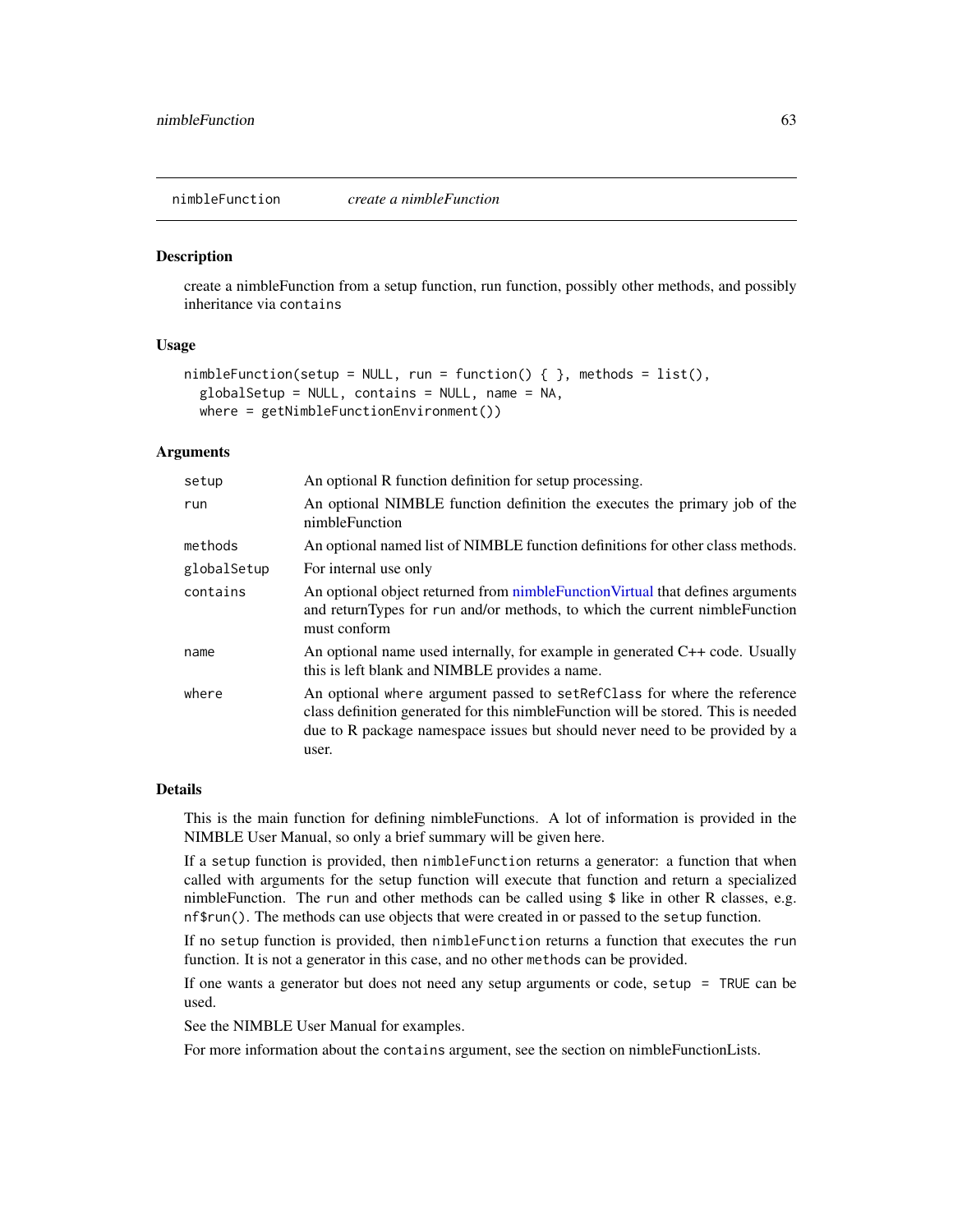## nimbleFunction — *create a nimbleFunction*

### Description

create a nimbleFunction from a setup function, run function, possibly other methods, and possibly inheritance via `contains`

### Usage

```
nimbleFunction(setup = NULL, run = function() { }, methods = list(),
  globalSetup = NULL, contains = NULL, name = NA,
  where = getNimbleFunctionEnvironment())
```

### Arguments

| | |
|---|---|
| `setup` | An optional R function definition for setup processing. |
| `run` | An optional NIMBLE function definition the executes the primary job of the nimbleFunction |
| `methods` | An optional named list of NIMBLE function definitions for other class methods. |
| `globalSetup` | For internal use only |
| `contains` | An optional object returned from nimbleFunctionVirtual that defines arguments and returnTypes for `run` and/or methods, to which the current nimbleFunction must conform |
| `name` | An optional name used internally, for example in generated C++ code. Usually this is left blank and NIMBLE provides a name. |
| `where` | An optional `where` argument passed to `setRefClass` for where the reference class definition generated for this nimbleFunction will be stored. This is needed due to R package namespace issues but should never need to be provided by a user. |

### Details

This is the main function for defining nimbleFunctions. A lot of information is provided in the NIMBLE User Manual, so only a brief summary will be given here.

If a `setup` function is provided, then `nimbleFunction` returns a generator: a function that when called with arguments for the setup function will execute that function and return a specialized nimbleFunction. The `run` and other methods can be called using `$` like in other R classes, e.g. `nf$run()`. The methods can use objects that were created in or passed to the `setup` function.

If no `setup` function is provided, then `nimbleFunction` returns a function that executes the `run` function. It is not a generator in this case, and no other `methods` can be provided.

If one wants a generator but does not need any setup arguments or code, `setup = TRUE` can be used.

See the NIMBLE User Manual for examples.

For more information about the `contains` argument, see the section on nimbleFunctionLists.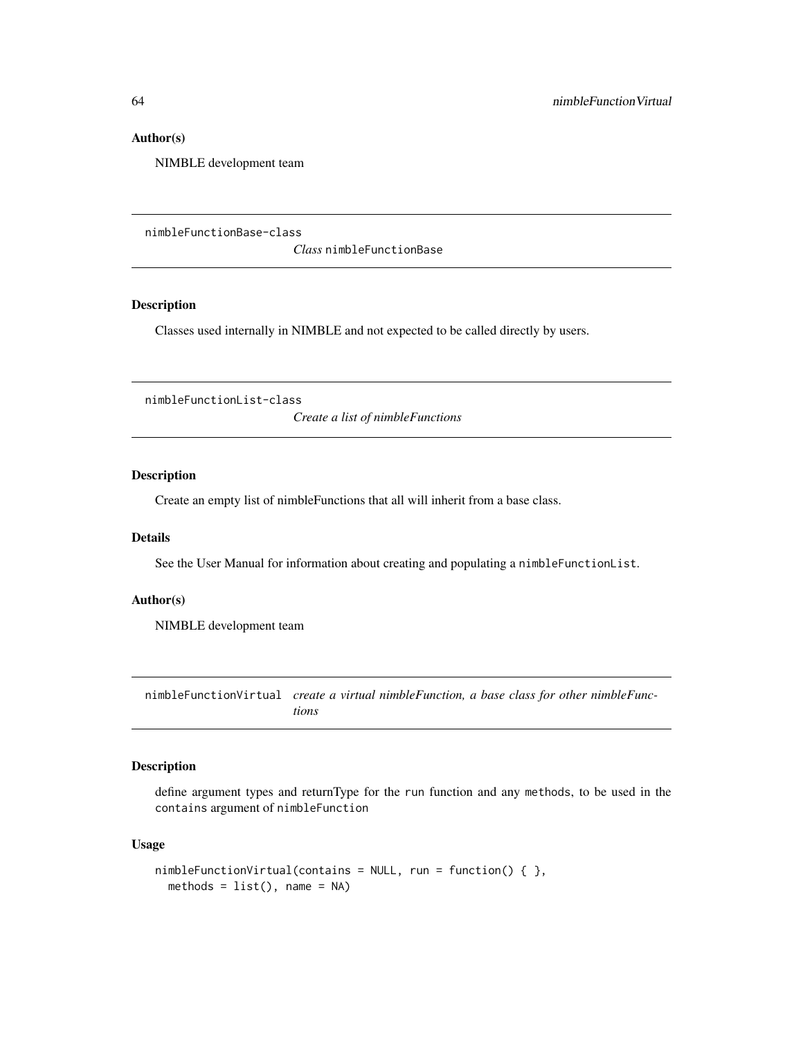### Author(s)

NIMBLE development team

---

## nimbleFunctionBase-class — *Class* `nimbleFunctionBase`

---

### Description

Classes used internally in NIMBLE and not expected to be called directly by users.

---

## nimbleFunctionList-class — *Create a list of nimbleFunctions*

---

### Description

Create an empty list of nimbleFunctions that all will inherit from a base class.

### Details

See the User Manual for information about creating and populating a `nimbleFunctionList`.

### Author(s)

NIMBLE development team

---

## nimbleFunctionVirtual — *create a virtual nimbleFunction, a base class for other nimbleFunctions*

---

### Description

define argument types and returnType for the `run` function and any `methods`, to be used in the `contains` argument of `nimbleFunction`

### Usage

```
nimbleFunctionVirtual(contains = NULL, run = function() { },
  methods = list(), name = NA)
```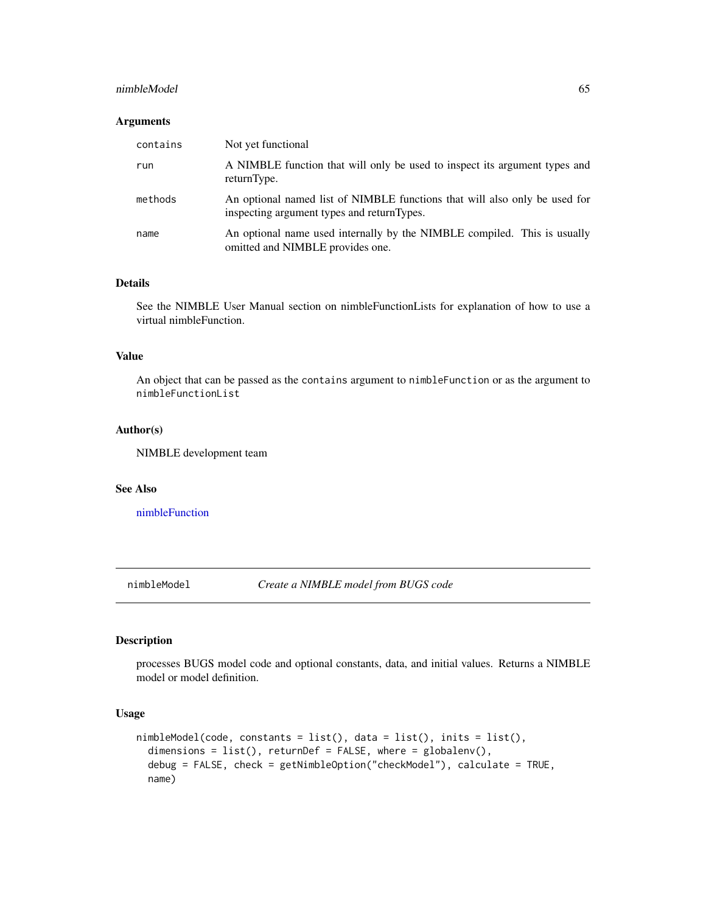### Arguments

| | |
|---|---|
| `contains` | Not yet functional |
| `run` | A NIMBLE function that will only be used to inspect its argument types and returnType. |
| `methods` | An optional named list of NIMBLE functions that will also only be used for inspecting argument types and returnTypes. |
| `name` | An optional name used internally by the NIMBLE compiled. This is usually omitted and NIMBLE provides one. |

### Details

See the NIMBLE User Manual section on nimbleFunctionLists for explanation of how to use a virtual nimbleFunction.

### Value

An object that can be passed as the `contains` argument to `nimbleFunction` or as the argument to `nimbleFunctionList`

### Author(s)

NIMBLE development team

### See Also

nimbleFunction

---

## nimbleModel *Create a NIMBLE model from BUGS code*

---

### Description

processes BUGS model code and optional constants, data, and initial values. Returns a NIMBLE model or model definition.

### Usage

```
nimbleModel(code, constants = list(), data = list(), inits = list(),
  dimensions = list(), returnDef = FALSE, where = globalenv(),
  debug = FALSE, check = getNimbleOption("checkModel"), calculate = TRUE,
  name)
```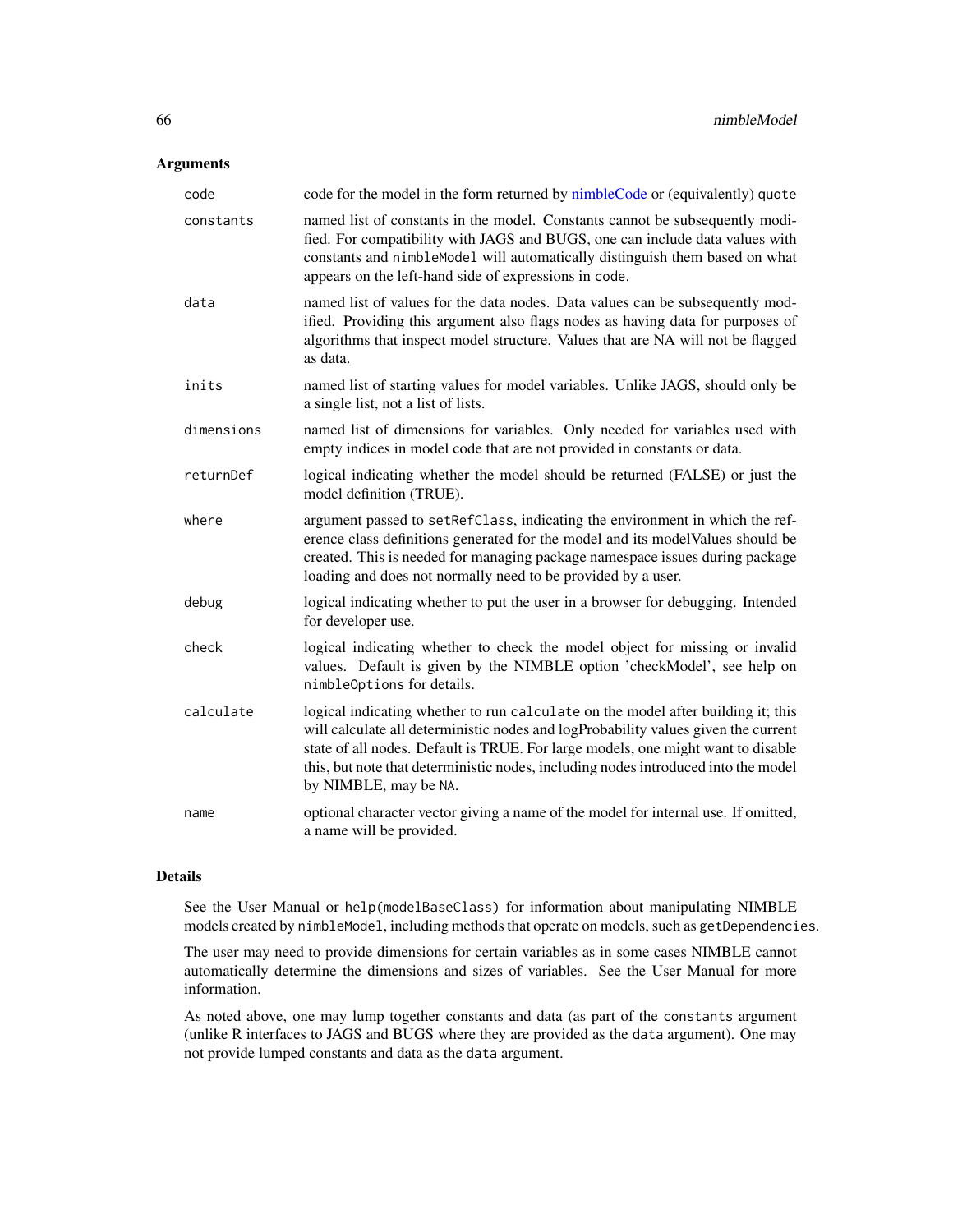## Arguments

| | |
|---|---|
| `code` | code for the model in the form returned by nimbleCode or (equivalently) `quote` |
| `constants` | named list of constants in the model. Constants cannot be subsequently modified. For compatibility with JAGS and BUGS, one can include data values with constants and `nimbleModel` will automatically distinguish them based on what appears on the left-hand side of expressions in `code`. |
| `data` | named list of values for the data nodes. Data values can be subsequently modified. Providing this argument also flags nodes as having data for purposes of algorithms that inspect model structure. Values that are NA will not be flagged as data. |
| `inits` | named list of starting values for model variables. Unlike JAGS, should only be a single list, not a list of lists. |
| `dimensions` | named list of dimensions for variables. Only needed for variables used with empty indices in model code that are not provided in constants or data. |
| `returnDef` | logical indicating whether the model should be returned (FALSE) or just the model definition (TRUE). |
| `where` | argument passed to `setRefClass`, indicating the environment in which the reference class definitions generated for the model and its modelValues should be created. This is needed for managing package namespace issues during package loading and does not normally need to be provided by a user. |
| `debug` | logical indicating whether to put the user in a browser for debugging. Intended for developer use. |
| `check` | logical indicating whether to check the model object for missing or invalid values. Default is given by the NIMBLE option 'checkModel', see help on `nimbleOptions` for details. |
| `calculate` | logical indicating whether to run `calculate` on the model after building it; this will calculate all deterministic nodes and logProbability values given the current state of all nodes. Default is TRUE. For large models, one might want to disable this, but note that deterministic nodes, including nodes introduced into the model by NIMBLE, may be `NA`. |
| `name` | optional character vector giving a name of the model for internal use. If omitted, a name will be provided. |

## Details

See the User Manual or `help(modelBaseClass)` for information about manipulating NIMBLE models created by `nimbleModel`, including methods that operate on models, such as `getDependencies`.

The user may need to provide dimensions for certain variables as in some cases NIMBLE cannot automatically determine the dimensions and sizes of variables. See the User Manual for more information.

As noted above, one may lump together constants and data (as part of the `constants` argument (unlike R interfaces to JAGS and BUGS where they are provided as the `data` argument). One may not provide lumped constants and data as the `data` argument.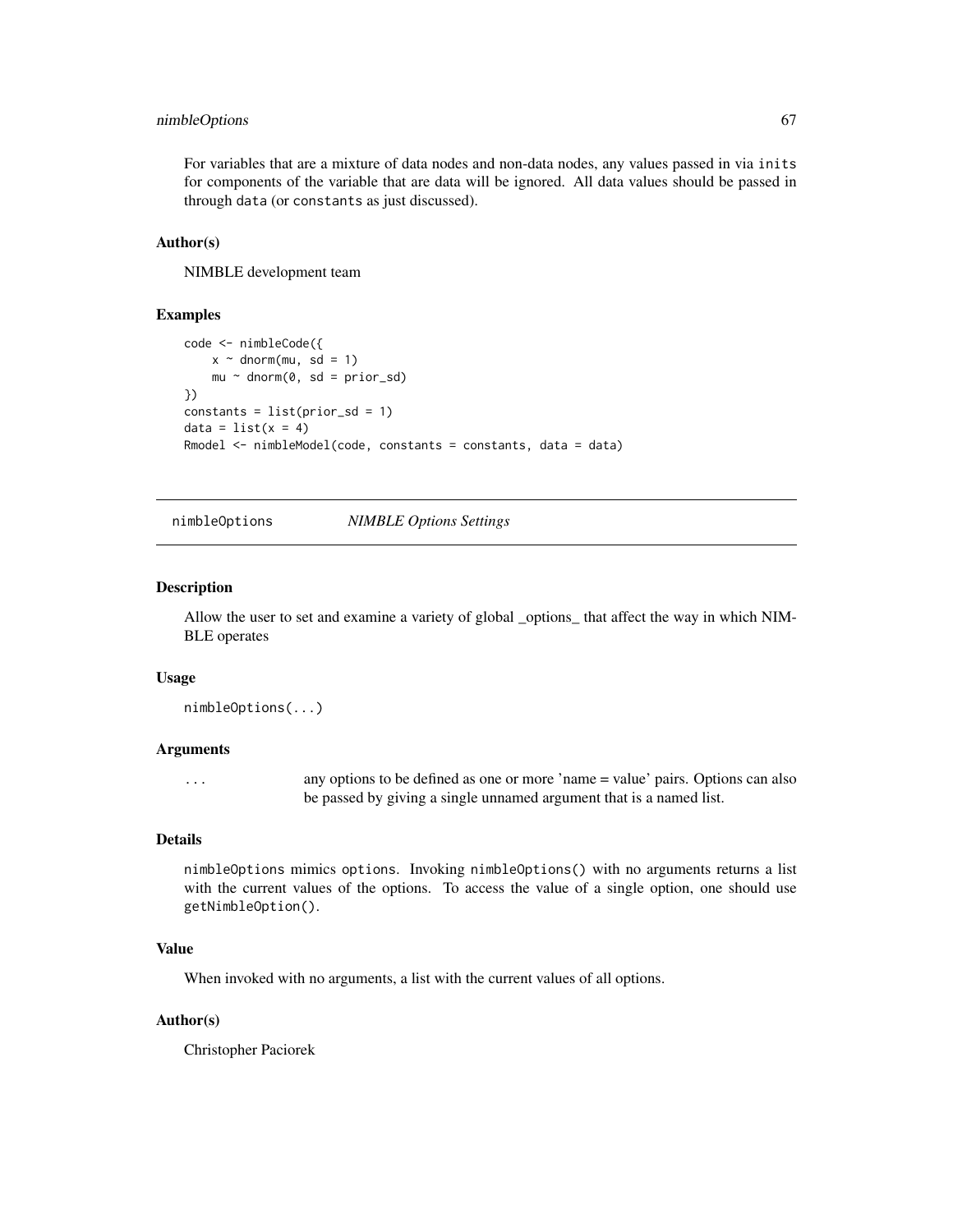For variables that are a mixture of data nodes and non-data nodes, any values passed in via `inits` for components of the variable that are data will be ignored. All data values should be passed in through `data` (or `constants` as just discussed).

### Author(s)

NIMBLE development team

### Examples

```
code <- nimbleCode({
    x ~ dnorm(mu, sd = 1)
    mu ~ dnorm(0, sd = prior_sd)
})
constants = list(prior_sd = 1)
data = list(x = 4)
Rmodel <- nimbleModel(code, constants = constants, data = data)
```

---

## nimbleOptions    *NIMBLE Options Settings*

---

### Description

Allow the user to set and examine a variety of global _options_ that affect the way in which NIMBLE operates

### Usage

```
nimbleOptions(...)
```

### Arguments

| | |
|---|---|
| ... | any options to be defined as one or more 'name = value' pairs. Options can also be passed by giving a single unnamed argument that is a named list. |

### Details

`nimbleOptions` mimics `options`. Invoking `nimbleOptions()` with no arguments returns a list with the current values of the options. To access the value of a single option, one should use `getNimbleOption()`.

### Value

When invoked with no arguments, a list with the current values of all options.

### Author(s)

Christopher Paciorek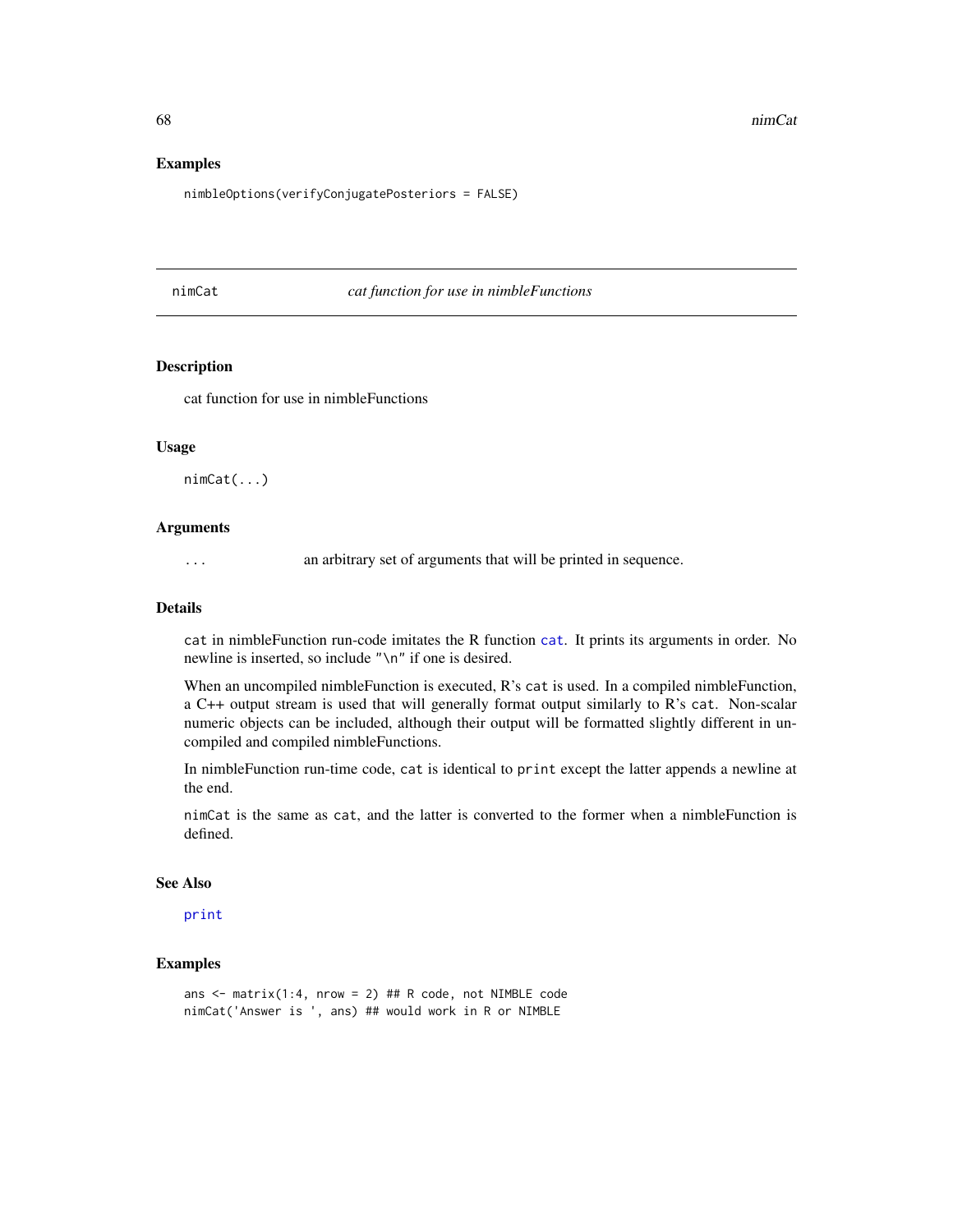### Examples

```
nimbleOptions(verifyConjugatePosteriors = FALSE)
```

---

## nimCat — *cat function for use in nimbleFunctions*

### Description

cat function for use in nimbleFunctions

### Usage

```
nimCat(...)
```

### Arguments

`...` an arbitrary set of arguments that will be printed in sequence.

### Details

`cat` in nimbleFunction run-code imitates the R function `cat`. It prints its arguments in order. No newline is inserted, so include `"\n"` if one is desired.

When an uncompiled nimbleFunction is executed, R's `cat` is used. In a compiled nimbleFunction, a C++ output stream is used that will generally format output similarly to R's `cat`. Non-scalar numeric objects can be included, although their output will be formatted slightly different in uncompiled and compiled nimbleFunctions.

In nimbleFunction run-time code, `cat` is identical to `print` except the latter appends a newline at the end.

`nimCat` is the same as `cat`, and the latter is converted to the former when a nimbleFunction is defined.

### See Also

`print`

### Examples

```
ans <- matrix(1:4, nrow = 2) ## R code, not NIMBLE code
nimCat('Answer is ', ans) ## would work in R or NIMBLE
```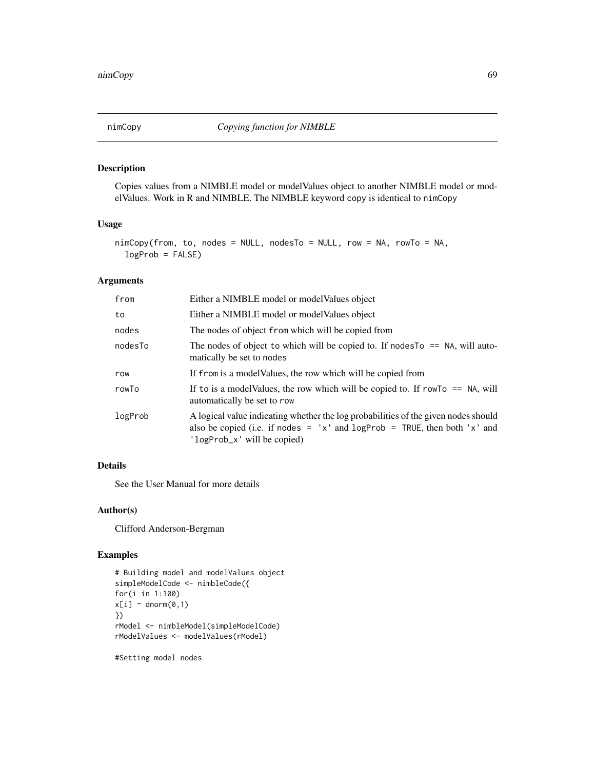## nimCopy *Copying function for NIMBLE*

### Description

Copies values from a NIMBLE model or modelValues object to another NIMBLE model or modelValues. Work in R and NIMBLE. The NIMBLE keyword `copy` is identical to `nimCopy`

### Usage

```
nimCopy(from, to, nodes = NULL, nodesTo = NULL, row = NA, rowTo = NA,
  logProb = FALSE)
```

### Arguments

| | |
|---|---|
| `from` | Either a NIMBLE model or modelValues object |
| `to` | Either a NIMBLE model or modelValues object |
| `nodes` | The nodes of object `from` which will be copied from |
| `nodesTo` | The nodes of object `to` which will be copied to. If `nodesTo == NA`, will automatically be set to `nodes` |
| `row` | If `from` is a modelValues, the row which will be copied from |
| `rowTo` | If `to` is a modelValues, the row which will be copied to. If `rowTo == NA`, will automatically be set to `row` |
| `logProb` | A logical value indicating whether the log probabilities of the given nodes should also be copied (i.e. if `nodes = 'x'` and `logProb = TRUE`, then both `'x'` and `'logProb_x'` will be copied) |

### Details

See the User Manual for more details

### Author(s)

Clifford Anderson-Bergman

### Examples

```
# Building model and modelValues object
simpleModelCode <- nimbleCode({
for(i in 1:100)
x[i] ~ dnorm(0,1)
})
rModel <- nimbleModel(simpleModelCode)
rModelValues <- modelValues(rModel)

#Setting model nodes
```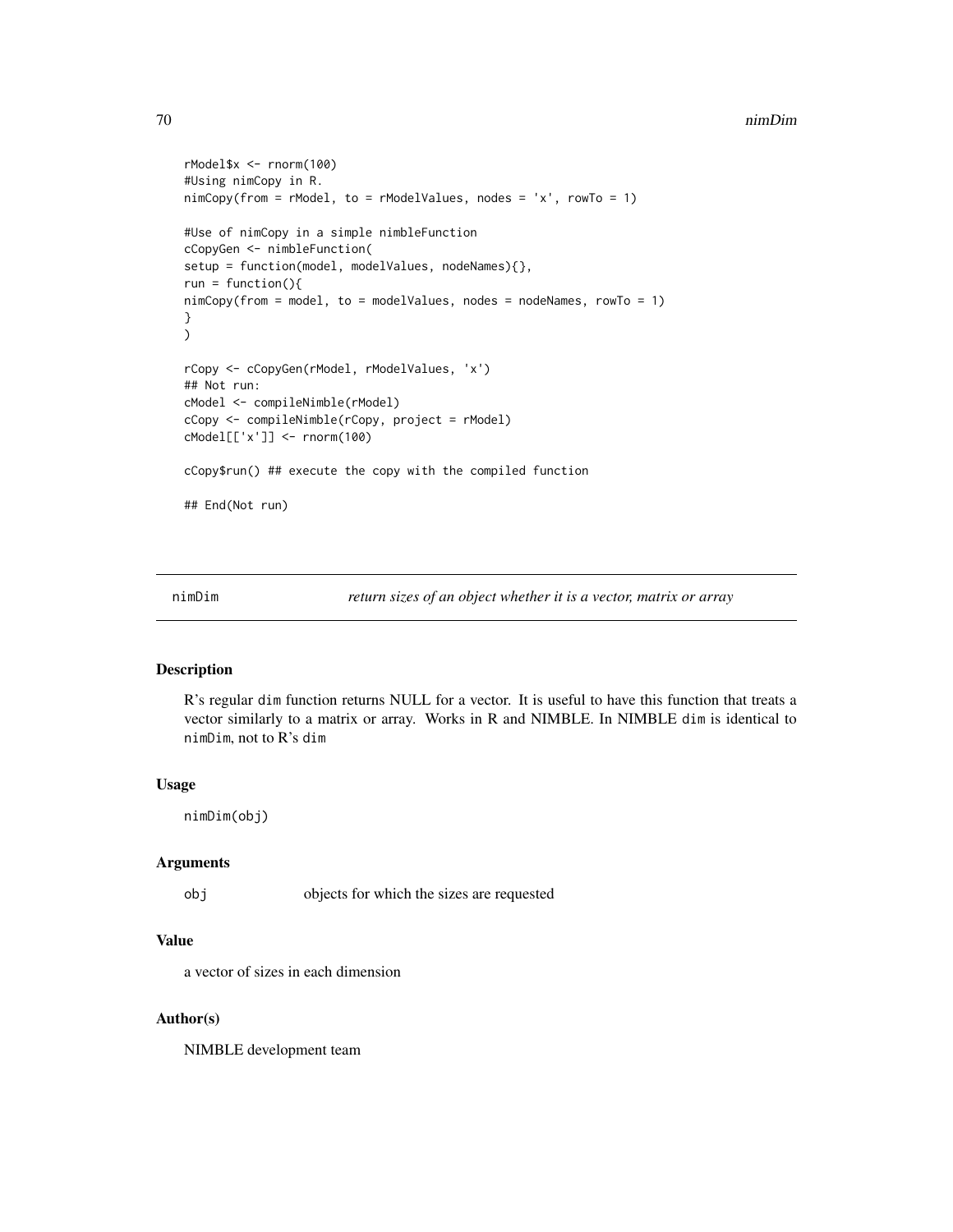```
rModel$x <- rnorm(100)
#Using nimCopy in R.
nimCopy(from = rModel, to = rModelValues, nodes = 'x', rowTo = 1)

#Use of nimCopy in a simple nimbleFunction
cCopyGen <- nimbleFunction(
setup = function(model, modelValues, nodeNames){},
run = function(){
nimCopy(from = model, to = modelValues, nodes = nodeNames, rowTo = 1)
}
)

rCopy <- cCopyGen(rModel, rModelValues, 'x')
## Not run:
cModel <- compileNimble(rModel)
cCopy <- compileNimble(rCopy, project = rModel)
cModel[['x']] <- rnorm(100)

cCopy$run() ## execute the copy with the compiled function

## End(Not run)
```

---

## nimDim *return sizes of an object whether it is a vector, matrix or array*

---

### Description

R's regular dim function returns NULL for a vector. It is useful to have this function that treats a vector similarly to a matrix or array. Works in R and NIMBLE. In NIMBLE dim is identical to nimDim, not to R's dim

### Usage

```
nimDim(obj)
```

### Arguments

| | |
|---|---|
| obj | objects for which the sizes are requested |

### Value

a vector of sizes in each dimension

### Author(s)

NIMBLE development team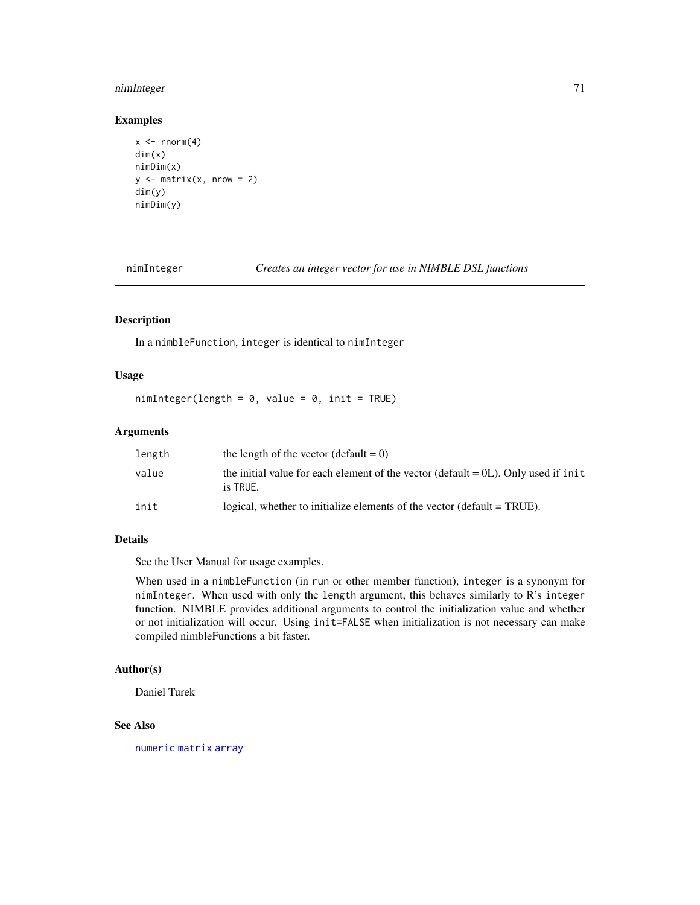### Examples

```
x <- rnorm(4)
dim(x)
nimDim(x)
y <- matrix(x, nrow = 2)
dim(y)
nimDim(y)
```

---

## nimInteger — *Creates an integer vector for use in NIMBLE DSL functions*

---

### Description

In a `nimbleFunction`, `integer` is identical to `nimInteger`

### Usage

```
nimInteger(length = 0, value = 0, init = TRUE)
```

### Arguments

| | |
|---|---|
| `length` | the length of the vector (default = 0) |
| `value` | the initial value for each element of the vector (default = 0L). Only used if `init` is `TRUE`. |
| `init` | logical, whether to initialize elements of the vector (default = TRUE). |

### Details

See the User Manual for usage examples.

When used in a `nimbleFunction` (in `run` or other member function), `integer` is a synonym for `nimInteger`. When used with only the `length` argument, this behaves similarly to R's `integer` function. NIMBLE provides additional arguments to control the initialization value and whether or not initialization will occur. Using `init=FALSE` when initialization is not necessary can make compiled nimbleFunctions a bit faster.

### Author(s)

Daniel Turek

### See Also

`numeric` `matrix` `array`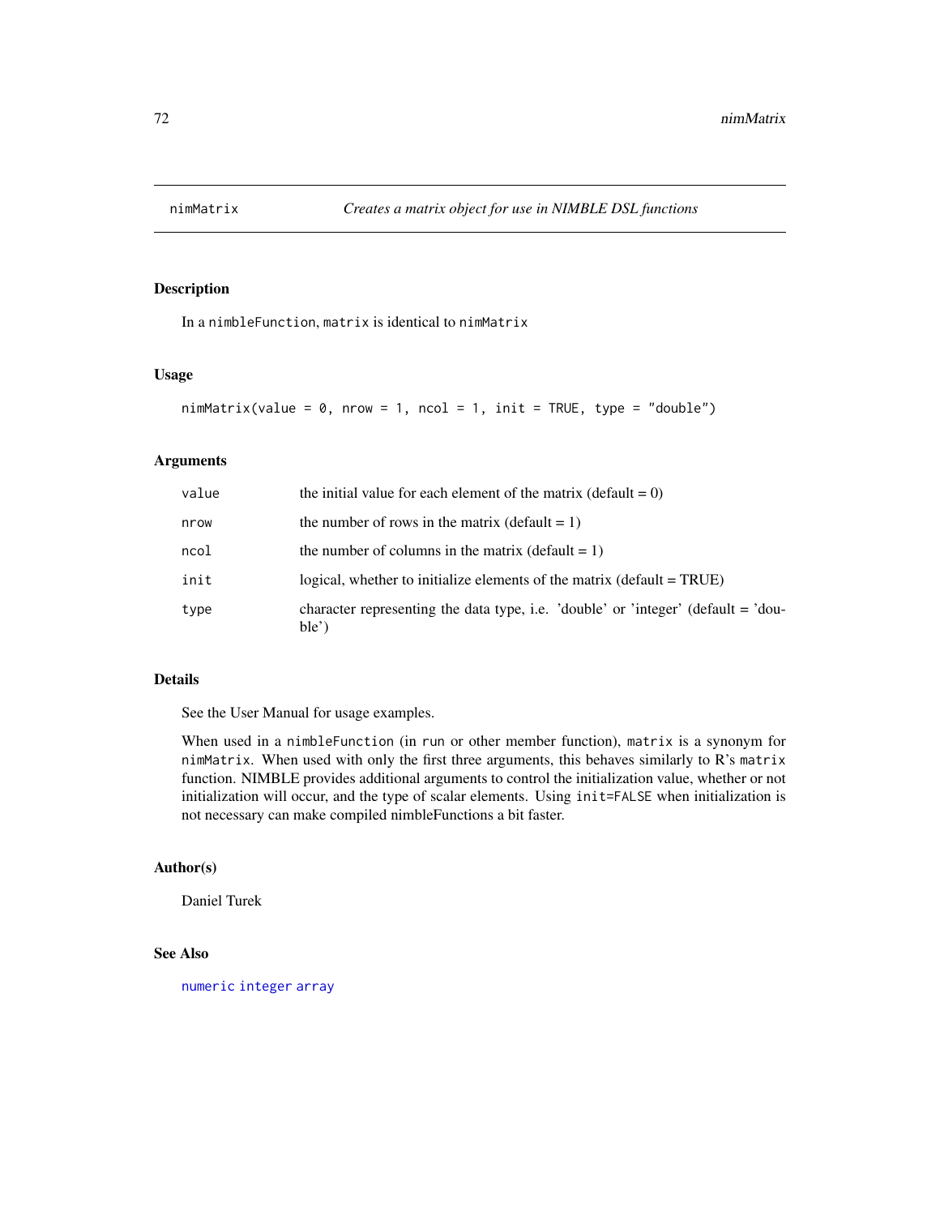# nimMatrix — *Creates a matrix object for use in NIMBLE DSL functions*

## Description

In a nimbleFunction, matrix is identical to nimMatrix

## Usage

```
nimMatrix(value = 0, nrow = 1, ncol = 1, init = TRUE, type = "double")
```

## Arguments

| | |
|---|---|
| value | the initial value for each element of the matrix (default = 0) |
| nrow | the number of rows in the matrix (default = 1) |
| ncol | the number of columns in the matrix (default = 1) |
| init | logical, whether to initialize elements of the matrix (default = TRUE) |
| type | character representing the data type, i.e. 'double' or 'integer' (default = 'double') |

## Details

See the User Manual for usage examples.

When used in a nimbleFunction (in run or other member function), matrix is a synonym for nimMatrix. When used with only the first three arguments, this behaves similarly to R's matrix function. NIMBLE provides additional arguments to control the initialization value, whether or not initialization will occur, and the type of scalar elements. Using init=FALSE when initialization is not necessary can make compiled nimbleFunctions a bit faster.

## Author(s)

Daniel Turek

## See Also

numeric integer array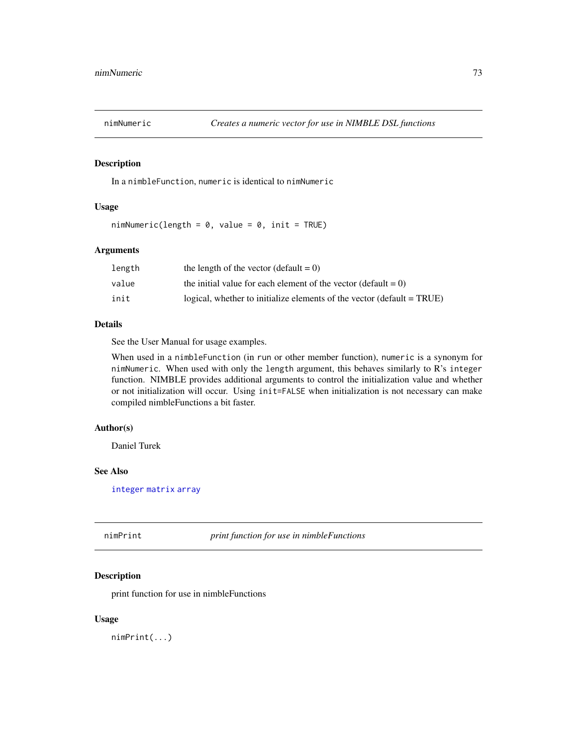## nimNumeric — *Creates a numeric vector for use in NIMBLE DSL functions*

### Description

In a `nimbleFunction`, `numeric` is identical to `nimNumeric`

### Usage

```
nimNumeric(length = 0, value = 0, init = TRUE)
```

### Arguments

| | |
|---|---|
| `length` | the length of the vector (default = 0) |
| `value` | the initial value for each element of the vector (default = 0) |
| `init` | logical, whether to initialize elements of the vector (default = TRUE) |

### Details

See the User Manual for usage examples.

When used in a `nimbleFunction` (in `run` or other member function), `numeric` is a synonym for `nimNumeric`. When used with only the `length` argument, this behaves similarly to R's `integer` function. NIMBLE provides additional arguments to control the initialization value and whether or not initialization will occur. Using `init=FALSE` when initialization is not necessary can make compiled nimbleFunctions a bit faster.

### Author(s)

Daniel Turek

### See Also

`integer` `matrix` `array`

## nimPrint — *print function for use in nimbleFunctions*

### Description

print function for use in nimbleFunctions

### Usage

```
nimPrint(...)
```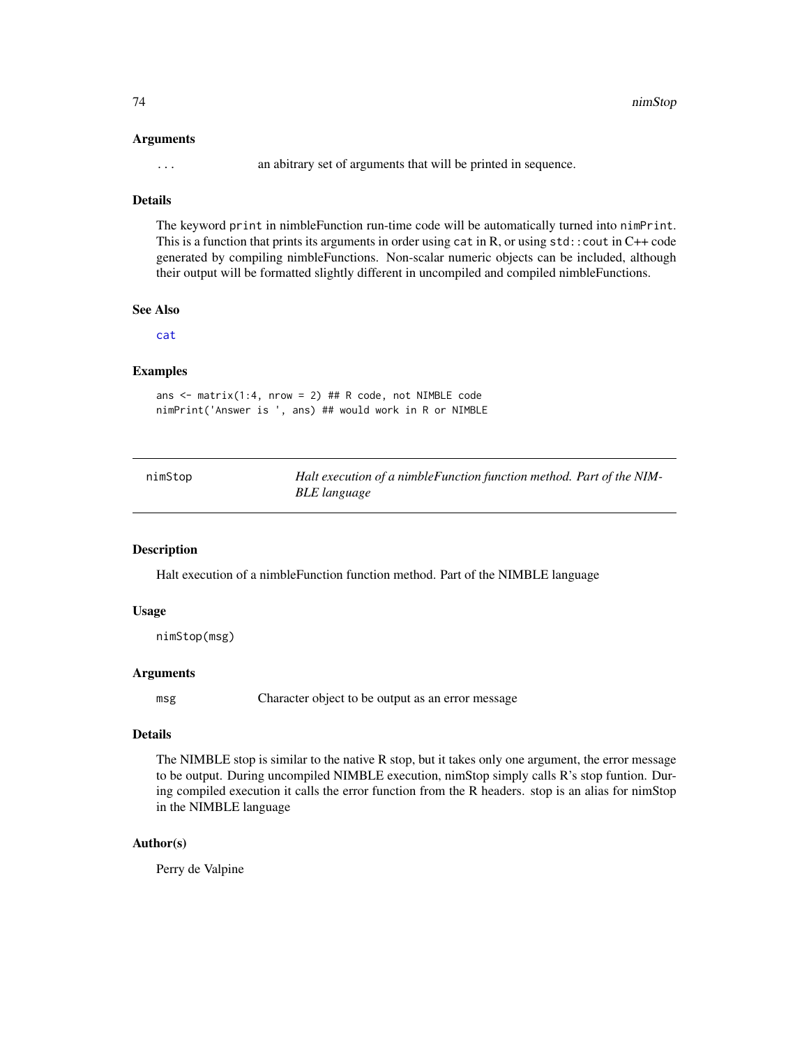### Arguments

... an abitrary set of arguments that will be printed in sequence.

### Details

The keyword print in nimbleFunction run-time code will be automatically turned into nimPrint. This is a function that prints its arguments in order using cat in R, or using std::cout in C++ code generated by compiling nimbleFunctions. Non-scalar numeric objects can be included, although their output will be formatted slightly different in uncompiled and compiled nimbleFunctions.

### See Also

cat

### Examples

```
ans <- matrix(1:4, nrow = 2) ## R code, not NIMBLE code
nimPrint('Answer is ', ans) ## would work in R or NIMBLE
```

---

## nimStop — *Halt execution of a nimbleFunction function method. Part of the NIMBLE language*

### Description

Halt execution of a nimbleFunction function method. Part of the NIMBLE language

### Usage

```
nimStop(msg)
```

### Arguments

msg Character object to be output as an error message

### Details

The NIMBLE stop is similar to the native R stop, but it takes only one argument, the error message to be output. During uncompiled NIMBLE execution, nimStop simply calls R's stop funtion. During compiled execution it calls the error function from the R headers. stop is an alias for nimStop in the NIMBLE language

### Author(s)

Perry de Valpine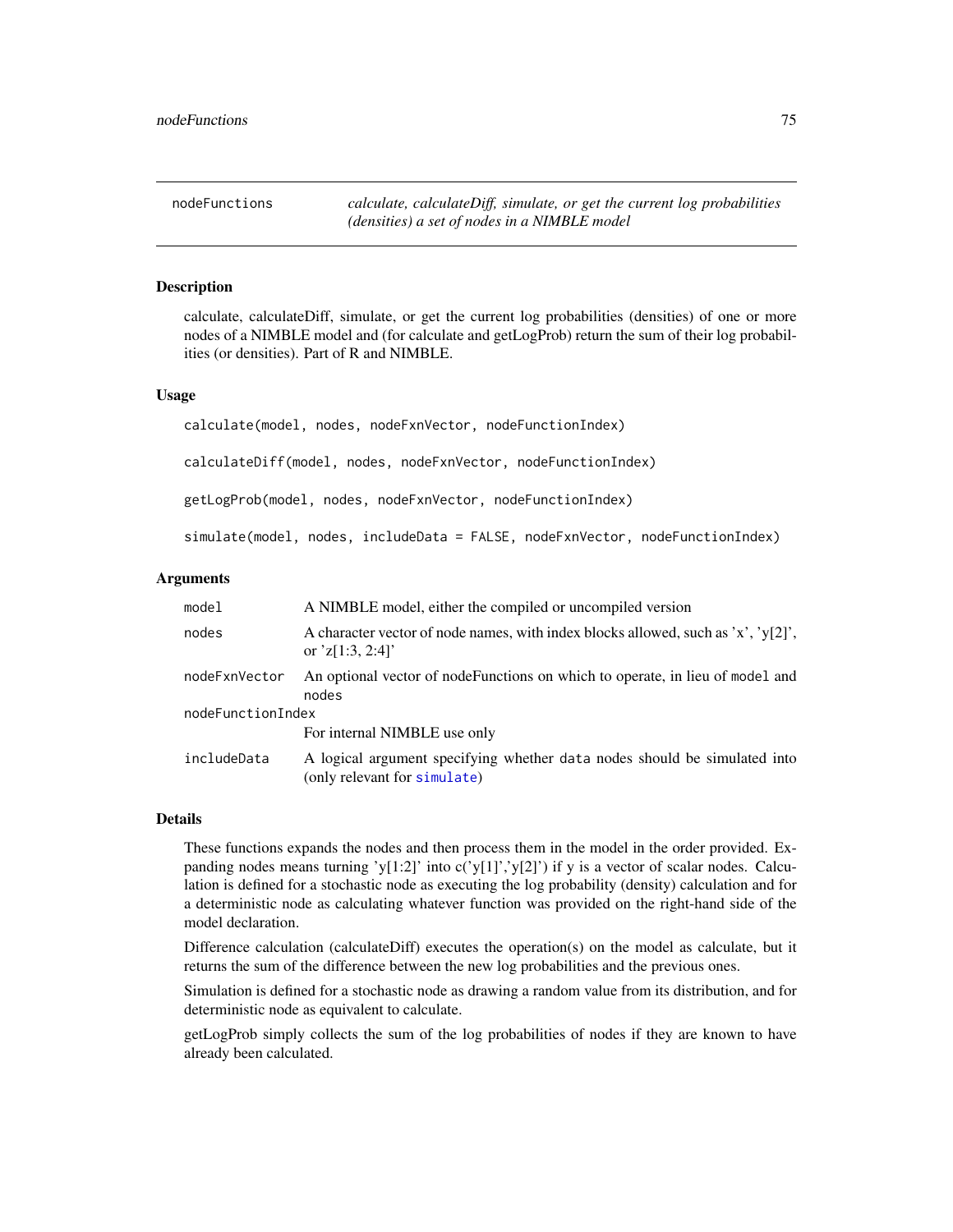nodeFunctions — *calculate, calculateDiff, simulate, or get the current log probabilities (densities) a set of nodes in a NIMBLE model*

## Description

calculate, calculateDiff, simulate, or get the current log probabilities (densities) of one or more nodes of a NIMBLE model and (for calculate and getLogProb) return the sum of their log probabilities (or densities). Part of R and NIMBLE.

## Usage

```
calculate(model, nodes, nodeFxnVector, nodeFunctionIndex)

calculateDiff(model, nodes, nodeFxnVector, nodeFunctionIndex)

getLogProb(model, nodes, nodeFxnVector, nodeFunctionIndex)

simulate(model, nodes, includeData = FALSE, nodeFxnVector, nodeFunctionIndex)
```

## Arguments

| | |
|---|---|
| `model` | A NIMBLE model, either the compiled or uncompiled version |
| `nodes` | A character vector of node names, with index blocks allowed, such as 'x', 'y[2]', or 'z[1:3, 2:4]' |
| `nodeFxnVector` | An optional vector of nodeFunctions on which to operate, in lieu of `model` and `nodes` |
| `nodeFunctionIndex` | For internal NIMBLE use only |
| `includeData` | A logical argument specifying whether `data` nodes should be simulated into (only relevant for `simulate`) |

## Details

These functions expands the nodes and then process them in the model in the order provided. Expanding nodes means turning 'y[1:2]' into c('y[1]','y[2]') if y is a vector of scalar nodes. Calculation is defined for a stochastic node as executing the log probability (density) calculation and for a deterministic node as calculating whatever function was provided on the right-hand side of the model declaration.

Difference calculation (calculateDiff) executes the operation(s) on the model as calculate, but it returns the sum of the difference between the new log probabilities and the previous ones.

Simulation is defined for a stochastic node as drawing a random value from its distribution, and for deterministic node as equivalent to calculate.

getLogProb simply collects the sum of the log probabilities of nodes if they are known to have already been calculated.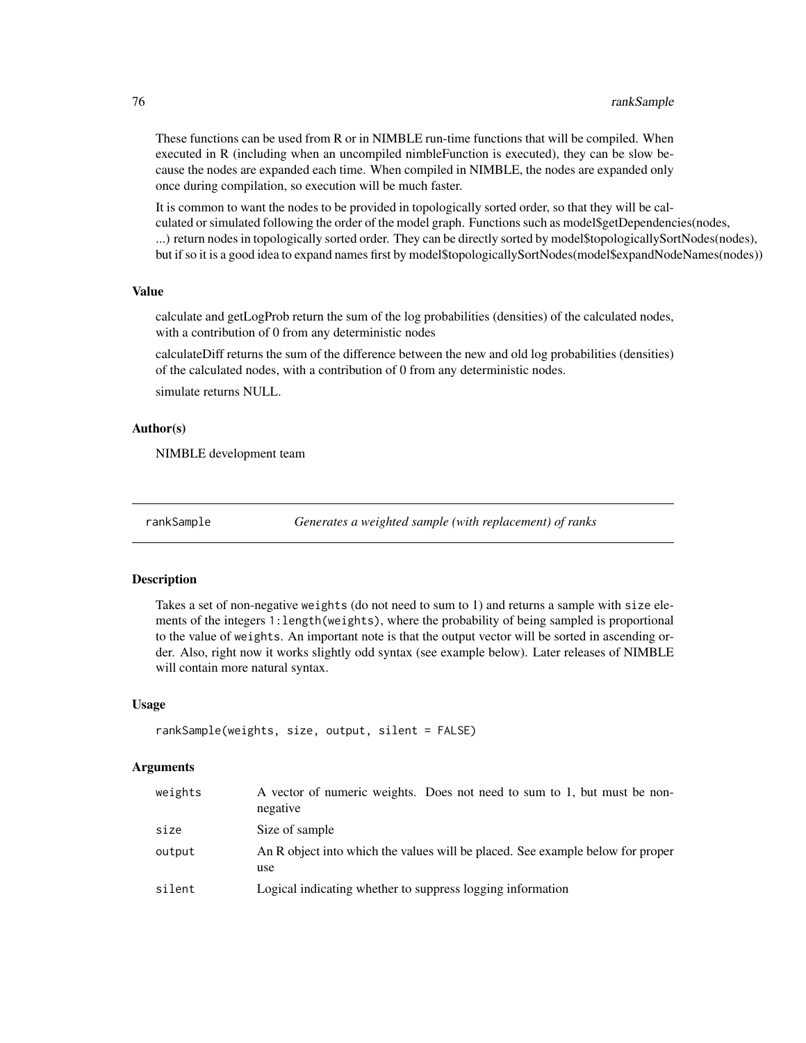These functions can be used from R or in NIMBLE run-time functions that will be compiled. When executed in R (including when an uncompiled nimbleFunction is executed), they can be slow because the nodes are expanded each time. When compiled in NIMBLE, the nodes are expanded only once during compilation, so execution will be much faster.

It is common to want the nodes to be provided in topologically sorted order, so that they will be calculated or simulated following the order of the model graph. Functions such as model$getDependencies(nodes, ...) return nodes in topologically sorted order. They can be directly sorted by model$topologicallySortNodes(nodes), but if so it is a good idea to expand names first by model$topologicallySortNodes(model$expandNodeNames(nodes))

### Value

calculate and getLogProb return the sum of the log probabilities (densities) of the calculated nodes, with a contribution of 0 from any deterministic nodes

calculateDiff returns the sum of the difference between the new and old log probabilities (densities) of the calculated nodes, with a contribution of 0 from any deterministic nodes.

simulate returns NULL.

### Author(s)

NIMBLE development team

---

## rankSample — *Generates a weighted sample (with replacement) of ranks*

### Description

Takes a set of non-negative `weights` (do not need to sum to 1) and returns a sample with `size` elements of the integers `1:length(weights)`, where the probability of being sampled is proportional to the value of `weights`. An important note is that the output vector will be sorted in ascending order. Also, right now it works slightly odd syntax (see example below). Later releases of NIMBLE will contain more natural syntax.

### Usage

```
rankSample(weights, size, output, silent = FALSE)
```

### Arguments

| | |
|---|---|
| `weights` | A vector of numeric weights. Does not need to sum to 1, but must be non-negative |
| `size` | Size of sample |
| `output` | An R object into which the values will be placed. See example below for proper use |
| `silent` | Logical indicating whether to suppress logging information |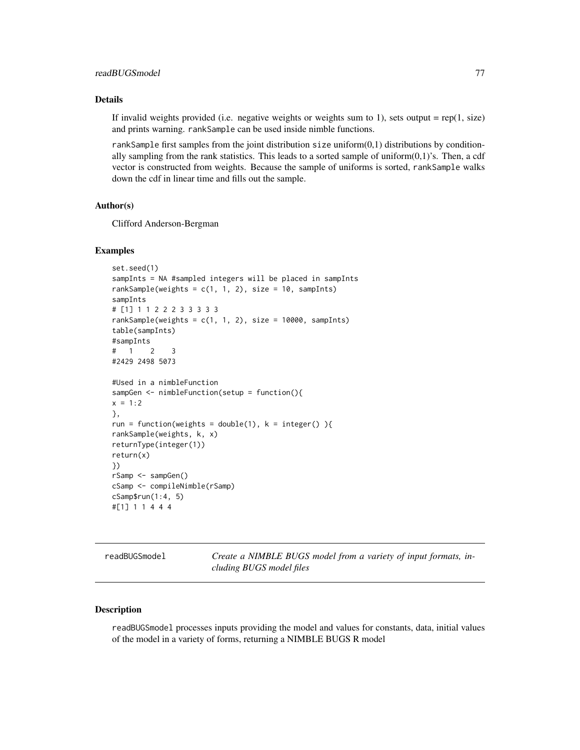## Details

If invalid weights provided (i.e. negative weights or weights sum to 1), sets output = rep(1, size) and prints warning. `rankSample` can be used inside nimble functions.

`rankSample` first samples from the joint distribution `size` uniform(0,1) distributions by conditionally sampling from the rank statistics. This leads to a sorted sample of uniform(0,1)'s. Then, a cdf vector is constructed from weights. Because the sample of uniforms is sorted, `rankSample` walks down the cdf in linear time and fills out the sample.

## Author(s)

Clifford Anderson-Bergman

## Examples

```
set.seed(1)
sampInts = NA #sampled integers will be placed in sampInts
rankSample(weights = c(1, 1, 2), size = 10, sampInts)
sampInts
# [1] 1 1 2 2 2 3 3 3 3 3
rankSample(weights = c(1, 1, 2), size = 10000, sampInts)
table(sampInts)
#sampInts
#   1    2    3
#2429 2498 5073

#Used in a nimbleFunction
sampGen <- nimbleFunction(setup = function(){
x = 1:2
},
run = function(weights = double(1), k = integer() ){
rankSample(weights, k, x)
returnType(integer(1))
return(x)
})
rSamp <- sampGen()
cSamp <- compileNimble(rSamp)
cSamp$run(1:4, 5)
#[1] 1 1 4 4 4
```

---

# readBUGSmodel    *Create a NIMBLE BUGS model from a variety of input formats, including BUGS model files*

## Description

`readBUGSmodel` processes inputs providing the model and values for constants, data, initial values of the model in a variety of forms, returning a NIMBLE BUGS R model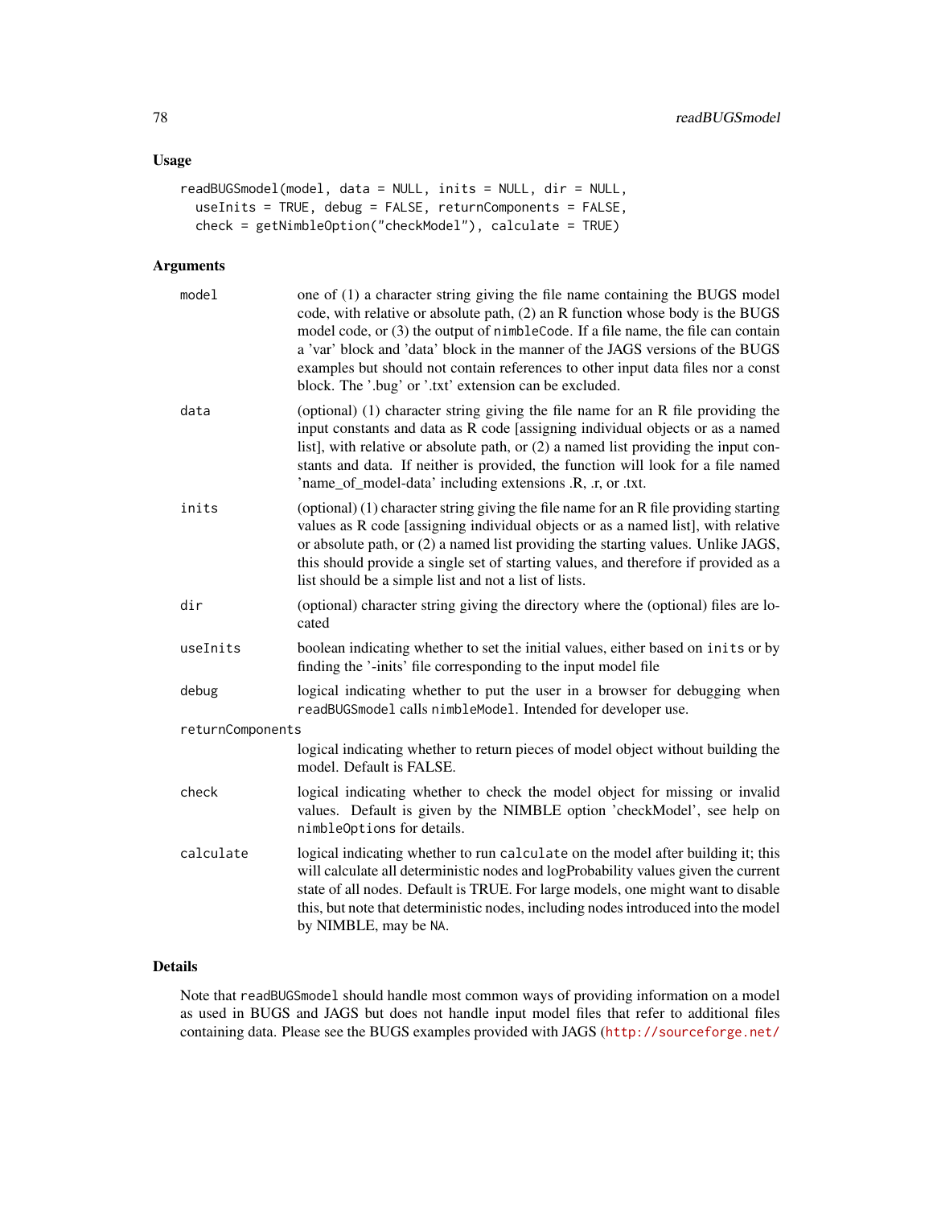## Usage

```
readBUGSmodel(model, data = NULL, inits = NULL, dir = NULL,
  useInits = TRUE, debug = FALSE, returnComponents = FALSE,
  check = getNimbleOption("checkModel"), calculate = TRUE)
```

## Arguments

- `model` — one of (1) a character string giving the file name containing the BUGS model code, with relative or absolute path, (2) an R function whose body is the BUGS model code, or (3) the output of `nimbleCode`. If a file name, the file can contain a 'var' block and 'data' block in the manner of the JAGS versions of the BUGS examples but should not contain references to other input data files nor a const block. The '.bug' or '.txt' extension can be excluded.
- `data` — (optional) (1) character string giving the file name for an R file providing the input constants and data as R code [assigning individual objects or as a named list], with relative or absolute path, or (2) a named list providing the input constants and data. If neither is provided, the function will look for a file named 'name_of_model-data' including extensions .R, .r, or .txt.
- `inits` — (optional) (1) character string giving the file name for an R file providing starting values as R code [assigning individual objects or as a named list], with relative or absolute path, or (2) a named list providing the starting values. Unlike JAGS, this should provide a single set of starting values, and therefore if provided as a list should be a simple list and not a list of lists.
- `dir` — (optional) character string giving the directory where the (optional) files are located
- `useInits` — boolean indicating whether to set the initial values, either based on `inits` or by finding the '-inits' file corresponding to the input model file
- `debug` — logical indicating whether to put the user in a browser for debugging when `readBUGSmodel` calls `nimbleModel`. Intended for developer use.
- `returnComponents` — logical indicating whether to return pieces of model object without building the model. Default is FALSE.
- `check` — logical indicating whether to check the model object for missing or invalid values. Default is given by the NIMBLE option 'checkModel', see help on `nimbleOptions` for details.
- `calculate` — logical indicating whether to run `calculate` on the model after building it; this will calculate all deterministic nodes and logProbability values given the current state of all nodes. Default is TRUE. For large models, one might want to disable this, but note that deterministic nodes, including nodes introduced into the model by NIMBLE, may be `NA`.

## Details

Note that `readBUGSmodel` should handle most common ways of providing information on a model as used in BUGS and JAGS but does not handle input model files that refer to additional files containing data. Please see the BUGS examples provided with JAGS (http://sourceforge.net/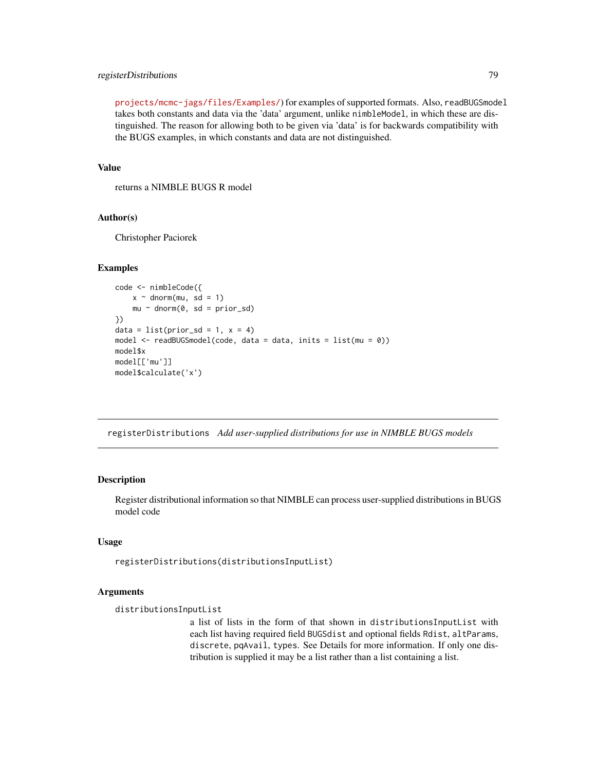projects/mcmc-jags/files/Examples/) for examples of supported formats. Also, `readBUGSmodel` takes both constants and data via the 'data' argument, unlike `nimbleModel`, in which these are distinguished. The reason for allowing both to be given via 'data' is for backwards compatibility with the BUGS examples, in which constants and data are not distinguished.

### Value

returns a NIMBLE BUGS R model

### Author(s)

Christopher Paciorek

### Examples

```
code <- nimbleCode({
    x ~ dnorm(mu, sd = 1)
    mu ~ dnorm(0, sd = prior_sd)
})
data = list(prior_sd = 1, x = 4)
model <- readBUGSmodel(code, data = data, inits = list(mu = 0))
model$x
model[['mu']]
model$calculate('x')
```

---

## registerDistributions *Add user-supplied distributions for use in NIMBLE BUGS models*

---

### Description

Register distributional information so that NIMBLE can process user-supplied distributions in BUGS model code

### Usage

```
registerDistributions(distributionsInputList)
```

### Arguments

`distributionsInputList`
: a list of lists in the form of that shown in `distributionsInputList` with each list having required field `BUGSdist` and optional fields `Rdist`, `altParams`, `discrete`, `pqAvail`, `types`. See Details for more information. If only one distribution is supplied it may be a list rather than a list containing a list.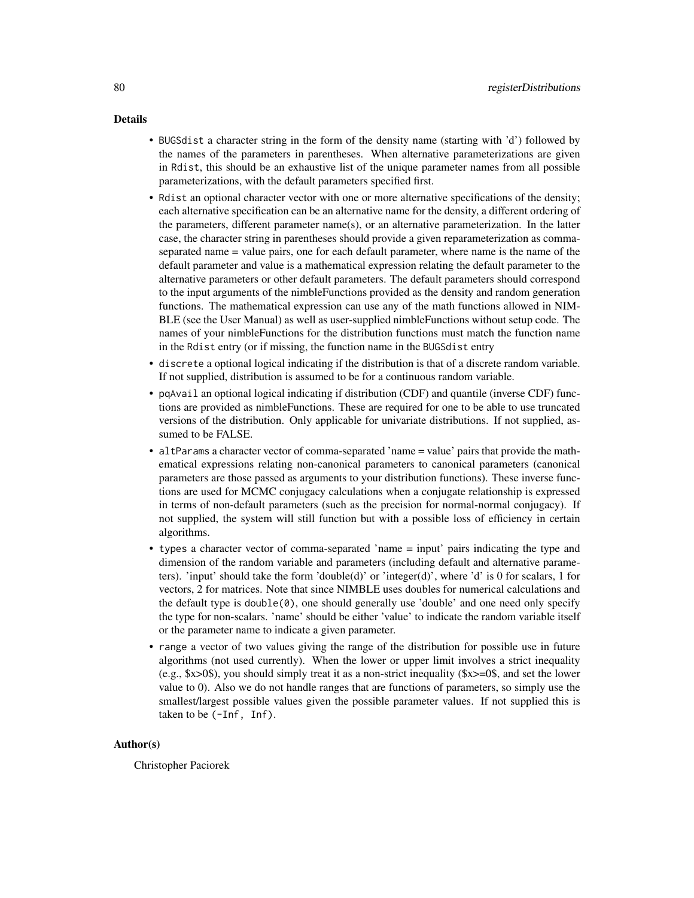## Details

- `BUGSdist` a character string in the form of the density name (starting with 'd') followed by the names of the parameters in parentheses. When alternative parameterizations are given in `Rdist`, this should be an exhaustive list of the unique parameter names from all possible parameterizations, with the default parameters specified first.
- `Rdist` an optional character vector with one or more alternative specifications of the density; each alternative specification can be an alternative name for the density, a different ordering of the parameters, different parameter name(s), or an alternative parameterization. In the latter case, the character string in parentheses should provide a given reparameterization as comma-separated name = value pairs, one for each default parameter, where name is the name of the default parameter and value is a mathematical expression relating the default parameter to the alternative parameters or other default parameters. The default parameters should correspond to the input arguments of the nimbleFunctions provided as the density and random generation functions. The mathematical expression can use any of the math functions allowed in NIMBLE (see the User Manual) as well as user-supplied nimbleFunctions without setup code. The names of your nimbleFunctions for the distribution functions must match the function name in the `Rdist` entry (or if missing, the function name in the `BUGSdist` entry
- `discrete` a optional logical indicating if the distribution is that of a discrete random variable. If not supplied, distribution is assumed to be for a continuous random variable.
- `pqAvail` an optional logical indicating if distribution (CDF) and quantile (inverse CDF) functions are provided as nimbleFunctions. These are required for one to be able to use truncated versions of the distribution. Only applicable for univariate distributions. If not supplied, assumed to be FALSE.
- `altParams` a character vector of comma-separated 'name = value' pairs that provide the mathematical expressions relating non-canonical parameters to canonical parameters (canonical parameters are those passed as arguments to your distribution functions). These inverse functions are used for MCMC conjugacy calculations when a conjugate relationship is expressed in terms of non-default parameters (such as the precision for normal-normal conjugacy). If not supplied, the system will still function but with a possible loss of efficiency in certain algorithms.
- `types` a character vector of comma-separated 'name = input' pairs indicating the type and dimension of the random variable and parameters (including default and alternative parameters). 'input' should take the form 'double(d)' or 'integer(d)', where 'd' is 0 for scalars, 1 for vectors, 2 for matrices. Note that since NIMBLE uses doubles for numerical calculations and the default type is `double(0)`, one should generally use 'double' and one need only specify the type for non-scalars. 'name' should be either 'value' to indicate the random variable itself or the parameter name to indicate a given parameter.
- `range` a vector of two values giving the range of the distribution for possible use in future algorithms (not used currently). When the lower or upper limit involves a strict inequality (e.g., $x>0$), you should simply treat it as a non-strict inequality ($x>=0$, and set the lower value to 0). Also we do not handle ranges that are functions of parameters, so simply use the smallest/largest possible values given the possible parameter values. If not supplied this is taken to be `(-Inf, Inf)`.

## Author(s)

Christopher Paciorek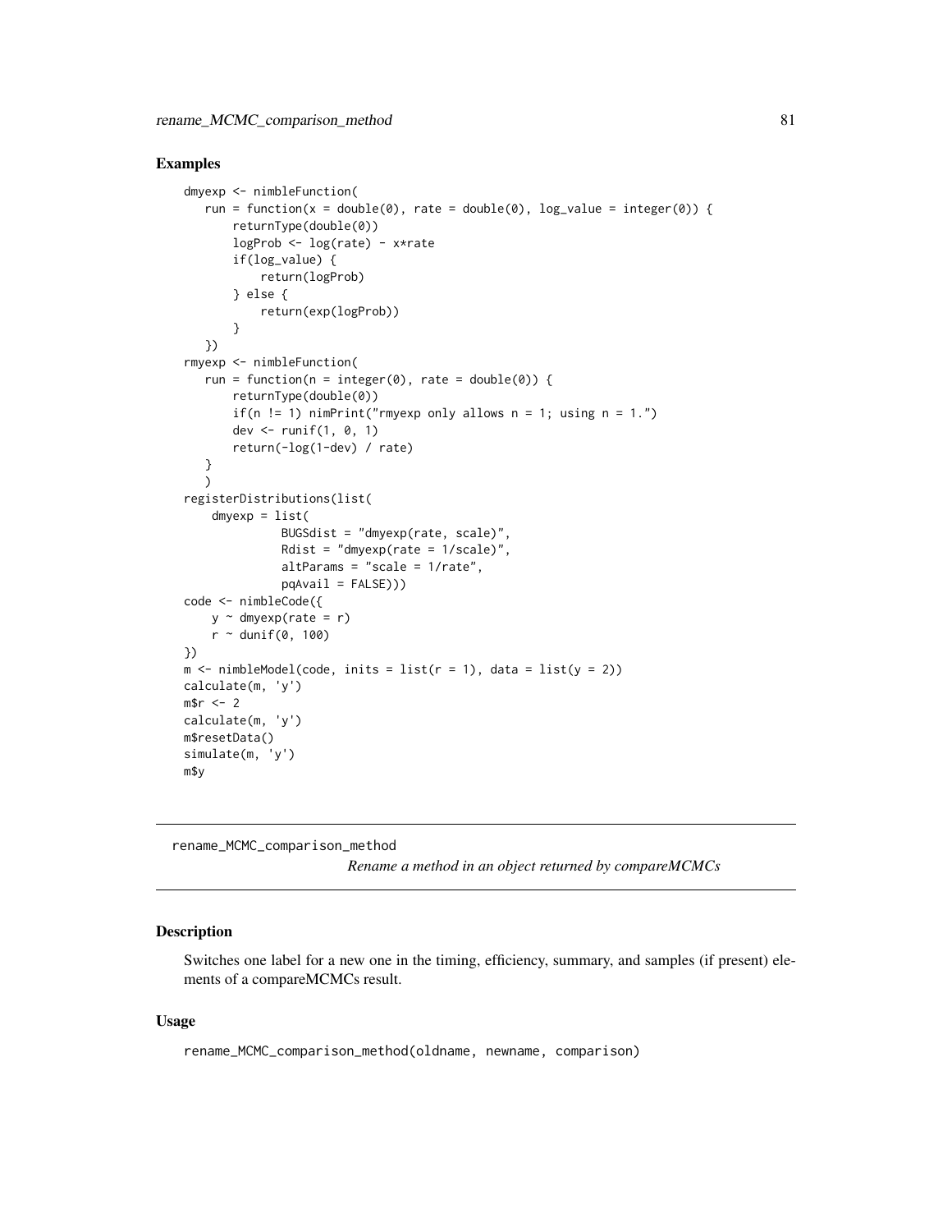## Examples

```
dmyexp <- nimbleFunction(
   run = function(x = double(0), rate = double(0), log_value = integer(0)) {
       returnType(double(0))
       logProb <- log(rate) - x*rate
       if(log_value) {
           return(logProb)
       } else {
           return(exp(logProb))
       }
   })
rmyexp <- nimbleFunction(
   run = function(n = integer(0), rate = double(0)) {
       returnType(double(0))
       if(n != 1) nimPrint("rmyexp only allows n = 1; using n = 1.")
       dev <- runif(1, 0, 1)
       return(-log(1-dev) / rate)
   }
   )
registerDistributions(list(
    dmyexp = list(
              BUGSdist = "dmyexp(rate, scale)",
              Rdist = "dmyexp(rate = 1/scale)",
              altParams = "scale = 1/rate",
              pqAvail = FALSE)))
code <- nimbleCode({
    y ~ dmyexp(rate = r)
    r ~ dunif(0, 100)
})
m <- nimbleModel(code, inits = list(r = 1), data = list(y = 2))
calculate(m, 'y')
m$r <- 2
calculate(m, 'y')
m$resetData()
simulate(m, 'y')
m$y
```

---

# rename_MCMC_comparison_method

*Rename a method in an object returned by compareMCMCs*

## Description

Switches one label for a new one in the timing, efficiency, summary, and samples (if present) elements of a compareMCMCs result.

## Usage

```
rename_MCMC_comparison_method(oldname, newname, comparison)
```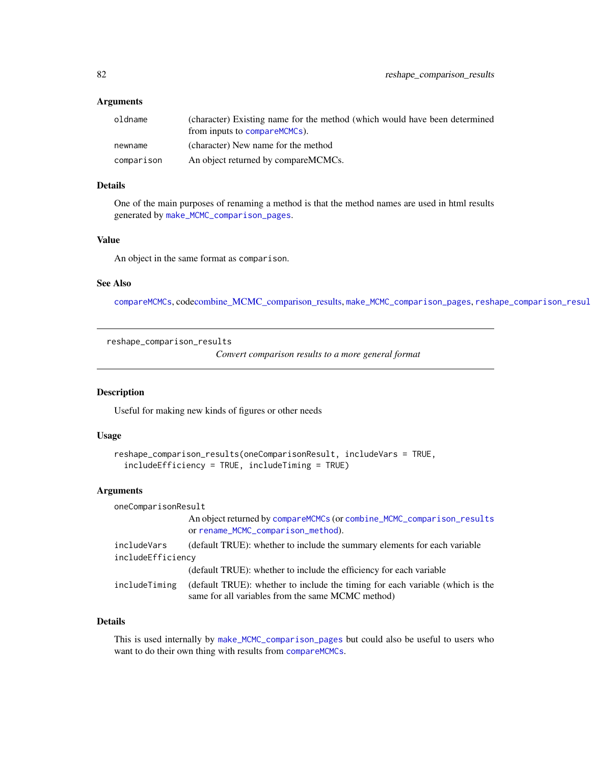### Arguments

| | |
|---|---|
| oldname | (character) Existing name for the method (which would have been determined from inputs to compareMCMCs). |
| newname | (character) New name for the method |
| comparison | An object returned by compareMCMCs. |

### Details

One of the main purposes of renaming a method is that the method names are used in html results generated by make_MCMC_comparison_pages.

### Value

An object in the same format as comparison.

### See Also

compareMCMCs, codecombine_MCMC_comparison_results, make_MCMC_comparison_pages, reshape_comparison_resul

---

## reshape_comparison_results

*Convert comparison results to a more general format*

---

### Description

Useful for making new kinds of figures or other needs

### Usage

```
reshape_comparison_results(oneComparisonResult, includeVars = TRUE,
  includeEfficiency = TRUE, includeTiming = TRUE)
```

### Arguments

| | |
|---|---|
| oneComparisonResult | An object returned by compareMCMCs (or combine_MCMC_comparison_results or rename_MCMC_comparison_method). |
| includeVars | (default TRUE): whether to include the summary elements for each variable |
| includeEfficiency | (default TRUE): whether to include the efficiency for each variable |
| includeTiming | (default TRUE): whether to include the timing for each variable (which is the same for all variables from the same MCMC method) |

### Details

This is used internally by make_MCMC_comparison_pages but could also be useful to users who want to do their own thing with results from compareMCMCs.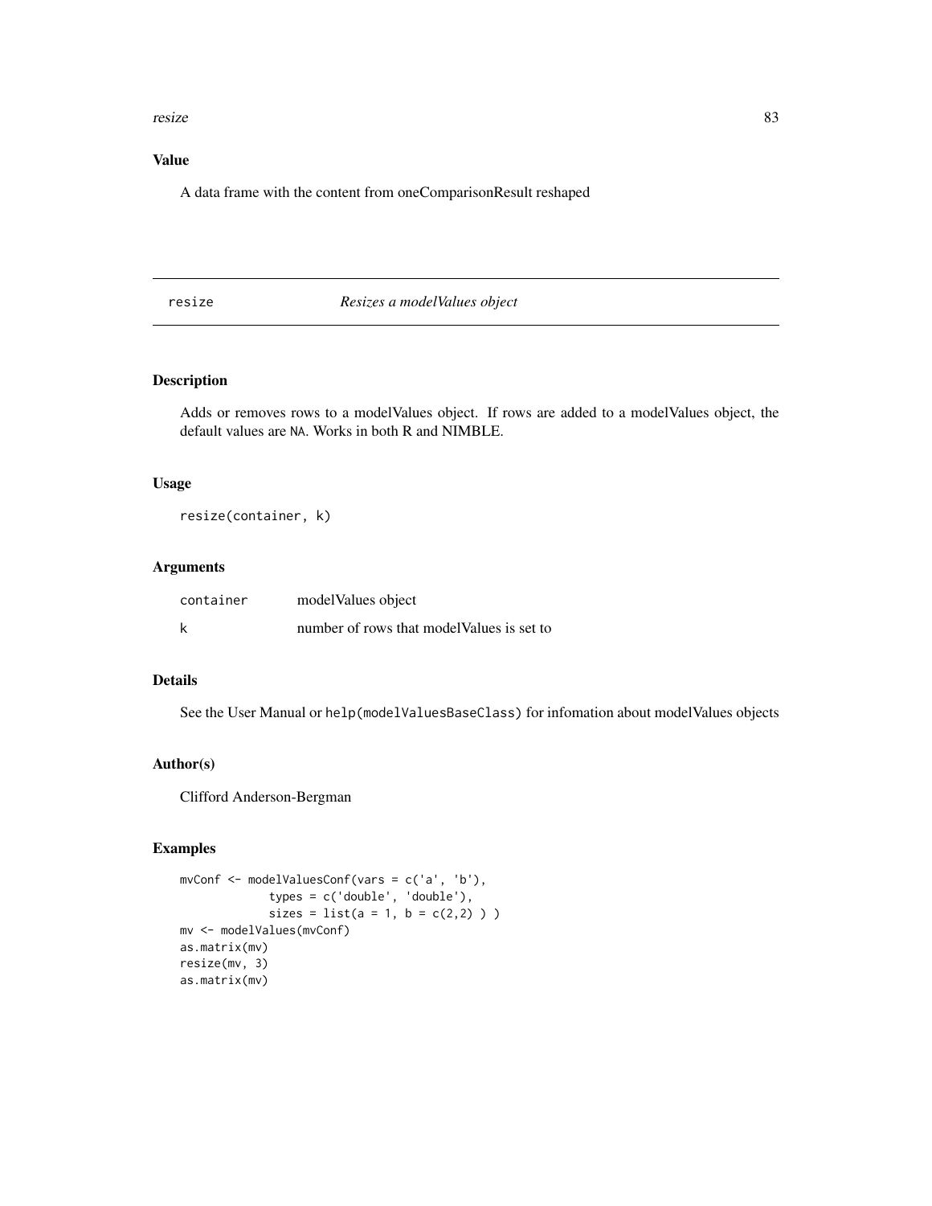### Value

A data frame with the content from oneComparisonResult reshaped

## resize *Resizes a modelValues object*

### Description

Adds or removes rows to a modelValues object. If rows are added to a modelValues object, the default values are NA. Works in both R and NIMBLE.

### Usage

```
resize(container, k)
```

### Arguments

| | |
|---|---|
| container | modelValues object |
| k | number of rows that modelValues is set to |

### Details

See the User Manual or `help(modelValuesBaseClass)` for infomation about modelValues objects

### Author(s)

Clifford Anderson-Bergman

### Examples

```
mvConf <- modelValuesConf(vars = c('a', 'b'),
             types = c('double', 'double'),
             sizes = list(a = 1, b = c(2,2) ) )
mv <- modelValues(mvConf)
as.matrix(mv)
resize(mv, 3)
as.matrix(mv)
```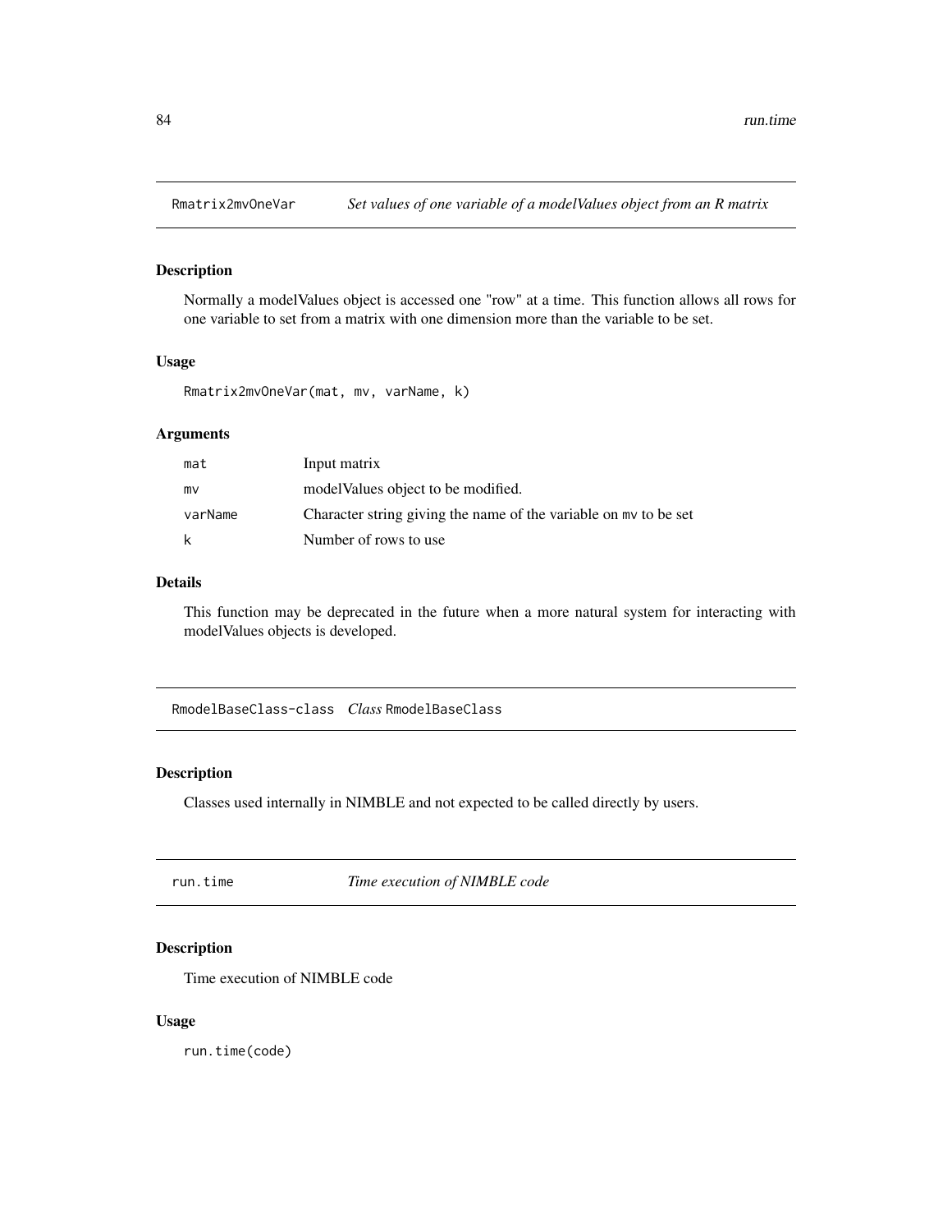## Rmatrix2mvOneVar — *Set values of one variable of a modelValues object from an R matrix*

### Description

Normally a modelValues object is accessed one "row" at a time. This function allows all rows for one variable to set from a matrix with one dimension more than the variable to be set.

### Usage

```
Rmatrix2mvOneVar(mat, mv, varName, k)
```

### Arguments

| | |
|---|---|
| mat | Input matrix |
| mv | modelValues object to be modified. |
| varName | Character string giving the name of the variable on mv to be set |
| k | Number of rows to use |

### Details

This function may be deprecated in the future when a more natural system for interacting with modelValues objects is developed.

## RmodelBaseClass-class — *Class* RmodelBaseClass

### Description

Classes used internally in NIMBLE and not expected to be called directly by users.

## run.time — *Time execution of NIMBLE code*

### Description

Time execution of NIMBLE code

### Usage

```
run.time(code)
```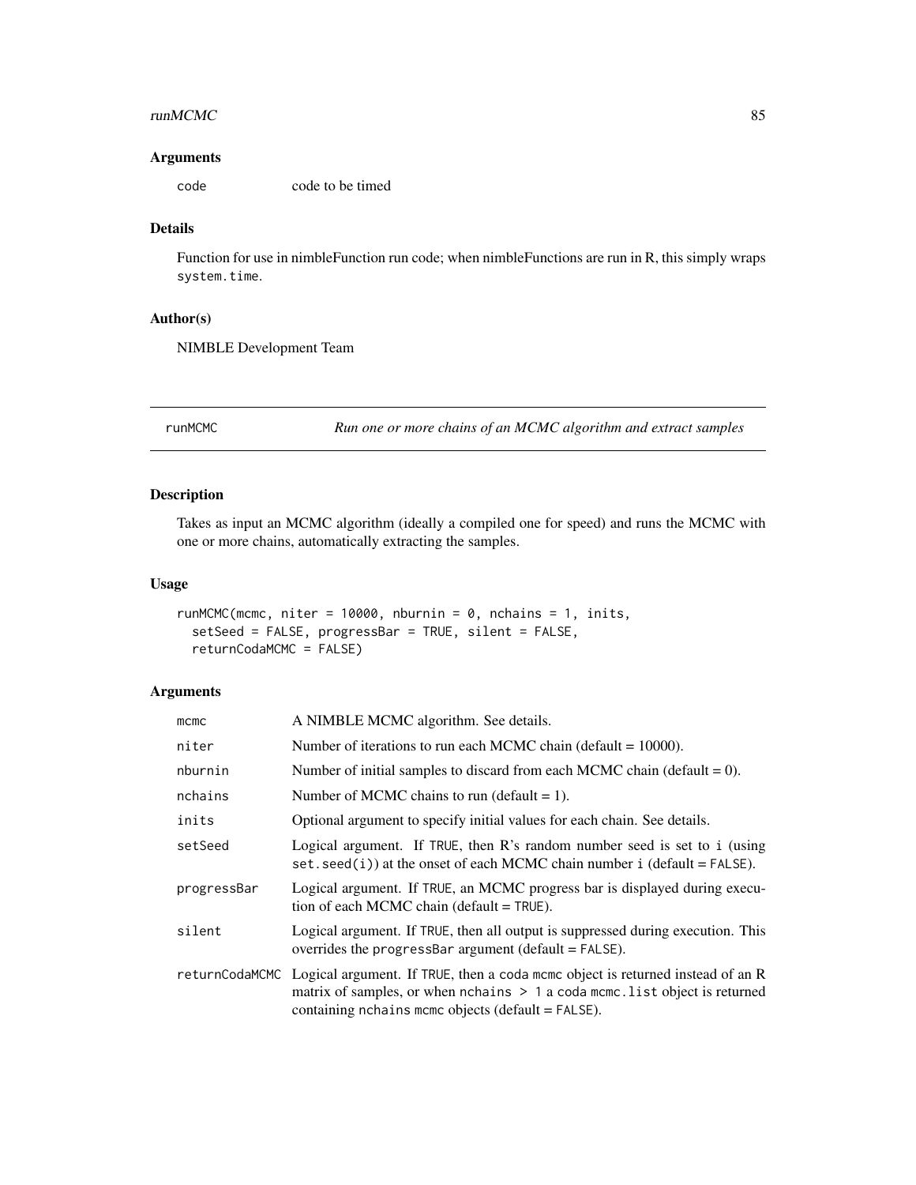### Arguments

| | |
|---|---|
| code | code to be timed |

### Details

Function for use in nimbleFunction run code; when nimbleFunctions are run in R, this simply wraps `system.time`.

### Author(s)

NIMBLE Development Team

---

## runMCMC — *Run one or more chains of an MCMC algorithm and extract samples*

### Description

Takes as input an MCMC algorithm (ideally a compiled one for speed) and runs the MCMC with one or more chains, automatically extracting the samples.

### Usage

```
runMCMC(mcmc, niter = 10000, nburnin = 0, nchains = 1, inits,
  setSeed = FALSE, progressBar = TRUE, silent = FALSE,
  returnCodaMCMC = FALSE)
```

### Arguments

| | |
|---|---|
| mcmc | A NIMBLE MCMC algorithm. See details. |
| niter | Number of iterations to run each MCMC chain (default = 10000). |
| nburnin | Number of initial samples to discard from each MCMC chain (default = 0). |
| nchains | Number of MCMC chains to run (default = 1). |
| inits | Optional argument to specify initial values for each chain. See details. |
| setSeed | Logical argument. If `TRUE`, then R's random number seed is set to `i` (using `set.seed(i)`) at the onset of each MCMC chain number `i` (default = `FALSE`). |
| progressBar | Logical argument. If `TRUE`, an MCMC progress bar is displayed during execution of each MCMC chain (default = `TRUE`). |
| silent | Logical argument. If `TRUE`, then all output is suppressed during execution. This overrides the `progressBar` argument (default = `FALSE`). |
| returnCodaMCMC | Logical argument. If `TRUE`, then a coda `mcmc` object is returned instead of an R matrix of samples, or when `nchains > 1` a coda `mcmc.list` object is returned containing `nchains` `mcmc` objects (default = `FALSE`). |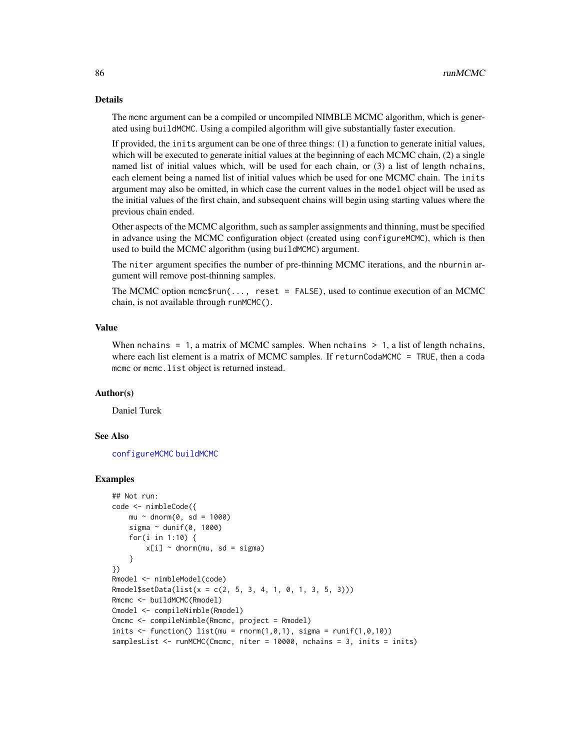## Details

The `mcmc` argument can be a compiled or uncompiled NIMBLE MCMC algorithm, which is generated using `buildMCMC`. Using a compiled algorithm will give substantially faster execution.

If provided, the `inits` argument can be one of three things: (1) a function to generate initial values, which will be executed to generate initial values at the beginning of each MCMC chain, (2) a single named list of initial values which, will be used for each chain, or (3) a list of length `nchains`, each element being a named list of initial values which be used for one MCMC chain. The `inits` argument may also be omitted, in which case the current values in the `model` object will be used as the initial values of the first chain, and subsequent chains will begin using starting values where the previous chain ended.

Other aspects of the MCMC algorithm, such as sampler assignments and thinning, must be specified in advance using the MCMC configuration object (created using `configureMCMC`), which is then used to build the MCMC algorithm (using `buildMCMC`) argument.

The `niter` argument specifies the number of pre-thinning MCMC iterations, and the `nburnin` argument will remove post-thinning samples.

The MCMC option `mcmc$run(..., reset = FALSE)`, used to continue execution of an MCMC chain, is not available through `runMCMC()`.

## Value

When `nchains = 1`, a matrix of MCMC samples. When `nchains > 1`, a list of length `nchains`, where each list element is a matrix of MCMC samples. If `returnCodaMCMC = TRUE`, then a `coda` `mcmc` or `mcmc.list` object is returned instead.

## Author(s)

Daniel Turek

## See Also

`configureMCMC` `buildMCMC`

## Examples

```
## Not run:
code <- nimbleCode({
    mu ~ dnorm(0, sd = 1000)
    sigma ~ dunif(0, 1000)
    for(i in 1:10) {
        x[i] ~ dnorm(mu, sd = sigma)
    }
})
Rmodel <- nimbleModel(code)
Rmodel$setData(list(x = c(2, 5, 3, 4, 1, 0, 1, 3, 5, 3)))
Rmcmc <- buildMCMC(Rmodel)
Cmodel <- compileNimble(Rmodel)
Cmcmc <- compileNimble(Rmcmc, project = Rmodel)
inits <- function() list(mu = rnorm(1,0,1), sigma = runif(1,0,10))
samplesList <- runMCMC(Cmcmc, niter = 10000, nchains = 3, inits = inits)
```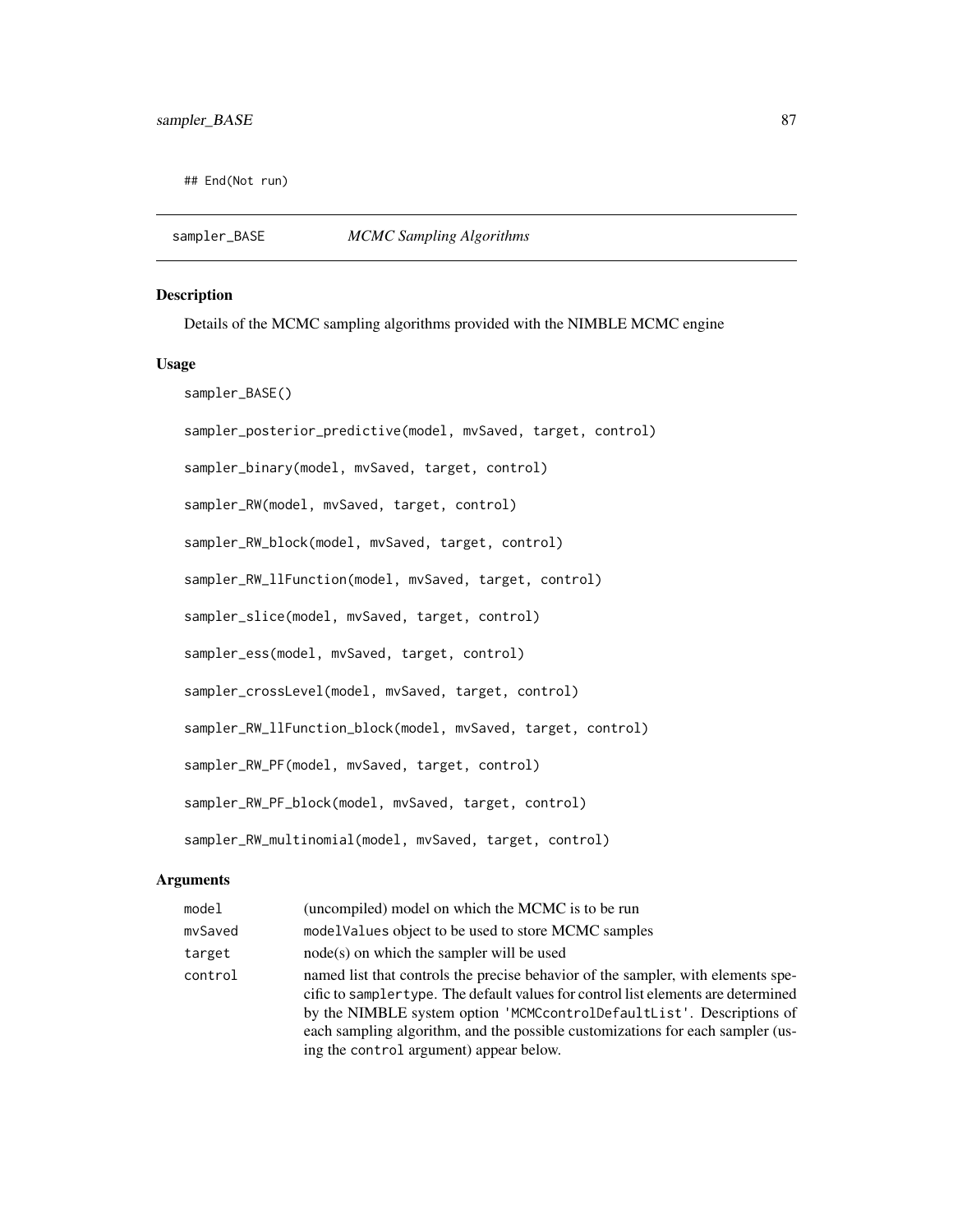## End(Not run)

---

sampler_BASE *MCMC Sampling Algorithms*

---

## Description

Details of the MCMC sampling algorithms provided with the NIMBLE MCMC engine

## Usage

```
sampler_BASE()

sampler_posterior_predictive(model, mvSaved, target, control)

sampler_binary(model, mvSaved, target, control)

sampler_RW(model, mvSaved, target, control)

sampler_RW_block(model, mvSaved, target, control)

sampler_RW_llFunction(model, mvSaved, target, control)

sampler_slice(model, mvSaved, target, control)

sampler_ess(model, mvSaved, target, control)

sampler_crossLevel(model, mvSaved, target, control)

sampler_RW_llFunction_block(model, mvSaved, target, control)

sampler_RW_PF(model, mvSaved, target, control)

sampler_RW_PF_block(model, mvSaved, target, control)

sampler_RW_multinomial(model, mvSaved, target, control)
```

## Arguments

| | |
|---|---|
| `model` | (uncompiled) model on which the MCMC is to be run |
| `mvSaved` | `modelValues` object to be used to store MCMC samples |
| `target` | node(s) on which the sampler will be used |
| `control` | named list that controls the precise behavior of the sampler, with elements specific to `samplertype`. The default values for control list elements are determined by the NIMBLE system option `'MCMCcontrolDefaultList'`. Descriptions of each sampling algorithm, and the possible customizations for each sampler (using the `control` argument) appear below. |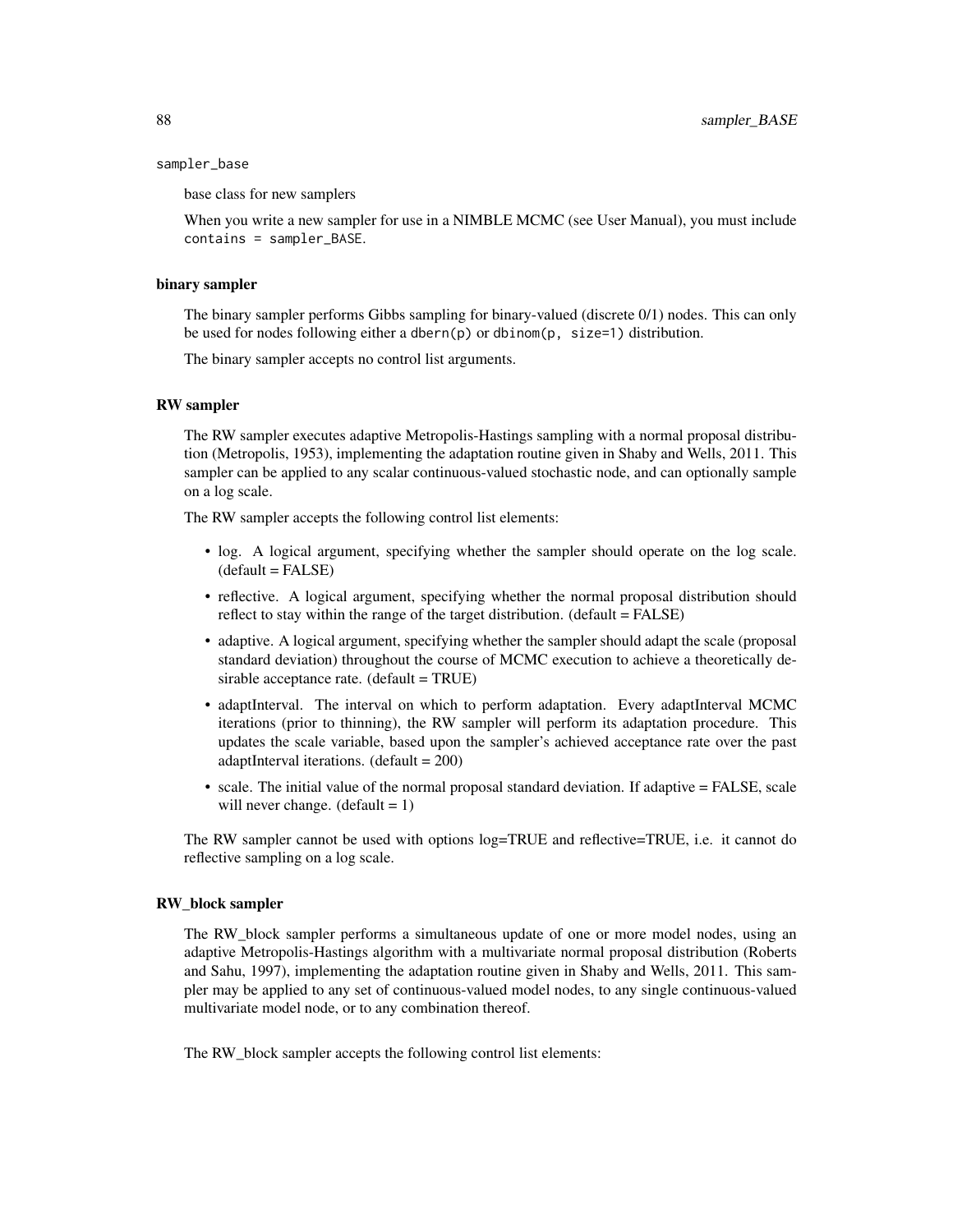sampler_base

base class for new samplers

When you write a new sampler for use in a NIMBLE MCMC (see User Manual), you must include `contains = sampler_BASE`.

### binary sampler

The binary sampler performs Gibbs sampling for binary-valued (discrete 0/1) nodes. This can only be used for nodes following either a `dbern(p)` or `dbinom(p, size=1)` distribution.

The binary sampler accepts no control list arguments.

### RW sampler

The RW sampler executes adaptive Metropolis-Hastings sampling with a normal proposal distribution (Metropolis, 1953), implementing the adaptation routine given in Shaby and Wells, 2011. This sampler can be applied to any scalar continuous-valued stochastic node, and can optionally sample on a log scale.

The RW sampler accepts the following control list elements:

- log. A logical argument, specifying whether the sampler should operate on the log scale. (default = FALSE)
- reflective. A logical argument, specifying whether the normal proposal distribution should reflect to stay within the range of the target distribution. (default = FALSE)
- adaptive. A logical argument, specifying whether the sampler should adapt the scale (proposal standard deviation) throughout the course of MCMC execution to achieve a theoretically desirable acceptance rate. (default = TRUE)
- adaptInterval. The interval on which to perform adaptation. Every adaptInterval MCMC iterations (prior to thinning), the RW sampler will perform its adaptation procedure. This updates the scale variable, based upon the sampler's achieved acceptance rate over the past adaptInterval iterations. (default = 200)
- scale. The initial value of the normal proposal standard deviation. If adaptive = FALSE, scale will never change. (default = 1)

The RW sampler cannot be used with options log=TRUE and reflective=TRUE, i.e. it cannot do reflective sampling on a log scale.

### RW_block sampler

The RW_block sampler performs a simultaneous update of one or more model nodes, using an adaptive Metropolis-Hastings algorithm with a multivariate normal proposal distribution (Roberts and Sahu, 1997), implementing the adaptation routine given in Shaby and Wells, 2011. This sampler may be applied to any set of continuous-valued model nodes, to any single continuous-valued multivariate model node, or to any combination thereof.

The RW_block sampler accepts the following control list elements: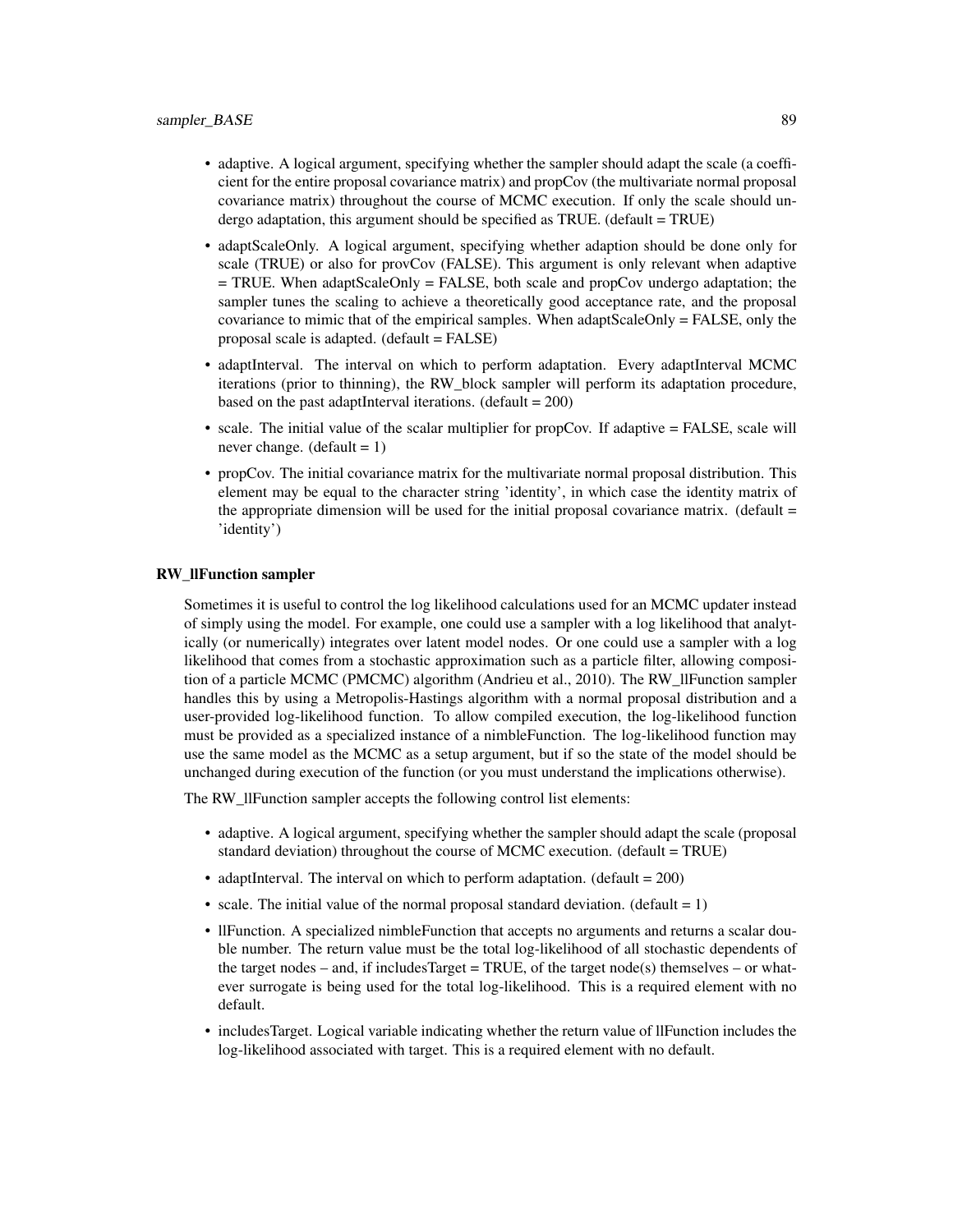- adaptive. A logical argument, specifying whether the sampler should adapt the scale (a coefficient for the entire proposal covariance matrix) and propCov (the multivariate normal proposal covariance matrix) throughout the course of MCMC execution. If only the scale should undergo adaptation, this argument should be specified as TRUE. (default = TRUE)
- adaptScaleOnly. A logical argument, specifying whether adaption should be done only for scale (TRUE) or also for provCov (FALSE). This argument is only relevant when adaptive = TRUE. When adaptScaleOnly = FALSE, both scale and propCov undergo adaptation; the sampler tunes the scaling to achieve a theoretically good acceptance rate, and the proposal covariance to mimic that of the empirical samples. When adaptScaleOnly = FALSE, only the proposal scale is adapted. (default = FALSE)
- adaptInterval. The interval on which to perform adaptation. Every adaptInterval MCMC iterations (prior to thinning), the RW_block sampler will perform its adaptation procedure, based on the past adaptInterval iterations. (default = 200)
- scale. The initial value of the scalar multiplier for propCov. If adaptive = FALSE, scale will never change. (default = 1)
- propCov. The initial covariance matrix for the multivariate normal proposal distribution. This element may be equal to the character string 'identity', in which case the identity matrix of the appropriate dimension will be used for the initial proposal covariance matrix. (default = 'identity')

**RW_llFunction sampler**

Sometimes it is useful to control the log likelihood calculations used for an MCMC updater instead of simply using the model. For example, one could use a sampler with a log likelihood that analytically (or numerically) integrates over latent model nodes. Or one could use a sampler with a log likelihood that comes from a stochastic approximation such as a particle filter, allowing composition of a particle MCMC (PMCMC) algorithm (Andrieu et al., 2010). The RW_llFunction sampler handles this by using a Metropolis-Hastings algorithm with a normal proposal distribution and a user-provided log-likelihood function. To allow compiled execution, the log-likelihood function must be provided as a specialized instance of a nimbleFunction. The log-likelihood function may use the same model as the MCMC as a setup argument, but if so the state of the model should be unchanged during execution of the function (or you must understand the implications otherwise).

The RW_llFunction sampler accepts the following control list elements:

- adaptive. A logical argument, specifying whether the sampler should adapt the scale (proposal standard deviation) throughout the course of MCMC execution. (default = TRUE)
- adaptInterval. The interval on which to perform adaptation. (default = 200)
- scale. The initial value of the normal proposal standard deviation. (default = 1)
- llFunction. A specialized nimbleFunction that accepts no arguments and returns a scalar double number. The return value must be the total log-likelihood of all stochastic dependents of the target nodes – and, if includesTarget = TRUE, of the target node(s) themselves – or whatever surrogate is being used for the total log-likelihood. This is a required element with no default.
- includesTarget. Logical variable indicating whether the return value of llFunction includes the log-likelihood associated with target. This is a required element with no default.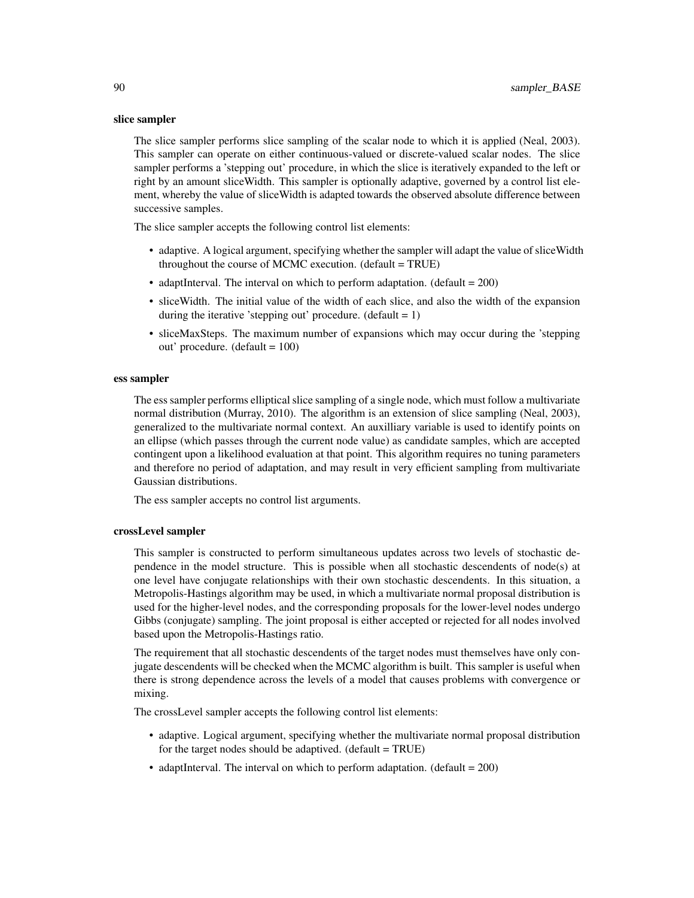**slice sampler**

The slice sampler performs slice sampling of the scalar node to which it is applied (Neal, 2003). This sampler can operate on either continuous-valued or discrete-valued scalar nodes. The slice sampler performs a 'stepping out' procedure, in which the slice is iteratively expanded to the left or right by an amount sliceWidth. This sampler is optionally adaptive, governed by a control list element, whereby the value of sliceWidth is adapted towards the observed absolute difference between successive samples.

The slice sampler accepts the following control list elements:

- adaptive. A logical argument, specifying whether the sampler will adapt the value of sliceWidth throughout the course of MCMC execution. (default = TRUE)
- adaptInterval. The interval on which to perform adaptation. (default = 200)
- sliceWidth. The initial value of the width of each slice, and also the width of the expansion during the iterative 'stepping out' procedure. (default = 1)
- sliceMaxSteps. The maximum number of expansions which may occur during the 'stepping out' procedure. (default = 100)

**ess sampler**

The ess sampler performs elliptical slice sampling of a single node, which must follow a multivariate normal distribution (Murray, 2010). The algorithm is an extension of slice sampling (Neal, 2003), generalized to the multivariate normal context. An auxilliary variable is used to identify points on an ellipse (which passes through the current node value) as candidate samples, which are accepted contingent upon a likelihood evaluation at that point. This algorithm requires no tuning parameters and therefore no period of adaptation, and may result in very efficient sampling from multivariate Gaussian distributions.

The ess sampler accepts no control list arguments.

**crossLevel sampler**

This sampler is constructed to perform simultaneous updates across two levels of stochastic dependence in the model structure. This is possible when all stochastic descendents of node(s) at one level have conjugate relationships with their own stochastic descendents. In this situation, a Metropolis-Hastings algorithm may be used, in which a multivariate normal proposal distribution is used for the higher-level nodes, and the corresponding proposals for the lower-level nodes undergo Gibbs (conjugate) sampling. The joint proposal is either accepted or rejected for all nodes involved based upon the Metropolis-Hastings ratio.

The requirement that all stochastic descendents of the target nodes must themselves have only conjugate descendents will be checked when the MCMC algorithm is built. This sampler is useful when there is strong dependence across the levels of a model that causes problems with convergence or mixing.

The crossLevel sampler accepts the following control list elements:

- adaptive. Logical argument, specifying whether the multivariate normal proposal distribution for the target nodes should be adaptived. (default = TRUE)
- adaptInterval. The interval on which to perform adaptation. (default = 200)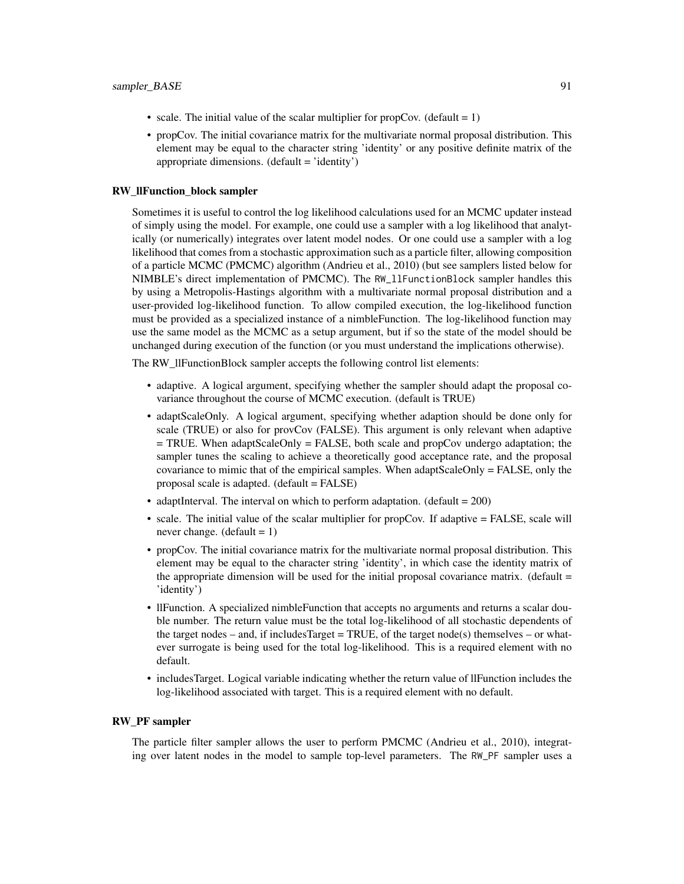- scale. The initial value of the scalar multiplier for propCov. (default = 1)
- propCov. The initial covariance matrix for the multivariate normal proposal distribution. This element may be equal to the character string 'identity' or any positive definite matrix of the appropriate dimensions. (default = 'identity')

### RW_llFunction_block sampler

Sometimes it is useful to control the log likelihood calculations used for an MCMC updater instead of simply using the model. For example, one could use a sampler with a log likelihood that analytically (or numerically) integrates over latent model nodes. Or one could use a sampler with a log likelihood that comes from a stochastic approximation such as a particle filter, allowing composition of a particle MCMC (PMCMC) algorithm (Andrieu et al., 2010) (but see samplers listed below for NIMBLE's direct implementation of PMCMC). The `RW_llFunctionBlock` sampler handles this by using a Metropolis-Hastings algorithm with a multivariate normal proposal distribution and a user-provided log-likelihood function. To allow compiled execution, the log-likelihood function must be provided as a specialized instance of a nimbleFunction. The log-likelihood function may use the same model as the MCMC as a setup argument, but if so the state of the model should be unchanged during execution of the function (or you must understand the implications otherwise).

The RW_llFunctionBlock sampler accepts the following control list elements:

- adaptive. A logical argument, specifying whether the sampler should adapt the proposal covariance throughout the course of MCMC execution. (default is TRUE)
- adaptScaleOnly. A logical argument, specifying whether adaption should be done only for scale (TRUE) or also for provCov (FALSE). This argument is only relevant when adaptive = TRUE. When adaptScaleOnly = FALSE, both scale and propCov undergo adaptation; the sampler tunes the scaling to achieve a theoretically good acceptance rate, and the proposal covariance to mimic that of the empirical samples. When adaptScaleOnly = FALSE, only the proposal scale is adapted. (default = FALSE)
- adaptInterval. The interval on which to perform adaptation. (default = 200)
- scale. The initial value of the scalar multiplier for propCov. If adaptive = FALSE, scale will never change. (default = 1)
- propCov. The initial covariance matrix for the multivariate normal proposal distribution. This element may be equal to the character string 'identity', in which case the identity matrix of the appropriate dimension will be used for the initial proposal covariance matrix. (default = 'identity')
- llFunction. A specialized nimbleFunction that accepts no arguments and returns a scalar double number. The return value must be the total log-likelihood of all stochastic dependents of the target nodes – and, if includesTarget = TRUE, of the target node(s) themselves – or whatever surrogate is being used for the total log-likelihood. This is a required element with no default.
- includesTarget. Logical variable indicating whether the return value of llFunction includes the log-likelihood associated with target. This is a required element with no default.

### RW_PF sampler

The particle filter sampler allows the user to perform PMCMC (Andrieu et al., 2010), integrating over latent nodes in the model to sample top-level parameters. The `RW_PF` sampler uses a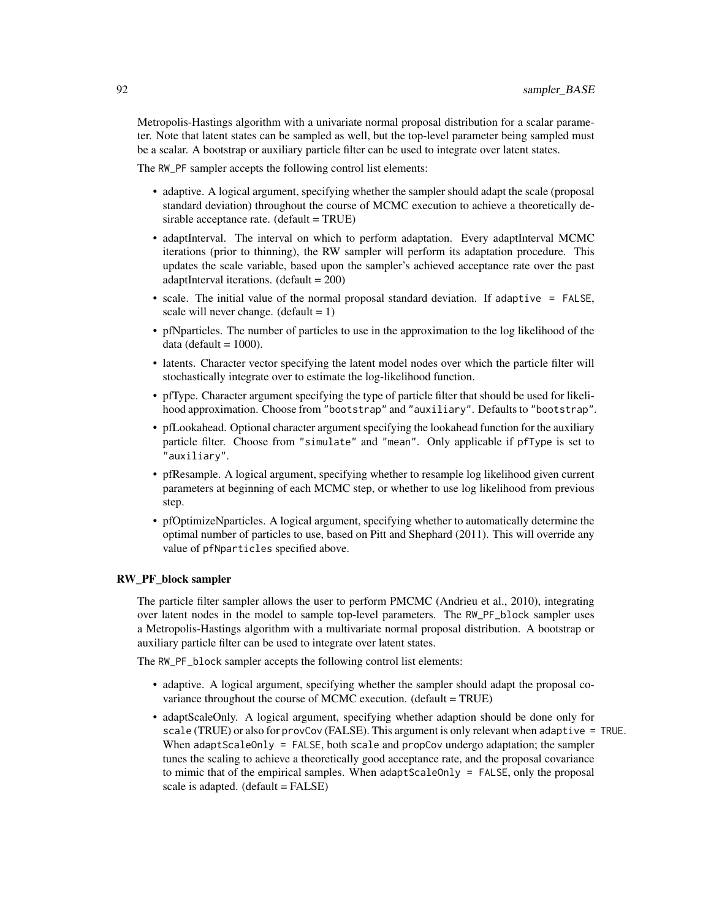Metropolis-Hastings algorithm with a univariate normal proposal distribution for a scalar parameter. Note that latent states can be sampled as well, but the top-level parameter being sampled must be a scalar. A bootstrap or auxiliary particle filter can be used to integrate over latent states.

The `RW_PF` sampler accepts the following control list elements:

- adaptive. A logical argument, specifying whether the sampler should adapt the scale (proposal standard deviation) throughout the course of MCMC execution to achieve a theoretically desirable acceptance rate. (default = TRUE)
- adaptInterval. The interval on which to perform adaptation. Every adaptInterval MCMC iterations (prior to thinning), the RW sampler will perform its adaptation procedure. This updates the scale variable, based upon the sampler's achieved acceptance rate over the past adaptInterval iterations. (default = 200)
- scale. The initial value of the normal proposal standard deviation. If `adaptive = FALSE`, scale will never change. (default = 1)
- pfNparticles. The number of particles to use in the approximation to the log likelihood of the data (default = 1000).
- latents. Character vector specifying the latent model nodes over which the particle filter will stochastically integrate over to estimate the log-likelihood function.
- pfType. Character argument specifying the type of particle filter that should be used for likelihood approximation. Choose from `"bootstrap"` and `"auxiliary"`. Defaults to `"bootstrap"`.
- pfLookahead. Optional character argument specifying the lookahead function for the auxiliary particle filter. Choose from `"simulate"` and `"mean"`. Only applicable if `pfType` is set to `"auxiliary"`.
- pfResample. A logical argument, specifying whether to resample log likelihood given current parameters at beginning of each MCMC step, or whether to use log likelihood from previous step.
- pfOptimizeNparticles. A logical argument, specifying whether to automatically determine the optimal number of particles to use, based on Pitt and Shephard (2011). This will override any value of `pfNparticles` specified above.

### RW_PF_block sampler

The particle filter sampler allows the user to perform PMCMC (Andrieu et al., 2010), integrating over latent nodes in the model to sample top-level parameters. The `RW_PF_block` sampler uses a Metropolis-Hastings algorithm with a multivariate normal proposal distribution. A bootstrap or auxiliary particle filter can be used to integrate over latent states.

The `RW_PF_block` sampler accepts the following control list elements:

- adaptive. A logical argument, specifying whether the sampler should adapt the proposal covariance throughout the course of MCMC execution. (default = TRUE)
- adaptScaleOnly. A logical argument, specifying whether adaption should be done only for `scale` (TRUE) or also for `provCov` (FALSE). This argument is only relevant when `adaptive = TRUE`. When `adaptScaleOnly = FALSE`, both `scale` and `propCov` undergo adaptation; the sampler tunes the scaling to achieve a theoretically good acceptance rate, and the proposal covariance to mimic that of the empirical samples. When `adaptScaleOnly = FALSE`, only the proposal scale is adapted. (default = FALSE)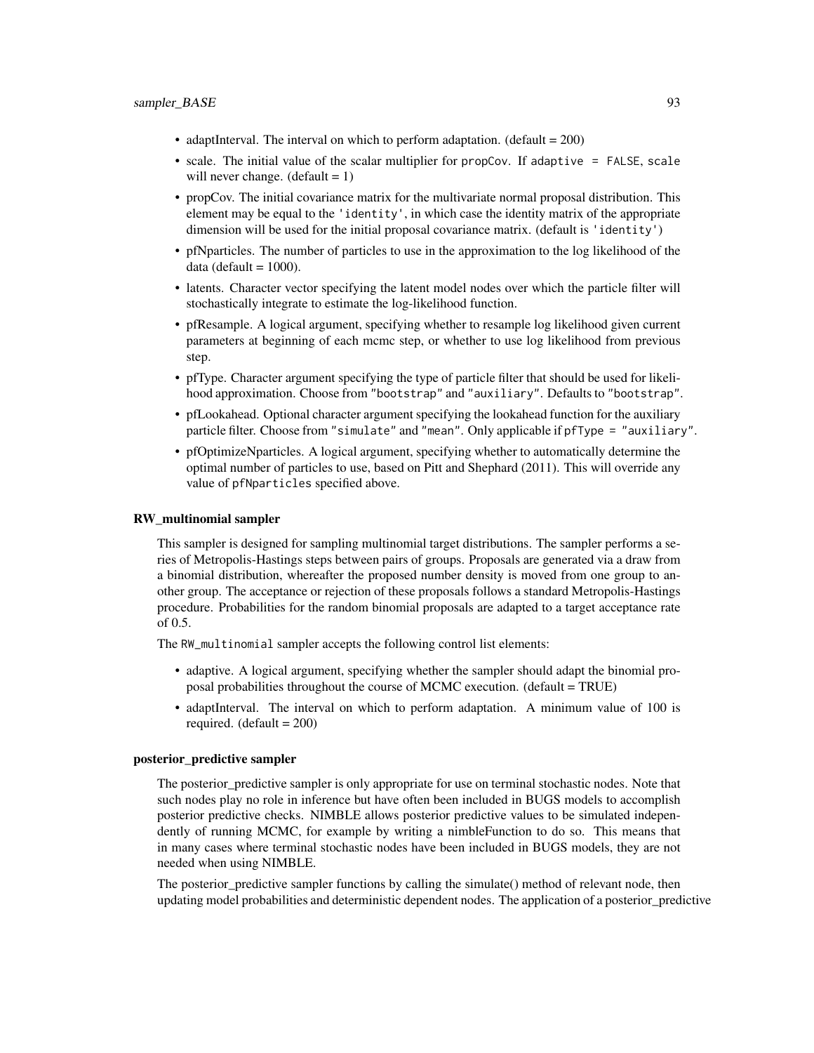- adaptInterval. The interval on which to perform adaptation. (default = 200)
- scale. The initial value of the scalar multiplier for `propCov`. If `adaptive = FALSE`, `scale` will never change. (default = 1)
- propCov. The initial covariance matrix for the multivariate normal proposal distribution. This element may be equal to the `'identity'`, in which case the identity matrix of the appropriate dimension will be used for the initial proposal covariance matrix. (default is `'identity'`)
- pfNparticles. The number of particles to use in the approximation to the log likelihood of the data (default = 1000).
- latents. Character vector specifying the latent model nodes over which the particle filter will stochastically integrate to estimate the log-likelihood function.
- pfResample. A logical argument, specifying whether to resample log likelihood given current parameters at beginning of each mcmc step, or whether to use log likelihood from previous step.
- pfType. Character argument specifying the type of particle filter that should be used for likelihood approximation. Choose from `"bootstrap"` and `"auxiliary"`. Defaults to `"bootstrap"`.
- pfLookahead. Optional character argument specifying the lookahead function for the auxiliary particle filter. Choose from `"simulate"` and `"mean"`. Only applicable if `pfType = "auxiliary"`.
- pfOptimizeNparticles. A logical argument, specifying whether to automatically determine the optimal number of particles to use, based on Pitt and Shephard (2011). This will override any value of `pfNparticles` specified above.

### RW_multinomial sampler

This sampler is designed for sampling multinomial target distributions. The sampler performs a series of Metropolis-Hastings steps between pairs of groups. Proposals are generated via a draw from a binomial distribution, whereafter the proposed number density is moved from one group to another group. The acceptance or rejection of these proposals follows a standard Metropolis-Hastings procedure. Probabilities for the random binomial proposals are adapted to a target acceptance rate of 0.5.

The `RW_multinomial` sampler accepts the following control list elements:

- adaptive. A logical argument, specifying whether the sampler should adapt the binomial proposal probabilities throughout the course of MCMC execution. (default = TRUE)
- adaptInterval. The interval on which to perform adaptation. A minimum value of 100 is required. (default = 200)

### posterior_predictive sampler

The posterior_predictive sampler is only appropriate for use on terminal stochastic nodes. Note that such nodes play no role in inference but have often been included in BUGS models to accomplish posterior predictive checks. NIMBLE allows posterior predictive values to be simulated independently of running MCMC, for example by writing a nimbleFunction to do so. This means that in many cases where terminal stochastic nodes have been included in BUGS models, they are not needed when using NIMBLE.

The posterior_predictive sampler functions by calling the simulate() method of relevant node, then updating model probabilities and deterministic dependent nodes. The application of a posterior_predictive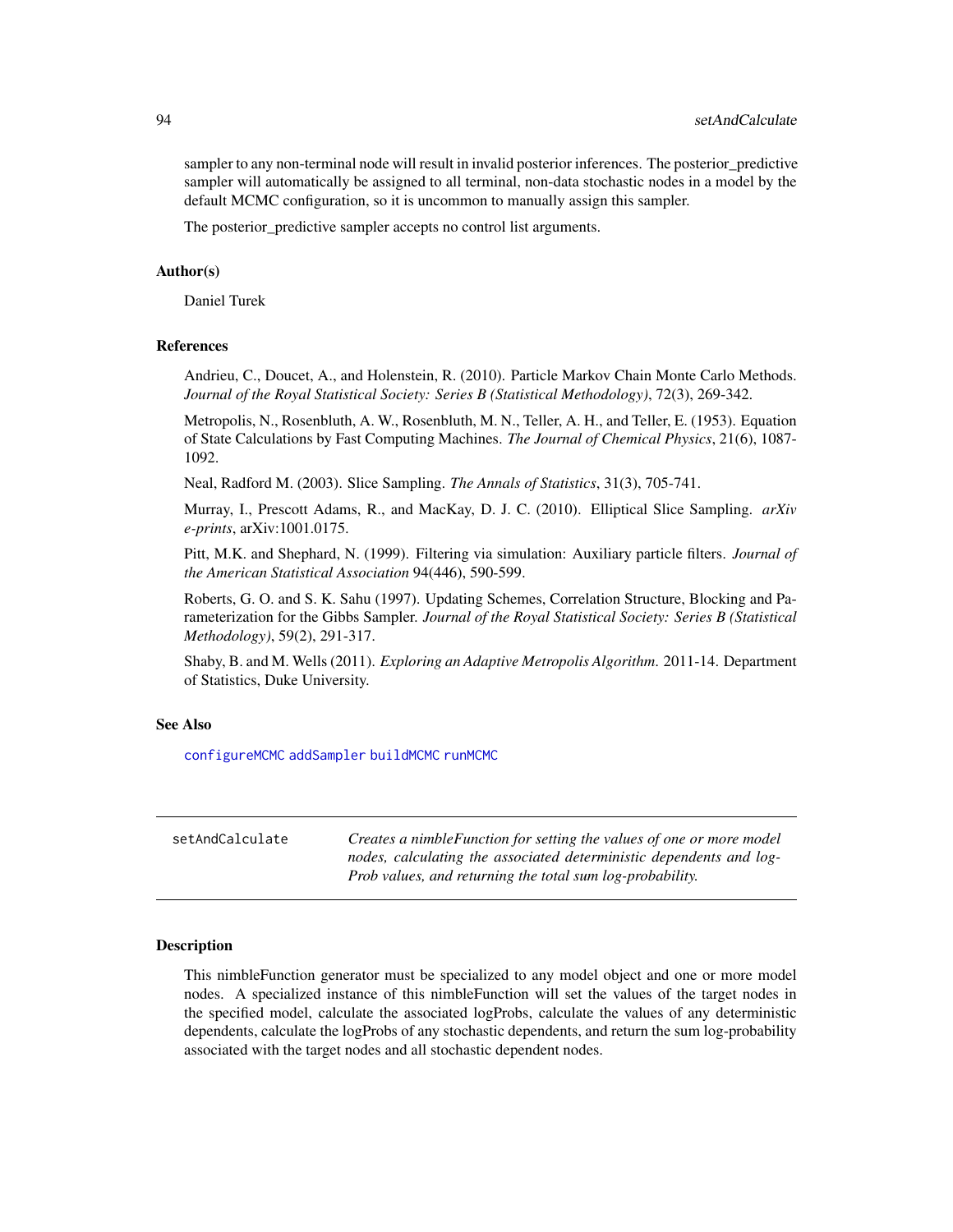sampler to any non-terminal node will result in invalid posterior inferences. The posterior_predictive sampler will automatically be assigned to all terminal, non-data stochastic nodes in a model by the default MCMC configuration, so it is uncommon to manually assign this sampler.

The posterior_predictive sampler accepts no control list arguments.

### Author(s)

Daniel Turek

### References

Andrieu, C., Doucet, A., and Holenstein, R. (2010). Particle Markov Chain Monte Carlo Methods. *Journal of the Royal Statistical Society: Series B (Statistical Methodology)*, 72(3), 269-342.

Metropolis, N., Rosenbluth, A. W., Rosenbluth, M. N., Teller, A. H., and Teller, E. (1953). Equation of State Calculations by Fast Computing Machines. *The Journal of Chemical Physics*, 21(6), 1087-1092.

Neal, Radford M. (2003). Slice Sampling. *The Annals of Statistics*, 31(3), 705-741.

Murray, I., Prescott Adams, R., and MacKay, D. J. C. (2010). Elliptical Slice Sampling. *arXiv e-prints*, arXiv:1001.0175.

Pitt, M.K. and Shephard, N. (1999). Filtering via simulation: Auxiliary particle filters. *Journal of the American Statistical Association* 94(446), 590-599.

Roberts, G. O. and S. K. Sahu (1997). Updating Schemes, Correlation Structure, Blocking and Parameterization for the Gibbs Sampler. *Journal of the Royal Statistical Society: Series B (Statistical Methodology)*, 59(2), 291-317.

Shaby, B. and M. Wells (2011). *Exploring an Adaptive Metropolis Algorithm*. 2011-14. Department of Statistics, Duke University.

### See Also

`configureMCMC` `addSampler` `buildMCMC` `runMCMC`

---

## setAndCalculate

*Creates a nimbleFunction for setting the values of one or more model nodes, calculating the associated deterministic dependents and logProb values, and returning the total sum log-probability.*

---

### Description

This nimbleFunction generator must be specialized to any model object and one or more model nodes. A specialized instance of this nimbleFunction will set the values of the target nodes in the specified model, calculate the associated logProbs, calculate the values of any deterministic dependents, calculate the logProbs of any stochastic dependents, and return the sum log-probability associated with the target nodes and all stochastic dependent nodes.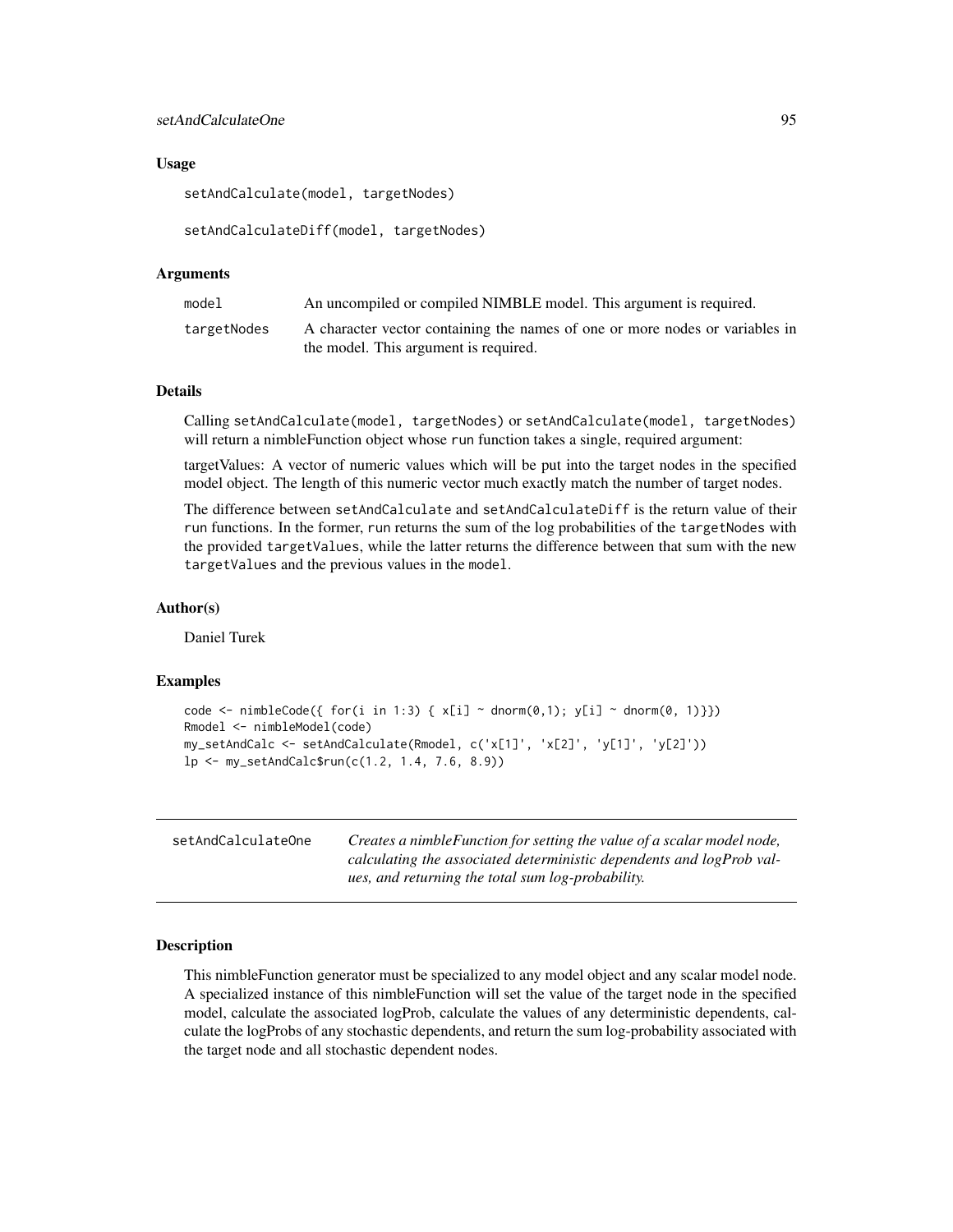### Usage

```
setAndCalculate(model, targetNodes)

setAndCalculateDiff(model, targetNodes)
```

### Arguments

| | |
|---|---|
| model | An uncompiled or compiled NIMBLE model. This argument is required. |
| targetNodes | A character vector containing the names of one or more nodes or variables in the model. This argument is required. |

### Details

Calling `setAndCalculate(model, targetNodes)` or `setAndCalculate(model, targetNodes)` will return a nimbleFunction object whose `run` function takes a single, required argument:

targetValues: A vector of numeric values which will be put into the target nodes in the specified model object. The length of this numeric vector much exactly match the number of target nodes.

The difference between `setAndCalculate` and `setAndCalculateDiff` is the return value of their `run` functions. In the former, `run` returns the sum of the log probabilities of the `targetNodes` with the provided `targetValues`, while the latter returns the difference between that sum with the new `targetValues` and the previous values in the `model`.

### Author(s)

Daniel Turek

### Examples

```
code <- nimbleCode({ for(i in 1:3) { x[i] ~ dnorm(0,1); y[i] ~ dnorm(0, 1)}})
Rmodel <- nimbleModel(code)
my_setAndCalc <- setAndCalculate(Rmodel, c('x[1]', 'x[2]', 'y[1]', 'y[2]'))
lp <- my_setAndCalc$run(c(1.2, 1.4, 7.6, 8.9))
```

---

## setAndCalculateOne

*Creates a nimbleFunction for setting the value of a scalar model node, calculating the associated deterministic dependents and logProb values, and returning the total sum log-probability.*

---

### Description

This nimbleFunction generator must be specialized to any model object and any scalar model node. A specialized instance of this nimbleFunction will set the value of the target node in the specified model, calculate the associated logProb, calculate the values of any deterministic dependents, calculate the logProbs of any stochastic dependents, and return the sum log-probability associated with the target node and all stochastic dependent nodes.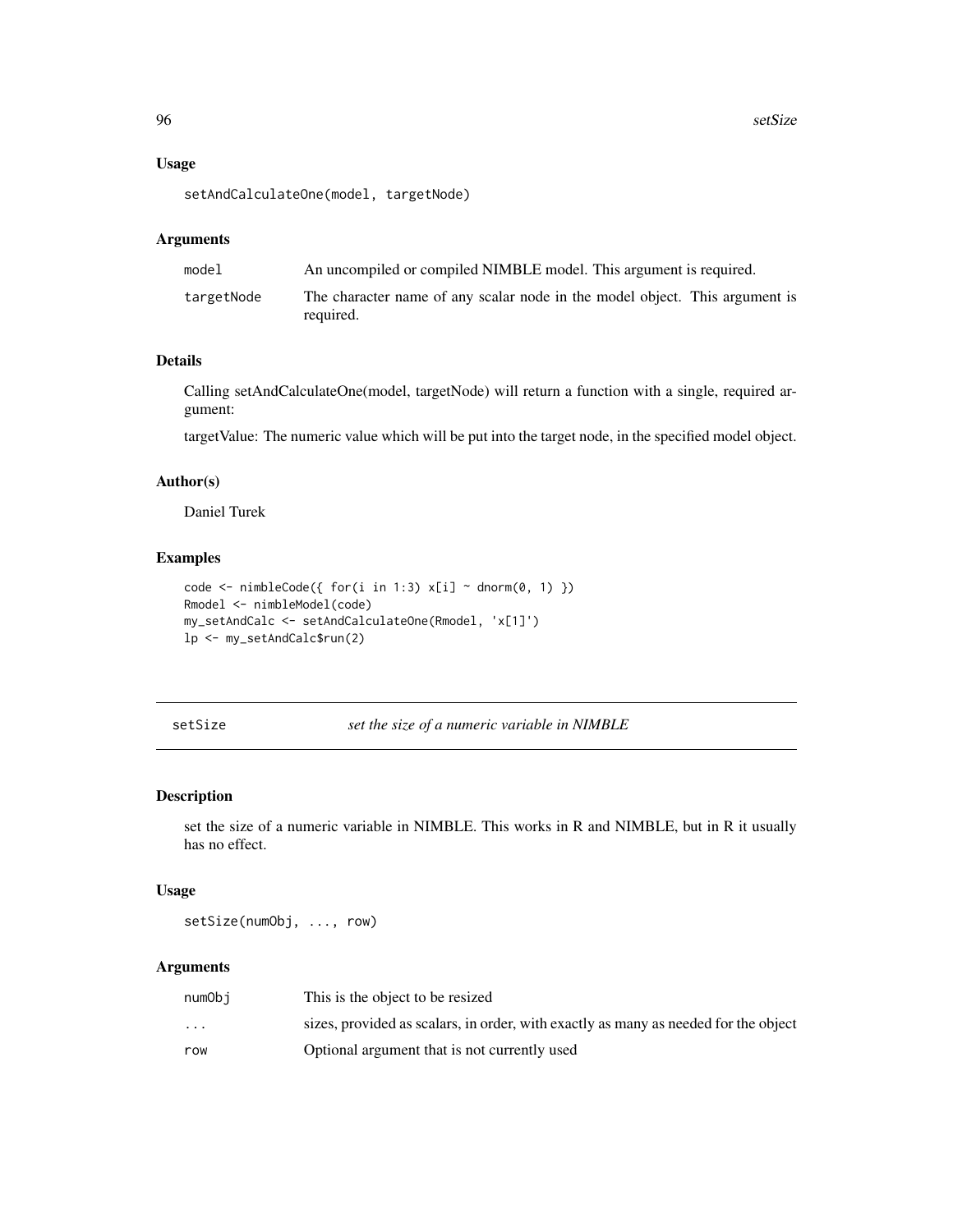### Usage

```
setAndCalculateOne(model, targetNode)
```

### Arguments

| | |
|---|---|
| model | An uncompiled or compiled NIMBLE model. This argument is required. |
| targetNode | The character name of any scalar node in the model object. This argument is required. |

### Details

Calling setAndCalculateOne(model, targetNode) will return a function with a single, required argument:

targetValue: The numeric value which will be put into the target node, in the specified model object.

### Author(s)

Daniel Turek

### Examples

```
code <- nimbleCode({ for(i in 1:3) x[i] ~ dnorm(0, 1) })
Rmodel <- nimbleModel(code)
my_setAndCalc <- setAndCalculateOne(Rmodel, 'x[1]')
lp <- my_setAndCalc$run(2)
```

---

## setSize    *set the size of a numeric variable in NIMBLE*

### Description

set the size of a numeric variable in NIMBLE. This works in R and NIMBLE, but in R it usually has no effect.

### Usage

```
setSize(numObj, ..., row)
```

### Arguments

| | |
|---|---|
| numObj | This is the object to be resized |
| ... | sizes, provided as scalars, in order, with exactly as many as needed for the object |
| row | Optional argument that is not currently used |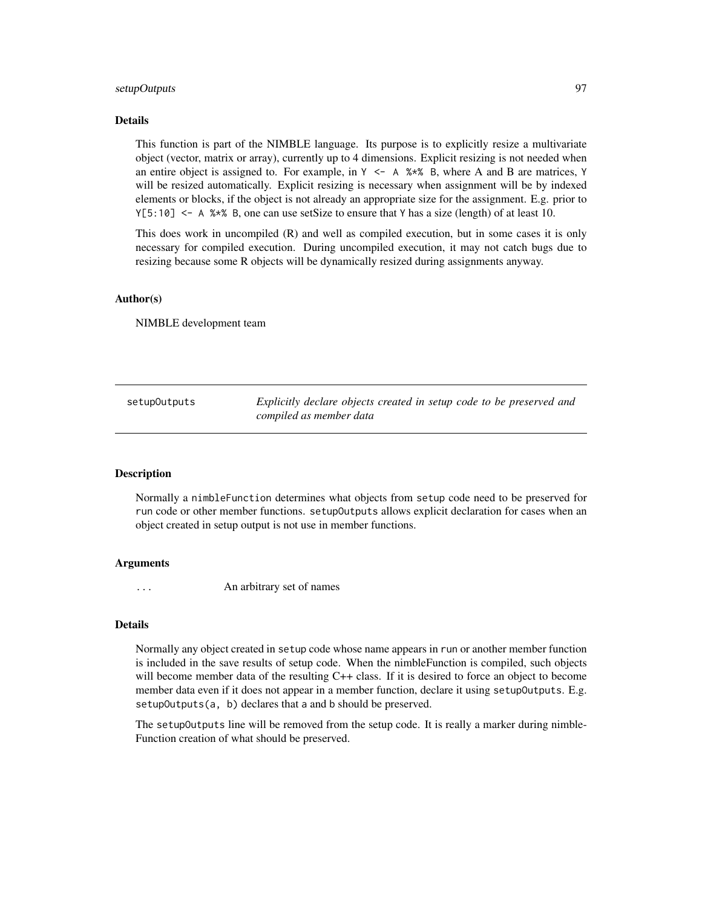### Details

This function is part of the NIMBLE language. Its purpose is to explicitly resize a multivariate object (vector, matrix or array), currently up to 4 dimensions. Explicit resizing is not needed when an entire object is assigned to. For example, in `Y <- A %*% B`, where A and B are matrices, `Y` will be resized automatically. Explicit resizing is necessary when assignment will be by indexed elements or blocks, if the object is not already an appropriate size for the assignment. E.g. prior to `Y[5:10] <- A %*% B`, one can use setSize to ensure that `Y` has a size (length) of at least 10.

This does work in uncompiled (R) and well as compiled execution, but in some cases it is only necessary for compiled execution. During uncompiled execution, it may not catch bugs due to resizing because some R objects will be dynamically resized during assignments anyway.

### Author(s)

NIMBLE development team

---

## setupOutputs — *Explicitly declare objects created in setup code to be preserved and compiled as member data*

---

### Description

Normally a `nimbleFunction` determines what objects from `setup` code need to be preserved for `run` code or other member functions. `setupOutputs` allows explicit declaration for cases when an object created in setup output is not use in member functions.

### Arguments

| | |
|---|---|
| `...` | An arbitrary set of names |

### Details

Normally any object created in `setup` code whose name appears in `run` or another member function is included in the save results of setup code. When the nimbleFunction is compiled, such objects will become member data of the resulting C++ class. If it is desired to force an object to become member data even if it does not appear in a member function, declare it using `setupOutputs`. E.g. `setupOutputs(a, b)` declares that `a` and `b` should be preserved.

The `setupOutputs` line will be removed from the setup code. It is really a marker during nimble-Function creation of what should be preserved.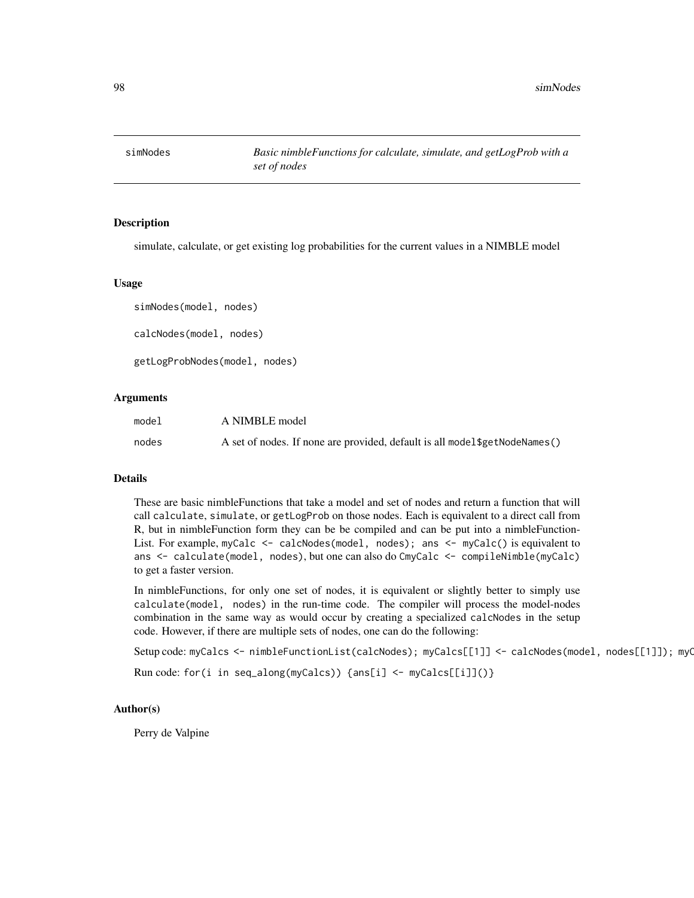# simNodes

*Basic nimbleFunctions for calculate, simulate, and getLogProb with a set of nodes*

## Description

simulate, calculate, or get existing log probabilities for the current values in a NIMBLE model

## Usage

```
simNodes(model, nodes)

calcNodes(model, nodes)

getLogProbNodes(model, nodes)
```

## Arguments

| | |
|---|---|
| model | A NIMBLE model |
| nodes | A set of nodes. If none are provided, default is all `model$getNodeNames()` |

## Details

These are basic nimbleFunctions that take a model and set of nodes and return a function that will call `calculate`, `simulate`, or `getLogProb` on those nodes. Each is equivalent to a direct call from R, but in nimbleFunction form they can be be compiled and can be put into a nimbleFunctionList. For example, `myCalc <- calcNodes(model, nodes); ans <- myCalc()` is equivalent to `ans <- calculate(model, nodes)`, but one can also do `CmyCalc <- compileNimble(myCalc)` to get a faster version.

In nimbleFunctions, for only one set of nodes, it is equivalent or slightly better to simply use `calculate(model, nodes)` in the run-time code. The compiler will process the model-nodes combination in the same way as would occur by creating a specialized `calcNodes` in the setup code. However, if there are multiple sets of nodes, one can do the following:

Setup code: `myCalcs <- nimbleFunctionList(calcNodes); myCalcs[[1]] <- calcNodes(model, nodes[[1]]); myC`

Run code: `for(i in seq_along(myCalcs)) {ans[i] <- myCalcs[[i]]()}`

## Author(s)

Perry de Valpine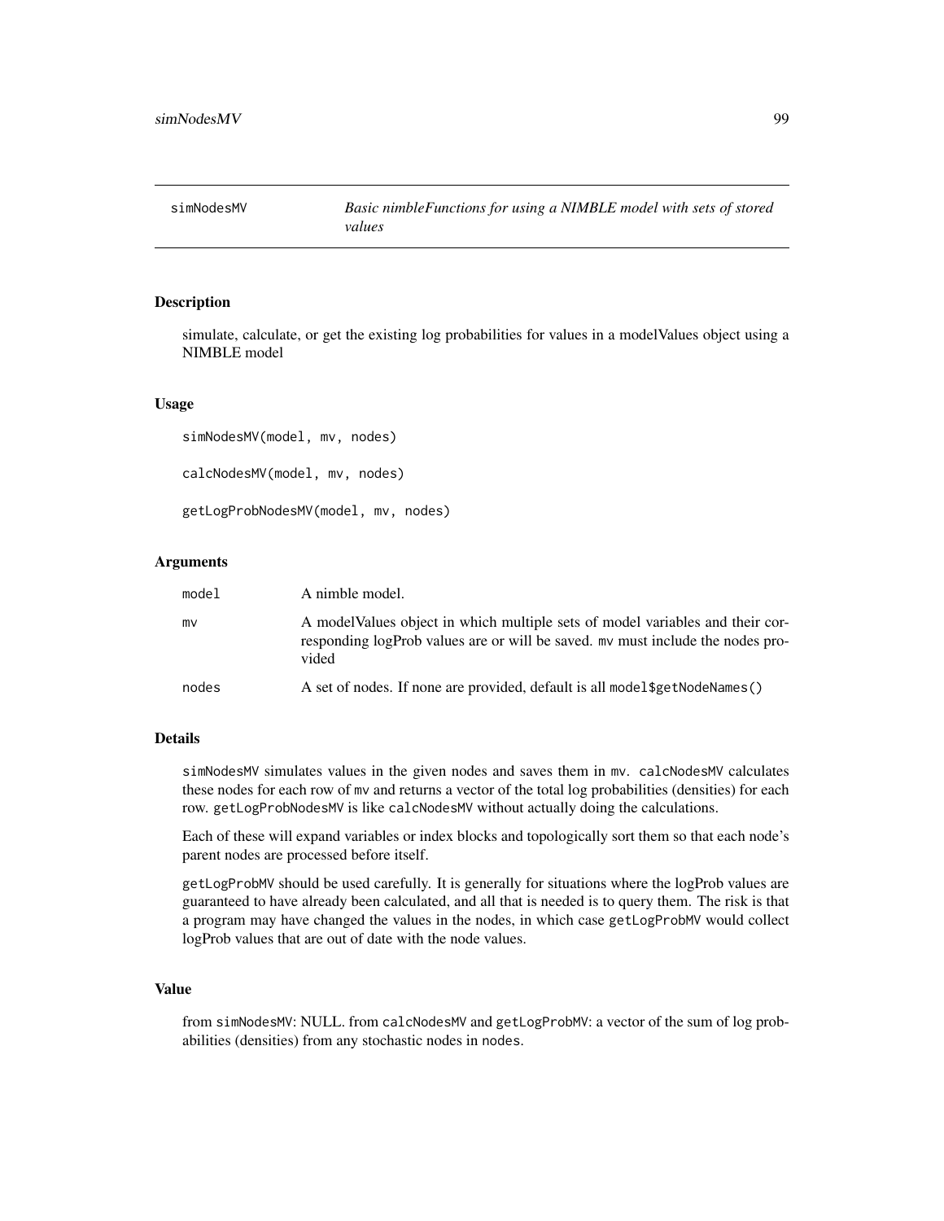# simNodesMV — *Basic nimbleFunctions for using a NIMBLE model with sets of stored values*

## Description

simulate, calculate, or get the existing log probabilities for values in a modelValues object using a NIMBLE model

## Usage

```
simNodesMV(model, mv, nodes)

calcNodesMV(model, mv, nodes)

getLogProbNodesMV(model, mv, nodes)
```

## Arguments

| | |
|---|---|
| `model` | A nimble model. |
| `mv` | A modelValues object in which multiple sets of model variables and their corresponding logProb values are or will be saved. `mv` must include the nodes provided |
| `nodes` | A set of nodes. If none are provided, default is all `model$getNodeNames()` |

## Details

`simNodesMV` simulates values in the given nodes and saves them in `mv`. `calcNodesMV` calculates these nodes for each row of `mv` and returns a vector of the total log probabilities (densities) for each row. `getLogProbNodesMV` is like `calcNodesMV` without actually doing the calculations.

Each of these will expand variables or index blocks and topologically sort them so that each node's parent nodes are processed before itself.

`getLogProbMV` should be used carefully. It is generally for situations where the logProb values are guaranteed to have already been calculated, and all that is needed is to query them. The risk is that a program may have changed the values in the nodes, in which case `getLogProbMV` would collect logProb values that are out of date with the node values.

## Value

from `simNodesMV`: NULL. from `calcNodesMV` and `getLogProbMV`: a vector of the sum of log probabilities (densities) from any stochastic nodes in `nodes`.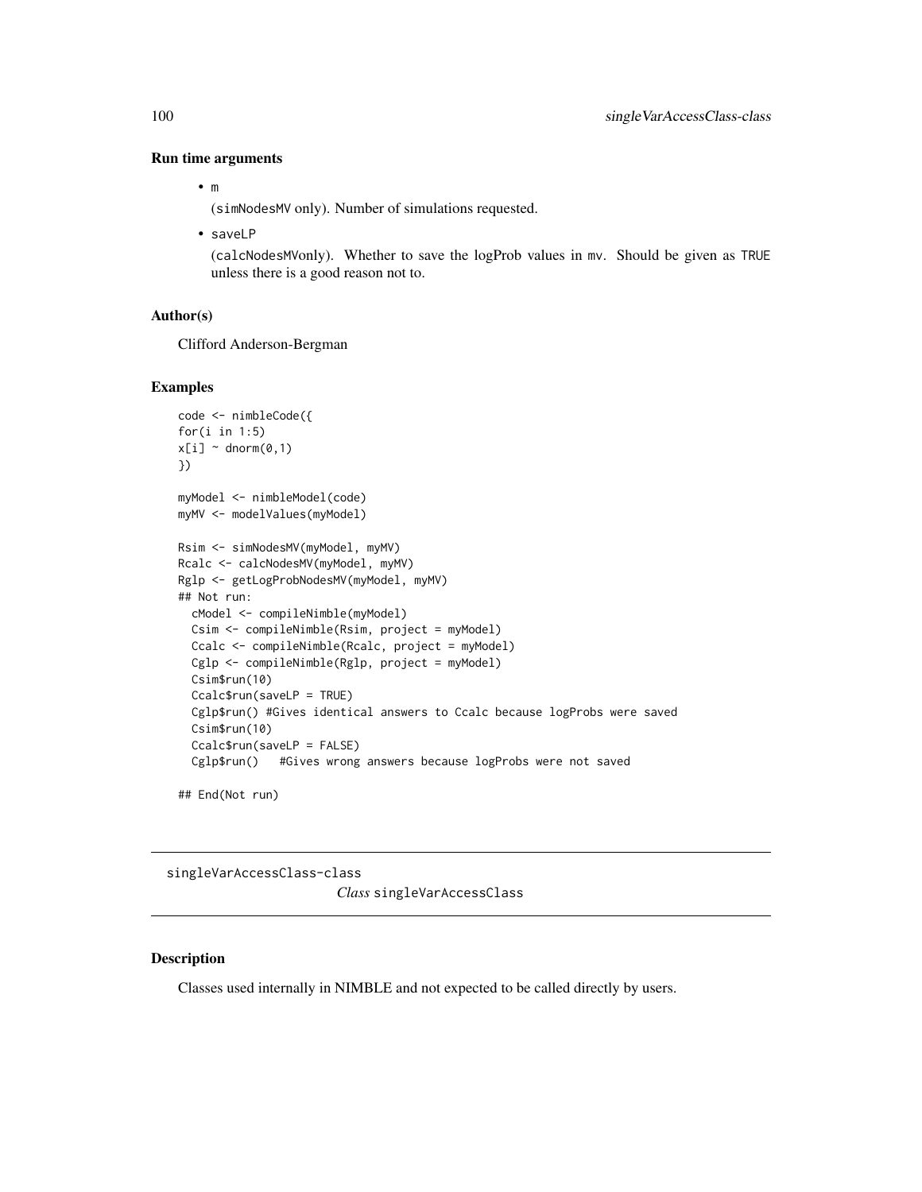### Run time arguments

- `m`

  (`simNodesMV` only). Number of simulations requested.

- `saveLP`

  (`calcNodesMVonly`). Whether to save the logProb values in `mv`. Should be given as `TRUE` unless there is a good reason not to.

### Author(s)

Clifford Anderson-Bergman

### Examples

```
code <- nimbleCode({
for(i in 1:5)
x[i] ~ dnorm(0,1)
})

myModel <- nimbleModel(code)
myMV <- modelValues(myModel)

Rsim <- simNodesMV(myModel, myMV)
Rcalc <- calcNodesMV(myModel, myMV)
Rglp <- getLogProbNodesMV(myModel, myMV)
## Not run:
  cModel <- compileNimble(myModel)
  Csim <- compileNimble(Rsim, project = myModel)
  Ccalc <- compileNimble(Rcalc, project = myModel)
  Cglp <- compileNimble(Rglp, project = myModel)
  Csim$run(10)
  Ccalc$run(saveLP = TRUE)
  Cglp$run() #Gives identical answers to Ccalc because logProbs were saved
  Csim$run(10)
  Ccalc$run(saveLP = FALSE)
  Cglp$run()   #Gives wrong answers because logProbs were not saved

## End(Not run)
```

---

## singleVarAccessClass-class — *Class* `singleVarAccessClass`

---

### Description

Classes used internally in NIMBLE and not expected to be called directly by users.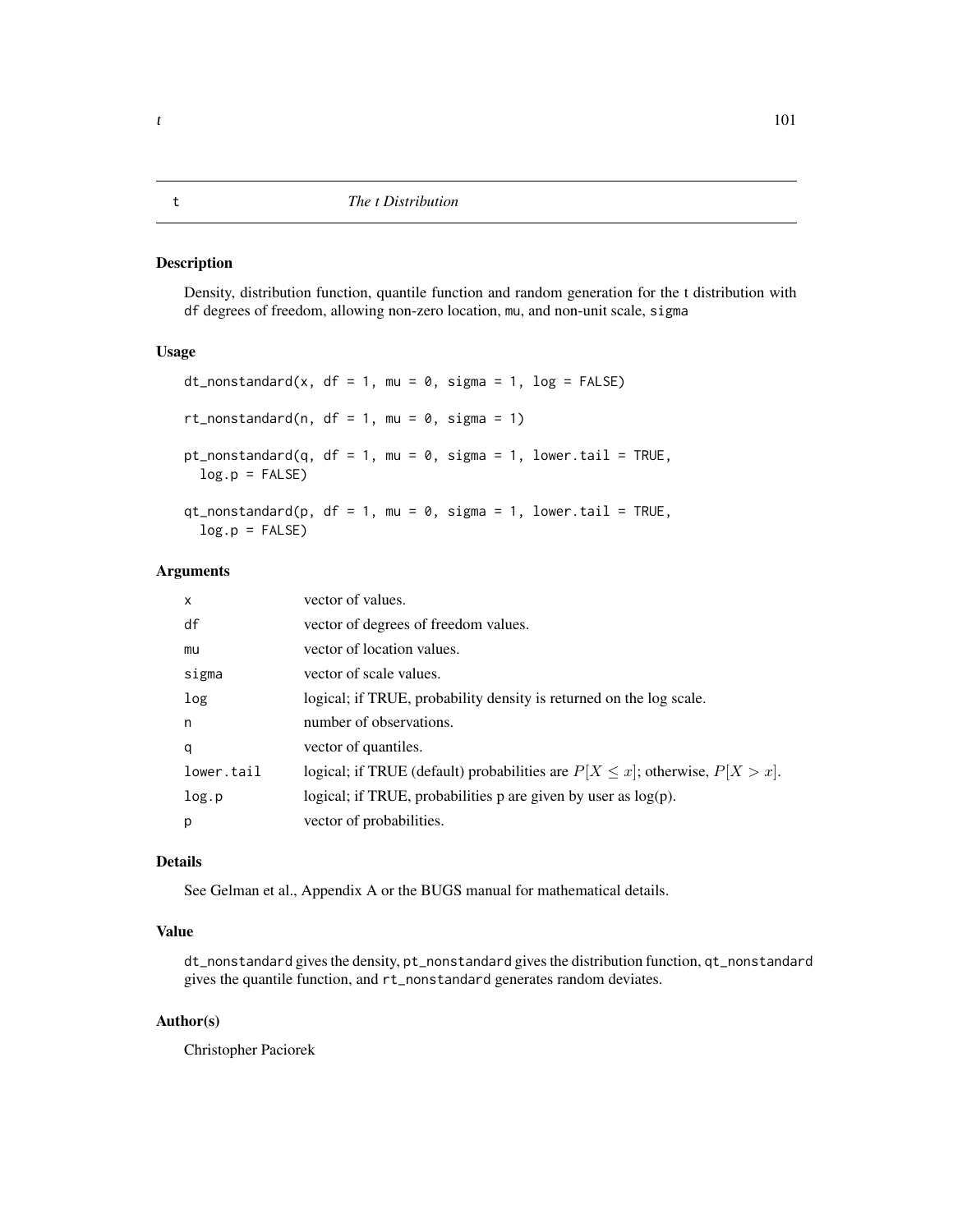## t *The t Distribution*

### Description

Density, distribution function, quantile function and random generation for the t distribution with df degrees of freedom, allowing non-zero location, mu, and non-unit scale, sigma

### Usage

```
dt_nonstandard(x, df = 1, mu = 0, sigma = 1, log = FALSE)

rt_nonstandard(n, df = 1, mu = 0, sigma = 1)

pt_nonstandard(q, df = 1, mu = 0, sigma = 1, lower.tail = TRUE,
  log.p = FALSE)

qt_nonstandard(p, df = 1, mu = 0, sigma = 1, lower.tail = TRUE,
  log.p = FALSE)
```

### Arguments

| | |
|---|---|
| x | vector of values. |
| df | vector of degrees of freedom values. |
| mu | vector of location values. |
| sigma | vector of scale values. |
| log | logical; if TRUE, probability density is returned on the log scale. |
| n | number of observations. |
| q | vector of quantiles. |
| lower.tail | logical; if TRUE (default) probabilities are $P[X \leq x]$; otherwise, $P[X > x]$. |
| log.p | logical; if TRUE, probabilities p are given by user as log(p). |
| p | vector of probabilities. |

### Details

See Gelman et al., Appendix A or the BUGS manual for mathematical details.

### Value

dt_nonstandard gives the density, pt_nonstandard gives the distribution function, qt_nonstandard gives the quantile function, and rt_nonstandard generates random deviates.

### Author(s)

Christopher Paciorek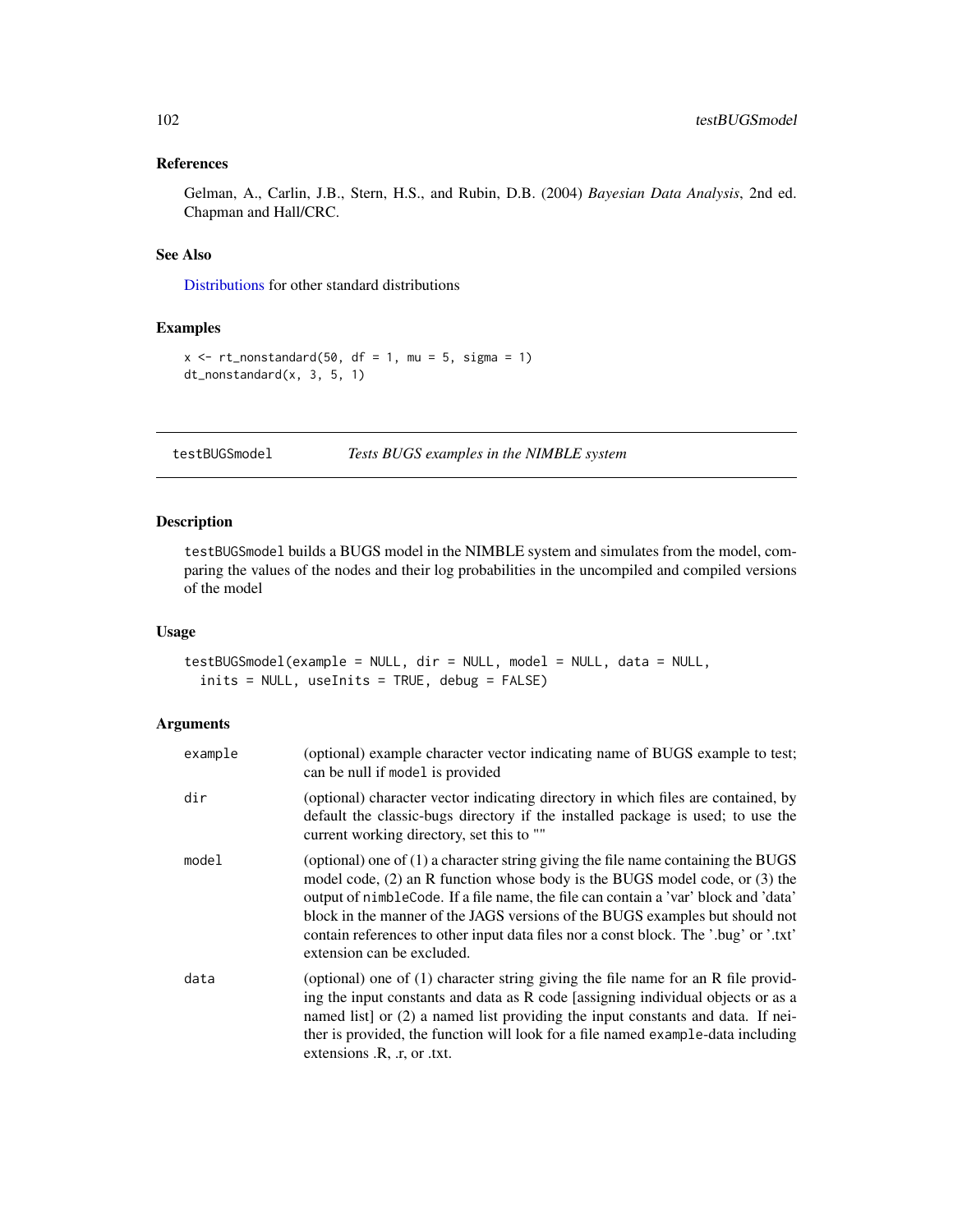### References

Gelman, A., Carlin, J.B., Stern, H.S., and Rubin, D.B. (2004) *Bayesian Data Analysis*, 2nd ed. Chapman and Hall/CRC.

### See Also

Distributions for other standard distributions

### Examples

```
x <- rt_nonstandard(50, df = 1, mu = 5, sigma = 1)
dt_nonstandard(x, 3, 5, 1)
```

---

## testBUGSmodel — *Tests BUGS examples in the NIMBLE system*

---

### Description

`testBUGSmodel` builds a BUGS model in the NIMBLE system and simulates from the model, comparing the values of the nodes and their log probabilities in the uncompiled and compiled versions of the model

### Usage

```
testBUGSmodel(example = NULL, dir = NULL, model = NULL, data = NULL,
  inits = NULL, useInits = TRUE, debug = FALSE)
```

### Arguments

| | |
|---|---|
| `example` | (optional) example character vector indicating name of BUGS example to test; can be null if `model` is provided |
| `dir` | (optional) character vector indicating directory in which files are contained, by default the classic-bugs directory if the installed package is used; to use the current working directory, set this to "" |
| `model` | (optional) one of (1) a character string giving the file name containing the BUGS model code, (2) an R function whose body is the BUGS model code, or (3) the output of `nimbleCode`. If a file name, the file can contain a 'var' block and 'data' block in the manner of the JAGS versions of the BUGS examples but should not contain references to other input data files nor a const block. The '.bug' or '.txt' extension can be excluded. |
| `data` | (optional) one of (1) character string giving the file name for an R file providing the input constants and data as R code [assigning individual objects or as a named list] or (2) a named list providing the input constants and data. If neither is provided, the function will look for a file named `example`-data including extensions .R, .r, or .txt. |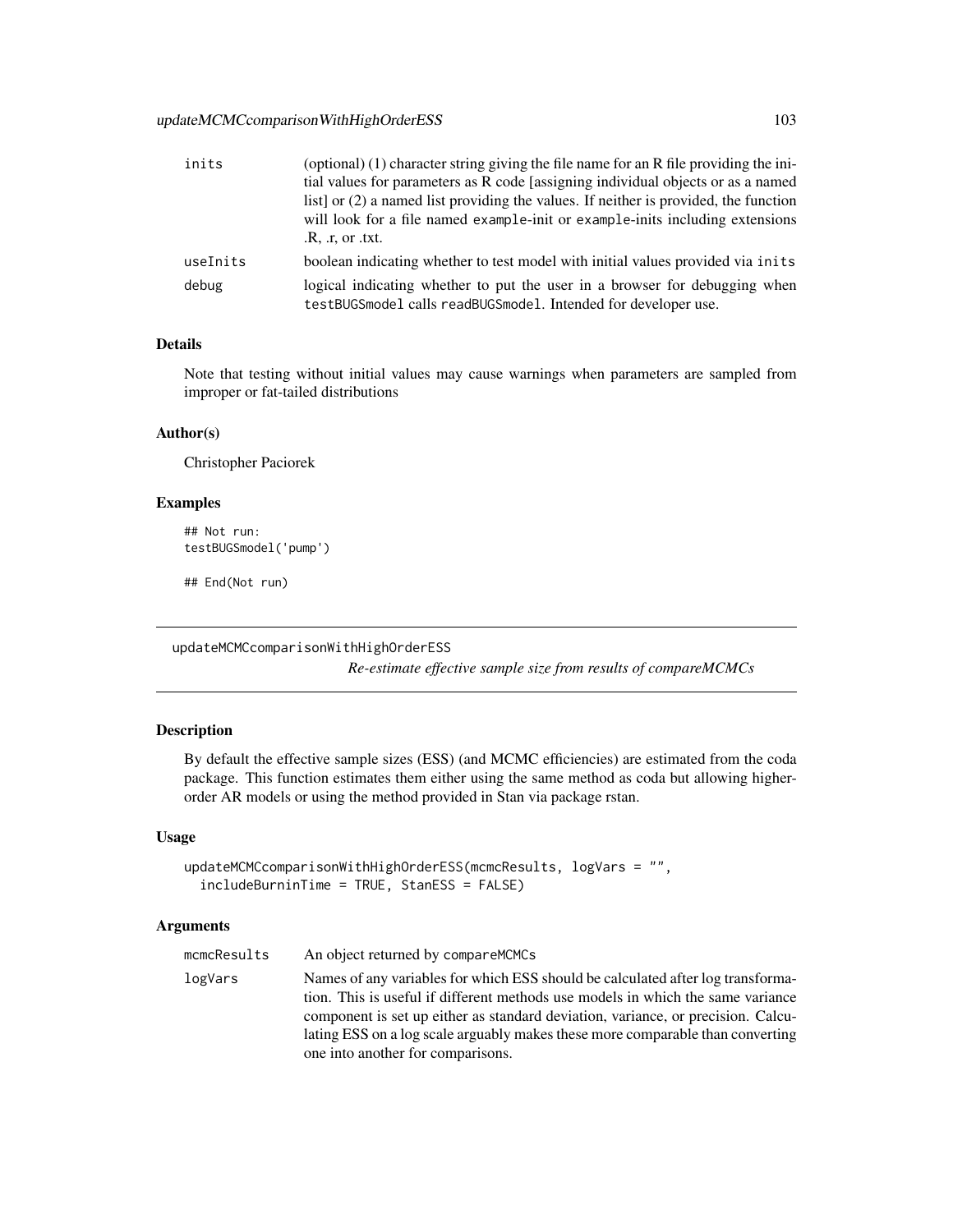| | |
|---|---|
| inits | (optional) (1) character string giving the file name for an R file providing the initial values for parameters as R code [assigning individual objects or as a named list] or (2) a named list providing the values. If neither is provided, the function will look for a file named example-init or example-inits including extensions .R, .r, or .txt. |
| useInits | boolean indicating whether to test model with initial values provided via inits |
| debug | logical indicating whether to put the user in a browser for debugging when testBUGSmodel calls readBUGSmodel. Intended for developer use. |

### Details

Note that testing without initial values may cause warnings when parameters are sampled from improper or fat-tailed distributions

### Author(s)

Christopher Paciorek

### Examples

```
## Not run:
testBUGSmodel('pump')

## End(Not run)
```

---

## updateMCMCcomparisonWithHighOrderESS

*Re-estimate effective sample size from results of compareMCMCs*

---

### Description

By default the effective sample sizes (ESS) (and MCMC efficiencies) are estimated from the coda package. This function estimates them either using the same method as coda but allowing higher-order AR models or using the method provided in Stan via package rstan.

### Usage

```
updateMCMCcomparisonWithHighOrderESS(mcmcResults, logVars = "",
  includeBurninTime = TRUE, StanESS = FALSE)
```

### Arguments

| | |
|---|---|
| mcmcResults | An object returned by compareMCMCs |
| logVars | Names of any variables for which ESS should be calculated after log transformation. This is useful if different methods use models in which the same variance component is set up either as standard deviation, variance, or precision. Calculating ESS on a log scale arguably makes these more comparable than converting one into another for comparisons. |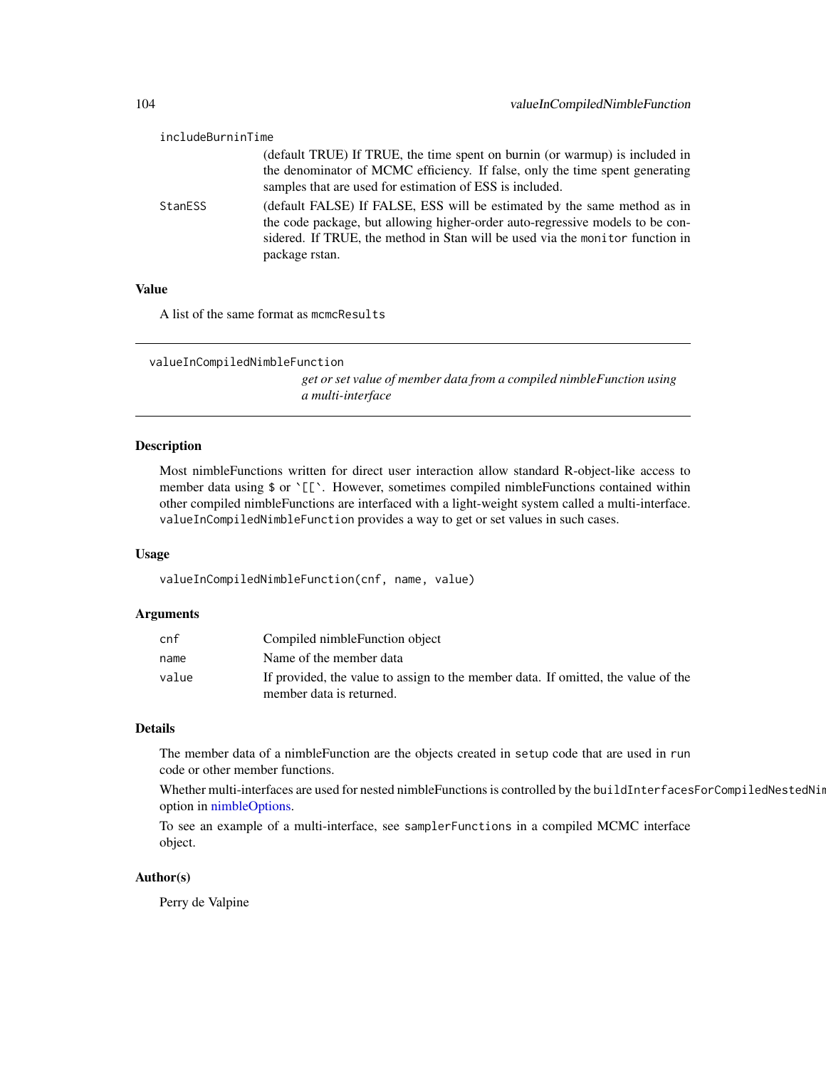includeBurninTime
: (default TRUE) If TRUE, the time spent on burnin (or warmup) is included in the denominator of MCMC efficiency. If false, only the time spent generating samples that are used for estimation of ESS is included.

StanESS
: (default FALSE) If FALSE, ESS will be estimated by the same method as in the code package, but allowing higher-order auto-regressive models to be considered. If TRUE, the method in Stan will be used via the `monitor` function in package rstan.

### Value

A list of the same format as `mcmcResults`

---

## valueInCompiledNimbleFunction

*get or set value of member data from a compiled nimbleFunction using a multi-interface*

---

### Description

Most nimbleFunctions written for direct user interaction allow standard R-object-like access to member data using `$` or `` `[[` ``. However, sometimes compiled nimbleFunctions contained within other compiled nimbleFunctions are interfaced with a light-weight system called a multi-interface. `valueInCompiledNimbleFunction` provides a way to get or set values in such cases.

### Usage

```
valueInCompiledNimbleFunction(cnf, name, value)
```

### Arguments

| | |
|---|---|
| `cnf` | Compiled nimbleFunction object |
| `name` | Name of the member data |
| `value` | If provided, the value to assign to the member data. If omitted, the value of the member data is returned. |

### Details

The member data of a nimbleFunction are the objects created in `setup` code that are used in `run` code or other member functions.

Whether multi-interfaces are used for nested nimbleFunctions is controlled by the `buildInterfacesForCompiledNestedNim` option in nimbleOptions.

To see an example of a multi-interface, see `samplerFunctions` in a compiled MCMC interface object.

### Author(s)

Perry de Valpine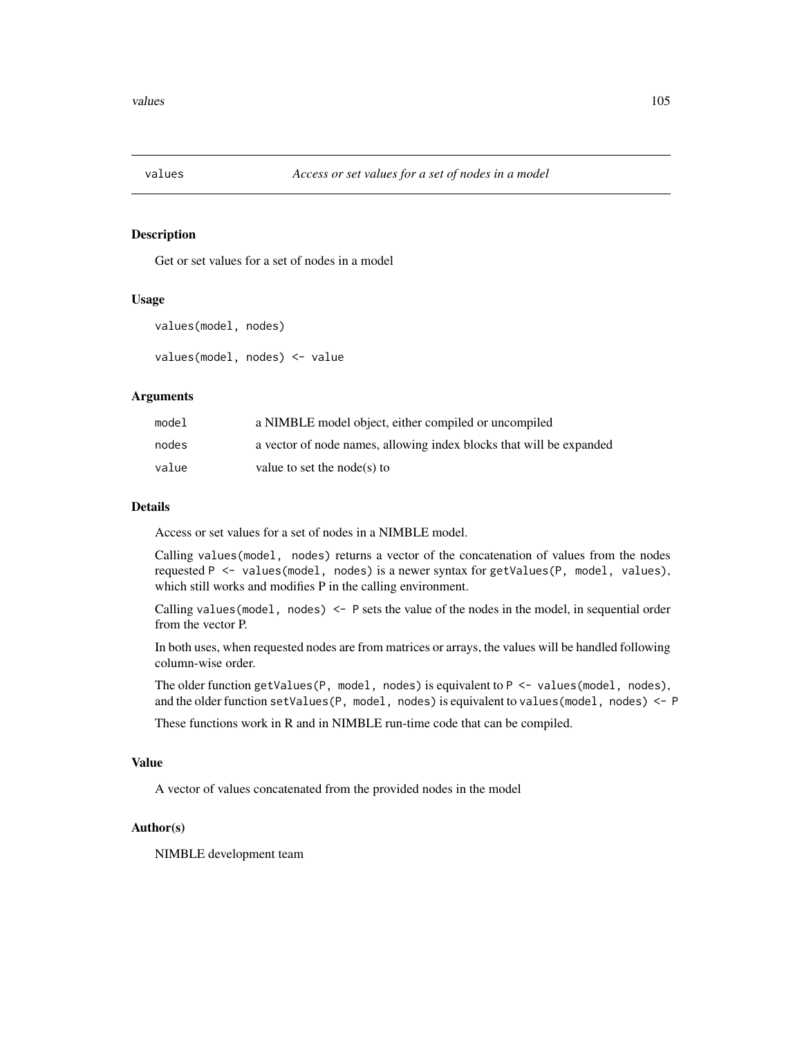## values    *Access or set values for a set of nodes in a model*

### Description

Get or set values for a set of nodes in a model

### Usage

```
values(model, nodes)

values(model, nodes) <- value
```

### Arguments

| | |
|---|---|
| model | a NIMBLE model object, either compiled or uncompiled |
| nodes | a vector of node names, allowing index blocks that will be expanded |
| value | value to set the node(s) to |

### Details

Access or set values for a set of nodes in a NIMBLE model.

Calling `values(model, nodes)` returns a vector of the concatenation of values from the nodes requested `P <- values(model, nodes)` is a newer syntax for `getValues(P, model, values)`, which still works and modifies P in the calling environment.

Calling `values(model, nodes) <- P` sets the value of the nodes in the model, in sequential order from the vector P.

In both uses, when requested nodes are from matrices or arrays, the values will be handled following column-wise order.

The older function `getValues(P, model, nodes)` is equivalent to `P <- values(model, nodes)`, and the older function `setValues(P, model, nodes)` is equivalent to `values(model, nodes) <- P`

These functions work in R and in NIMBLE run-time code that can be compiled.

### Value

A vector of values concatenated from the provided nodes in the model

### Author(s)

NIMBLE development team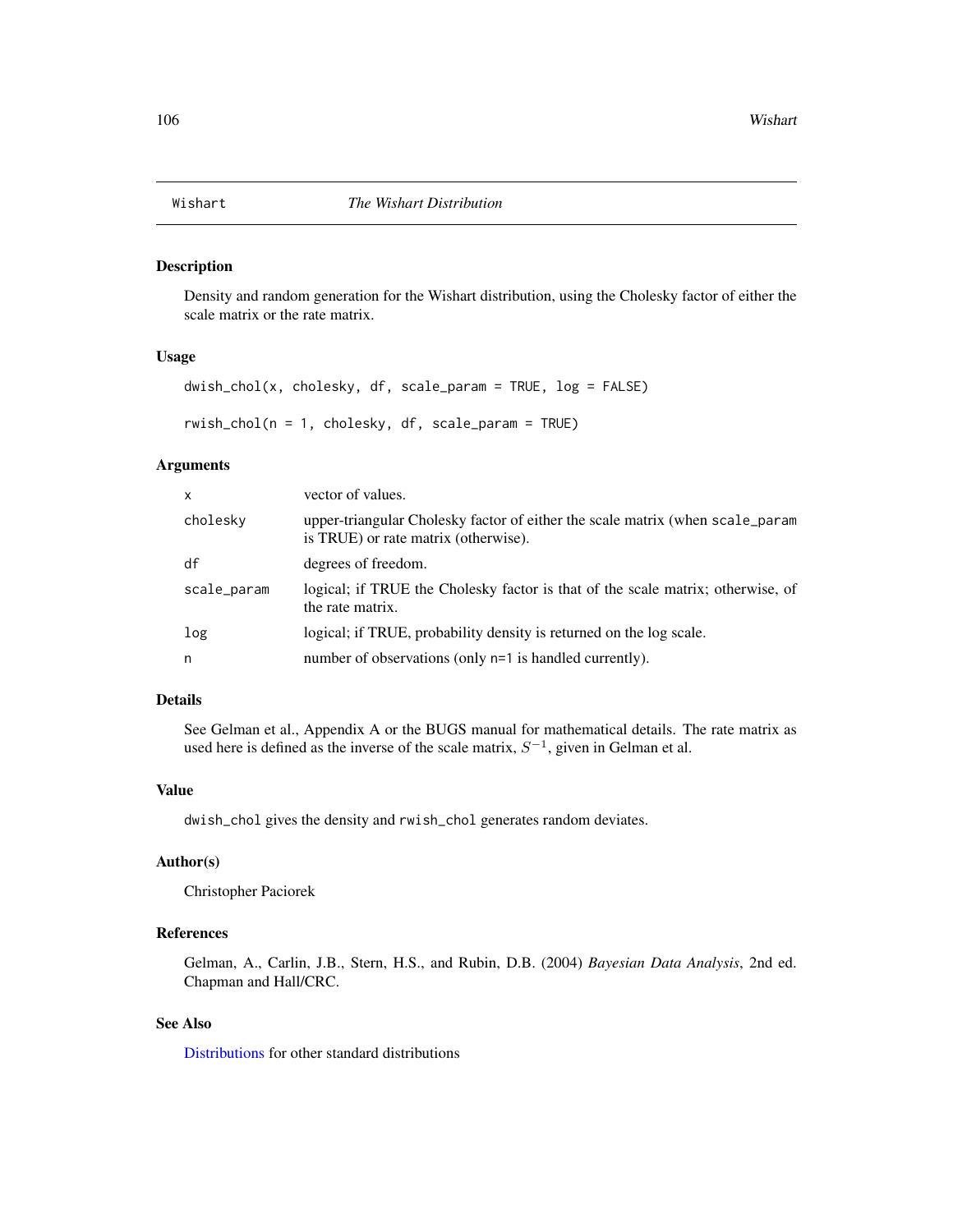# Wishart *The Wishart Distribution*

## Description

Density and random generation for the Wishart distribution, using the Cholesky factor of either the scale matrix or the rate matrix.

## Usage

```
dwish_chol(x, cholesky, df, scale_param = TRUE, log = FALSE)

rwish_chol(n = 1, cholesky, df, scale_param = TRUE)
```

## Arguments

| | |
|---|---|
| x | vector of values. |
| cholesky | upper-triangular Cholesky factor of either the scale matrix (when scale_param is TRUE) or rate matrix (otherwise). |
| df | degrees of freedom. |
| scale_param | logical; if TRUE the Cholesky factor is that of the scale matrix; otherwise, of the rate matrix. |
| log | logical; if TRUE, probability density is returned on the log scale. |
| n | number of observations (only n=1 is handled currently). |

## Details

See Gelman et al., Appendix A or the BUGS manual for mathematical details. The rate matrix as used here is defined as the inverse of the scale matrix, $S^{-1}$, given in Gelman et al.

## Value

dwish_chol gives the density and rwish_chol generates random deviates.

## Author(s)

Christopher Paciorek

## References

Gelman, A., Carlin, J.B., Stern, H.S., and Rubin, D.B. (2004) *Bayesian Data Analysis*, 2nd ed. Chapman and Hall/CRC.

## See Also

Distributions for other standard distributions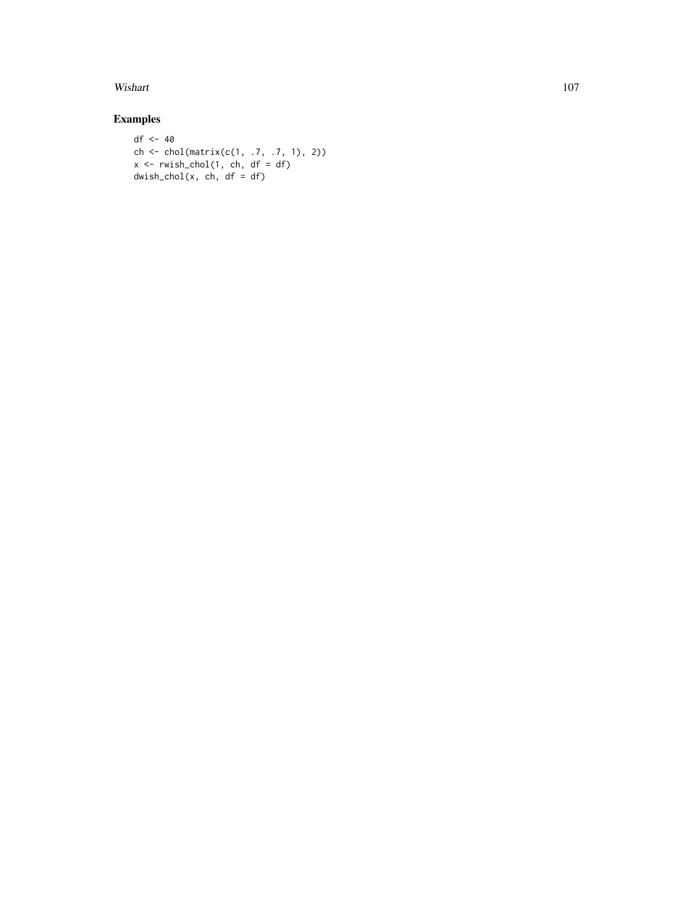## Examples

```
df <- 40
ch <- chol(matrix(c(1, .7, .7, 1), 2))
x <- rwish_chol(1, ch, df = df)
dwish_chol(x, ch, df = df)
```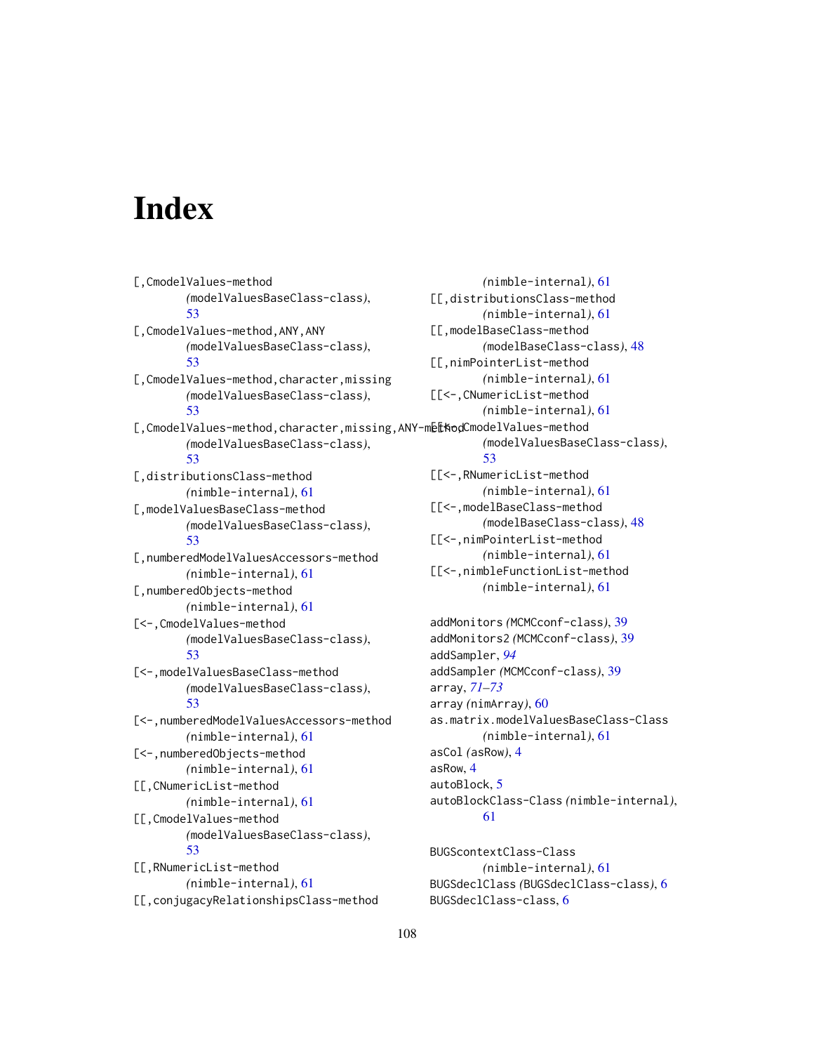# Index

[,CmodelValues-method *(*modelValuesBaseClass-class*)*, 53
[,CmodelValues-method,ANY,ANY *(*modelValuesBaseClass-class*)*, 53
[,CmodelValues-method,character,missing *(*modelValuesBaseClass-class*)*, 53
[,CmodelValues-method,character,missing,ANY-method *(*modelValuesBaseClass-class*)*, 53
[,distributionsClass-method *(*nimble-internal*)*, 61
[,modelValuesBaseClass-method *(*modelValuesBaseClass-class*)*, 53
[,numberedModelValuesAccessors-method *(*nimble-internal*)*, 61
[,numberedObjects-method *(*nimble-internal*)*, 61
[<-,CmodelValues-method *(*modelValuesBaseClass-class*)*, 53
[<-,modelValuesBaseClass-method *(*modelValuesBaseClass-class*)*, 53
[<-,numberedModelValuesAccessors-method *(*nimble-internal*)*, 61
[<-,numberedObjects-method *(*nimble-internal*)*, 61
[[,CNumericList-method *(*nimble-internal*)*, 61
[[,CmodelValues-method *(*modelValuesBaseClass-class*)*, 53
[[,RNumericList-method *(*nimble-internal*)*, 61
[[,conjugacyRelationshipsClass-method *(*nimble-internal*)*, 61
[[,distributionsClass-method *(*nimble-internal*)*, 61
[[,modelBaseClass-method *(*modelBaseClass-class*)*, 48
[[,nimPointerList-method *(*nimble-internal*)*, 61
[[<-,CNumericList-method *(*nimble-internal*)*, 61
[[<-,CmodelValues-method *(*modelValuesBaseClass-class*)*, 53
[[<-,RNumericList-method *(*nimble-internal*)*, 61
[[<-,modelBaseClass-method *(*modelBaseClass-class*)*, 48
[[<-,nimPointerList-method *(*nimble-internal*)*, 61
[[<-,nimbleFunctionList-method *(*nimble-internal*)*, 61

addMonitors *(*MCMCconf-class*)*, 39
addMonitors2 *(*MCMCconf-class*)*, 39
addSampler, *94*
addSampler *(*MCMCconf-class*)*, 39
array, *71–73*
array *(*nimArray*)*, 60
as.matrix.modelValuesBaseClass-Class *(*nimble-internal*)*, 61
asCol *(*asRow*)*, 4
asRow, 4
autoBlock, 5
autoBlockClass-Class *(*nimble-internal*)*, 61

BUGScontextClass-Class *(*nimble-internal*)*, 61
BUGSdeclClass *(*BUGSdeclClass-class*)*, 6
BUGSdeclClass-class, 6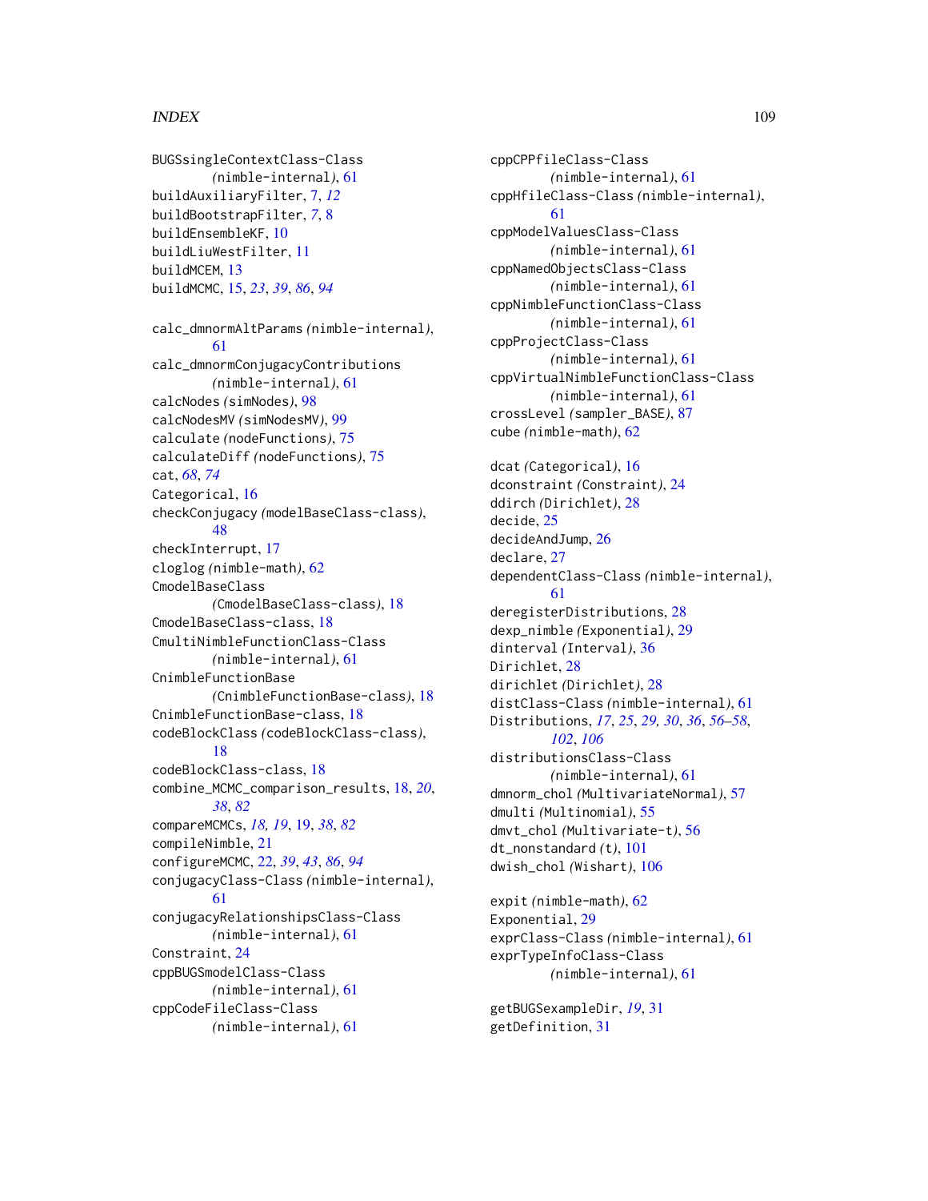BUGSsingleContextClass-Class *(*nimble-internal*)*, 61
buildAuxiliaryFilter, 7, *12*
buildBootstrapFilter, *7*, 8
buildEnsembleKF, 10
buildLiuWestFilter, 11
buildMCEM, 13
buildMCMC, 15, *23*, *39*, *86*, *94*

calc_dmnormAltParams *(*nimble-internal*)*, 61
calc_dmnormConjugacyContributions *(*nimble-internal*)*, 61
calcNodes *(*simNodes*)*, 98
calcNodesMV *(*simNodesMV*)*, 99
calculate *(*nodeFunctions*)*, 75
calculateDiff *(*nodeFunctions*)*, 75
cat, *68*, *74*
Categorical, 16
checkConjugacy *(*modelBaseClass-class*)*, 48
checkInterrupt, 17
cloglog *(*nimble-math*)*, 62
CmodelBaseClass *(*CmodelBaseClass-class*)*, 18
CmodelBaseClass-class, 18
CmultiNimbleFunctionClass-Class *(*nimble-internal*)*, 61
CnimbleFunctionBase *(*CnimbleFunctionBase-class*)*, 18
CnimbleFunctionBase-class, 18
codeBlockClass *(*codeBlockClass-class*)*, 18
codeBlockClass-class, 18
combine_MCMC_comparison_results, 18, *20*, *38*, *82*
compareMCMCs, *18, 19*, 19, *38*, *82*
compileNimble, 21
configureMCMC, 22, *39*, *43*, *86*, *94*
conjugacyClass-Class *(*nimble-internal*)*, 61
conjugacyRelationshipsClass-Class *(*nimble-internal*)*, 61
Constraint, 24
cppBUGSmodelClass-Class *(*nimble-internal*)*, 61
cppCodeFileClass-Class *(*nimble-internal*)*, 61
cppCPPfileClass-Class *(*nimble-internal*)*, 61
cppHfileClass-Class *(*nimble-internal*)*, 61
cppModelValuesClass-Class *(*nimble-internal*)*, 61
cppNamedObjectsClass-Class *(*nimble-internal*)*, 61
cppNimbleFunctionClass-Class *(*nimble-internal*)*, 61
cppProjectClass-Class *(*nimble-internal*)*, 61
cppVirtualNimbleFunctionClass-Class *(*nimble-internal*)*, 61
crossLevel *(*sampler_BASE*)*, 87
cube *(*nimble-math*)*, 62

dcat *(*Categorical*)*, 16
dconstraint *(*Constraint*)*, 24
ddirch *(*Dirichlet*)*, 28
decide, 25
decideAndJump, 26
declare, 27
dependentClass-Class *(*nimble-internal*)*, 61
deregisterDistributions, 28
dexp_nimble *(*Exponential*)*, 29
dinterval *(*Interval*)*, 36
Dirichlet, 28
dirichlet *(*Dirichlet*)*, 28
distClass-Class *(*nimble-internal*)*, 61
Distributions, *17*, *25*, *29, 30*, *36*, *56–58*, *102*, *106*
distributionsClass-Class *(*nimble-internal*)*, 61
dmnorm_chol *(*MultivariateNormal*)*, 57
dmulti *(*Multinomial*)*, 55
dmvt_chol *(*Multivariate-t*)*, 56
dt_nonstandard *(*t*)*, 101
dwish_chol *(*Wishart*)*, 106

expit *(*nimble-math*)*, 62
Exponential, 29
exprClass-Class *(*nimble-internal*)*, 61
exprTypeInfoClass-Class *(*nimble-internal*)*, 61

getBUGSexampleDir, *19*, 31
getDefinition, 31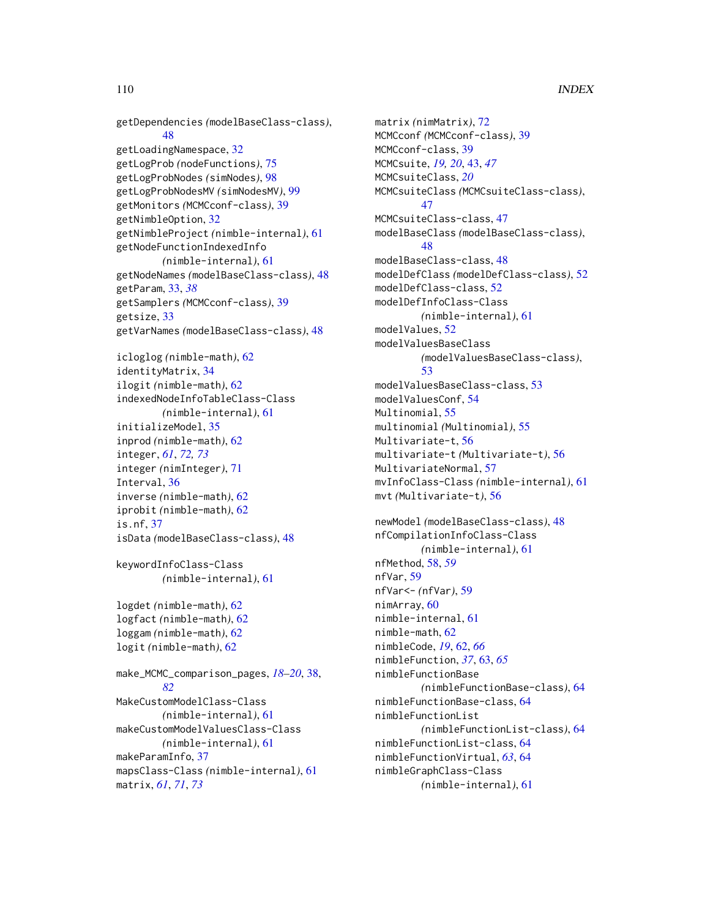getDependencies *(modelBaseClass-class)*, 48
getLoadingNamespace, 32
getLogProb *(nodeFunctions)*, 75
getLogProbNodes *(simNodes)*, 98
getLogProbNodesMV *(simNodesMV)*, 99
getMonitors *(MCMCconf-class)*, 39
getNimbleOption, 32
getNimbleProject *(nimble-internal)*, 61
getNodeFunctionIndexedInfo *(nimble-internal)*, 61
getNodeNames *(modelBaseClass-class)*, 48
getParam, 33, *38*
getSamplers *(MCMCconf-class)*, 39
getsize, 33
getVarNames *(modelBaseClass-class)*, 48

icloglog *(nimble-math)*, 62
identityMatrix, 34
ilogit *(nimble-math)*, 62
indexedNodeInfoTableClass-Class *(nimble-internal)*, 61
initializeModel, 35
inprod *(nimble-math)*, 62
integer, *61*, *72*, *73*
integer *(nimInteger)*, 71
Interval, 36
inverse *(nimble-math)*, 62
iprobit *(nimble-math)*, 62
is.nf, 37
isData *(modelBaseClass-class)*, 48

keywordInfoClass-Class *(nimble-internal)*, 61

logdet *(nimble-math)*, 62
logfact *(nimble-math)*, 62
loggam *(nimble-math)*, 62
logit *(nimble-math)*, 62

make_MCMC_comparison_pages, *18–20*, 38, *82*
MakeCustomModelClass-Class *(nimble-internal)*, 61
makeCustomModelValuesClass-Class *(nimble-internal)*, 61
makeParamInfo, 37
mapsClass-Class *(nimble-internal)*, 61
matrix, *61*, *71*, *73*
matrix *(nimMatrix)*, 72
MCMCconf *(MCMCconf-class)*, 39
MCMCconf-class, 39
MCMCsuite, *19, 20*, 43, *47*
MCMCsuiteClass, *20*
MCMCsuiteClass *(MCMCsuiteClass-class)*, 47
MCMCsuiteClass-class, 47
modelBaseClass *(modelBaseClass-class)*, 48
modelBaseClass-class, 48
modelDefClass *(modelDefClass-class)*, 52
modelDefClass-class, 52
modelDefInfoClass-Class *(nimble-internal)*, 61
modelValues, 52
modelValuesBaseClass *(modelValuesBaseClass-class)*, 53
modelValuesBaseClass-class, 53
modelValuesConf, 54
Multinomial, 55
multinomial *(Multinomial)*, 55
Multivariate-t, 56
multivariate-t *(Multivariate-t)*, 56
MultivariateNormal, 57
mvInfoClass-Class *(nimble-internal)*, 61
mvt *(Multivariate-t)*, 56

newModel *(modelBaseClass-class)*, 48
nfCompilationInfoClass-Class *(nimble-internal)*, 61
nfMethod, 58, *59*
nfVar, 59
nfVar<- *(nfVar)*, 59
nimArray, 60
nimble-internal, 61
nimble-math, 62
nimbleCode, *19*, 62, *66*
nimbleFunction, *37*, 63, *65*
nimbleFunctionBase *(nimbleFunctionBase-class)*, 64
nimbleFunctionBase-class, 64
nimbleFunctionList *(nimbleFunctionList-class)*, 64
nimbleFunctionList-class, 64
nimbleFunctionVirtual, *63*, 64
nimbleGraphClass-Class *(nimble-internal)*, 61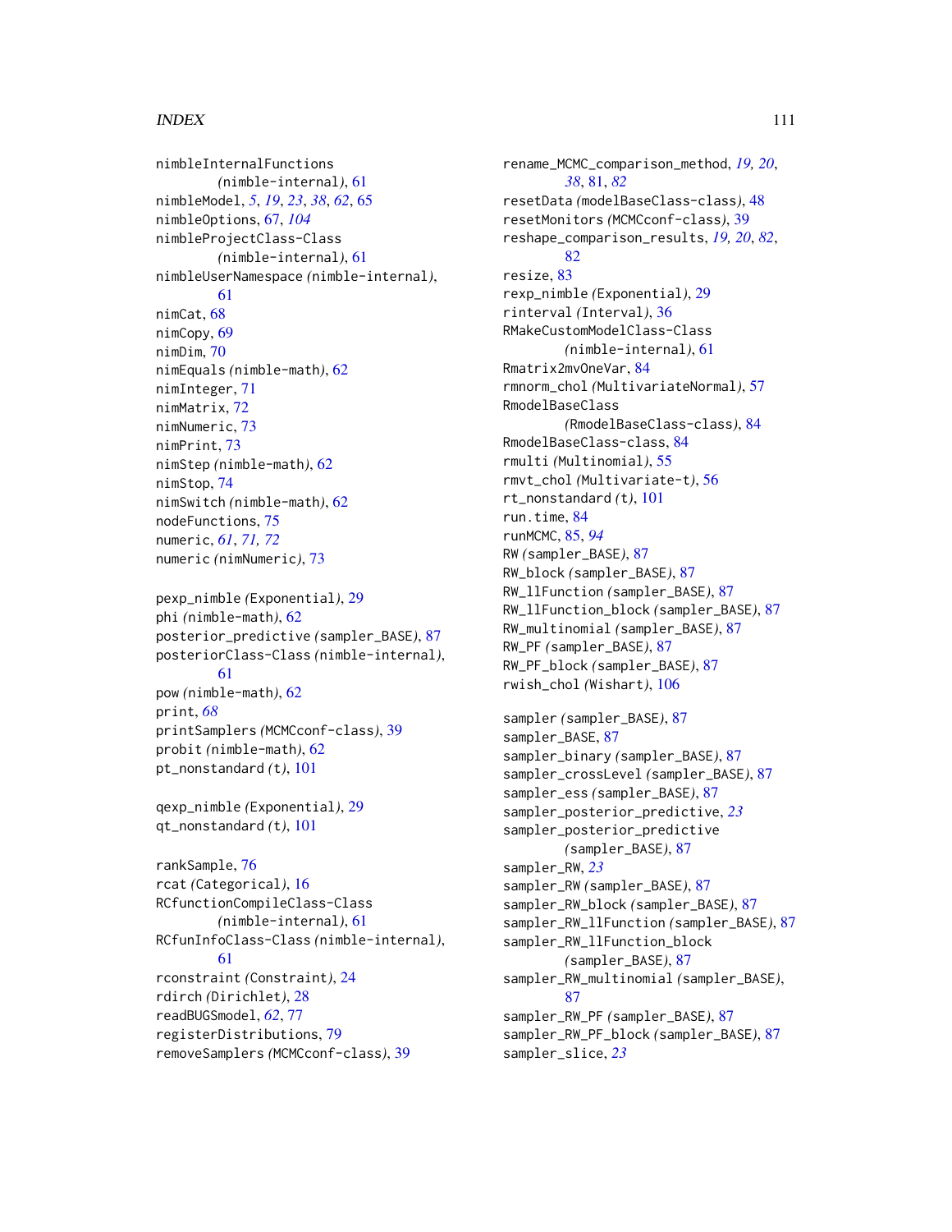nimbleInternalFunctions *(*nimble-internal*)*, 61
nimbleModel, *5*, *19*, *23*, *38*, *62*, 65
nimbleOptions, 67, *104*
nimbleProjectClass-Class *(*nimble-internal*)*, 61
nimbleUserNamespace *(*nimble-internal*)*, 61
nimCat, 68
nimCopy, 69
nimDim, 70
nimEquals *(*nimble-math*)*, 62
nimInteger, 71
nimMatrix, 72
nimNumeric, 73
nimPrint, 73
nimStep *(*nimble-math*)*, 62
nimStop, 74
nimSwitch *(*nimble-math*)*, 62
nodeFunctions, 75
numeric, *61*, *71*, *72*
numeric *(*nimNumeric*)*, 73

pexp_nimble *(*Exponential*)*, 29
phi *(*nimble-math*)*, 62
posterior_predictive *(*sampler_BASE*)*, 87
posteriorClass-Class *(*nimble-internal*)*, 61
pow *(*nimble-math*)*, 62
print, *68*
printSamplers *(*MCMCconf-class*)*, 39
probit *(*nimble-math*)*, 62
pt_nonstandard *(*t*)*, 101

qexp_nimble *(*Exponential*)*, 29
qt_nonstandard *(*t*)*, 101

rankSample, 76
rcat *(*Categorical*)*, 16
RCfunctionCompileClass-Class *(*nimble-internal*)*, 61
RCfunInfoClass-Class *(*nimble-internal*)*, 61
rconstraint *(*Constraint*)*, 24
rdirch *(*Dirichlet*)*, 28
readBUGSmodel, *62*, 77
registerDistributions, 79
removeSamplers *(*MCMCconf-class*)*, 39
rename_MCMC_comparison_method, *19*, *20*, *38*, 81, *82*
resetData *(*modelBaseClass-class*)*, 48
resetMonitors *(*MCMCconf-class*)*, 39
reshape_comparison_results, *19*, *20*, *82*, 82
resize, 83
rexp_nimble *(*Exponential*)*, 29
rinterval *(*Interval*)*, 36
RMakeCustomModelClass-Class *(*nimble-internal*)*, 61
Rmatrix2mvOneVar, 84
rmnorm_chol *(*MultivariateNormal*)*, 57
RmodelBaseClass *(*RmodelBaseClass-class*)*, 84
RmodelBaseClass-class, 84
rmulti *(*Multinomial*)*, 55
rmvt_chol *(*Multivariate-t*)*, 56
rt_nonstandard *(*t*)*, 101
run.time, 84
runMCMC, 85, *94*
RW *(*sampler_BASE*)*, 87
RW_block *(*sampler_BASE*)*, 87
RW_llFunction *(*sampler_BASE*)*, 87
RW_llFunction_block *(*sampler_BASE*)*, 87
RW_multinomial *(*sampler_BASE*)*, 87
RW_PF *(*sampler_BASE*)*, 87
RW_PF_block *(*sampler_BASE*)*, 87
rwish_chol *(*Wishart*)*, 106

sampler *(*sampler_BASE*)*, 87
sampler_BASE, 87
sampler_binary *(*sampler_BASE*)*, 87
sampler_crossLevel *(*sampler_BASE*)*, 87
sampler_ess *(*sampler_BASE*)*, 87
sampler_posterior_predictive, *23*
sampler_posterior_predictive *(*sampler_BASE*)*, 87
sampler_RW, *23*
sampler_RW *(*sampler_BASE*)*, 87
sampler_RW_block *(*sampler_BASE*)*, 87
sampler_RW_llFunction *(*sampler_BASE*)*, 87
sampler_RW_llFunction_block *(*sampler_BASE*)*, 87
sampler_RW_multinomial *(*sampler_BASE*)*, 87
sampler_RW_PF *(*sampler_BASE*)*, 87
sampler_RW_PF_block *(*sampler_BASE*)*, 87
sampler_slice, *23*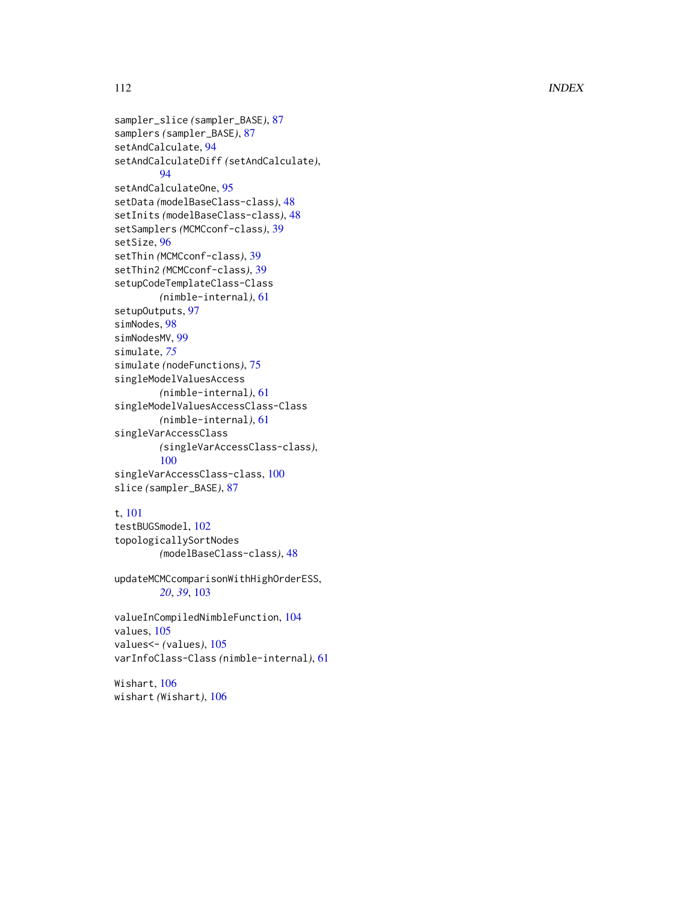sampler_slice *(*sampler_BASE*)*, 87
samplers *(*sampler_BASE*)*, 87
setAndCalculate, 94
setAndCalculateDiff *(*setAndCalculate*)*, 94
setAndCalculateOne, 95
setData *(*modelBaseClass-class*)*, 48
setInits *(*modelBaseClass-class*)*, 48
setSamplers *(*MCMCconf-class*)*, 39
setSize, 96
setThin *(*MCMCconf-class*)*, 39
setThin2 *(*MCMCconf-class*)*, 39
setupCodeTemplateClass-Class *(*nimble-internal*)*, 61
setupOutputs, 97
simNodes, 98
simNodesMV, 99
simulate, *75*
simulate *(*nodeFunctions*)*, 75
singleModelValuesAccess *(*nimble-internal*)*, 61
singleModelValuesAccessClass-Class *(*nimble-internal*)*, 61
singleVarAccessClass *(*singleVarAccessClass-class*)*, 100
singleVarAccessClass-class, 100
slice *(*sampler_BASE*)*, 87

t, 101
testBUGSmodel, 102
topologicallySortNodes *(*modelBaseClass-class*)*, 48

updateMCMCcomparisonWithHighOrderESS, *20*, *39*, 103

valueInCompiledNimbleFunction, 104
values, 105
values<- *(*values*)*, 105
varInfoClass-Class *(*nimble-internal*)*, 61

Wishart, 106
wishart *(*Wishart*)*, 106